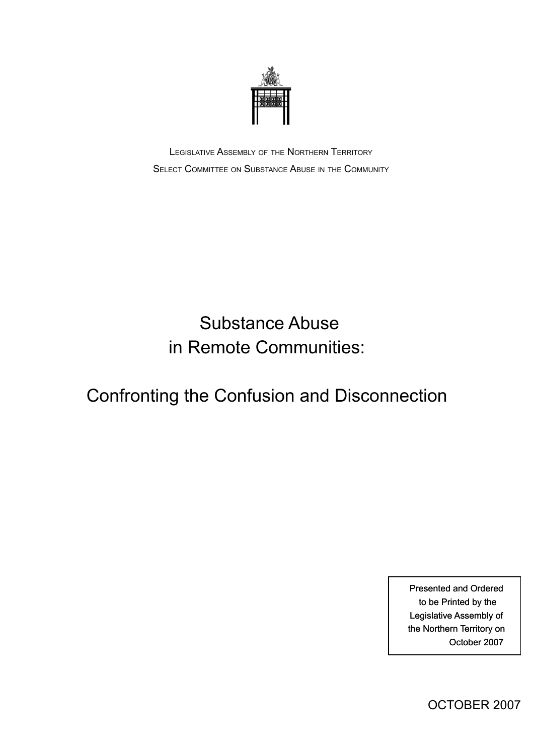LEGISLATIVE ASSEMBLY OF THE NORTHERN TERRITORY

SELECT COMMITTEE ON SUBSTANCE ABUSE IN THE COMMUNITY

# Substance Abuse in Remote Communities:

# Confronting the Confusion and Disconnection

Presented and Ordered to be Printed by the Legislative Assembly of the Northern Territory on October 2007

OCTOBER 2007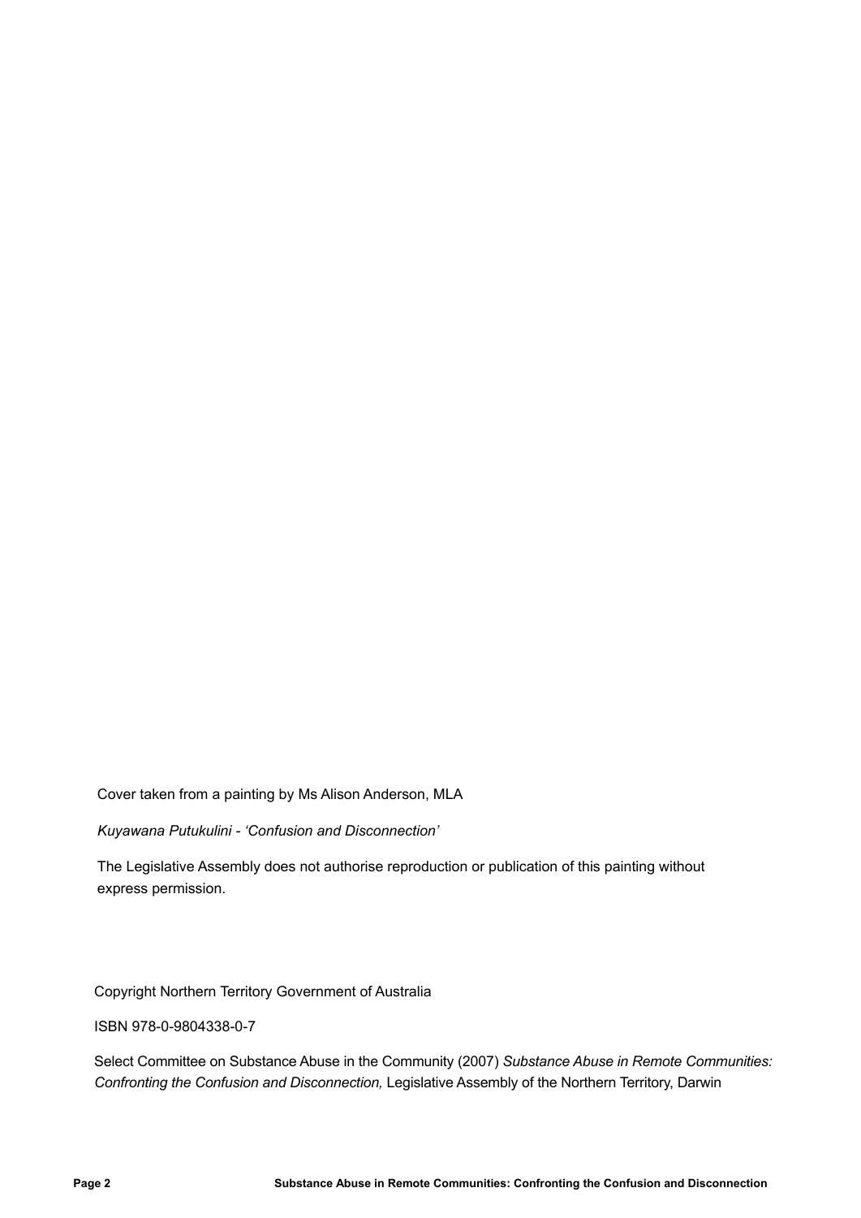Cover taken from a painting by Ms Alison Anderson, MLA

*Kuyawana Putukulini - 'Confusion and Disconnection'*

The Legislative Assembly does not authorise reproduction or publication of this painting without express permission.

Copyright Northern Territory Government of Australia

ISBN 978-0-9804338-0-7

Select Committee on Substance Abuse in the Community (2007) *Substance Abuse in Remote Communities: Confronting the Confusion and Disconnection,* Legislative Assembly of the Northern Territory, Darwin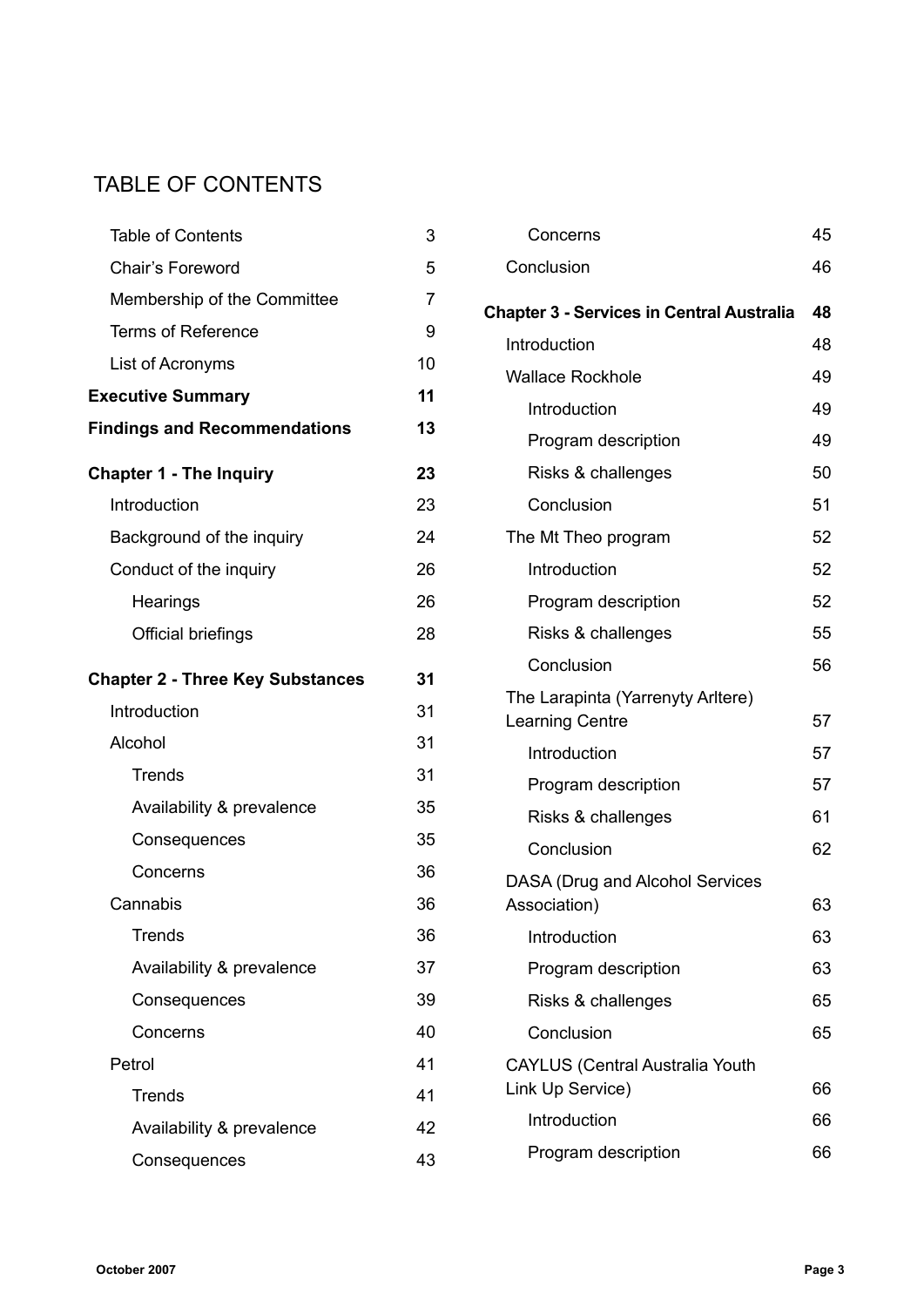# TABLE OF CONTENTS

| | |
|---|---|
| Table of Contents | 3 |
| Chair's Foreword | 5 |
| Membership of the Committee | 7 |
| Terms of Reference | 9 |
| List of Acronyms | 10 |
| **Executive Summary** | **11** |
| **Findings and Recommendations** | **13** |
| **Chapter 1 - The Inquiry** | **23** |
| Introduction | 23 |
| Background of the inquiry | 24 |
| Conduct of the inquiry | 26 |
| Hearings | 26 |
| Official briefings | 28 |
| **Chapter 2 - Three Key Substances** | **31** |
| Introduction | 31 |
| Alcohol | 31 |
| Trends | 31 |
| Availability & prevalence | 35 |
| Consequences | 35 |
| Concerns | 36 |
| Cannabis | 36 |
| Trends | 36 |
| Availability & prevalence | 37 |
| Consequences | 39 |
| Concerns | 40 |
| Petrol | 41 |
| Trends | 41 |
| Availability & prevalence | 42 |
| Consequences | 43 |
| Concerns | 45 |
| Conclusion | 46 |
| **Chapter 3 - Services in Central Australia** | **48** |
| Introduction | 48 |
| Wallace Rockhole | 49 |
| Introduction | 49 |
| Program description | 49 |
| Risks & challenges | 50 |
| Conclusion | 51 |
| The Mt Theo program | 52 |
| Introduction | 52 |
| Program description | 52 |
| Risks & challenges | 55 |
| Conclusion | 56 |
| The Larapinta (Yarrenyty Arltere) Learning Centre | 57 |
| Introduction | 57 |
| Program description | 57 |
| Risks & challenges | 61 |
| Conclusion | 62 |
| DASA (Drug and Alcohol Services Association) | 63 |
| Introduction | 63 |
| Program description | 63 |
| Risks & challenges | 65 |
| Conclusion | 65 |
| CAYLUS (Central Australia Youth Link Up Service) | 66 |
| Introduction | 66 |
| Program description | 66 |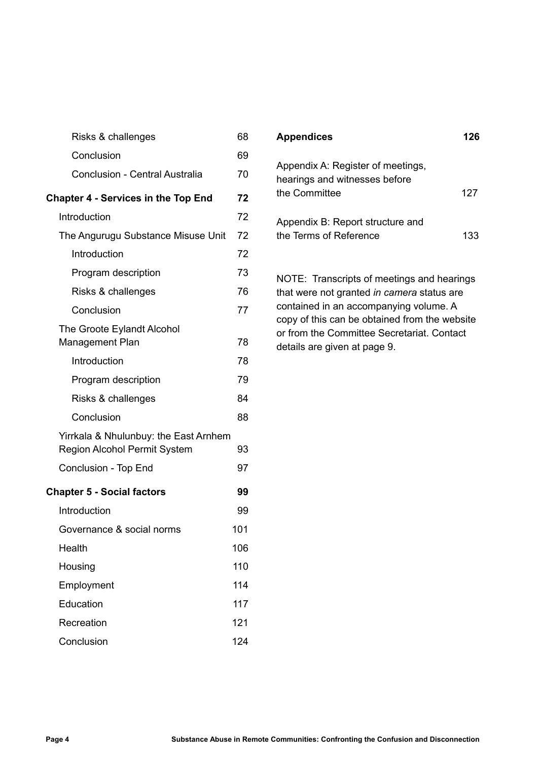| | |
|---|---|
| Risks & challenges | 68 |
| Conclusion | 69 |
| Conclusion - Central Australia | 70 |
| **Chapter 4 - Services in the Top End** | **72** |
| Introduction | 72 |
| The Angurugu Substance Misuse Unit | 72 |
| Introduction | 72 |
| Program description | 73 |
| Risks & challenges | 76 |
| Conclusion | 77 |
| The Groote Eylandt Alcohol Management Plan | 78 |
| Introduction | 78 |
| Program description | 79 |
| Risks & challenges | 84 |
| Conclusion | 88 |
| Yirrkala & Nhulunbuy: the East Arnhem Region Alcohol Permit System | 93 |
| Conclusion - Top End | 97 |
| **Chapter 5 - Social factors** | **99** |
| Introduction | 99 |
| Governance & social norms | 101 |
| Health | 106 |
| Housing | 110 |
| Employment | 114 |
| Education | 117 |
| Recreation | 121 |
| Conclusion | 124 |
| **Appendices** | **126** |
| Appendix A: Register of meetings, hearings and witnesses before the Committee | 127 |
| Appendix B: Report structure and the Terms of Reference | 133 |

NOTE: Transcripts of meetings and hearings that were not granted *in camera* status are contained in an accompanying volume. A copy of this can be obtained from the website or from the Committee Secretariat. Contact details are given at page 9.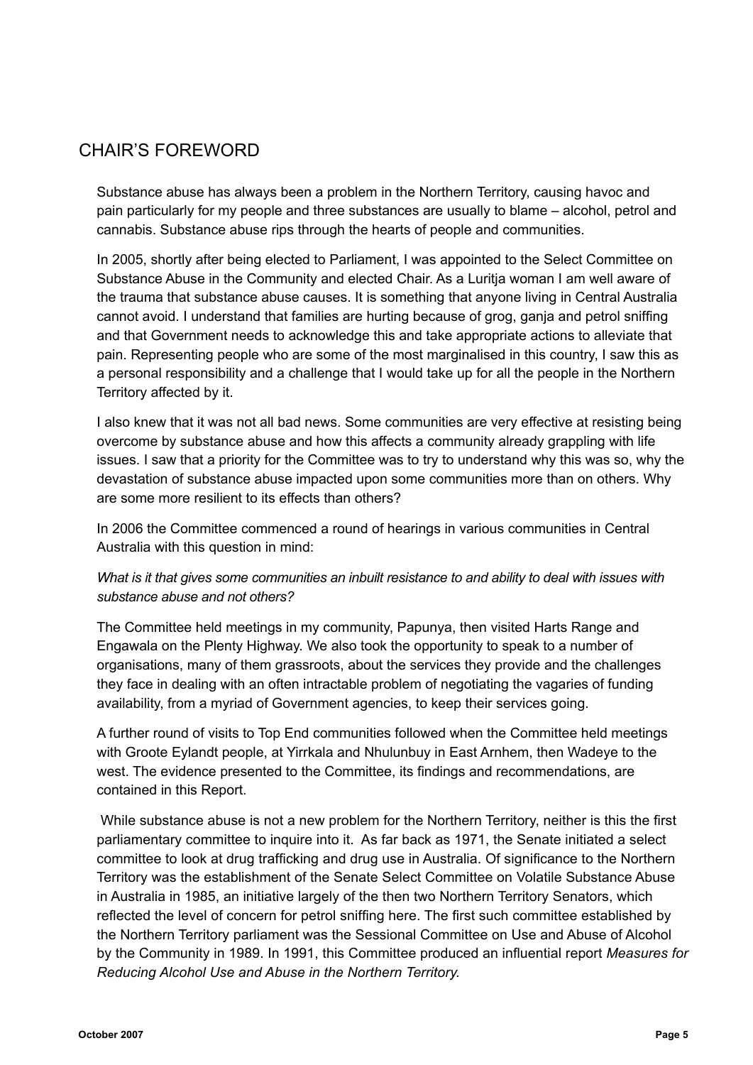## CHAIR'S FOREWORD

Substance abuse has always been a problem in the Northern Territory, causing havoc and pain particularly for my people and three substances are usually to blame – alcohol, petrol and cannabis. Substance abuse rips through the hearts of people and communities.

In 2005, shortly after being elected to Parliament, I was appointed to the Select Committee on Substance Abuse in the Community and elected Chair. As a Luritja woman I am well aware of the trauma that substance abuse causes. It is something that anyone living in Central Australia cannot avoid. I understand that families are hurting because of grog, ganja and petrol sniffing and that Government needs to acknowledge this and take appropriate actions to alleviate that pain. Representing people who are some of the most marginalised in this country, I saw this as a personal responsibility and a challenge that I would take up for all the people in the Northern Territory affected by it.

I also knew that it was not all bad news. Some communities are very effective at resisting being overcome by substance abuse and how this affects a community already grappling with life issues. I saw that a priority for the Committee was to try to understand why this was so, why the devastation of substance abuse impacted upon some communities more than on others. Why are some more resilient to its effects than others?

In 2006 the Committee commenced a round of hearings in various communities in Central Australia with this question in mind:

*What is it that gives some communities an inbuilt resistance to and ability to deal with issues with substance abuse and not others?*

The Committee held meetings in my community, Papunya, then visited Harts Range and Engawala on the Plenty Highway. We also took the opportunity to speak to a number of organisations, many of them grassroots, about the services they provide and the challenges they face in dealing with an often intractable problem of negotiating the vagaries of funding availability, from a myriad of Government agencies, to keep their services going.

A further round of visits to Top End communities followed when the Committee held meetings with Groote Eylandt people, at Yirrkala and Nhulunbuy in East Arnhem, then Wadeye to the west. The evidence presented to the Committee, its findings and recommendations, are contained in this Report.

While substance abuse is not a new problem for the Northern Territory, neither is this the first parliamentary committee to inquire into it. As far back as 1971, the Senate initiated a select committee to look at drug trafficking and drug use in Australia. Of significance to the Northern Territory was the establishment of the Senate Select Committee on Volatile Substance Abuse in Australia in 1985, an initiative largely of the then two Northern Territory Senators, which reflected the level of concern for petrol sniffing here. The first such committee established by the Northern Territory parliament was the Sessional Committee on Use and Abuse of Alcohol by the Community in 1989. In 1991, this Committee produced an influential report *Measures for Reducing Alcohol Use and Abuse in the Northern Territory.*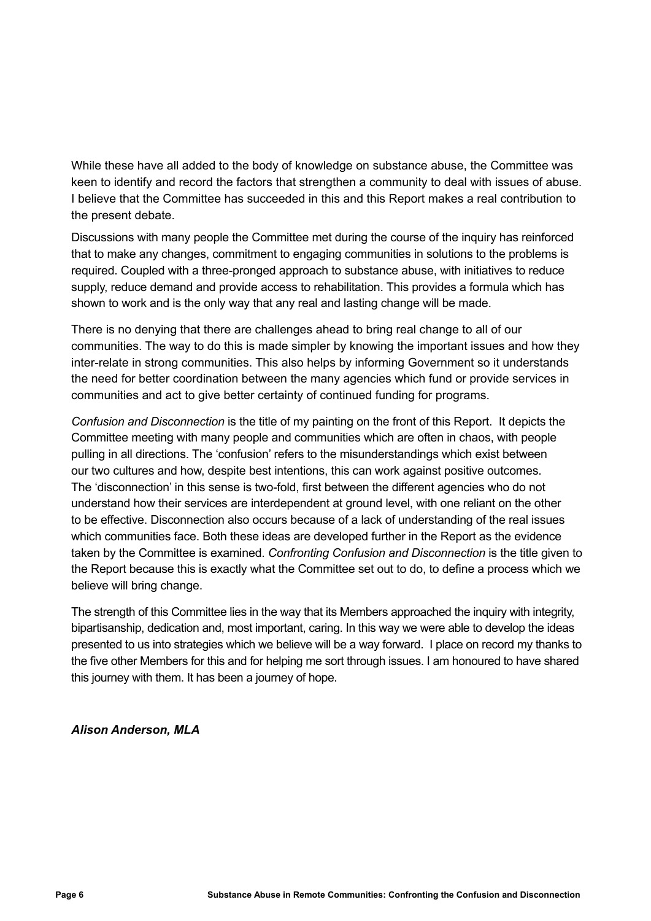While these have all added to the body of knowledge on substance abuse, the Committee was keen to identify and record the factors that strengthen a community to deal with issues of abuse. I believe that the Committee has succeeded in this and this Report makes a real contribution to the present debate.

Discussions with many people the Committee met during the course of the inquiry has reinforced that to make any changes, commitment to engaging communities in solutions to the problems is required. Coupled with a three-pronged approach to substance abuse, with initiatives to reduce supply, reduce demand and provide access to rehabilitation. This provides a formula which has shown to work and is the only way that any real and lasting change will be made.

There is no denying that there are challenges ahead to bring real change to all of our communities. The way to do this is made simpler by knowing the important issues and how they inter-relate in strong communities. This also helps by informing Government so it understands the need for better coordination between the many agencies which fund or provide services in communities and act to give better certainty of continued funding for programs.

*Confusion and Disconnection* is the title of my painting on the front of this Report. It depicts the Committee meeting with many people and communities which are often in chaos, with people pulling in all directions. The 'confusion' refers to the misunderstandings which exist between our two cultures and how, despite best intentions, this can work against positive outcomes. The 'disconnection' in this sense is two-fold, first between the different agencies who do not understand how their services are interdependent at ground level, with one reliant on the other to be effective. Disconnection also occurs because of a lack of understanding of the real issues which communities face. Both these ideas are developed further in the Report as the evidence taken by the Committee is examined. *Confronting Confusion and Disconnection* is the title given to the Report because this is exactly what the Committee set out to do, to define a process which we believe will bring change.

The strength of this Committee lies in the way that its Members approached the inquiry with integrity, bipartisanship, dedication and, most important, caring. In this way we were able to develop the ideas presented to us into strategies which we believe will be a way forward. I place on record my thanks to the five other Members for this and for helping me sort through issues. I am honoured to have shared this journey with them. It has been a journey of hope.

***Alison Anderson, MLA***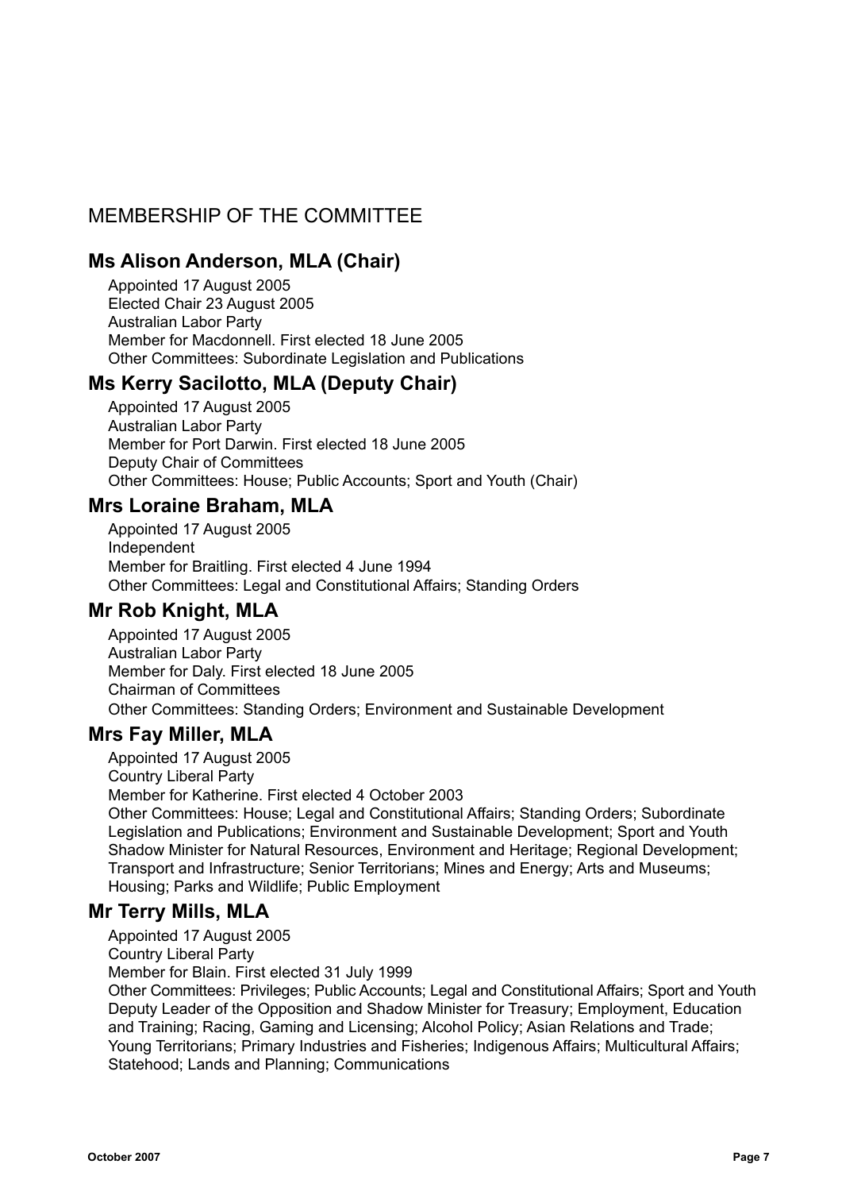# MEMBERSHIP OF THE COMMITTEE

## Ms Alison Anderson, MLA (Chair)

Appointed 17 August 2005
Elected Chair 23 August 2005
Australian Labor Party
Member for Macdonnell. First elected 18 June 2005
Other Committees: Subordinate Legislation and Publications

## Ms Kerry Sacilotto, MLA (Deputy Chair)

Appointed 17 August 2005
Australian Labor Party
Member for Port Darwin. First elected 18 June 2005
Deputy Chair of Committees
Other Committees: House; Public Accounts; Sport and Youth (Chair)

## Mrs Loraine Braham, MLA

Appointed 17 August 2005
Independent
Member for Braitling. First elected 4 June 1994
Other Committees: Legal and Constitutional Affairs; Standing Orders

## Mr Rob Knight, MLA

Appointed 17 August 2005
Australian Labor Party
Member for Daly. First elected 18 June 2005
Chairman of Committees
Other Committees: Standing Orders; Environment and Sustainable Development

## Mrs Fay Miller, MLA

Appointed 17 August 2005
Country Liberal Party
Member for Katherine. First elected 4 October 2003
Other Committees: House; Legal and Constitutional Affairs; Standing Orders; Subordinate Legislation and Publications; Environment and Sustainable Development; Sport and Youth
Shadow Minister for Natural Resources, Environment and Heritage; Regional Development; Transport and Infrastructure; Senior Territorians; Mines and Energy; Arts and Museums; Housing; Parks and Wildlife; Public Employment

## Mr Terry Mills, MLA

Appointed 17 August 2005
Country Liberal Party
Member for Blain. First elected 31 July 1999
Other Committees: Privileges; Public Accounts; Legal and Constitutional Affairs; Sport and Youth
Deputy Leader of the Opposition and Shadow Minister for Treasury; Employment, Education and Training; Racing, Gaming and Licensing; Alcohol Policy; Asian Relations and Trade; Young Territorians; Primary Industries and Fisheries; Indigenous Affairs; Multicultural Affairs; Statehood; Lands and Planning; Communications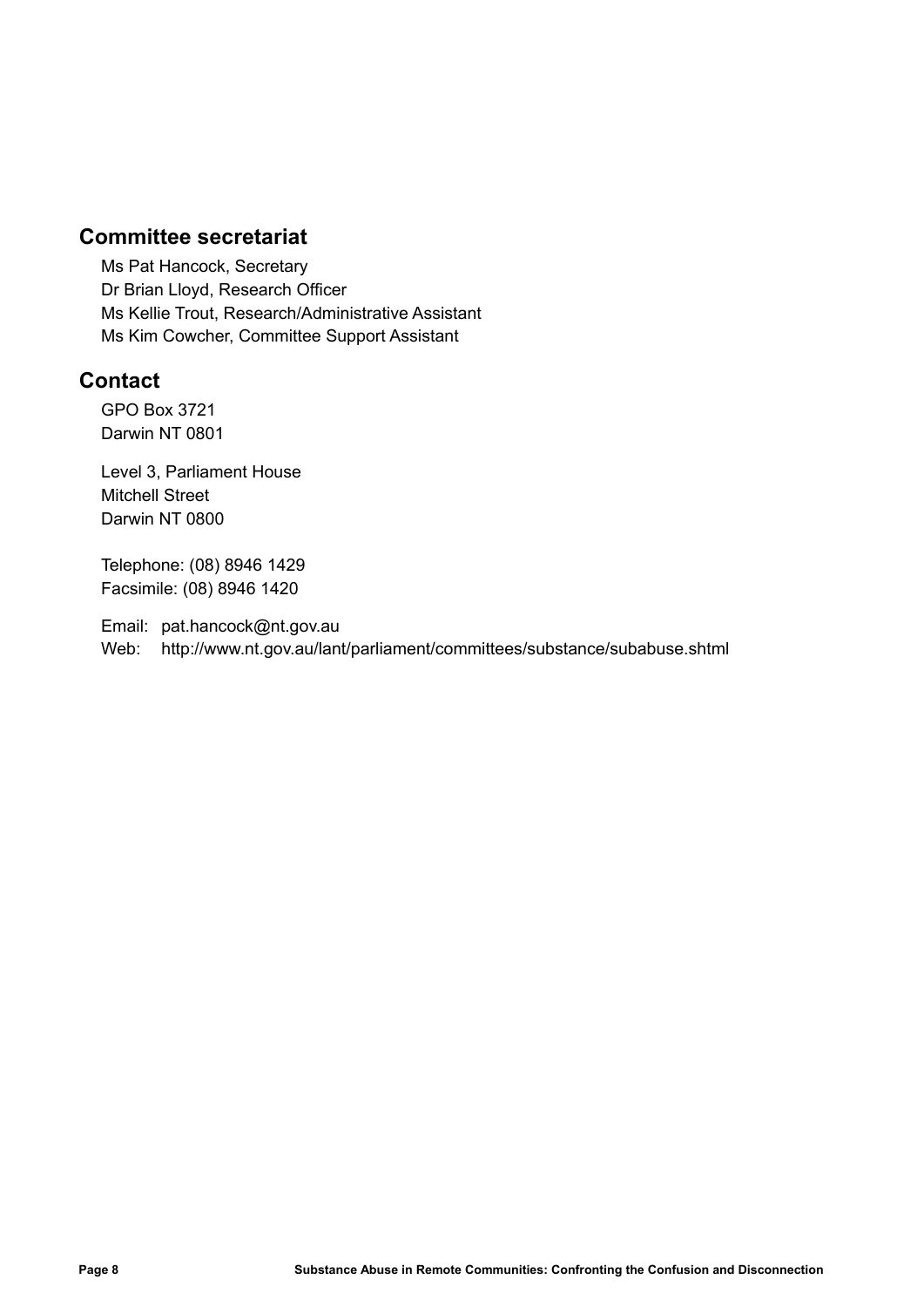## Committee secretariat

Ms Pat Hancock, Secretary
Dr Brian Lloyd, Research Officer
Ms Kellie Trout, Research/Administrative Assistant
Ms Kim Cowcher, Committee Support Assistant

## Contact

GPO Box 3721
Darwin NT 0801

Level 3, Parliament House
Mitchell Street
Darwin NT 0800

Telephone: (08) 8946 1429
Facsimile: (08) 8946 1420

Email: pat.hancock@nt.gov.au
Web: http://www.nt.gov.au/lant/parliament/committees/substance/subabuse.shtml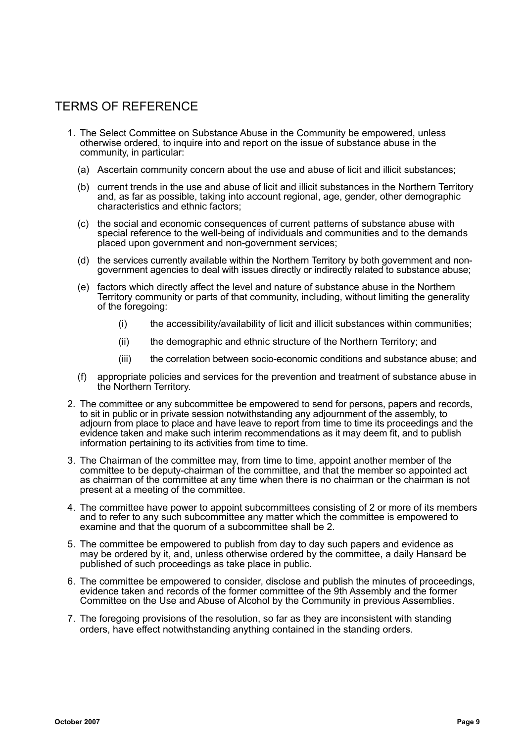## TERMS OF REFERENCE

1. The Select Committee on Substance Abuse in the Community be empowered, unless otherwise ordered, to inquire into and report on the issue of substance abuse in the community, in particular:

   (a) Ascertain community concern about the use and abuse of licit and illicit substances;

   (b) current trends in the use and abuse of licit and illicit substances in the Northern Territory and, as far as possible, taking into account regional, age, gender, other demographic characteristics and ethnic factors;

   (c) the social and economic consequences of current patterns of substance abuse with special reference to the well-being of individuals and communities and to the demands placed upon government and non-government services;

   (d) the services currently available within the Northern Territory by both government and non-government agencies to deal with issues directly or indirectly related to substance abuse;

   (e) factors which directly affect the level and nature of substance abuse in the Northern Territory community or parts of that community, including, without limiting the generality of the foregoing:

      (i) the accessibility/availability of licit and illicit substances within communities;

      (ii) the demographic and ethnic structure of the Northern Territory; and

      (iii) the correlation between socio-economic conditions and substance abuse; and

   (f) appropriate policies and services for the prevention and treatment of substance abuse in the Northern Territory.

2. The committee or any subcommittee be empowered to send for persons, papers and records, to sit in public or in private session notwithstanding any adjournment of the assembly, to adjourn from place to place and have leave to report from time to time its proceedings and the evidence taken and make such interim recommendations as it may deem fit, and to publish information pertaining to its activities from time to time.

3. The Chairman of the committee may, from time to time, appoint another member of the committee to be deputy-chairman of the committee, and that the member so appointed act as chairman of the committee at any time when there is no chairman or the chairman is not present at a meeting of the committee.

4. The committee have power to appoint subcommittees consisting of 2 or more of its members and to refer to any such subcommittee any matter which the committee is empowered to examine and that the quorum of a subcommittee shall be 2.

5. The committee be empowered to publish from day to day such papers and evidence as may be ordered by it, and, unless otherwise ordered by the committee, a daily Hansard be published of such proceedings as take place in public.

6. The committee be empowered to consider, disclose and publish the minutes of proceedings, evidence taken and records of the former committee of the 9th Assembly and the former Committee on the Use and Abuse of Alcohol by the Community in previous Assemblies.

7. The foregoing provisions of the resolution, so far as they are inconsistent with standing orders, have effect notwithstanding anything contained in the standing orders.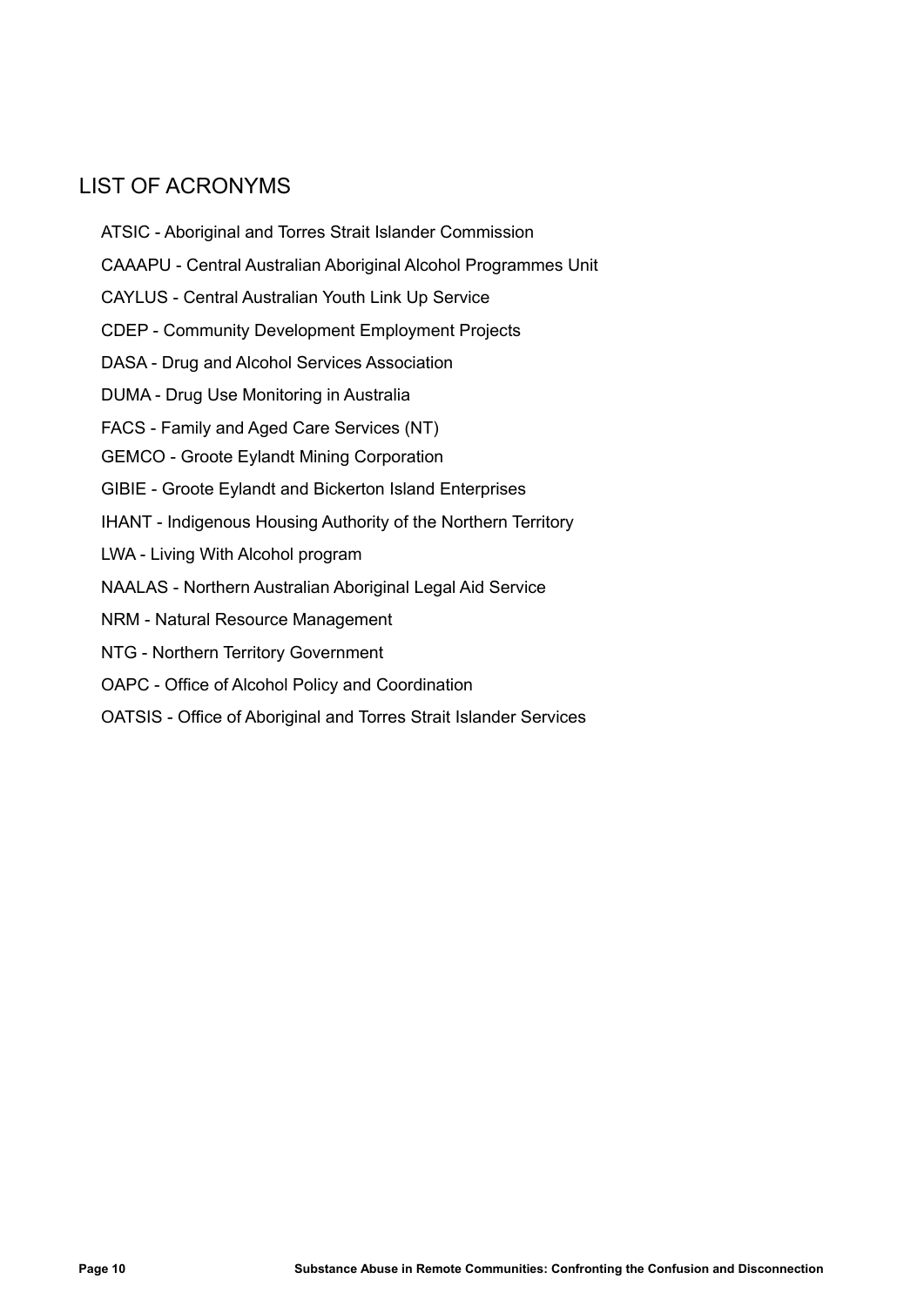## LIST OF ACRONYMS

ATSIC - Aboriginal and Torres Strait Islander Commission

CAAAPU - Central Australian Aboriginal Alcohol Programmes Unit

CAYLUS - Central Australian Youth Link Up Service

CDEP - Community Development Employment Projects

DASA - Drug and Alcohol Services Association

DUMA - Drug Use Monitoring in Australia

FACS - Family and Aged Care Services (NT)

GEMCO - Groote Eylandt Mining Corporation

GIBIE - Groote Eylandt and Bickerton Island Enterprises

IHANT - Indigenous Housing Authority of the Northern Territory

LWA - Living With Alcohol program

NAALAS - Northern Australian Aboriginal Legal Aid Service

NRM - Natural Resource Management

NTG - Northern Territory Government

OAPC - Office of Alcohol Policy and Coordination

OATSIS - Office of Aboriginal and Torres Strait Islander Services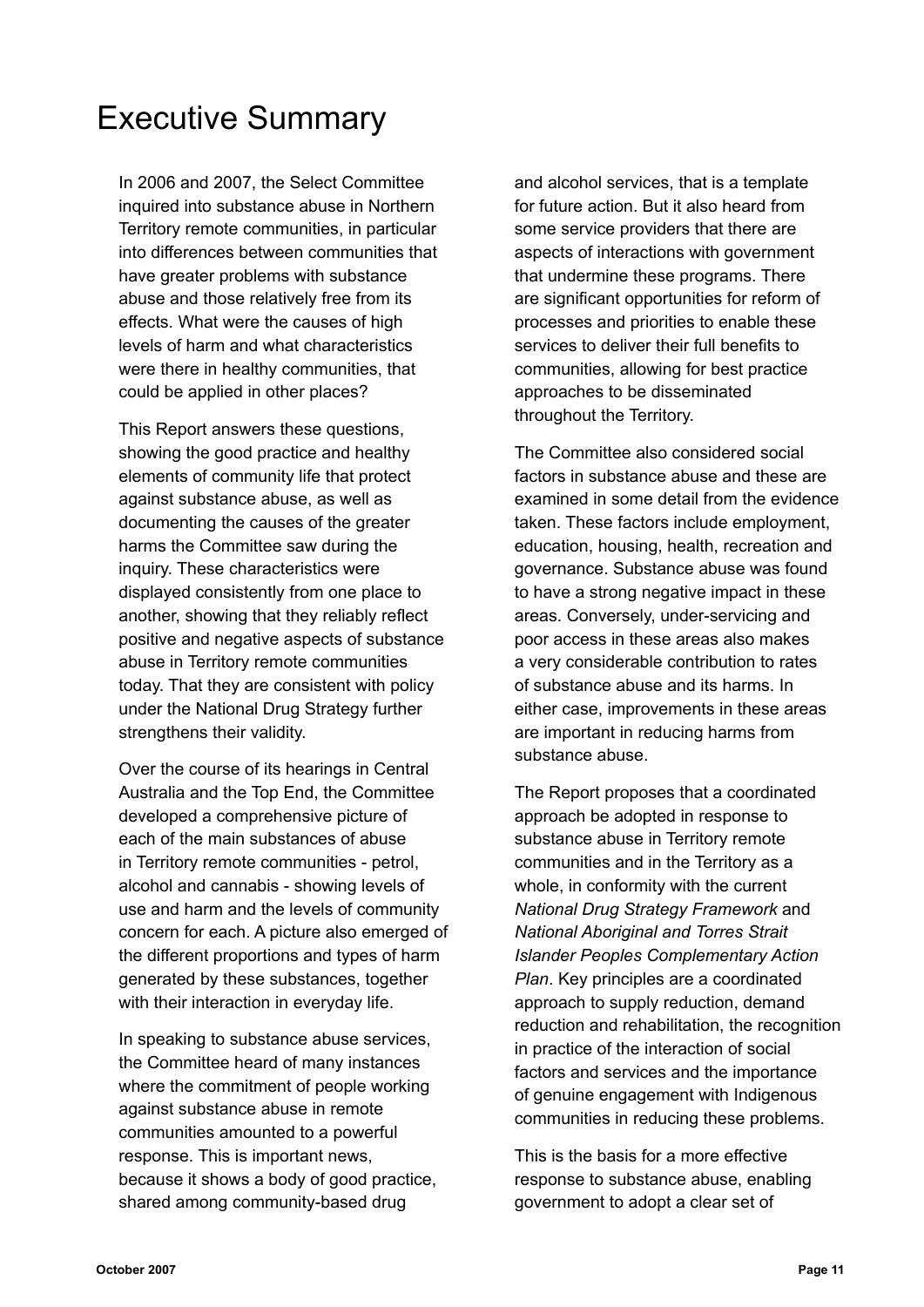# Executive Summary

In 2006 and 2007, the Select Committee inquired into substance abuse in Northern Territory remote communities, in particular into differences between communities that have greater problems with substance abuse and those relatively free from its effects. What were the causes of high levels of harm and what characteristics were there in healthy communities, that could be applied in other places?

This Report answers these questions, showing the good practice and healthy elements of community life that protect against substance abuse, as well as documenting the causes of the greater harms the Committee saw during the inquiry. These characteristics were displayed consistently from one place to another, showing that they reliably reflect positive and negative aspects of substance abuse in Territory remote communities today. That they are consistent with policy under the National Drug Strategy further strengthens their validity.

Over the course of its hearings in Central Australia and the Top End, the Committee developed a comprehensive picture of each of the main substances of abuse in Territory remote communities - petrol, alcohol and cannabis - showing levels of use and harm and the levels of community concern for each. A picture also emerged of the different proportions and types of harm generated by these substances, together with their interaction in everyday life.

In speaking to substance abuse services, the Committee heard of many instances where the commitment of people working against substance abuse in remote communities amounted to a powerful response. This is important news, because it shows a body of good practice, shared among community-based drug and alcohol services, that is a template for future action. But it also heard from some service providers that there are aspects of interactions with government that undermine these programs. There are significant opportunities for reform of processes and priorities to enable these services to deliver their full benefits to communities, allowing for best practice approaches to be disseminated throughout the Territory.

The Committee also considered social factors in substance abuse and these are examined in some detail from the evidence taken. These factors include employment, education, housing, health, recreation and governance. Substance abuse was found to have a strong negative impact in these areas. Conversely, under-servicing and poor access in these areas also makes a very considerable contribution to rates of substance abuse and its harms. In either case, improvements in these areas are important in reducing harms from substance abuse.

The Report proposes that a coordinated approach be adopted in response to substance abuse in Territory remote communities and in the Territory as a whole, in conformity with the current *National Drug Strategy Framework* and *National Aboriginal and Torres Strait Islander Peoples Complementary Action Plan*. Key principles are a coordinated approach to supply reduction, demand reduction and rehabilitation, the recognition in practice of the interaction of social factors and services and the importance of genuine engagement with Indigenous communities in reducing these problems.

This is the basis for a more effective response to substance abuse, enabling government to adopt a clear set of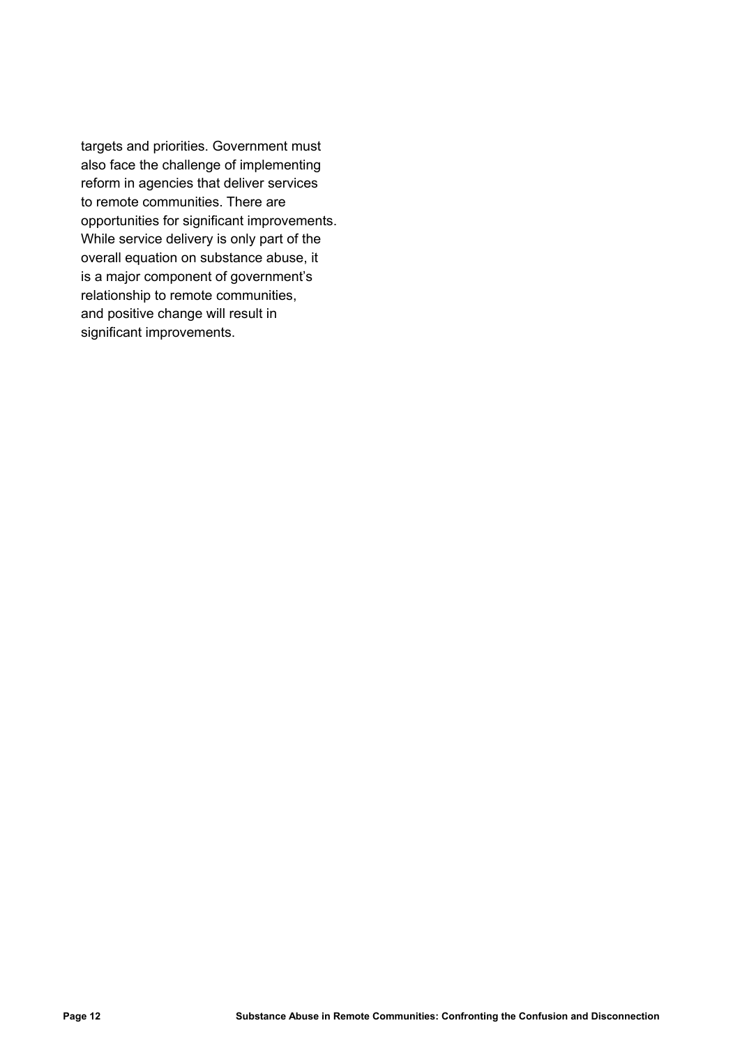targets and priorities. Government must also face the challenge of implementing reform in agencies that deliver services to remote communities. There are opportunities for significant improvements. While service delivery is only part of the overall equation on substance abuse, it is a major component of government's relationship to remote communities, and positive change will result in significant improvements.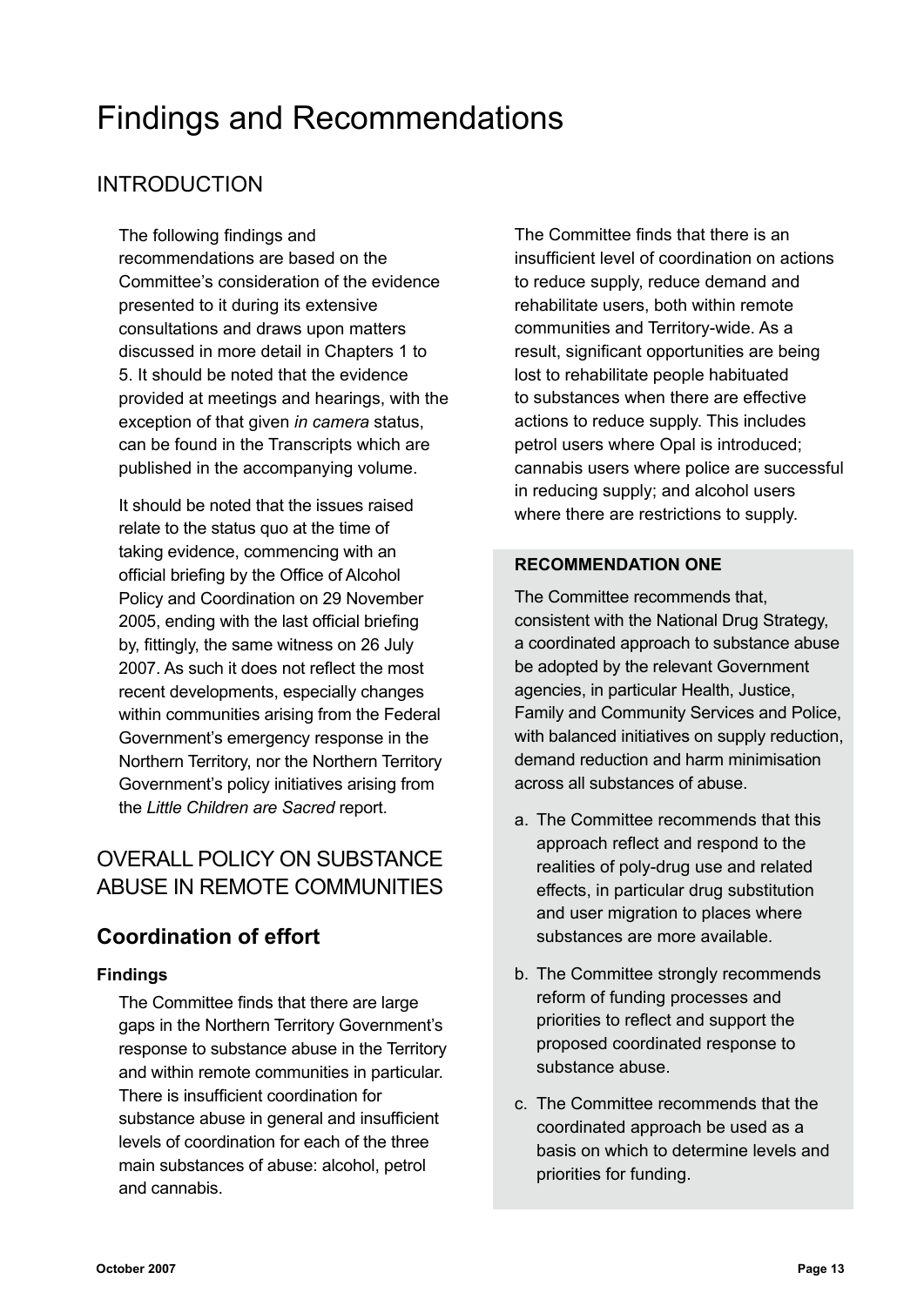# Findings and Recommendations

## INTRODUCTION

The following findings and recommendations are based on the Committee's consideration of the evidence presented to it during its extensive consultations and draws upon matters discussed in more detail in Chapters 1 to 5. It should be noted that the evidence provided at meetings and hearings, with the exception of that given *in camera* status, can be found in the Transcripts which are published in the accompanying volume.

It should be noted that the issues raised relate to the status quo at the time of taking evidence, commencing with an official briefing by the Office of Alcohol Policy and Coordination on 29 November 2005, ending with the last official briefing by, fittingly, the same witness on 26 July 2007. As such it does not reflect the most recent developments, especially changes within communities arising from the Federal Government's emergency response in the Northern Territory, nor the Northern Territory Government's policy initiatives arising from the *Little Children are Sacred* report.

## OVERALL POLICY ON SUBSTANCE ABUSE IN REMOTE COMMUNITIES

### Coordination of effort

#### Findings

The Committee finds that there are large gaps in the Northern Territory Government's response to substance abuse in the Territory and within remote communities in particular. There is insufficient coordination for substance abuse in general and insufficient levels of coordination for each of the three main substances of abuse: alcohol, petrol and cannabis.

The Committee finds that there is an insufficient level of coordination on actions to reduce supply, reduce demand and rehabilitate users, both within remote communities and Territory-wide. As a result, significant opportunities are being lost to rehabilitate people habituated to substances when there are effective actions to reduce supply. This includes petrol users where Opal is introduced; cannabis users where police are successful in reducing supply; and alcohol users where there are restrictions to supply.

**RECOMMENDATION ONE**

The Committee recommends that, consistent with the National Drug Strategy, a coordinated approach to substance abuse be adopted by the relevant Government agencies, in particular Health, Justice, Family and Community Services and Police, with balanced initiatives on supply reduction, demand reduction and harm minimisation across all substances of abuse.

a. The Committee recommends that this approach reflect and respond to the realities of poly-drug use and related effects, in particular drug substitution and user migration to places where substances are more available.

b. The Committee strongly recommends reform of funding processes and priorities to reflect and support the proposed coordinated response to substance abuse.

c. The Committee recommends that the coordinated approach be used as a basis on which to determine levels and priorities for funding.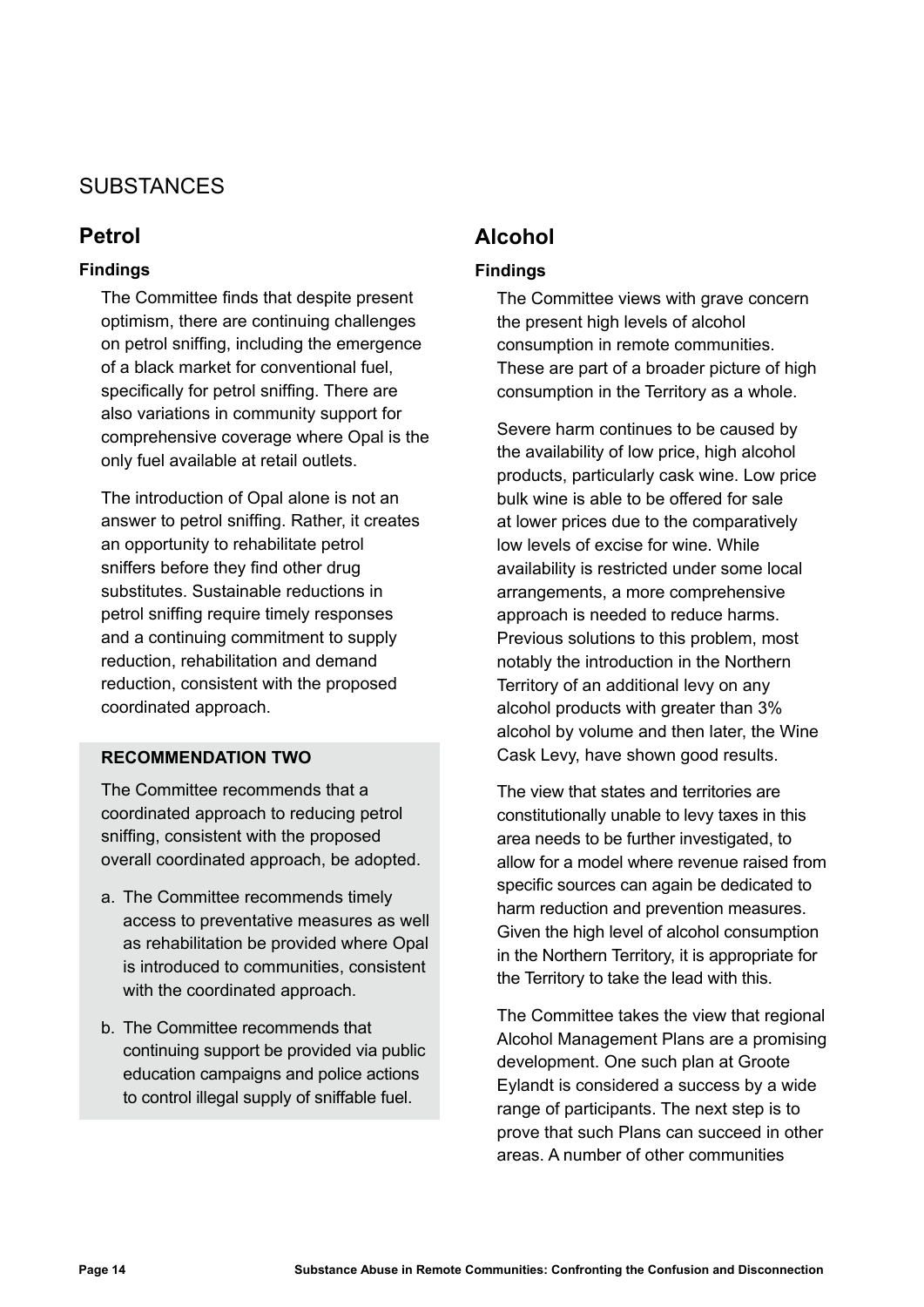## SUBSTANCES

### Petrol

#### Findings

The Committee finds that despite present optimism, there are continuing challenges on petrol sniffing, including the emergence of a black market for conventional fuel, specifically for petrol sniffing. There are also variations in community support for comprehensive coverage where Opal is the only fuel available at retail outlets.

The introduction of Opal alone is not an answer to petrol sniffing. Rather, it creates an opportunity to rehabilitate petrol sniffers before they find other drug substitutes. Sustainable reductions in petrol sniffing require timely responses and a continuing commitment to supply reduction, rehabilitation and demand reduction, consistent with the proposed coordinated approach.

**RECOMMENDATION TWO**

The Committee recommends that a coordinated approach to reducing petrol sniffing, consistent with the proposed overall coordinated approach, be adopted.

a. The Committee recommends timely access to preventative measures as well as rehabilitation be provided where Opal is introduced to communities, consistent with the coordinated approach.

b. The Committee recommends that continuing support be provided via public education campaigns and police actions to control illegal supply of sniffable fuel.

### Alcohol

#### Findings

The Committee views with grave concern the present high levels of alcohol consumption in remote communities. These are part of a broader picture of high consumption in the Territory as a whole.

Severe harm continues to be caused by the availability of low price, high alcohol products, particularly cask wine. Low price bulk wine is able to be offered for sale at lower prices due to the comparatively low levels of excise for wine. While availability is restricted under some local arrangements, a more comprehensive approach is needed to reduce harms. Previous solutions to this problem, most notably the introduction in the Northern Territory of an additional levy on any alcohol products with greater than 3% alcohol by volume and then later, the Wine Cask Levy, have shown good results.

The view that states and territories are constitutionally unable to levy taxes in this area needs to be further investigated, to allow for a model where revenue raised from specific sources can again be dedicated to harm reduction and prevention measures. Given the high level of alcohol consumption in the Northern Territory, it is appropriate for the Territory to take the lead with this.

The Committee takes the view that regional Alcohol Management Plans are a promising development. One such plan at Groote Eylandt is considered a success by a wide range of participants. The next step is to prove that such Plans can succeed in other areas. A number of other communities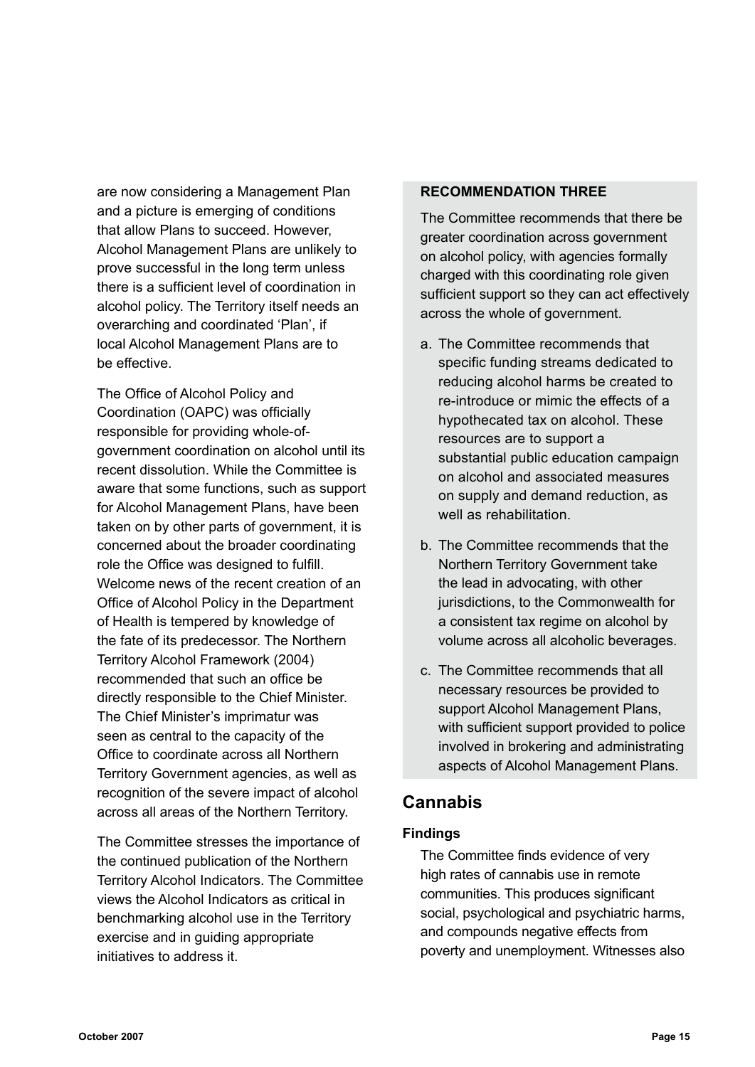are now considering a Management Plan and a picture is emerging of conditions that allow Plans to succeed. However, Alcohol Management Plans are unlikely to prove successful in the long term unless there is a sufficient level of coordination in alcohol policy. The Territory itself needs an overarching and coordinated 'Plan', if local Alcohol Management Plans are to be effective.

The Office of Alcohol Policy and Coordination (OAPC) was officially responsible for providing whole-of-government coordination on alcohol until its recent dissolution. While the Committee is aware that some functions, such as support for Alcohol Management Plans, have been taken on by other parts of government, it is concerned about the broader coordinating role the Office was designed to fulfill. Welcome news of the recent creation of an Office of Alcohol Policy in the Department of Health is tempered by knowledge of the fate of its predecessor. The Northern Territory Alcohol Framework (2004) recommended that such an office be directly responsible to the Chief Minister. The Chief Minister's imprimatur was seen as central to the capacity of the Office to coordinate across all Northern Territory Government agencies, as well as recognition of the severe impact of alcohol across all areas of the Northern Territory.

The Committee stresses the importance of the continued publication of the Northern Territory Alcohol Indicators. The Committee views the Alcohol Indicators as critical in benchmarking alcohol use in the Territory exercise and in guiding appropriate initiatives to address it.

**RECOMMENDATION THREE**

The Committee recommends that there be greater coordination across government on alcohol policy, with agencies formally charged with this coordinating role given sufficient support so they can act effectively across the whole of government.

a. The Committee recommends that specific funding streams dedicated to reducing alcohol harms be created to re-introduce or mimic the effects of a hypothecated tax on alcohol. These resources are to support a substantial public education campaign on alcohol and associated measures on supply and demand reduction, as well as rehabilitation.

b. The Committee recommends that the Northern Territory Government take the lead in advocating, with other jurisdictions, to the Commonwealth for a consistent tax regime on alcohol by volume across all alcoholic beverages.

c. The Committee recommends that all necessary resources be provided to support Alcohol Management Plans, with sufficient support provided to police involved in brokering and administrating aspects of Alcohol Management Plans.

## Cannabis

### Findings

The Committee finds evidence of very high rates of cannabis use in remote communities. This produces significant social, psychological and psychiatric harms, and compounds negative effects from poverty and unemployment. Witnesses also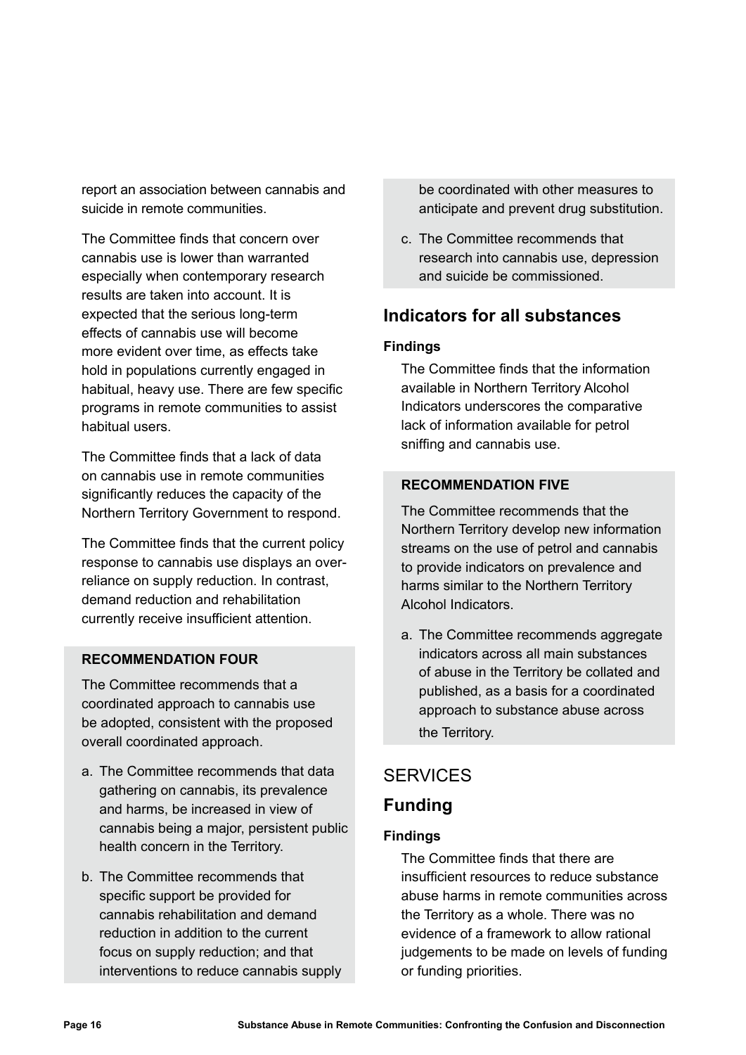report an association between cannabis and suicide in remote communities.

The Committee finds that concern over cannabis use is lower than warranted especially when contemporary research results are taken into account. It is expected that the serious long-term effects of cannabis use will become more evident over time, as effects take hold in populations currently engaged in habitual, heavy use. There are few specific programs in remote communities to assist habitual users.

The Committee finds that a lack of data on cannabis use in remote communities significantly reduces the capacity of the Northern Territory Government to respond.

The Committee finds that the current policy response to cannabis use displays an over-reliance on supply reduction. In contrast, demand reduction and rehabilitation currently receive insufficient attention.

**RECOMMENDATION FOUR**

The Committee recommends that a coordinated approach to cannabis use be adopted, consistent with the proposed overall coordinated approach.

a. The Committee recommends that data gathering on cannabis, its prevalence and harms, be increased in view of cannabis being a major, persistent public health concern in the Territory.

b. The Committee recommends that specific support be provided for cannabis rehabilitation and demand reduction in addition to the current focus on supply reduction; and that interventions to reduce cannabis supply be coordinated with other measures to anticipate and prevent drug substitution.

c. The Committee recommends that research into cannabis use, depression and suicide be commissioned.

## Indicators for all substances

### Findings

The Committee finds that the information available in Northern Territory Alcohol Indicators underscores the comparative lack of information available for petrol sniffing and cannabis use.

**RECOMMENDATION FIVE**

The Committee recommends that the Northern Territory develop new information streams on the use of petrol and cannabis to provide indicators on prevalence and harms similar to the Northern Territory Alcohol Indicators.

a. The Committee recommends aggregate indicators across all main substances of abuse in the Territory be collated and published, as a basis for a coordinated approach to substance abuse across the Territory.

# SERVICES

## Funding

### Findings

The Committee finds that there are insufficient resources to reduce substance abuse harms in remote communities across the Territory as a whole. There was no evidence of a framework to allow rational judgements to be made on levels of funding or funding priorities.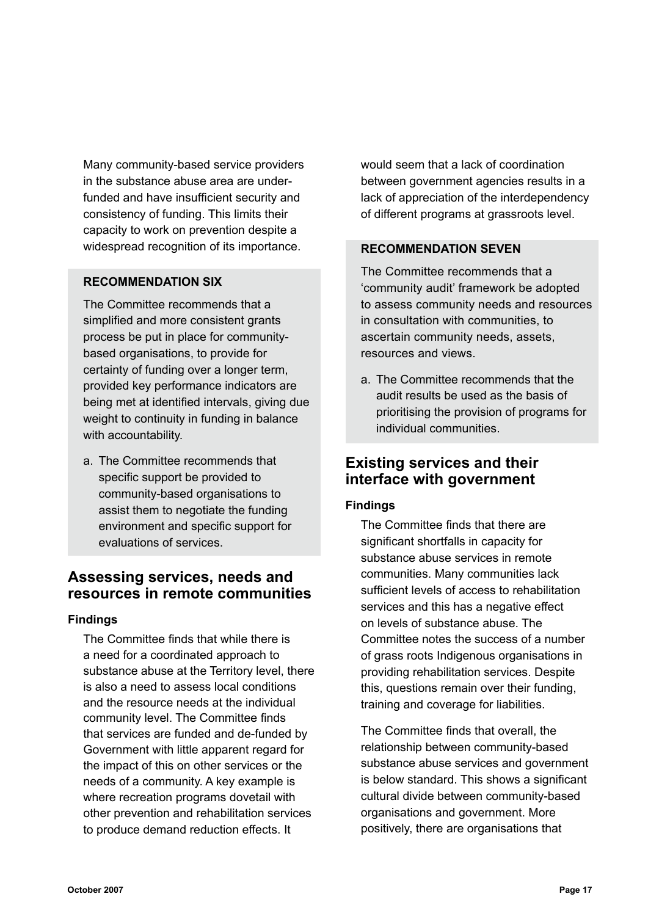Many community-based service providers in the substance abuse area are under-funded and have insufficient security and consistency of funding. This limits their capacity to work on prevention despite a widespread recognition of its importance.

**RECOMMENDATION SIX**

The Committee recommends that a simplified and more consistent grants process be put in place for community-based organisations, to provide for certainty of funding over a longer term, provided key performance indicators are being met at identified intervals, giving due weight to continuity in funding in balance with accountability.

a. The Committee recommends that specific support be provided to community-based organisations to assist them to negotiate the funding environment and specific support for evaluations of services.

## Assessing services, needs and resources in remote communities

### Findings

The Committee finds that while there is a need for a coordinated approach to substance abuse at the Territory level, there is also a need to assess local conditions and the resource needs at the individual community level. The Committee finds that services are funded and de-funded by Government with little apparent regard for the impact of this on other services or the needs of a community. A key example is where recreation programs dovetail with other prevention and rehabilitation services to produce demand reduction effects. It would seem that a lack of coordination between government agencies results in a lack of appreciation of the interdependency of different programs at grassroots level.

**RECOMMENDATION SEVEN**

The Committee recommends that a 'community audit' framework be adopted to assess community needs and resources in consultation with communities, to ascertain community needs, assets, resources and views.

a. The Committee recommends that the audit results be used as the basis of prioritising the provision of programs for individual communities.

## Existing services and their interface with government

### Findings

The Committee finds that there are significant shortfalls in capacity for substance abuse services in remote communities. Many communities lack sufficient levels of access to rehabilitation services and this has a negative effect on levels of substance abuse. The Committee notes the success of a number of grass roots Indigenous organisations in providing rehabilitation services. Despite this, questions remain over their funding, training and coverage for liabilities.

The Committee finds that overall, the relationship between community-based substance abuse services and government is below standard. This shows a significant cultural divide between community-based organisations and government. More positively, there are organisations that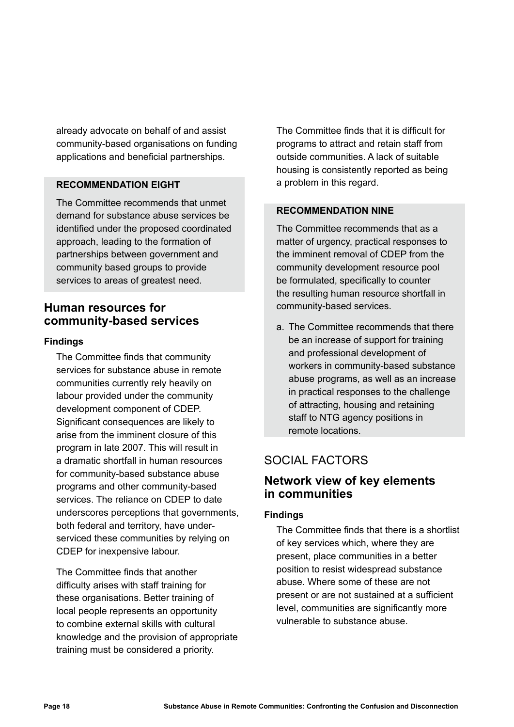already advocate on behalf of and assist community-based organisations on funding applications and beneficial partnerships.

**RECOMMENDATION EIGHT**

The Committee recommends that unmet demand for substance abuse services be identified under the proposed coordinated approach, leading to the formation of partnerships between government and community based groups to provide services to areas of greatest need.

## Human resources for community-based services

#### Findings

The Committee finds that community services for substance abuse in remote communities currently rely heavily on labour provided under the community development component of CDEP. Significant consequences are likely to arise from the imminent closure of this program in late 2007. This will result in a dramatic shortfall in human resources for community-based substance abuse programs and other community-based services. The reliance on CDEP to date underscores perceptions that governments, both federal and territory, have under-serviced these communities by relying on CDEP for inexpensive labour.

The Committee finds that another difficulty arises with staff training for these organisations. Better training of local people represents an opportunity to combine external skills with cultural knowledge and the provision of appropriate training must be considered a priority.

The Committee finds that it is difficult for programs to attract and retain staff from outside communities. A lack of suitable housing is consistently reported as being a problem in this regard.

**RECOMMENDATION NINE**

The Committee recommends that as a matter of urgency, practical responses to the imminent removal of CDEP from the community development resource pool be formulated, specifically to counter the resulting human resource shortfall in community-based services.

a. The Committee recommends that there be an increase of support for training and professional development of workers in community-based substance abuse programs, as well as an increase in practical responses to the challenge of attracting, housing and retaining staff to NTG agency positions in remote locations.

# SOCIAL FACTORS

## Network view of key elements in communities

#### Findings

The Committee finds that there is a shortlist of key services which, where they are present, place communities in a better position to resist widespread substance abuse. Where some of these are not present or are not sustained at a sufficient level, communities are significantly more vulnerable to substance abuse.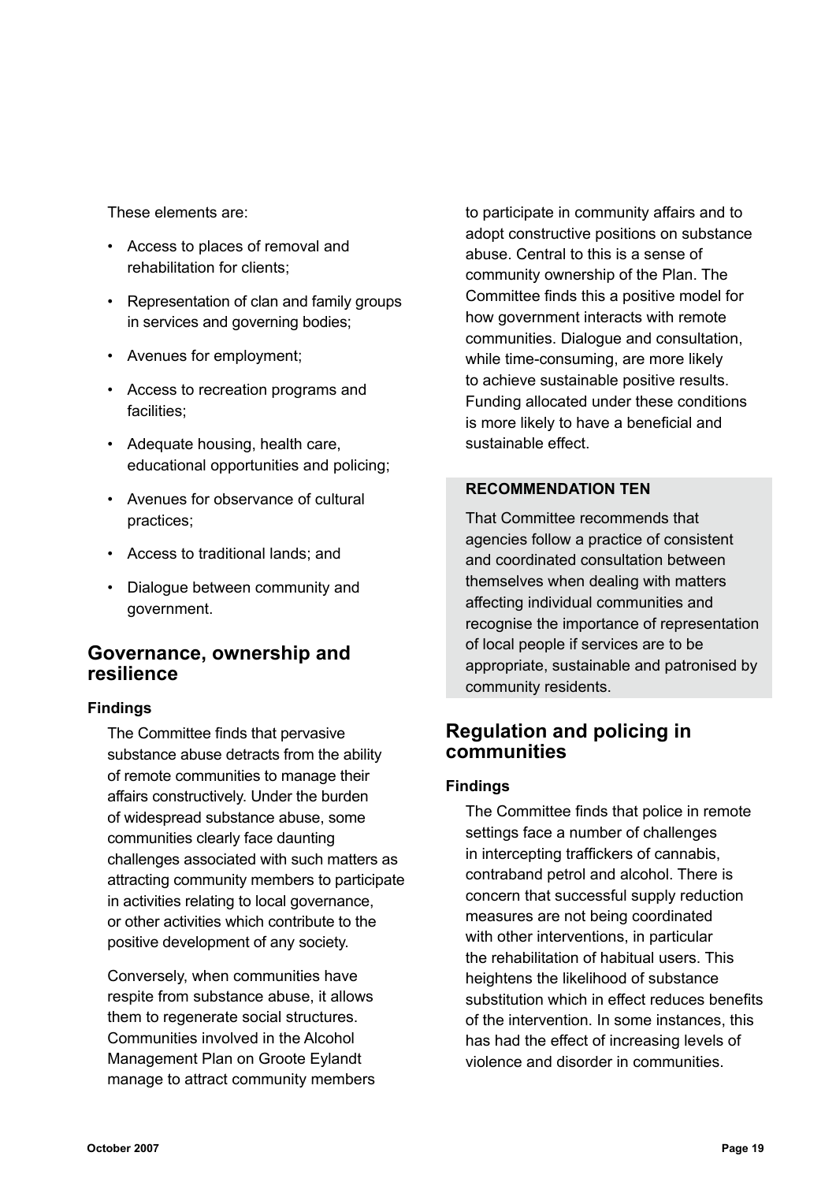These elements are:

- Access to places of removal and rehabilitation for clients;
- Representation of clan and family groups in services and governing bodies;
- Avenues for employment;
- Access to recreation programs and facilities;
- Adequate housing, health care, educational opportunities and policing;
- Avenues for observance of cultural practices;
- Access to traditional lands; and
- Dialogue between community and government.

## Governance, ownership and resilience

### Findings

The Committee finds that pervasive substance abuse detracts from the ability of remote communities to manage their affairs constructively. Under the burden of widespread substance abuse, some communities clearly face daunting challenges associated with such matters as attracting community members to participate in activities relating to local governance, or other activities which contribute to the positive development of any society.

Conversely, when communities have respite from substance abuse, it allows them to regenerate social structures. Communities involved in the Alcohol Management Plan on Groote Eylandt manage to attract community members to participate in community affairs and to adopt constructive positions on substance abuse. Central to this is a sense of community ownership of the Plan. The Committee finds this a positive model for how government interacts with remote communities. Dialogue and consultation, while time-consuming, are more likely to achieve sustainable positive results. Funding allocated under these conditions is more likely to have a beneficial and sustainable effect.

**RECOMMENDATION TEN**

That Committee recommends that agencies follow a practice of consistent and coordinated consultation between themselves when dealing with matters affecting individual communities and recognise the importance of representation of local people if services are to be appropriate, sustainable and patronised by community residents.

## Regulation and policing in communities

### Findings

The Committee finds that police in remote settings face a number of challenges in intercepting traffickers of cannabis, contraband petrol and alcohol. There is concern that successful supply reduction measures are not being coordinated with other interventions, in particular the rehabilitation of habitual users. This heightens the likelihood of substance substitution which in effect reduces benefits of the intervention. In some instances, this has had the effect of increasing levels of violence and disorder in communities.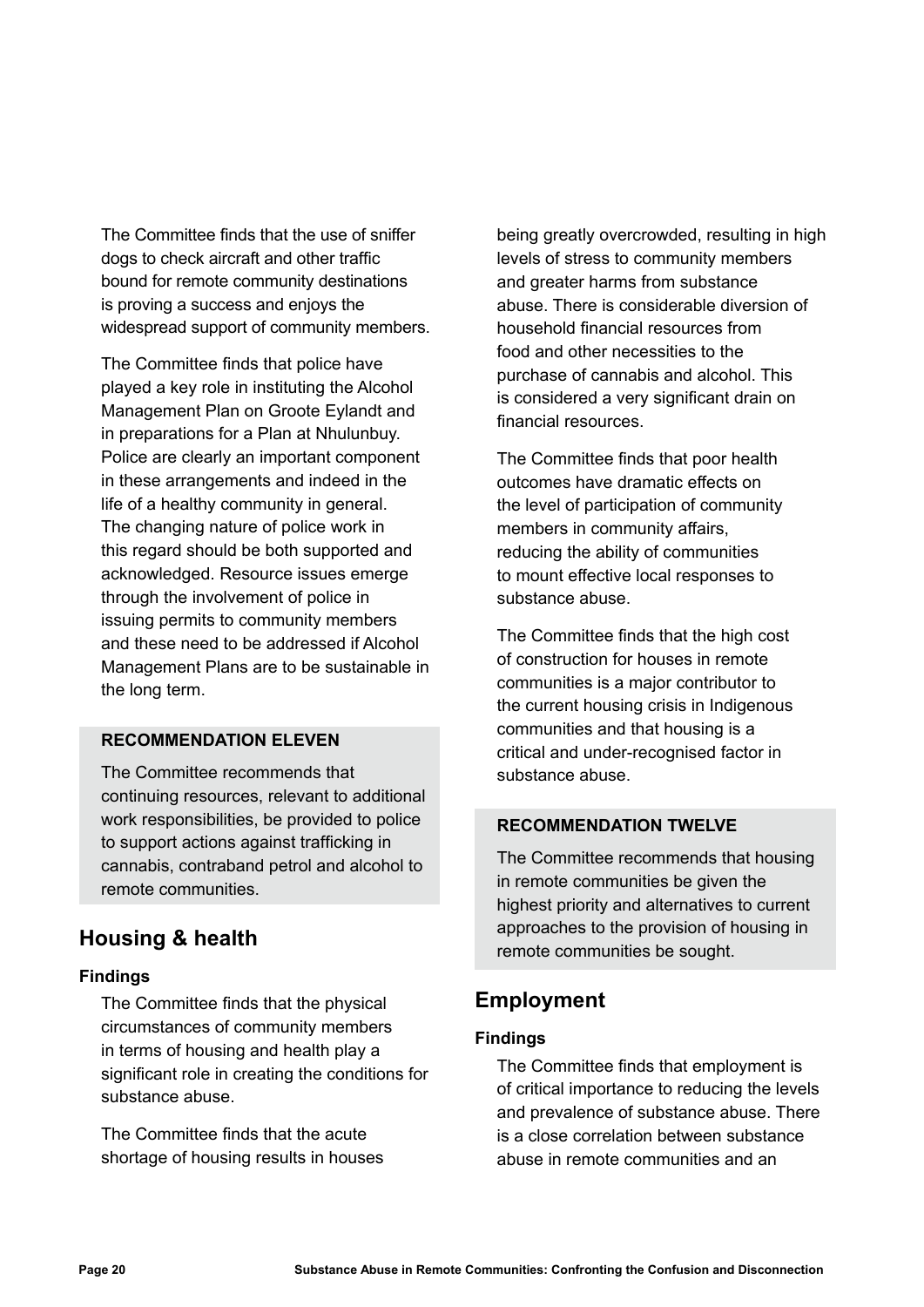The Committee finds that the use of sniffer dogs to check aircraft and other traffic bound for remote community destinations is proving a success and enjoys the widespread support of community members.

The Committee finds that police have played a key role in instituting the Alcohol Management Plan on Groote Eylandt and in preparations for a Plan at Nhulunbuy. Police are clearly an important component in these arrangements and indeed in the life of a healthy community in general. The changing nature of police work in this regard should be both supported and acknowledged. Resource issues emerge through the involvement of police in issuing permits to community members and these need to be addressed if Alcohol Management Plans are to be sustainable in the long term.

**RECOMMENDATION ELEVEN**

The Committee recommends that continuing resources, relevant to additional work responsibilities, be provided to police to support actions against trafficking in cannabis, contraband petrol and alcohol to remote communities.

## Housing & health

### Findings

The Committee finds that the physical circumstances of community members in terms of housing and health play a significant role in creating the conditions for substance abuse.

The Committee finds that the acute shortage of housing results in houses being greatly overcrowded, resulting in high levels of stress to community members and greater harms from substance abuse. There is considerable diversion of household financial resources from food and other necessities to the purchase of cannabis and alcohol. This is considered a very significant drain on financial resources.

The Committee finds that poor health outcomes have dramatic effects on the level of participation of community members in community affairs, reducing the ability of communities to mount effective local responses to substance abuse.

The Committee finds that the high cost of construction for houses in remote communities is a major contributor to the current housing crisis in Indigenous communities and that housing is a critical and under-recognised factor in substance abuse.

**RECOMMENDATION TWELVE**

The Committee recommends that housing in remote communities be given the highest priority and alternatives to current approaches to the provision of housing in remote communities be sought.

## Employment

### Findings

The Committee finds that employment is of critical importance to reducing the levels and prevalence of substance abuse. There is a close correlation between substance abuse in remote communities and an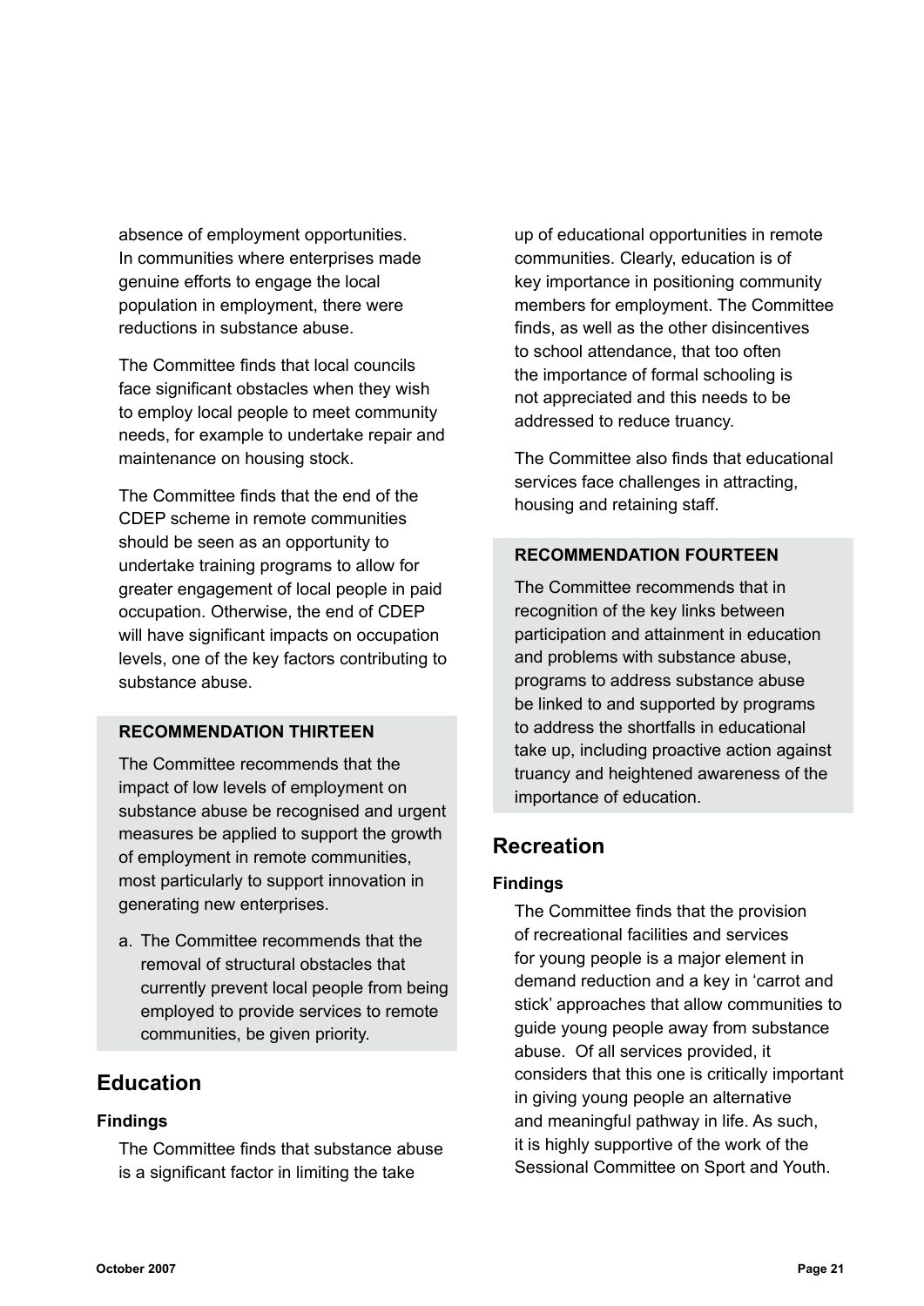absence of employment opportunities. In communities where enterprises made genuine efforts to engage the local population in employment, there were reductions in substance abuse.

The Committee finds that local councils face significant obstacles when they wish to employ local people to meet community needs, for example to undertake repair and maintenance on housing stock.

The Committee finds that the end of the CDEP scheme in remote communities should be seen as an opportunity to undertake training programs to allow for greater engagement of local people in paid occupation. Otherwise, the end of CDEP will have significant impacts on occupation levels, one of the key factors contributing to substance abuse.

**RECOMMENDATION THIRTEEN**

The Committee recommends that the impact of low levels of employment on substance abuse be recognised and urgent measures be applied to support the growth of employment in remote communities, most particularly to support innovation in generating new enterprises.

a. The Committee recommends that the removal of structural obstacles that currently prevent local people from being employed to provide services to remote communities, be given priority.

## Education

### Findings

The Committee finds that substance abuse is a significant factor in limiting the take up of educational opportunities in remote communities. Clearly, education is of key importance in positioning community members for employment. The Committee finds, as well as the other disincentives to school attendance, that too often the importance of formal schooling is not appreciated and this needs to be addressed to reduce truancy.

The Committee also finds that educational services face challenges in attracting, housing and retaining staff.

**RECOMMENDATION FOURTEEN**

The Committee recommends that in recognition of the key links between participation and attainment in education and problems with substance abuse, programs to address substance abuse be linked to and supported by programs to address the shortfalls in educational take up, including proactive action against truancy and heightened awareness of the importance of education.

## Recreation

### Findings

The Committee finds that the provision of recreational facilities and services for young people is a major element in demand reduction and a key in 'carrot and stick' approaches that allow communities to guide young people away from substance abuse. Of all services provided, it considers that this one is critically important in giving young people an alternative and meaningful pathway in life. As such, it is highly supportive of the work of the Sessional Committee on Sport and Youth.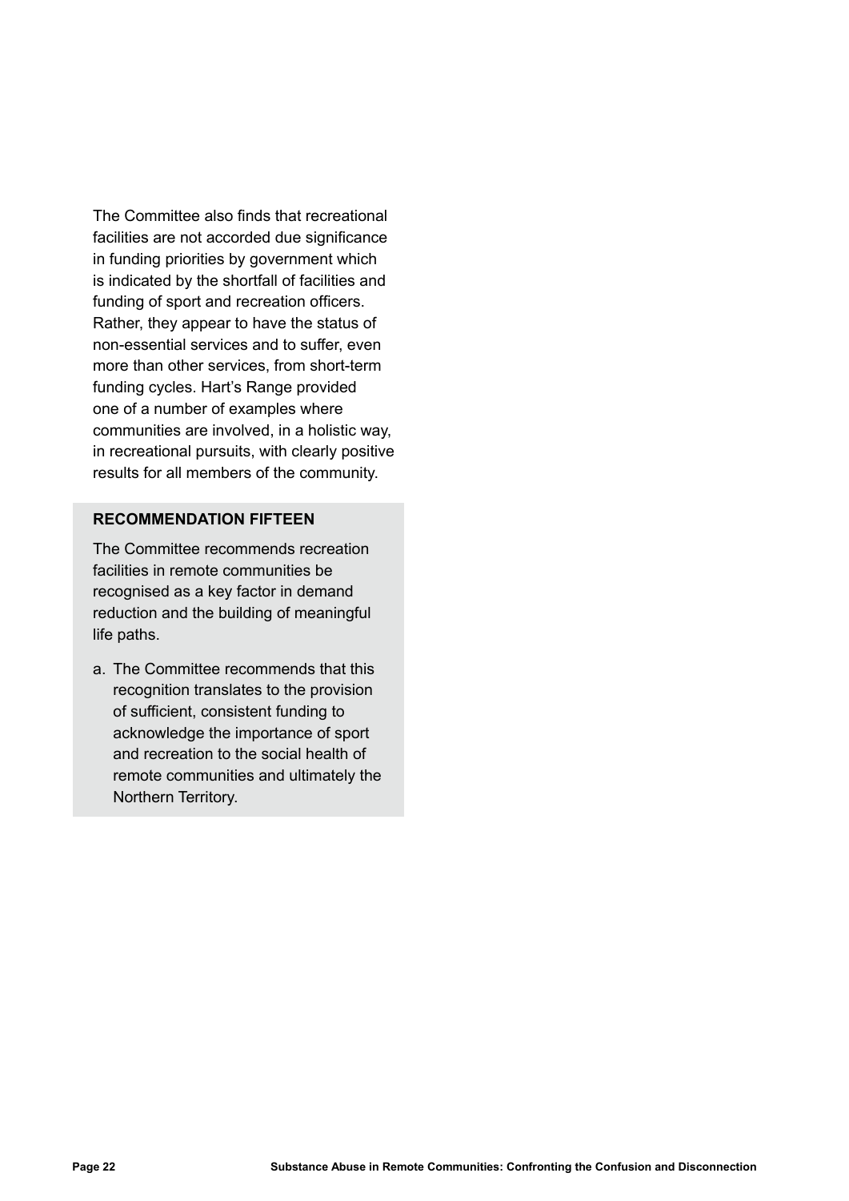The Committee also finds that recreational facilities are not accorded due significance in funding priorities by government which is indicated by the shortfall of facilities and funding of sport and recreation officers. Rather, they appear to have the status of non-essential services and to suffer, even more than other services, from short-term funding cycles. Hart's Range provided one of a number of examples where communities are involved, in a holistic way, in recreational pursuits, with clearly positive results for all members of the community.

**RECOMMENDATION FIFTEEN**

The Committee recommends recreation facilities in remote communities be recognised as a key factor in demand reduction and the building of meaningful life paths.

a. The Committee recommends that this recognition translates to the provision of sufficient, consistent funding to acknowledge the importance of sport and recreation to the social health of remote communities and ultimately the Northern Territory.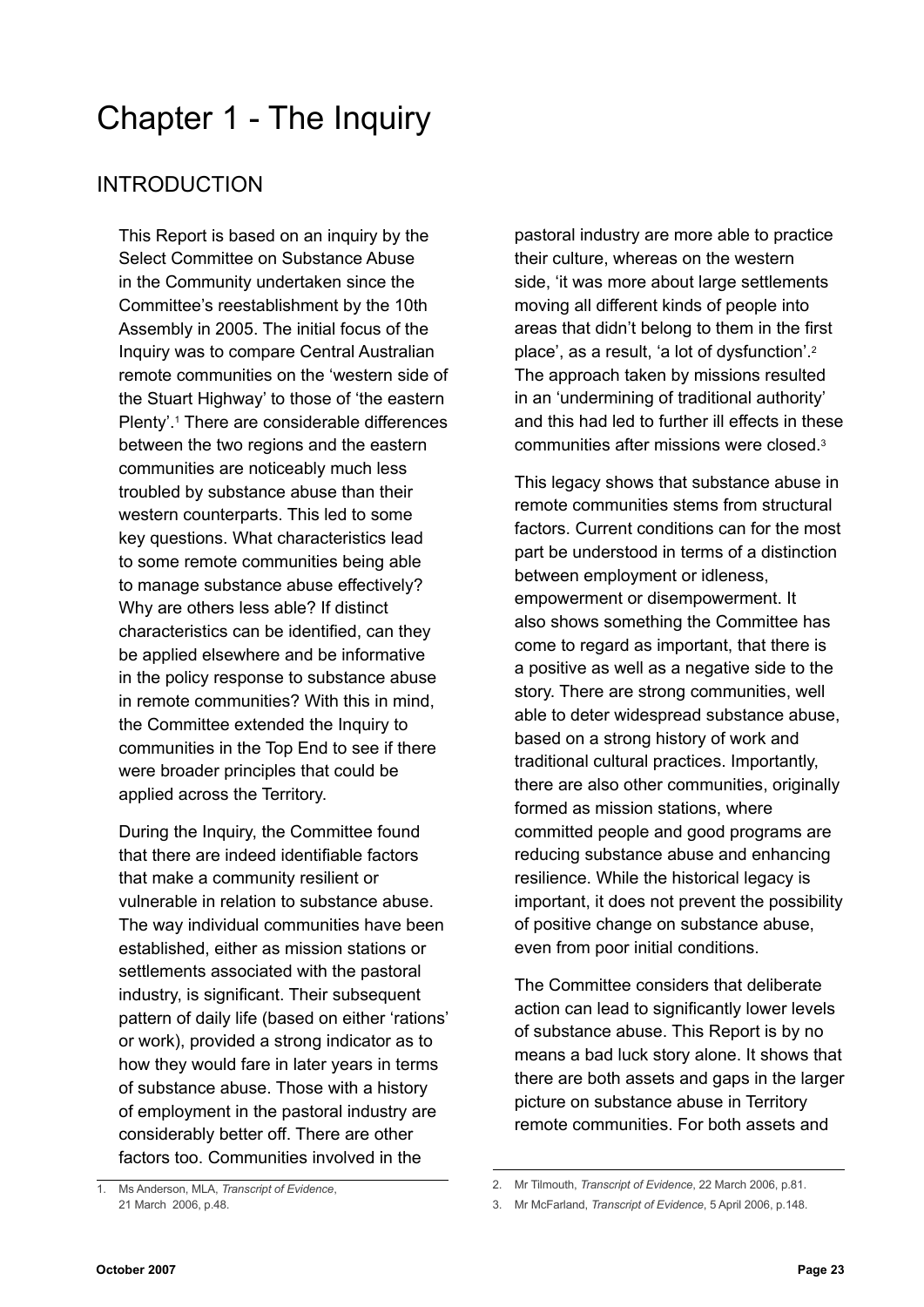# Chapter 1 - The Inquiry

## INTRODUCTION

This Report is based on an inquiry by the Select Committee on Substance Abuse in the Community undertaken since the Committee's reestablishment by the 10th Assembly in 2005. The initial focus of the Inquiry was to compare Central Australian remote communities on the 'western side of the Stuart Highway' to those of 'the eastern Plenty'.[1] There are considerable differences between the two regions and the eastern communities are noticeably much less troubled by substance abuse than their western counterparts. This led to some key questions. What characteristics lead to some remote communities being able to manage substance abuse effectively? Why are others less able? If distinct characteristics can be identified, can they be applied elsewhere and be informative in the policy response to substance abuse in remote communities? With this in mind, the Committee extended the Inquiry to communities in the Top End to see if there were broader principles that could be applied across the Territory.

During the Inquiry, the Committee found that there are indeed identifiable factors that make a community resilient or vulnerable in relation to substance abuse. The way individual communities have been established, either as mission stations or settlements associated with the pastoral industry, is significant. Their subsequent pattern of daily life (based on either 'rations' or work), provided a strong indicator as to how they would fare in later years in terms of substance abuse. Those with a history of employment in the pastoral industry are considerably better off. There are other factors too. Communities involved in the pastoral industry are more able to practice their culture, whereas on the western side, 'it was more about large settlements moving all different kinds of people into areas that didn't belong to them in the first place', as a result, 'a lot of dysfunction'.[2] The approach taken by missions resulted in an 'undermining of traditional authority' and this had led to further ill effects in these communities after missions were closed.[3]

This legacy shows that substance abuse in remote communities stems from structural factors. Current conditions can for the most part be understood in terms of a distinction between employment or idleness, empowerment or disempowerment. It also shows something the Committee has come to regard as important, that there is a positive as well as a negative side to the story. There are strong communities, well able to deter widespread substance abuse, based on a strong history of work and traditional cultural practices. Importantly, there are also other communities, originally formed as mission stations, where committed people and good programs are reducing substance abuse and enhancing resilience. While the historical legacy is important, it does not prevent the possibility of positive change on substance abuse, even from poor initial conditions.

The Committee considers that deliberate action can lead to significantly lower levels of substance abuse. This Report is by no means a bad luck story alone. It shows that there are both assets and gaps in the larger picture on substance abuse in Territory remote communities. For both assets and

---

1. Ms Anderson, MLA, *Transcript of Evidence*, 21 March 2006, p.48.
2. Mr Tilmouth, *Transcript of Evidence*, 22 March 2006, p.81.
3. Mr McFarland, *Transcript of Evidence*, 5 April 2006, p.148.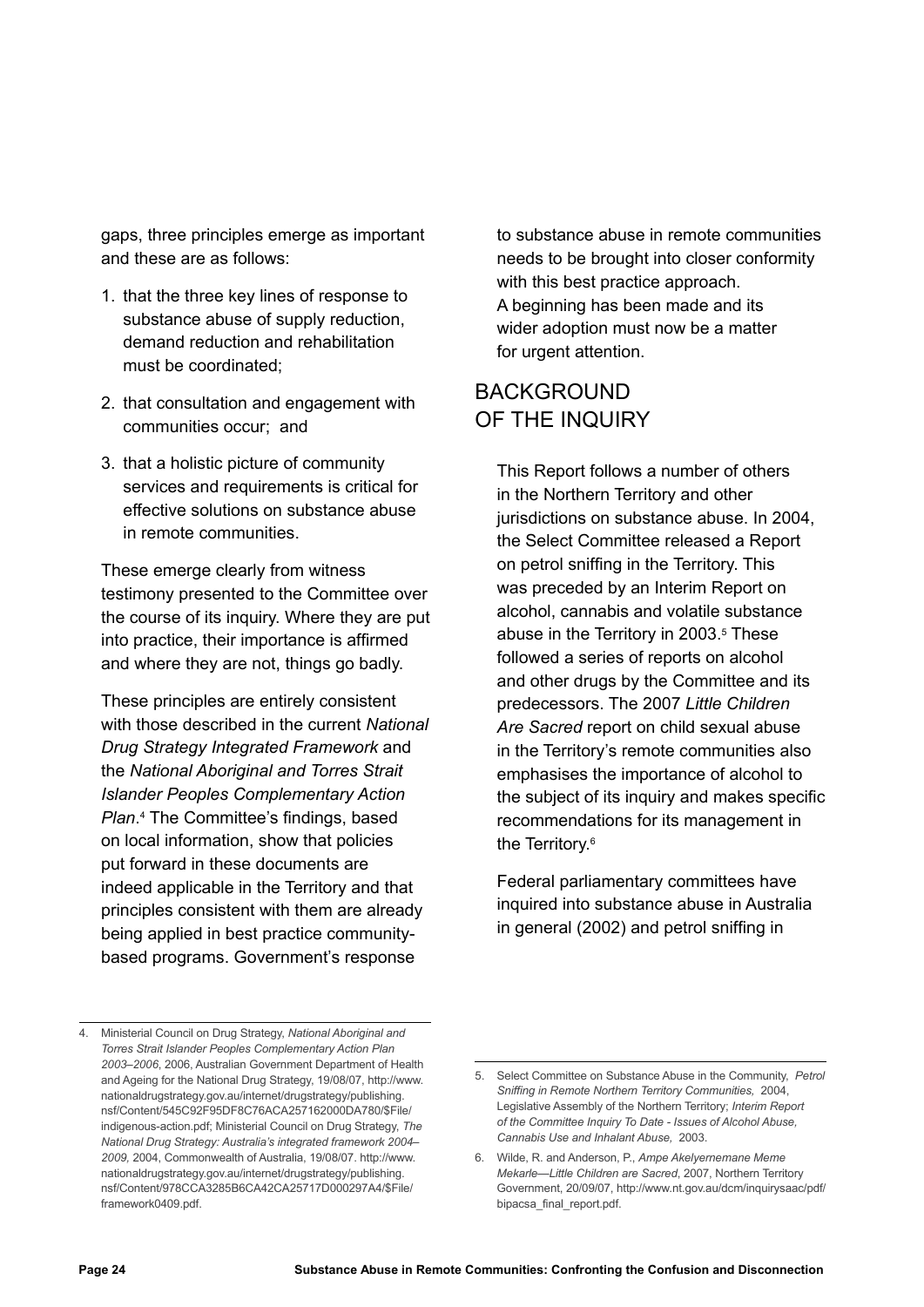gaps, three principles emerge as important and these are as follows:

1. that the three key lines of response to substance abuse of supply reduction, demand reduction and rehabilitation must be coordinated;
2. that consultation and engagement with communities occur; and
3. that a holistic picture of community services and requirements is critical for effective solutions on substance abuse in remote communities.

These emerge clearly from witness testimony presented to the Committee over the course of its inquiry. Where they are put into practice, their importance is affirmed and where they are not, things go badly.

These principles are entirely consistent with those described in the current *National Drug Strategy Integrated Framework* and the *National Aboriginal and Torres Strait Islander Peoples Complementary Action Plan*.[4] The Committee's findings, based on local information, show that policies put forward in these documents are indeed applicable in the Territory and that principles consistent with them are already being applied in best practice community-based programs. Government's response to substance abuse in remote communities needs to be brought into closer conformity with this best practice approach. A beginning has been made and its wider adoption must now be a matter for urgent attention.

## BACKGROUND OF THE INQUIRY

This Report follows a number of others in the Northern Territory and other jurisdictions on substance abuse. In 2004, the Select Committee released a Report on petrol sniffing in the Territory. This was preceded by an Interim Report on alcohol, cannabis and volatile substance abuse in the Territory in 2003.[5] These followed a series of reports on alcohol and other drugs by the Committee and its predecessors. The 2007 *Little Children Are Sacred* report on child sexual abuse in the Territory's remote communities also emphasises the importance of alcohol to the subject of its inquiry and makes specific recommendations for its management in the Territory.[6]

Federal parliamentary committees have inquired into substance abuse in Australia in general (2002) and petrol sniffing in

---

4. Ministerial Council on Drug Strategy, *National Aboriginal and Torres Strait Islander Peoples Complementary Action Plan 2003–2006*, 2006, Australian Government Department of Health and Ageing for the National Drug Strategy, 19/08/07, http://www.nationaldrugstrategy.gov.au/internet/drugstrategy/publishing.nsf/Content/545C92F95DF8C76ACA257162000DA780/$File/indigenous-action.pdf; Ministerial Council on Drug Strategy, *The National Drug Strategy: Australia's integrated framework 2004–2009,* 2004, Commonwealth of Australia, 19/08/07. http://www.nationaldrugstrategy.gov.au/internet/drugstrategy/publishing.nsf/Content/978CCA3285B6CA42CA25717D000297A4/$File/framework0409.pdf.

5. Select Committee on Substance Abuse in the Community, *Petrol Sniffing in Remote Northern Territory Communities,* 2004, Legislative Assembly of the Northern Territory; *Interim Report of the Committee Inquiry To Date - Issues of Alcohol Abuse, Cannabis Use and Inhalant Abuse,* 2003.

6. Wilde, R. and Anderson, P., *Ampe Akelyernemane Meme Mekarle—Little Children are Sacred*, 2007, Northern Territory Government, 20/09/07, http://www.nt.gov.au/dcm/inquirysaac/pdf/bipacsa_final_report.pdf.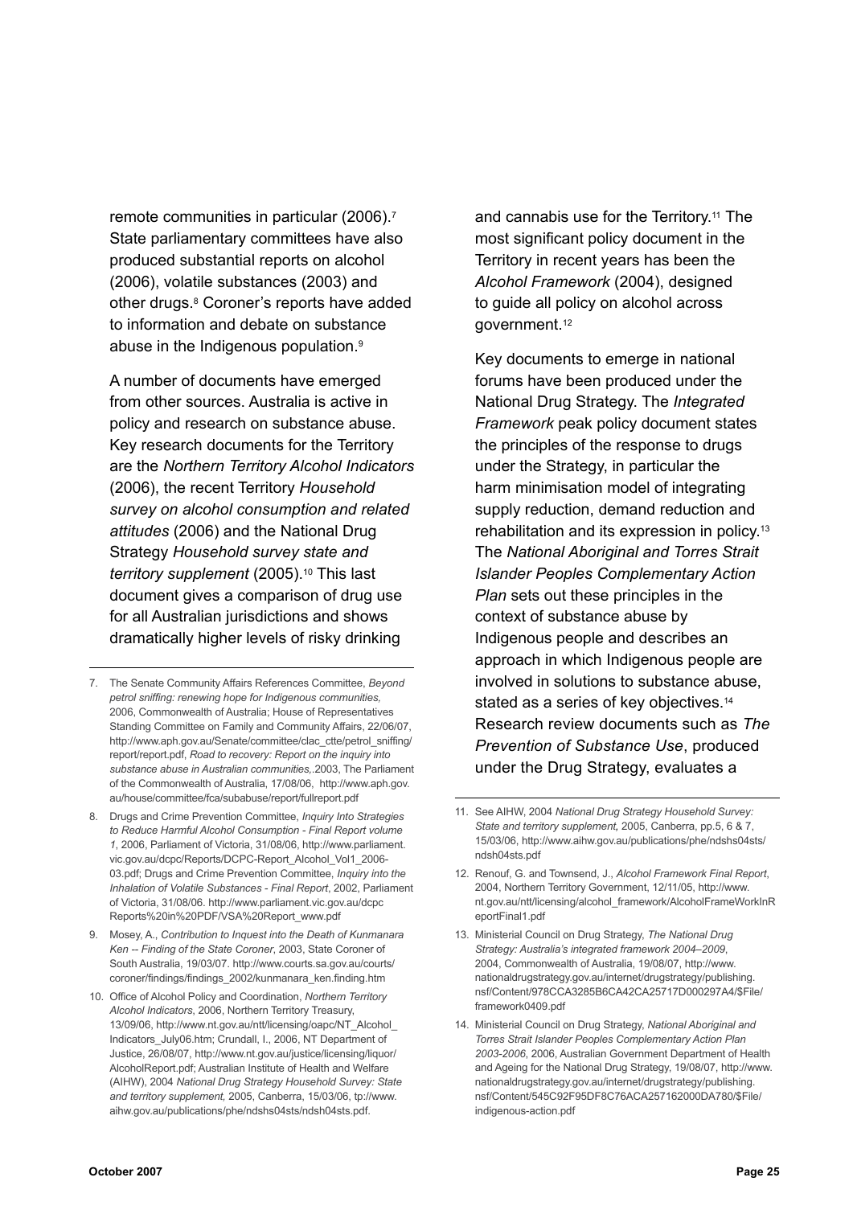remote communities in particular (2006).[7] State parliamentary committees have also produced substantial reports on alcohol (2006), volatile substances (2003) and other drugs.[8] Coroner's reports have added to information and debate on substance abuse in the Indigenous population.[9]

A number of documents have emerged from other sources. Australia is active in policy and research on substance abuse. Key research documents for the Territory are the *Northern Territory Alcohol Indicators* (2006), the recent Territory *Household survey on alcohol consumption and related attitudes* (2006) and the National Drug Strategy *Household survey state and territory supplement* (2005).[10] This last document gives a comparison of drug use for all Australian jurisdictions and shows dramatically higher levels of risky drinking and cannabis use for the Territory.[11] The most significant policy document in the Territory in recent years has been the *Alcohol Framework* (2004), designed to guide all policy on alcohol across government.[12]

Key documents to emerge in national forums have been produced under the National Drug Strategy. The *Integrated Framework* peak policy document states the principles of the response to drugs under the Strategy, in particular the harm minimisation model of integrating supply reduction, demand reduction and rehabilitation and its expression in policy.[13] The *National Aboriginal and Torres Strait Islander Peoples Complementary Action Plan* sets out these principles in the context of substance abuse by Indigenous people and describes an approach in which Indigenous people are involved in solutions to substance abuse, stated as a series of key objectives.[14] Research review documents such as *The Prevention of Substance Use*, produced under the Drug Strategy, evaluates a

---

7. The Senate Community Affairs References Committee, *Beyond petrol sniffing: renewing hope for Indigenous communities,* 2006, Commonwealth of Australia; House of Representatives Standing Committee on Family and Community Affairs, 22/06/07, http://www.aph.gov.au/Senate/committee/clac_ctte/petrol_sniffing/report/report.pdf, *Road to recovery: Report on the inquiry into substance abuse in Australian communities,*.2003, The Parliament of the Commonwealth of Australia, 17/08/06, http://www.aph.gov.au/house/committee/fca/subabuse/report/fullreport.pdf

8. Drugs and Crime Prevention Committee, *Inquiry Into Strategies to Reduce Harmful Alcohol Consumption - Final Report volume 1*, 2006, Parliament of Victoria, 31/08/06, http://www.parliament.vic.gov.au/dcpc/Reports/DCPC-Report_Alcohol_Vol1_2006-03.pdf; Drugs and Crime Prevention Committee, *Inquiry into the Inhalation of Volatile Substances - Final Report*, 2002, Parliament of Victoria, 31/08/06. http://www.parliament.vic.gov.au/dcpc Reports%20in%20PDF/VSA%20Report_www.pdf

9. Mosey, A., *Contribution to Inquest into the Death of Kunmanara Ken -- Finding of the State Coroner*, 2003, State Coroner of South Australia, 19/03/07. http://www.courts.sa.gov.au/courts/coroner/findings/findings_2002/kunmanara_ken.finding.htm

10. Office of Alcohol Policy and Coordination, *Northern Territory Alcohol Indicators*, 2006, Northern Territory Treasury, 13/09/06, http://www.nt.gov.au/ntt/licensing/oapc/NT_Alcohol_Indicators_July06.htm; Crundall, I., 2006, NT Department of Justice, 26/08/07, http://www.nt.gov.au/justice/licensing/liquor/AlcoholReport.pdf; Australian Institute of Health and Welfare (AIHW), 2004 *National Drug Strategy Household Survey: State and territory supplement,* 2005, Canberra, 15/03/06, tp://www.aihw.gov.au/publications/phe/ndshs04sts/ndsh04sts.pdf.

11. See AIHW, 2004 *National Drug Strategy Household Survey: State and territory supplement,* 2005, Canberra, pp.5, 6 & 7, 15/03/06, http://www.aihw.gov.au/publications/phe/ndshs04sts/ndsh04sts.pdf

12. Renouf, G. and Townsend, J., *Alcohol Framework Final Report*, 2004, Northern Territory Government, 12/11/05, http://www.nt.gov.au/ntt/licensing/alcohol_framework/AlcoholFrameWorkInReportFinal1.pdf

13. Ministerial Council on Drug Strategy, *The National Drug Strategy: Australia's integrated framework 2004–2009*, 2004, Commonwealth of Australia, 19/08/07, http://www.nationaldrugstrategy.gov.au/internet/drugstrategy/publishing.nsf/Content/978CCA3285B6CA42CA25717D000297A4/$File/framework0409.pdf

14. Ministerial Council on Drug Strategy, *National Aboriginal and Torres Strait Islander Peoples Complementary Action Plan 2003-2006*, 2006, Australian Government Department of Health and Ageing for the National Drug Strategy, 19/08/07, http://www.nationaldrugstrategy.gov.au/internet/drugstrategy/publishing.nsf/Content/545C92F95DF8C76ACA257162000DA780/$File/indigenous-action.pdf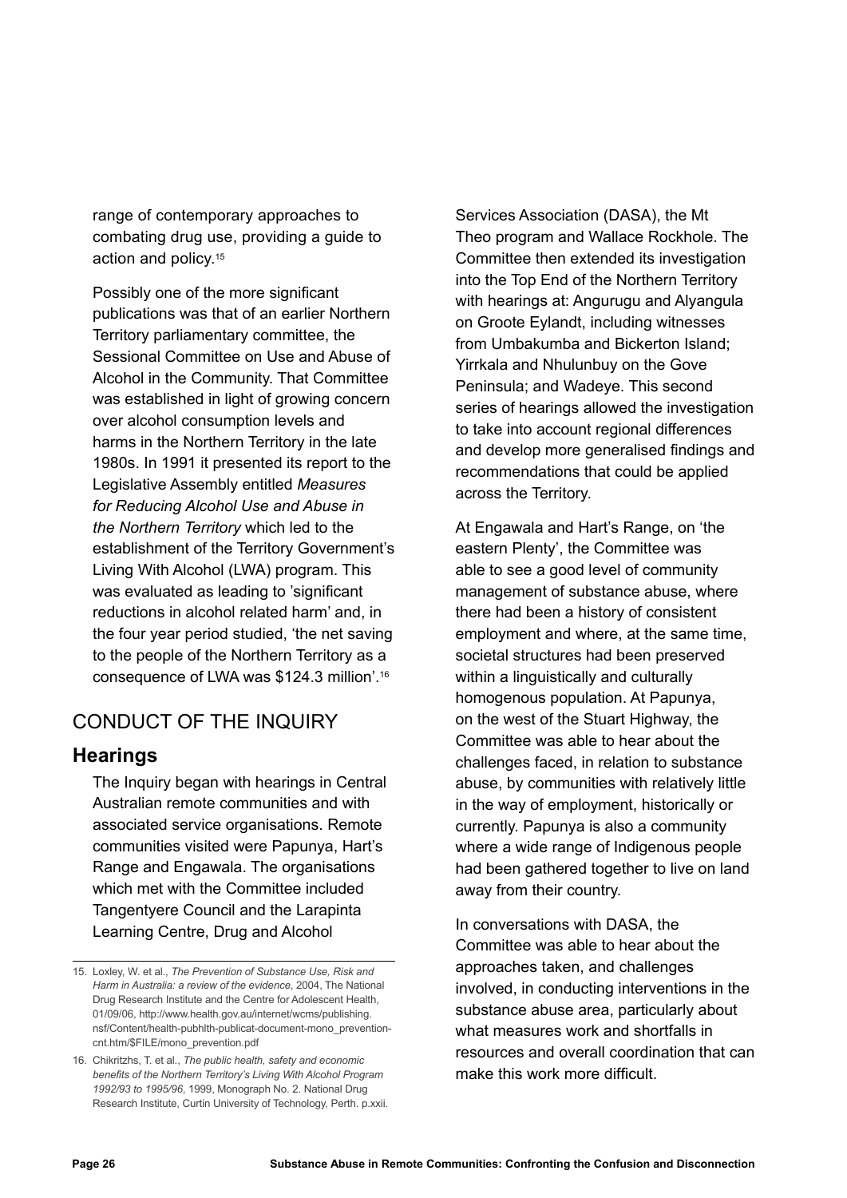range of contemporary approaches to combating drug use, providing a guide to action and policy.[15]

Possibly one of the more significant publications was that of an earlier Northern Territory parliamentary committee, the Sessional Committee on Use and Abuse of Alcohol in the Community. That Committee was established in light of growing concern over alcohol consumption levels and harms in the Northern Territory in the late 1980s. In 1991 it presented its report to the Legislative Assembly entitled *Measures for Reducing Alcohol Use and Abuse in the Northern Territory* which led to the establishment of the Territory Government's Living With Alcohol (LWA) program. This was evaluated as leading to 'significant reductions in alcohol related harm' and, in the four year period studied, 'the net saving to the people of the Northern Territory as a consequence of LWA was $124.3 million'.[16]

## CONDUCT OF THE INQUIRY

### Hearings

The Inquiry began with hearings in Central Australian remote communities and with associated service organisations. Remote communities visited were Papunya, Hart's Range and Engawala. The organisations which met with the Committee included Tangentyere Council and the Larapinta Learning Centre, Drug and Alcohol Services Association (DASA), the Mt Theo program and Wallace Rockhole. The Committee then extended its investigation into the Top End of the Northern Territory with hearings at: Angurugu and Alyangula on Groote Eylandt, including witnesses from Umbakumba and Bickerton Island; Yirrkala and Nhulunbuy on the Gove Peninsula; and Wadeye. This second series of hearings allowed the investigation to take into account regional differences and develop more generalised findings and recommendations that could be applied across the Territory.

At Engawala and Hart's Range, on 'the eastern Plenty', the Committee was able to see a good level of community management of substance abuse, where there had been a history of consistent employment and where, at the same time, societal structures had been preserved within a linguistically and culturally homogenous population. At Papunya, on the west of the Stuart Highway, the Committee was able to hear about the challenges faced, in relation to substance abuse, by communities with relatively little in the way of employment, historically or currently. Papunya is also a community where a wide range of Indigenous people had been gathered together to live on land away from their country.

In conversations with DASA, the Committee was able to hear about the approaches taken, and challenges involved, in conducting interventions in the substance abuse area, particularly about what measures work and shortfalls in resources and overall coordination that can make this work more difficult.

---

15. Loxley, W. et al., *The Prevention of Substance Use, Risk and Harm in Australia: a review of the evidence*, 2004, The National Drug Research Institute and the Centre for Adolescent Health, 01/09/06, http://www.health.gov.au/internet/wcms/publishing.nsf/Content/health-pubhlth-publicat-document-mono_prevention-cnt.htm/$FILE/mono_prevention.pdf

16. Chikritzhs, T. et al., *The public health, safety and economic benefits of the Northern Territory's Living With Alcohol Program 1992/93 to 1995/96*, 1999, Monograph No. 2. National Drug Research Institute, Curtin University of Technology, Perth. p.xxii.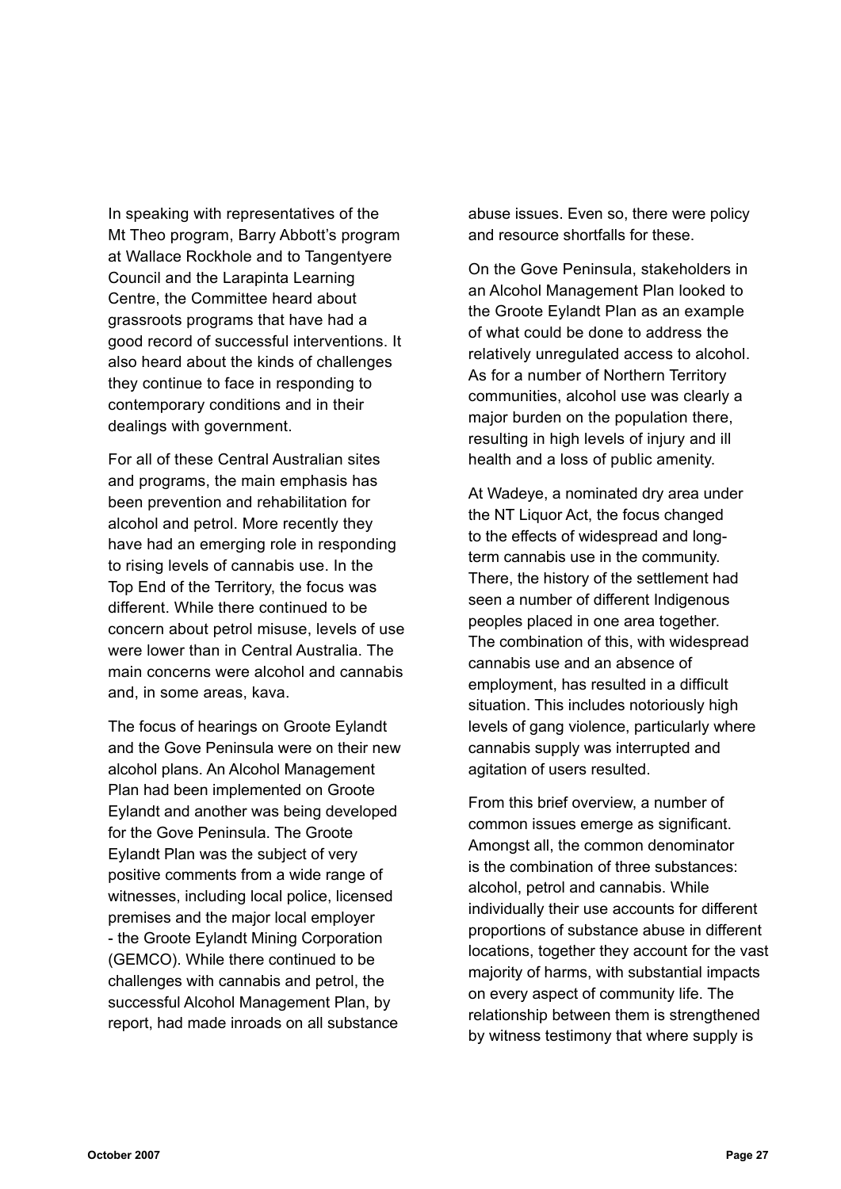In speaking with representatives of the Mt Theo program, Barry Abbott's program at Wallace Rockhole and to Tangentyere Council and the Larapinta Learning Centre, the Committee heard about grassroots programs that have had a good record of successful interventions. It also heard about the kinds of challenges they continue to face in responding to contemporary conditions and in their dealings with government.

For all of these Central Australian sites and programs, the main emphasis has been prevention and rehabilitation for alcohol and petrol. More recently they have had an emerging role in responding to rising levels of cannabis use. In the Top End of the Territory, the focus was different. While there continued to be concern about petrol misuse, levels of use were lower than in Central Australia. The main concerns were alcohol and cannabis and, in some areas, kava.

The focus of hearings on Groote Eylandt and the Gove Peninsula were on their new alcohol plans. An Alcohol Management Plan had been implemented on Groote Eylandt and another was being developed for the Gove Peninsula. The Groote Eylandt Plan was the subject of very positive comments from a wide range of witnesses, including local police, licensed premises and the major local employer - the Groote Eylandt Mining Corporation (GEMCO). While there continued to be challenges with cannabis and petrol, the successful Alcohol Management Plan, by report, had made inroads on all substance abuse issues. Even so, there were policy and resource shortfalls for these.

On the Gove Peninsula, stakeholders in an Alcohol Management Plan looked to the Groote Eylandt Plan as an example of what could be done to address the relatively unregulated access to alcohol. As for a number of Northern Territory communities, alcohol use was clearly a major burden on the population there, resulting in high levels of injury and ill health and a loss of public amenity.

At Wadeye, a nominated dry area under the NT Liquor Act, the focus changed to the effects of widespread and long-term cannabis use in the community. There, the history of the settlement had seen a number of different Indigenous peoples placed in one area together. The combination of this, with widespread cannabis use and an absence of employment, has resulted in a difficult situation. This includes notoriously high levels of gang violence, particularly where cannabis supply was interrupted and agitation of users resulted.

From this brief overview, a number of common issues emerge as significant. Amongst all, the common denominator is the combination of three substances: alcohol, petrol and cannabis. While individually their use accounts for different proportions of substance abuse in different locations, together they account for the vast majority of harms, with substantial impacts on every aspect of community life. The relationship between them is strengthened by witness testimony that where supply is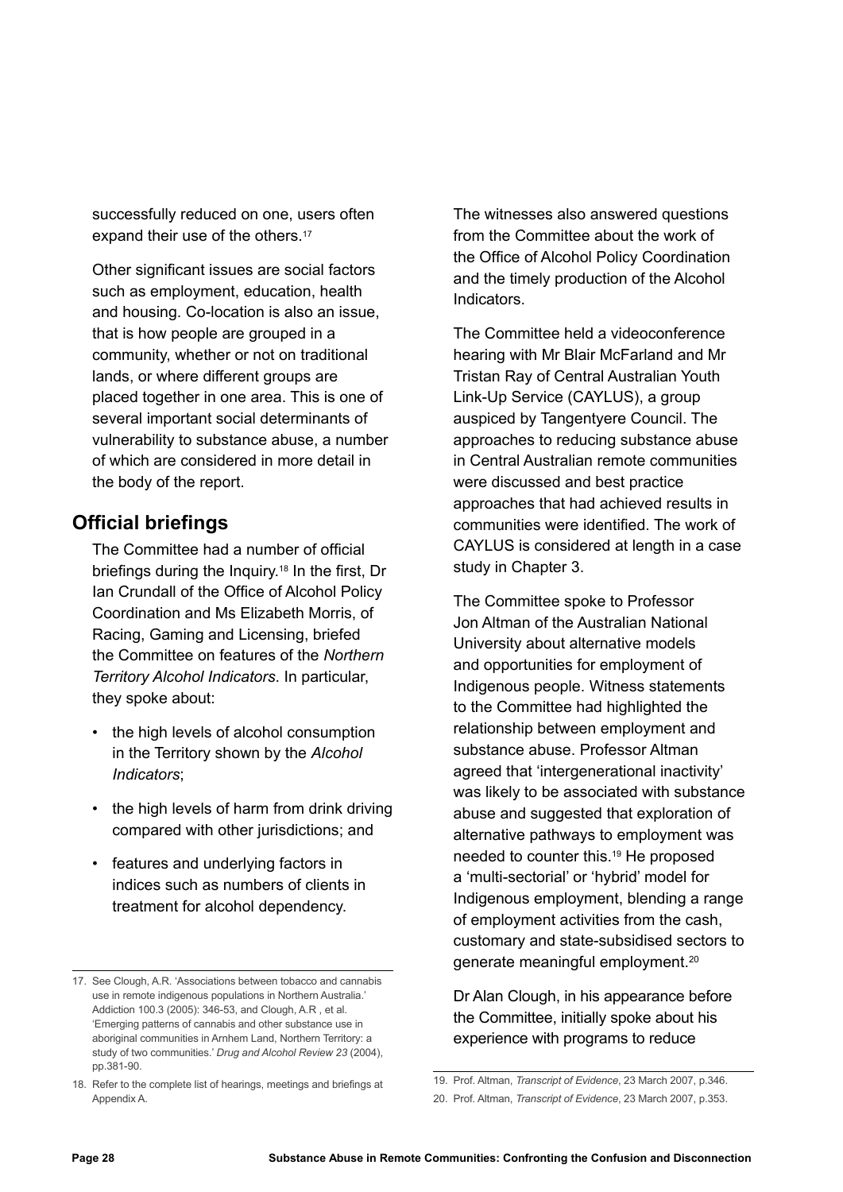successfully reduced on one, users often expand their use of the others.[17]

Other significant issues are social factors such as employment, education, health and housing. Co-location is also an issue, that is how people are grouped in a community, whether or not on traditional lands, or where different groups are placed together in one area. This is one of several important social determinants of vulnerability to substance abuse, a number of which are considered in more detail in the body of the report.

## Official briefings

The Committee had a number of official briefings during the Inquiry.[18] In the first, Dr Ian Crundall of the Office of Alcohol Policy Coordination and Ms Elizabeth Morris, of Racing, Gaming and Licensing, briefed the Committee on features of the *Northern Territory Alcohol Indicators*. In particular, they spoke about:

- the high levels of alcohol consumption in the Territory shown by the *Alcohol Indicators*;
- the high levels of harm from drink driving compared with other jurisdictions; and
- features and underlying factors in indices such as numbers of clients in treatment for alcohol dependency.

The witnesses also answered questions from the Committee about the work of the Office of Alcohol Policy Coordination and the timely production of the Alcohol Indicators.

The Committee held a videoconference hearing with Mr Blair McFarland and Mr Tristan Ray of Central Australian Youth Link-Up Service (CAYLUS), a group auspiced by Tangentyere Council. The approaches to reducing substance abuse in Central Australian remote communities were discussed and best practice approaches that had achieved results in communities were identified. The work of CAYLUS is considered at length in a case study in Chapter 3.

The Committee spoke to Professor Jon Altman of the Australian National University about alternative models and opportunities for employment of Indigenous people. Witness statements to the Committee had highlighted the relationship between employment and substance abuse. Professor Altman agreed that 'intergenerational inactivity' was likely to be associated with substance abuse and suggested that exploration of alternative pathways to employment was needed to counter this.[19] He proposed a 'multi-sectorial' or 'hybrid' model for Indigenous employment, blending a range of employment activities from the cash, customary and state-subsidised sectors to generate meaningful employment.[20]

Dr Alan Clough, in his appearance before the Committee, initially spoke about his experience with programs to reduce

17. See Clough, A.R. 'Associations between tobacco and cannabis use in remote indigenous populations in Northern Australia.' Addiction 100.3 (2005): 346-53, and Clough, A.R , et al. 'Emerging patterns of cannabis and other substance use in aboriginal communities in Arnhem Land, Northern Territory: a study of two communities.' *Drug and Alcohol Review 23* (2004), pp.381-90.

18. Refer to the complete list of hearings, meetings and briefings at Appendix A.

19. Prof. Altman, *Transcript of Evidence*, 23 March 2007, p.346.

20. Prof. Altman, *Transcript of Evidence*, 23 March 2007, p.353.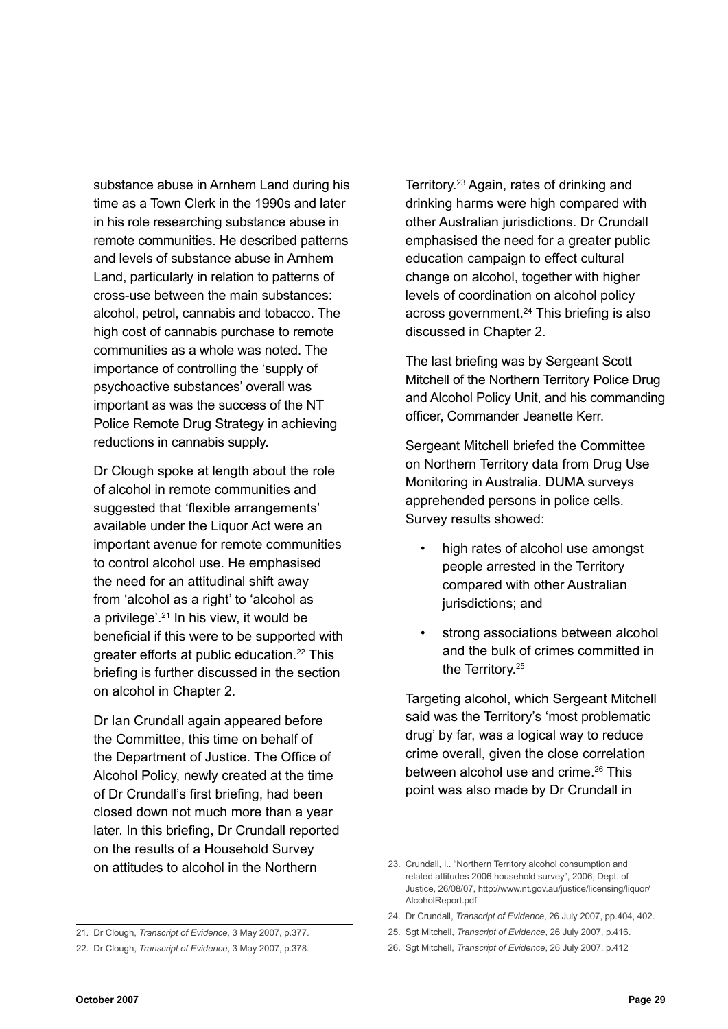substance abuse in Arnhem Land during his time as a Town Clerk in the 1990s and later in his role researching substance abuse in remote communities. He described patterns and levels of substance abuse in Arnhem Land, particularly in relation to patterns of cross-use between the main substances: alcohol, petrol, cannabis and tobacco. The high cost of cannabis purchase to remote communities as a whole was noted. The importance of controlling the 'supply of psychoactive substances' overall was important as was the success of the NT Police Remote Drug Strategy in achieving reductions in cannabis supply.

Dr Clough spoke at length about the role of alcohol in remote communities and suggested that 'flexible arrangements' available under the Liquor Act were an important avenue for remote communities to control alcohol use. He emphasised the need for an attitudinal shift away from 'alcohol as a right' to 'alcohol as a privilege'.[21] In his view, it would be beneficial if this were to be supported with greater efforts at public education.[22] This briefing is further discussed in the section on alcohol in Chapter 2.

Dr Ian Crundall again appeared before the Committee, this time on behalf of the Department of Justice. The Office of Alcohol Policy, newly created at the time of Dr Crundall's first briefing, had been closed down not much more than a year later. In this briefing, Dr Crundall reported on the results of a Household Survey on attitudes to alcohol in the Northern Territory.[23] Again, rates of drinking and drinking harms were high compared with other Australian jurisdictions. Dr Crundall emphasised the need for a greater public education campaign to effect cultural change on alcohol, together with higher levels of coordination on alcohol policy across government.[24] This briefing is also discussed in Chapter 2.

The last briefing was by Sergeant Scott Mitchell of the Northern Territory Police Drug and Alcohol Policy Unit, and his commanding officer, Commander Jeanette Kerr.

Sergeant Mitchell briefed the Committee on Northern Territory data from Drug Use Monitoring in Australia. DUMA surveys apprehended persons in police cells. Survey results showed:

- high rates of alcohol use amongst people arrested in the Territory compared with other Australian jurisdictions; and
- strong associations between alcohol and the bulk of crimes committed in the Territory.[25]

Targeting alcohol, which Sergeant Mitchell said was the Territory's 'most problematic drug' by far, was a logical way to reduce crime overall, given the close correlation between alcohol use and crime.[26] This point was also made by Dr Crundall in

---

21. Dr Clough, *Transcript of Evidence*, 3 May 2007, p.377.
22. Dr Clough, *Transcript of Evidence*, 3 May 2007, p.378.
23. Crundall, I.. "Northern Territory alcohol consumption and related attitudes 2006 household survey", 2006, Dept. of Justice, 26/08/07, http://www.nt.gov.au/justice/licensing/liquor/AlcoholReport.pdf
24. Dr Crundall, *Transcript of Evidence*, 26 July 2007, pp.404, 402.
25. Sgt Mitchell, *Transcript of Evidence*, 26 July 2007, p.416.
26. Sgt Mitchell, *Transcript of Evidence*, 26 July 2007, p.412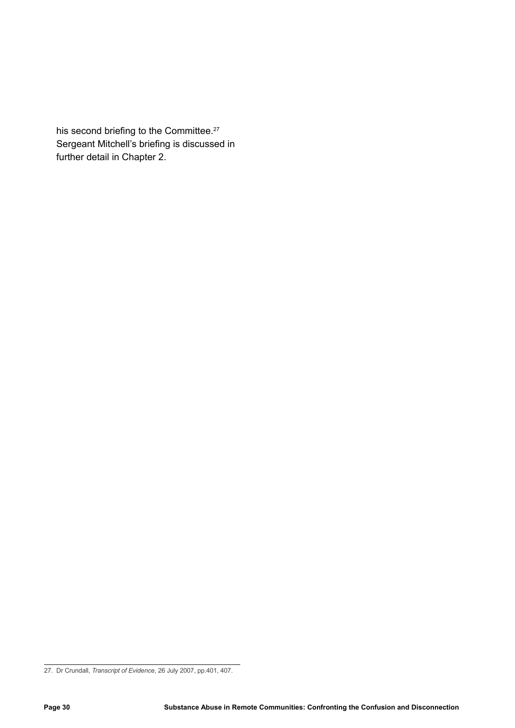his second briefing to the Committee.[27] Sergeant Mitchell's briefing is discussed in further detail in Chapter 2.

27. Dr Crundall, *Transcript of Evidence*, 26 July 2007, pp.401, 407.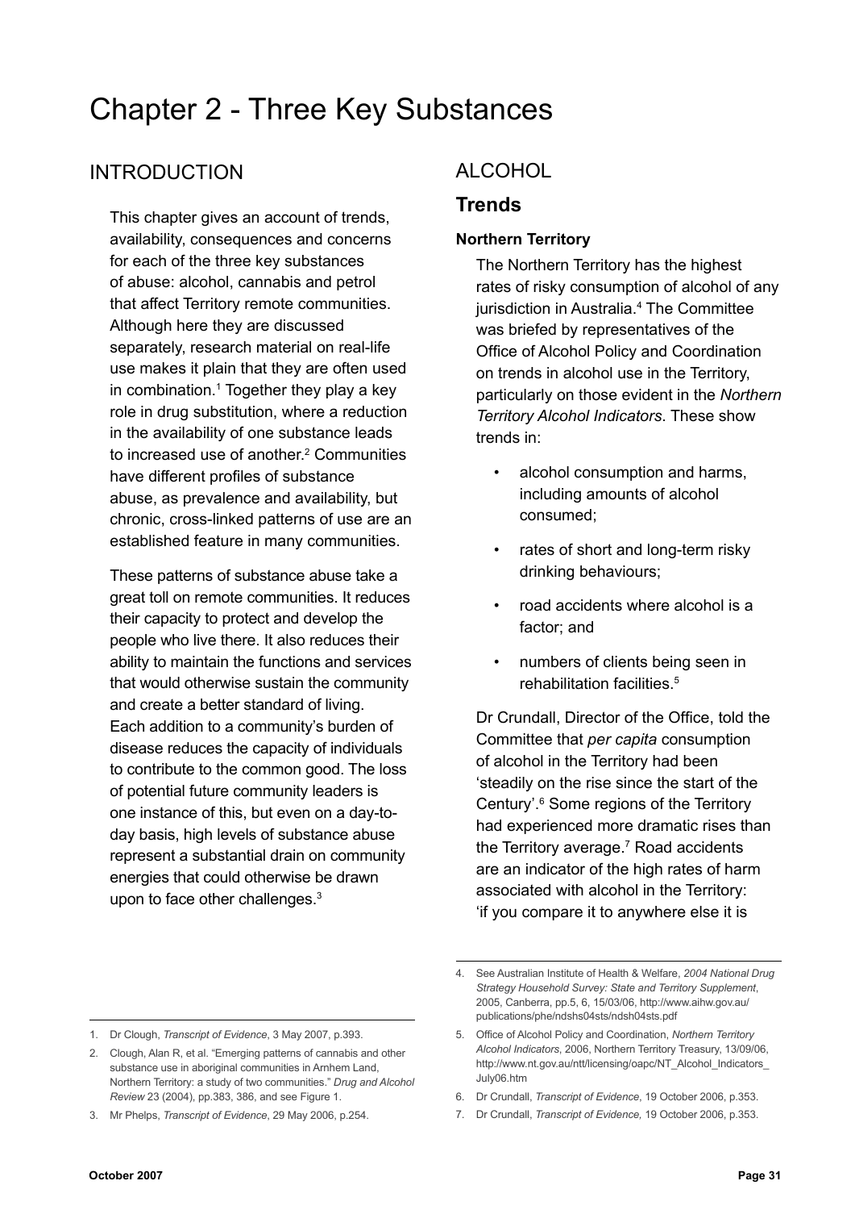# Chapter 2 - Three Key Substances

## INTRODUCTION

This chapter gives an account of trends, availability, consequences and concerns for each of the three key substances of abuse: alcohol, cannabis and petrol that affect Territory remote communities. Although here they are discussed separately, research material on real-life use makes it plain that they are often used in combination.[1] Together they play a key role in drug substitution, where a reduction in the availability of one substance leads to increased use of another.[2] Communities have different profiles of substance abuse, as prevalence and availability, but chronic, cross-linked patterns of use are an established feature in many communities.

These patterns of substance abuse take a great toll on remote communities. It reduces their capacity to protect and develop the people who live there. It also reduces their ability to maintain the functions and services that would otherwise sustain the community and create a better standard of living. Each addition to a community's burden of disease reduces the capacity of individuals to contribute to the common good. The loss of potential future community leaders is one instance of this, but even on a day-to-day basis, high levels of substance abuse represent a substantial drain on community energies that could otherwise be drawn upon to face other challenges.[3]

1. Dr Clough, *Transcript of Evidence*, 3 May 2007, p.393.
2. Clough, Alan R, et al. "Emerging patterns of cannabis and other substance use in aboriginal communities in Arnhem Land, Northern Territory: a study of two communities." *Drug and Alcohol Review* 23 (2004), pp.383, 386, and see Figure 1.
3. Mr Phelps, *Transcript of Evidence*, 29 May 2006, p.254.

## ALCOHOL

### Trends

#### Northern Territory

The Northern Territory has the highest rates of risky consumption of alcohol of any jurisdiction in Australia.[4] The Committee was briefed by representatives of the Office of Alcohol Policy and Coordination on trends in alcohol use in the Territory, particularly on those evident in the *Northern Territory Alcohol Indicators*. These show trends in:

- alcohol consumption and harms, including amounts of alcohol consumed;
- rates of short and long-term risky drinking behaviours;
- road accidents where alcohol is a factor; and
- numbers of clients being seen in rehabilitation facilities.[5]

Dr Crundall, Director of the Office, told the Committee that *per capita* consumption of alcohol in the Territory had been 'steadily on the rise since the start of the Century'.[6] Some regions of the Territory had experienced more dramatic rises than the Territory average.[7] Road accidents are an indicator of the high rates of harm associated with alcohol in the Territory: 'if you compare it to anywhere else it is

4. See Australian Institute of Health & Welfare, *2004 National Drug Strategy Household Survey: State and Territory Supplement*, 2005, Canberra, pp.5, 6, 15/03/06, http://www.aihw.gov.au/publications/phe/ndshs04sts/ndsh04sts.pdf
5. Office of Alcohol Policy and Coordination, *Northern Territory Alcohol Indicators*, 2006, Northern Territory Treasury, 13/09/06, http://www.nt.gov.au/ntt/licensing/oapc/NT_Alcohol_Indicators_July06.htm
6. Dr Crundall, *Transcript of Evidence*, 19 October 2006, p.353.
7. Dr Crundall, *Transcript of Evidence,* 19 October 2006, p.353.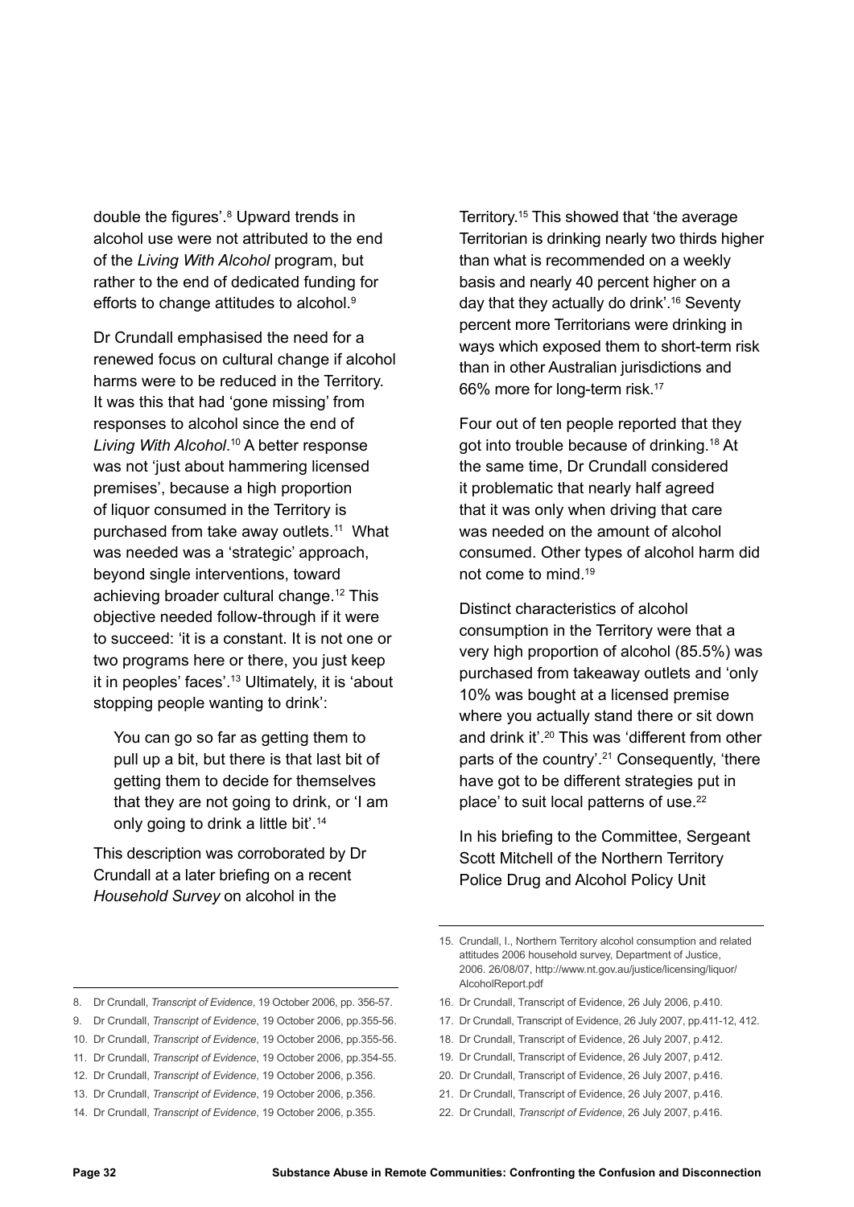double the figures'.[8] Upward trends in alcohol use were not attributed to the end of the *Living With Alcohol* program, but rather to the end of dedicated funding for efforts to change attitudes to alcohol.[9]

Dr Crundall emphasised the need for a renewed focus on cultural change if alcohol harms were to be reduced in the Territory. It was this that had 'gone missing' from responses to alcohol since the end of *Living With Alcohol*.[10] A better response was not 'just about hammering licensed premises', because a high proportion of liquor consumed in the Territory is purchased from take away outlets.[11] What was needed was a 'strategic' approach, beyond single interventions, toward achieving broader cultural change.[12] This objective needed follow-through if it were to succeed: 'it is a constant. It is not one or two programs here or there, you just keep it in peoples' faces'.[13] Ultimately, it is 'about stopping people wanting to drink':

> You can go so far as getting them to pull up a bit, but there is that last bit of getting them to decide for themselves that they are not going to drink, or 'I am only going to drink a little bit'.[14]

This description was corroborated by Dr Crundall at a later briefing on a recent *Household Survey* on alcohol in the Territory.[15] This showed that 'the average Territorian is drinking nearly two thirds higher than what is recommended on a weekly basis and nearly 40 percent higher on a day that they actually do drink'.[16] Seventy percent more Territorians were drinking in ways which exposed them to short-term risk than in other Australian jurisdictions and 66% more for long-term risk.[17]

Four out of ten people reported that they got into trouble because of drinking.[18] At the same time, Dr Crundall considered it problematic that nearly half agreed that it was only when driving that care was needed on the amount of alcohol consumed. Other types of alcohol harm did not come to mind.[19]

Distinct characteristics of alcohol consumption in the Territory were that a very high proportion of alcohol (85.5%) was purchased from takeaway outlets and 'only 10% was bought at a licensed premise where you actually stand there or sit down and drink it'.[20] This was 'different from other parts of the country'.[21] Consequently, 'there have got to be different strategies put in place' to suit local patterns of use.[22]

In his briefing to the Committee, Sergeant Scott Mitchell of the Northern Territory Police Drug and Alcohol Policy Unit

---

8. Dr Crundall, *Transcript of Evidence*, 19 October 2006, pp. 356-57.
9. Dr Crundall, *Transcript of Evidence*, 19 October 2006, pp.355-56.
10. Dr Crundall, *Transcript of Evidence*, 19 October 2006, pp.355-56.
11. Dr Crundall, *Transcript of Evidence*, 19 October 2006, pp.354-55.
12. Dr Crundall, *Transcript of Evidence*, 19 October 2006, p.356.
13. Dr Crundall, *Transcript of Evidence*, 19 October 2006, p.356.
14. Dr Crundall, *Transcript of Evidence*, 19 October 2006, p.355.
15. Crundall, I., Northern Territory alcohol consumption and related attitudes 2006 household survey, Department of Justice, 2006. 26/08/07, http://www.nt.gov.au/justice/licensing/liquor/AlcoholReport.pdf
16. Dr Crundall, Transcript of Evidence, 26 July 2006, p.410.
17. Dr Crundall, Transcript of Evidence, 26 July 2007, pp.411-12, 412.
18. Dr Crundall, Transcript of Evidence, 26 July 2007, p.412.
19. Dr Crundall, Transcript of Evidence, 26 July 2007, p.412.
20. Dr Crundall, Transcript of Evidence, 26 July 2007, p.416.
21. Dr Crundall, Transcript of Evidence, 26 July 2007, p.416.
22. Dr Crundall, *Transcript of Evidence*, 26 July 2007, p.416.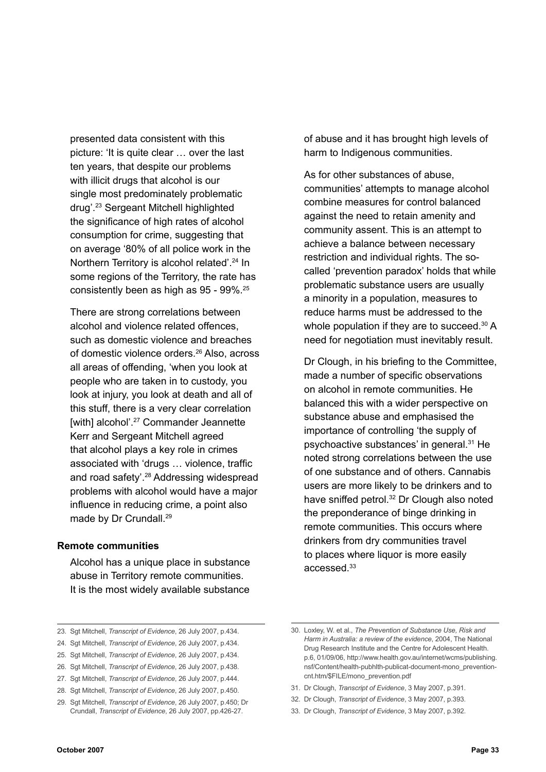presented data consistent with this picture: 'It is quite clear … over the last ten years, that despite our problems with illicit drugs that alcohol is our single most predominately problematic drug'.[23] Sergeant Mitchell highlighted the significance of high rates of alcohol consumption for crime, suggesting that on average '80% of all police work in the Northern Territory is alcohol related'.[24] In some regions of the Territory, the rate has consistently been as high as 95 - 99%.[25]

There are strong correlations between alcohol and violence related offences, such as domestic violence and breaches of domestic violence orders.[26] Also, across all areas of offending, 'when you look at people who are taken in to custody, you look at injury, you look at death and all of this stuff, there is a very clear correlation [with] alcohol'.[27] Commander Jeannette Kerr and Sergeant Mitchell agreed that alcohol plays a key role in crimes associated with 'drugs … violence, traffic and road safety'.[28] Addressing widespread problems with alcohol would have a major influence in reducing crime, a point also made by Dr Crundall.[29]

**Remote communities**

Alcohol has a unique place in substance abuse in Territory remote communities. It is the most widely available substance of abuse and it has brought high levels of harm to Indigenous communities.

As for other substances of abuse, communities' attempts to manage alcohol combine measures for control balanced against the need to retain amenity and community assent. This is an attempt to achieve a balance between necessary restriction and individual rights. The so-called 'prevention paradox' holds that while problematic substance users are usually a minority in a population, measures to reduce harms must be addressed to the whole population if they are to succeed.[30] A need for negotiation must inevitably result.

Dr Clough, in his briefing to the Committee, made a number of specific observations on alcohol in remote communities. He balanced this with a wider perspective on substance abuse and emphasised the importance of controlling 'the supply of psychoactive substances' in general.[31] He noted strong correlations between the use of one substance and of others. Cannabis users are more likely to be drinkers and to have sniffed petrol.[32] Dr Clough also noted the preponderance of binge drinking in remote communities. This occurs where drinkers from dry communities travel to places where liquor is more easily accessed.[33]

---

23. Sgt Mitchell, *Transcript of Evidence*, 26 July 2007, p.434.
24. Sgt Mitchell, *Transcript of Evidence*, 26 July 2007, p.434.
25. Sgt Mitchell, *Transcript of Evidence*, 26 July 2007, p.434.
26. Sgt Mitchell, *Transcript of Evidence*, 26 July 2007, p.438.
27. Sgt Mitchell, *Transcript of Evidence*, 26 July 2007, p.444.
28. Sgt Mitchell, *Transcript of Evidence*, 26 July 2007, p.450.
29. Sgt Mitchell, *Transcript of Evidence*, 26 July 2007, p.450; Dr Crundall, *Transcript of Evidence*, 26 July 2007, pp.426-27.
30. Loxley, W. et al., *The Prevention of Substance Use, Risk and Harm in Australia: a review of the evidence*, 2004, The National Drug Research Institute and the Centre for Adolescent Health. p.6, 01/09/06, http://www.health.gov.au/internet/wcms/publishing.nsf/Content/health-pubhlth-publicat-document-mono_prevention-cnt.htm/$FILE/mono_prevention.pdf
31. Dr Clough, *Transcript of Evidence*, 3 May 2007, p.391.
32. Dr Clough, *Transcript of Evidence*, 3 May 2007, p.393.
33. Dr Clough, *Transcript of Evidence*, 3 May 2007, p.392.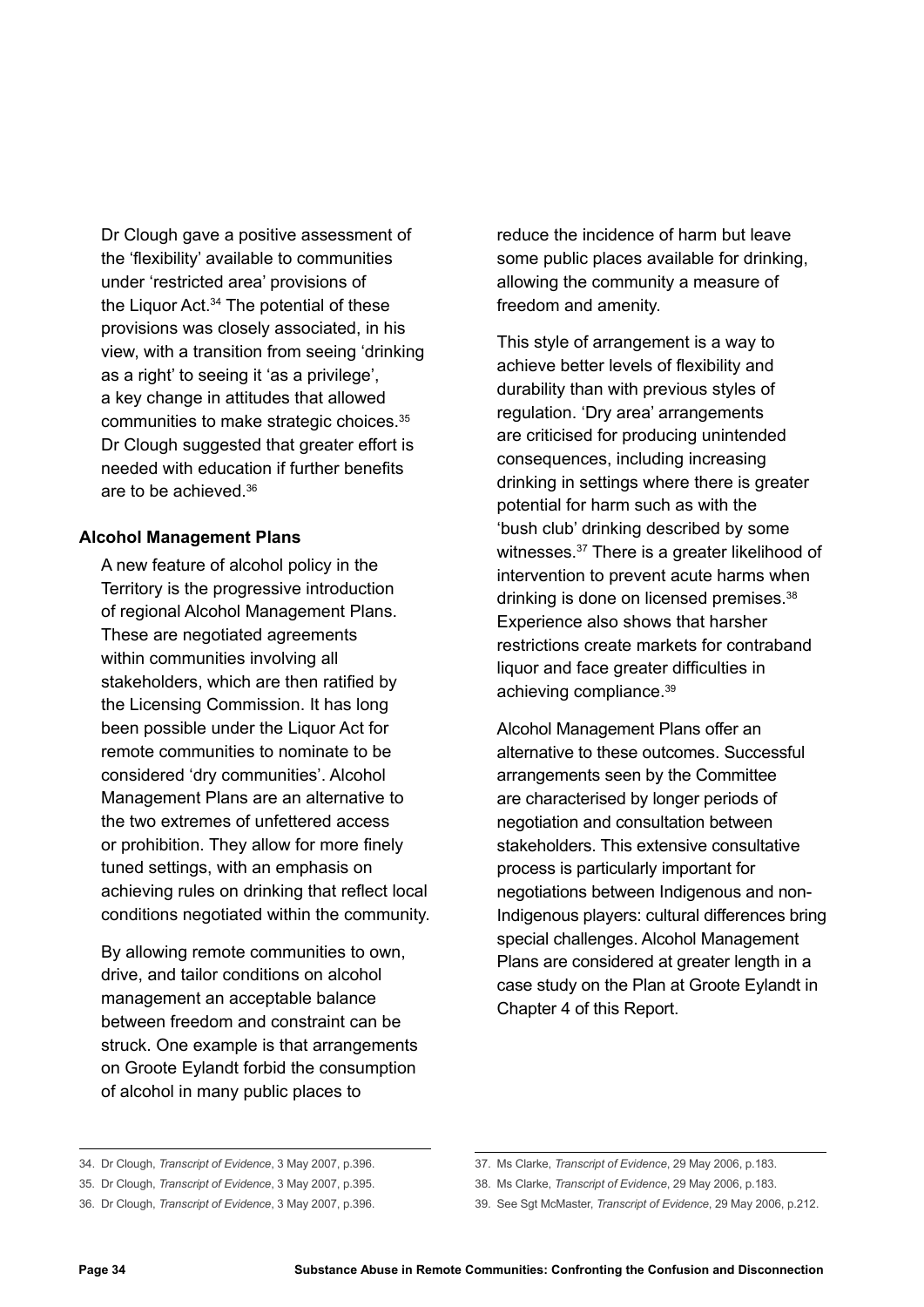Dr Clough gave a positive assessment of the 'flexibility' available to communities under 'restricted area' provisions of the Liquor Act.[34] The potential of these provisions was closely associated, in his view, with a transition from seeing 'drinking as a right' to seeing it 'as a privilege', a key change in attitudes that allowed communities to make strategic choices.[35] Dr Clough suggested that greater effort is needed with education if further benefits are to be achieved.[36]

### Alcohol Management Plans

A new feature of alcohol policy in the Territory is the progressive introduction of regional Alcohol Management Plans. These are negotiated agreements within communities involving all stakeholders, which are then ratified by the Licensing Commission. It has long been possible under the Liquor Act for remote communities to nominate to be considered 'dry communities'. Alcohol Management Plans are an alternative to the two extremes of unfettered access or prohibition. They allow for more finely tuned settings, with an emphasis on achieving rules on drinking that reflect local conditions negotiated within the community.

By allowing remote communities to own, drive, and tailor conditions on alcohol management an acceptable balance between freedom and constraint can be struck. One example is that arrangements on Groote Eylandt forbid the consumption of alcohol in many public places to reduce the incidence of harm but leave some public places available for drinking, allowing the community a measure of freedom and amenity.

This style of arrangement is a way to achieve better levels of flexibility and durability than with previous styles of regulation. 'Dry area' arrangements are criticised for producing unintended consequences, including increasing drinking in settings where there is greater potential for harm such as with the 'bush club' drinking described by some witnesses.[37] There is a greater likelihood of intervention to prevent acute harms when drinking is done on licensed premises.[38] Experience also shows that harsher restrictions create markets for contraband liquor and face greater difficulties in achieving compliance.[39]

Alcohol Management Plans offer an alternative to these outcomes. Successful arrangements seen by the Committee are characterised by longer periods of negotiation and consultation between stakeholders. This extensive consultative process is particularly important for negotiations between Indigenous and non-Indigenous players: cultural differences bring special challenges. Alcohol Management Plans are considered at greater length in a case study on the Plan at Groote Eylandt in Chapter 4 of this Report.

---

34. Dr Clough, *Transcript of Evidence*, 3 May 2007, p.396.
35. Dr Clough, *Transcript of Evidence*, 3 May 2007, p.395.
36. Dr Clough, *Transcript of Evidence*, 3 May 2007, p.396.
37. Ms Clarke, *Transcript of Evidence*, 29 May 2006, p.183.
38. Ms Clarke, *Transcript of Evidence*, 29 May 2006, p.183.
39. See Sgt McMaster, *Transcript of Evidence*, 29 May 2006, p.212.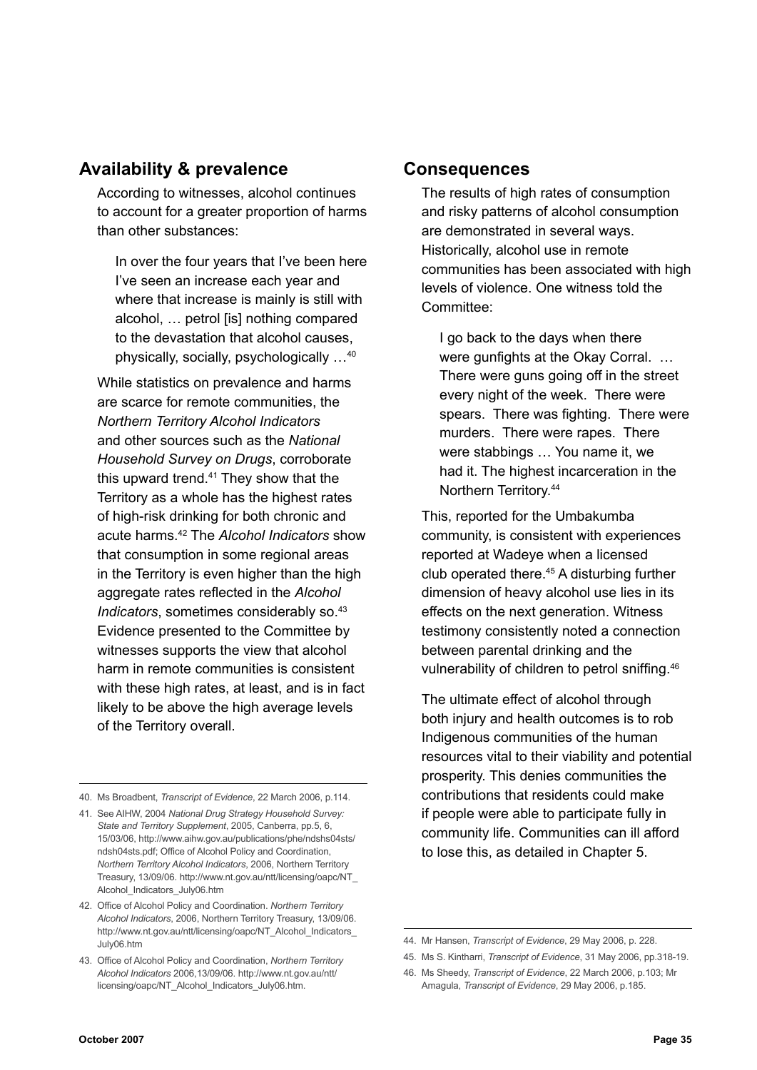## Availability & prevalence

According to witnesses, alcohol continues to account for a greater proportion of harms than other substances:

> In over the four years that I've been here I've seen an increase each year and where that increase is mainly is still with alcohol, … petrol [is] nothing compared to the devastation that alcohol causes, physically, socially, psychologically …[40]

While statistics on prevalence and harms are scarce for remote communities, the *Northern Territory Alcohol Indicators* and other sources such as the *National Household Survey on Drugs*, corroborate this upward trend.[41] They show that the Territory as a whole has the highest rates of high-risk drinking for both chronic and acute harms.[42] The *Alcohol Indicators* show that consumption in some regional areas in the Territory is even higher than the high aggregate rates reflected in the *Alcohol Indicators*, sometimes considerably so.[43] Evidence presented to the Committee by witnesses supports the view that alcohol harm in remote communities is consistent with these high rates, at least, and is in fact likely to be above the high average levels of the Territory overall.

40. Ms Broadbent, *Transcript of Evidence*, 22 March 2006, p.114.

41. See AIHW, 2004 *National Drug Strategy Household Survey: State and Territory Supplement*, 2005, Canberra, pp.5, 6, 15/03/06, http://www.aihw.gov.au/publications/phe/ndshs04sts/ndsh04sts.pdf; Office of Alcohol Policy and Coordination, *Northern Territory Alcohol Indicators*, 2006, Northern Territory Treasury, 13/09/06. http://www.nt.gov.au/ntt/licensing/oapc/NT_Alcohol_Indicators_July06.htm

42. Office of Alcohol Policy and Coordination. *Northern Territory Alcohol Indicators*, 2006, Northern Territory Treasury, 13/09/06. http://www.nt.gov.au/ntt/licensing/oapc/NT_Alcohol_Indicators_July06.htm

43. Office of Alcohol Policy and Coordination, *Northern Territory Alcohol Indicators* 2006,13/09/06. http://www.nt.gov.au/ntt/licensing/oapc/NT_Alcohol_Indicators_July06.htm.

## Consequences

The results of high rates of consumption and risky patterns of alcohol consumption are demonstrated in several ways. Historically, alcohol use in remote communities has been associated with high levels of violence. One witness told the Committee:

> I go back to the days when there were gunfights at the Okay Corral. … There were guns going off in the street every night of the week. There were spears. There was fighting. There were murders. There were rapes. There were stabbings … You name it, we had it. The highest incarceration in the Northern Territory.[44]

This, reported for the Umbakumba community, is consistent with experiences reported at Wadeye when a licensed club operated there.[45] A disturbing further dimension of heavy alcohol use lies in its effects on the next generation. Witness testimony consistently noted a connection between parental drinking and the vulnerability of children to petrol sniffing.[46]

The ultimate effect of alcohol through both injury and health outcomes is to rob Indigenous communities of the human resources vital to their viability and potential prosperity. This denies communities the contributions that residents could make if people were able to participate fully in community life. Communities can ill afford to lose this, as detailed in Chapter 5.

44. Mr Hansen, *Transcript of Evidence*, 29 May 2006, p. 228.

45. Ms S. Kintharri, *Transcript of Evidence*, 31 May 2006, pp.318-19.

46. Ms Sheedy, *Transcript of Evidence*, 22 March 2006, p.103; Mr Amagula, *Transcript of Evidence*, 29 May 2006, p.185.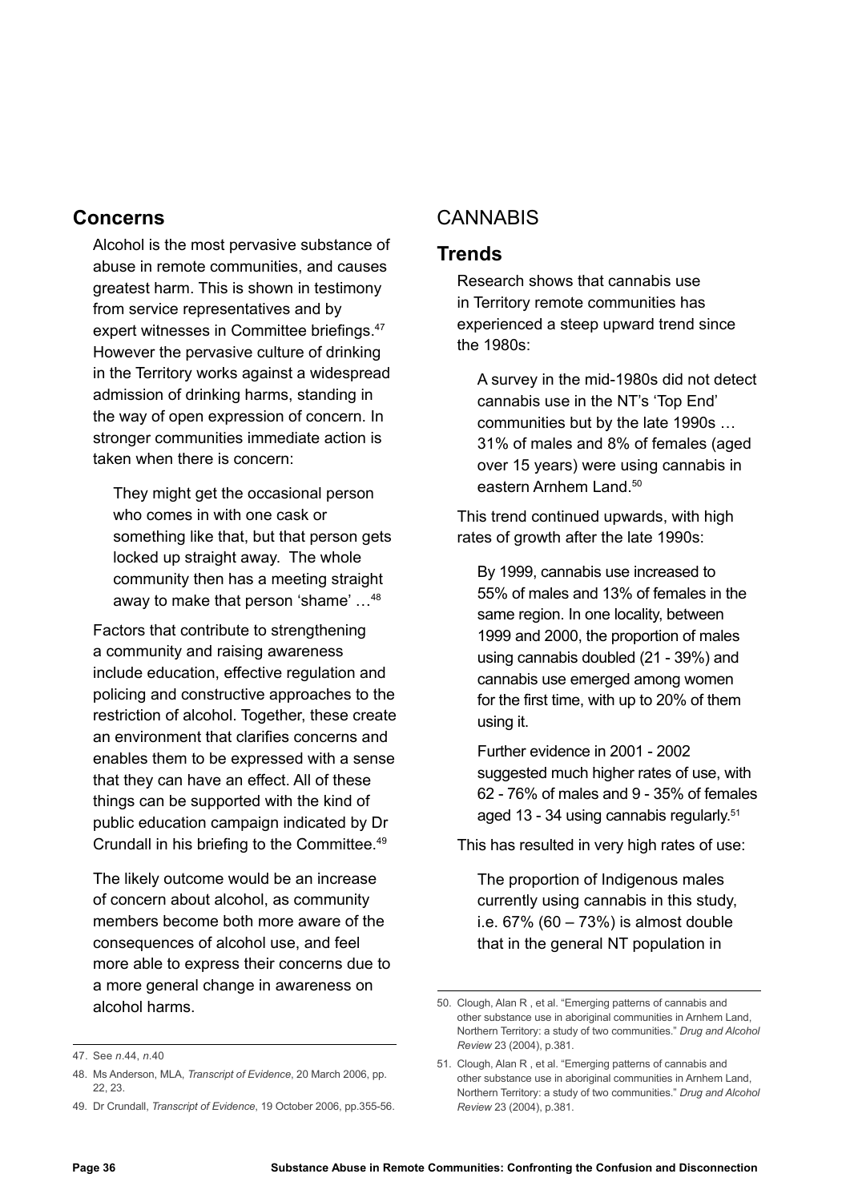## Concerns

Alcohol is the most pervasive substance of abuse in remote communities, and causes greatest harm. This is shown in testimony from service representatives and by expert witnesses in Committee briefings.[47] However the pervasive culture of drinking in the Territory works against a widespread admission of drinking harms, standing in the way of open expression of concern. In stronger communities immediate action is taken when there is concern:

> They might get the occasional person who comes in with one cask or something like that, but that person gets locked up straight away. The whole community then has a meeting straight away to make that person 'shame' …[48]

Factors that contribute to strengthening a community and raising awareness include education, effective regulation and policing and constructive approaches to the restriction of alcohol. Together, these create an environment that clarifies concerns and enables them to be expressed with a sense that they can have an effect. All of these things can be supported with the kind of public education campaign indicated by Dr Crundall in his briefing to the Committee.[49]

The likely outcome would be an increase of concern about alcohol, as community members become both more aware of the consequences of alcohol use, and feel more able to express their concerns due to a more general change in awareness on alcohol harms.

47. See *n*.44, *n*.40

48. Ms Anderson, MLA, *Transcript of Evidence*, 20 March 2006, pp. 22, 23.

49. Dr Crundall, *Transcript of Evidence*, 19 October 2006, pp.355-56.

# CANNABIS

## Trends

Research shows that cannabis use in Territory remote communities has experienced a steep upward trend since the 1980s:

> A survey in the mid-1980s did not detect cannabis use in the NT's 'Top End' communities but by the late 1990s … 31% of males and 8% of females (aged over 15 years) were using cannabis in eastern Arnhem Land.[50]

This trend continued upwards, with high rates of growth after the late 1990s:

> By 1999, cannabis use increased to 55% of males and 13% of females in the same region. In one locality, between 1999 and 2000, the proportion of males using cannabis doubled (21 - 39%) and cannabis use emerged among women for the first time, with up to 20% of them using it.
>
> Further evidence in 2001 - 2002 suggested much higher rates of use, with 62 - 76% of males and 9 - 35% of females aged 13 - 34 using cannabis regularly.[51]

This has resulted in very high rates of use:

> The proportion of Indigenous males currently using cannabis in this study, i.e. 67% (60 – 73%) is almost double that in the general NT population in

50. Clough, Alan R , et al. "Emerging patterns of cannabis and other substance use in aboriginal communities in Arnhem Land, Northern Territory: a study of two communities." *Drug and Alcohol Review* 23 (2004), p.381.

51. Clough, Alan R , et al. "Emerging patterns of cannabis and other substance use in aboriginal communities in Arnhem Land, Northern Territory: a study of two communities." *Drug and Alcohol Review* 23 (2004), p.381.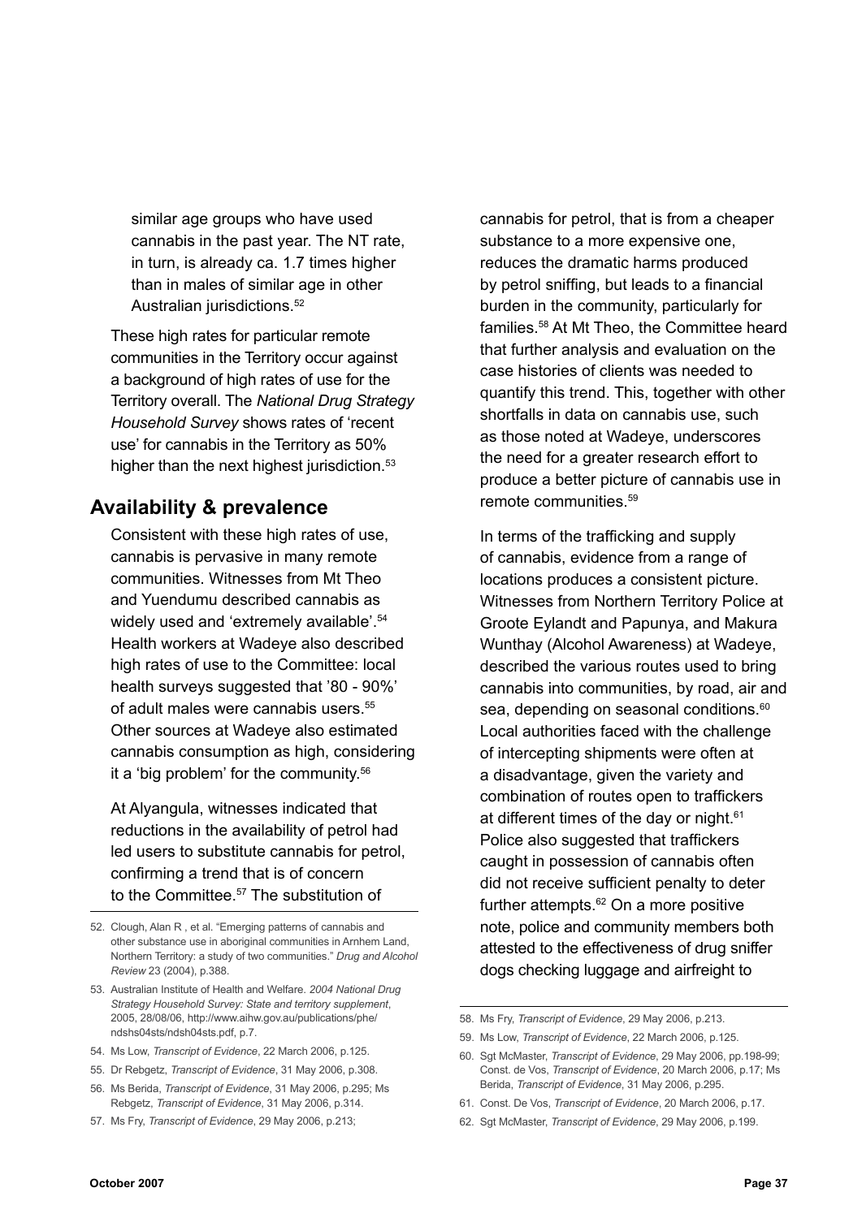similar age groups who have used cannabis in the past year. The NT rate, in turn, is already ca. 1.7 times higher than in males of similar age in other Australian jurisdictions.[52]

These high rates for particular remote communities in the Territory occur against a background of high rates of use for the Territory overall. The *National Drug Strategy Household Survey* shows rates of 'recent use' for cannabis in the Territory as 50% higher than the next highest jurisdiction.[53]

## Availability & prevalence

Consistent with these high rates of use, cannabis is pervasive in many remote communities. Witnesses from Mt Theo and Yuendumu described cannabis as widely used and 'extremely available'.[54] Health workers at Wadeye also described high rates of use to the Committee: local health surveys suggested that '80 - 90%' of adult males were cannabis users.[55] Other sources at Wadeye also estimated cannabis consumption as high, considering it a 'big problem' for the community.[56]

At Alyangula, witnesses indicated that reductions in the availability of petrol had led users to substitute cannabis for petrol, confirming a trend that is of concern to the Committee.[57] The substitution of cannabis for petrol, that is from a cheaper substance to a more expensive one, reduces the dramatic harms produced by petrol sniffing, but leads to a financial burden in the community, particularly for families.[58] At Mt Theo, the Committee heard that further analysis and evaluation on the case histories of clients was needed to quantify this trend. This, together with other shortfalls in data on cannabis use, such as those noted at Wadeye, underscores the need for a greater research effort to produce a better picture of cannabis use in remote communities.[59]

In terms of the trafficking and supply of cannabis, evidence from a range of locations produces a consistent picture. Witnesses from Northern Territory Police at Groote Eylandt and Papunya, and Makura Wunthay (Alcohol Awareness) at Wadeye, described the various routes used to bring cannabis into communities, by road, air and sea, depending on seasonal conditions.[60] Local authorities faced with the challenge of intercepting shipments were often at a disadvantage, given the variety and combination of routes open to traffickers at different times of the day or night.[61] Police also suggested that traffickers caught in possession of cannabis often did not receive sufficient penalty to deter further attempts.[62] On a more positive note, police and community members both attested to the effectiveness of drug sniffer dogs checking luggage and airfreight to

---

52. Clough, Alan R , et al. "Emerging patterns of cannabis and other substance use in aboriginal communities in Arnhem Land, Northern Territory: a study of two communities." *Drug and Alcohol Review* 23 (2004), p.388.
53. Australian Institute of Health and Welfare. *2004 National Drug Strategy Household Survey: State and territory supplement*, 2005, 28/08/06, http://www.aihw.gov.au/publications/phe/ndshs04sts/ndsh04sts.pdf, p.7.
54. Ms Low, *Transcript of Evidence*, 22 March 2006, p.125.
55. Dr Rebgetz, *Transcript of Evidence*, 31 May 2006, p.308.
56. Ms Berida, *Transcript of Evidence*, 31 May 2006, p.295; Ms Rebgetz, *Transcript of Evidence*, 31 May 2006, p.314.
57. Ms Fry, *Transcript of Evidence*, 29 May 2006, p.213;
58. Ms Fry, *Transcript of Evidence*, 29 May 2006, p.213.
59. Ms Low, *Transcript of Evidence*, 22 March 2006, p.125.
60. Sgt McMaster, *Transcript of Evidence*, 29 May 2006, pp.198-99; Const. de Vos, *Transcript of Evidence*, 20 March 2006, p.17; Ms Berida, *Transcript of Evidence*, 31 May 2006, p.295.
61. Const. De Vos, *Transcript of Evidence*, 20 March 2006, p.17.
62. Sgt McMaster, *Transcript of Evidence*, 29 May 2006, p.199.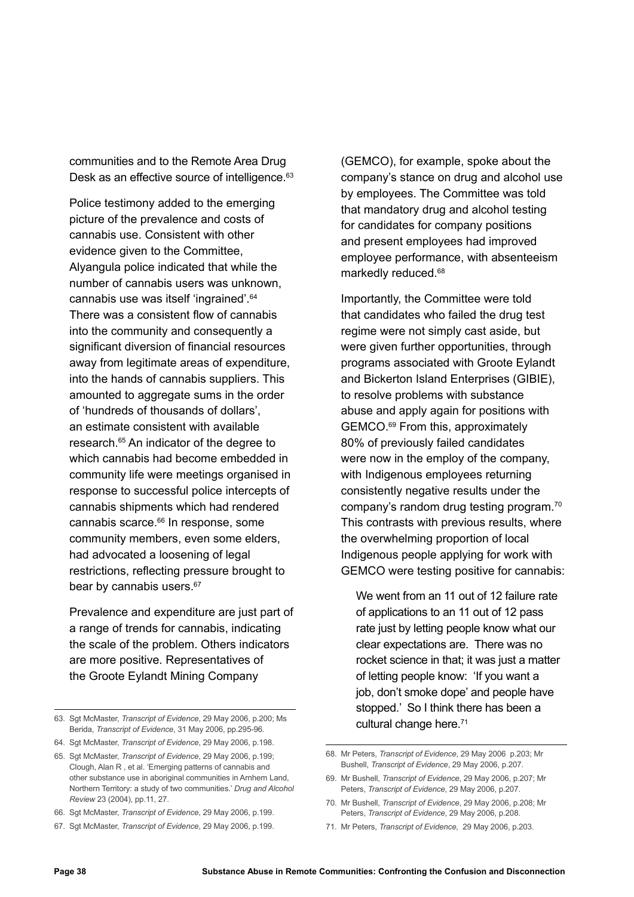communities and to the Remote Area Drug Desk as an effective source of intelligence.[63]

Police testimony added to the emerging picture of the prevalence and costs of cannabis use. Consistent with other evidence given to the Committee, Alyangula police indicated that while the number of cannabis users was unknown, cannabis use was itself 'ingrained'.[64] There was a consistent flow of cannabis into the community and consequently a significant diversion of financial resources away from legitimate areas of expenditure, into the hands of cannabis suppliers. This amounted to aggregate sums in the order of 'hundreds of thousands of dollars', an estimate consistent with available research.[65] An indicator of the degree to which cannabis had become embedded in community life were meetings organised in response to successful police intercepts of cannabis shipments which had rendered cannabis scarce.[66] In response, some community members, even some elders, had advocated a loosening of legal restrictions, reflecting pressure brought to bear by cannabis users.[67]

Prevalence and expenditure are just part of a range of trends for cannabis, indicating the scale of the problem. Others indicators are more positive. Representatives of the Groote Eylandt Mining Company (GEMCO), for example, spoke about the company's stance on drug and alcohol use by employees. The Committee was told that mandatory drug and alcohol testing for candidates for company positions and present employees had improved employee performance, with absenteeism markedly reduced.[68]

Importantly, the Committee were told that candidates who failed the drug test regime were not simply cast aside, but were given further opportunities, through programs associated with Groote Eylandt and Bickerton Island Enterprises (GIBIE), to resolve problems with substance abuse and apply again for positions with GEMCO.[69] From this, approximately 80% of previously failed candidates were now in the employ of the company, with Indigenous employees returning consistently negative results under the company's random drug testing program.[70] This contrasts with previous results, where the overwhelming proportion of local Indigenous people applying for work with GEMCO were testing positive for cannabis:

> We went from an 11 out of 12 failure rate of applications to an 11 out of 12 pass rate just by letting people know what our clear expectations are. There was no rocket science in that; it was just a matter of letting people know: 'If you want a job, don't smoke dope' and people have stopped.' So I think there has been a cultural change here.[71]

---

63. Sgt McMaster, *Transcript of Evidence*, 29 May 2006, p.200; Ms Berida, *Transcript of Evidence*, 31 May 2006, pp.295-96.
64. Sgt McMaster, *Transcript of Evidence*, 29 May 2006, p.198.
65. Sgt McMaster, *Transcript of Evidence*, 29 May 2006, p.199; Clough, Alan R , et al. 'Emerging patterns of cannabis and other substance use in aboriginal communities in Arnhem Land, Northern Territory: a study of two communities.' *Drug and Alcohol Review* 23 (2004), pp.11, 27.
66. Sgt McMaster, *Transcript of Evidence*, 29 May 2006, p.199.
67. Sgt McMaster, *Transcript of Evidence*, 29 May 2006, p.199.
68. Mr Peters, *Transcript of Evidence*, 29 May 2006 p.203; Mr Bushell, *Transcript of Evidence*, 29 May 2006, p.207.
69. Mr Bushell, *Transcript of Evidence*, 29 May 2006, p.207; Mr Peters, *Transcript of Evidence*, 29 May 2006, p.207.
70. Mr Bushell, *Transcript of Evidence*, 29 May 2006, p.208; Mr Peters, *Transcript of Evidence*, 29 May 2006, p.208.
71. Mr Peters, *Transcript of Evidence,* 29 May 2006, p.203.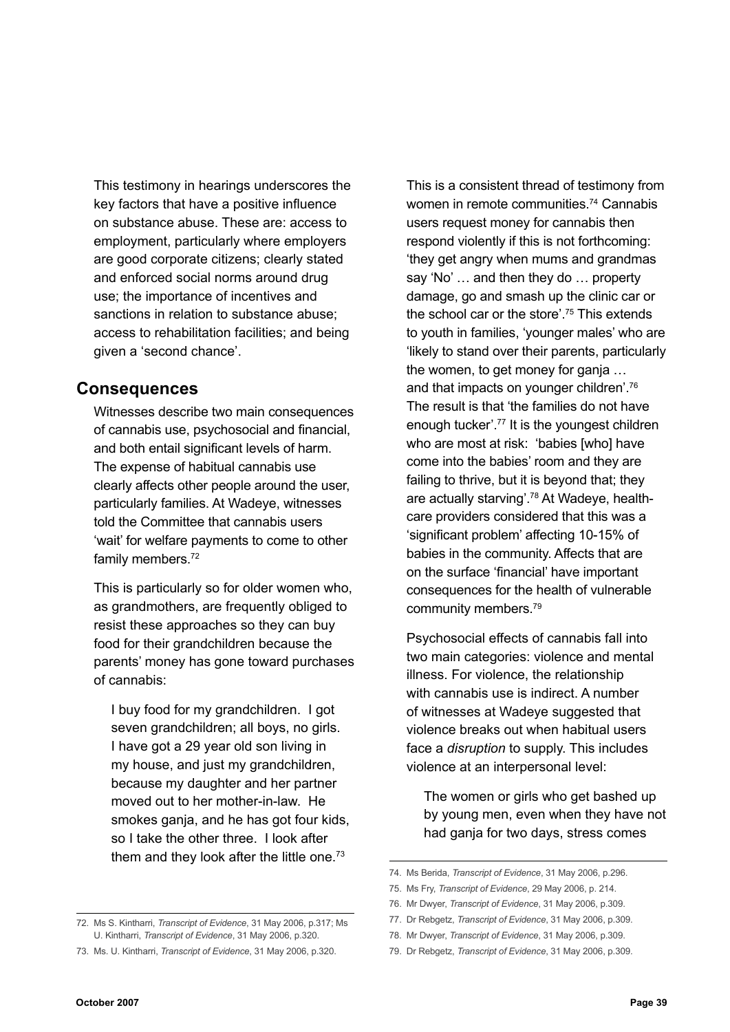This testimony in hearings underscores the key factors that have a positive influence on substance abuse. These are: access to employment, particularly where employers are good corporate citizens; clearly stated and enforced social norms around drug use; the importance of incentives and sanctions in relation to substance abuse; access to rehabilitation facilities; and being given a 'second chance'.

## Consequences

Witnesses describe two main consequences of cannabis use, psychosocial and financial, and both entail significant levels of harm. The expense of habitual cannabis use clearly affects other people around the user, particularly families. At Wadeye, witnesses told the Committee that cannabis users 'wait' for welfare payments to come to other family members.[72]

This is particularly so for older women who, as grandmothers, are frequently obliged to resist these approaches so they can buy food for their grandchildren because the parents' money has gone toward purchases of cannabis:

> I buy food for my grandchildren. I got seven grandchildren; all boys, no girls. I have got a 29 year old son living in my house, and just my grandchildren, because my daughter and her partner moved out to her mother-in-law. He smokes ganja, and he has got four kids, so I take the other three. I look after them and they look after the little one.[73]

This is a consistent thread of testimony from women in remote communities.[74] Cannabis users request money for cannabis then respond violently if this is not forthcoming: 'they get angry when mums and grandmas say 'No' … and then they do … property damage, go and smash up the clinic car or the school car or the store'.[75] This extends to youth in families, 'younger males' who are 'likely to stand over their parents, particularly the women, to get money for ganja … and that impacts on younger children'.[76] The result is that 'the families do not have enough tucker'.[77] It is the youngest children who are most at risk: 'babies [who] have come into the babies' room and they are failing to thrive, but it is beyond that; they are actually starving'.[78] At Wadeye, health-care providers considered that this was a 'significant problem' affecting 10-15% of babies in the community. Affects that are on the surface 'financial' have important consequences for the health of vulnerable community members.[79]

Psychosocial effects of cannabis fall into two main categories: violence and mental illness. For violence, the relationship with cannabis use is indirect. A number of witnesses at Wadeye suggested that violence breaks out when habitual users face a *disruption* to supply. This includes violence at an interpersonal level:

> The women or girls who get bashed up by young men, even when they have not had ganja for two days, stress comes

---

72. Ms S. Kintharri, *Transcript of Evidence*, 31 May 2006, p.317; Ms U. Kintharri, *Transcript of Evidence*, 31 May 2006, p.320.
73. Ms. U. Kintharri, *Transcript of Evidence*, 31 May 2006, p.320.
74. Ms Berida, *Transcript of Evidence*, 31 May 2006, p.296.
75. Ms Fry, *Transcript of Evidence*, 29 May 2006, p. 214.
76. Mr Dwyer, *Transcript of Evidence*, 31 May 2006, p.309.
77. Dr Rebgetz, *Transcript of Evidence*, 31 May 2006, p.309.
78. Mr Dwyer, *Transcript of Evidence*, 31 May 2006, p.309.
79. Dr Rebgetz, *Transcript of Evidence*, 31 May 2006, p.309.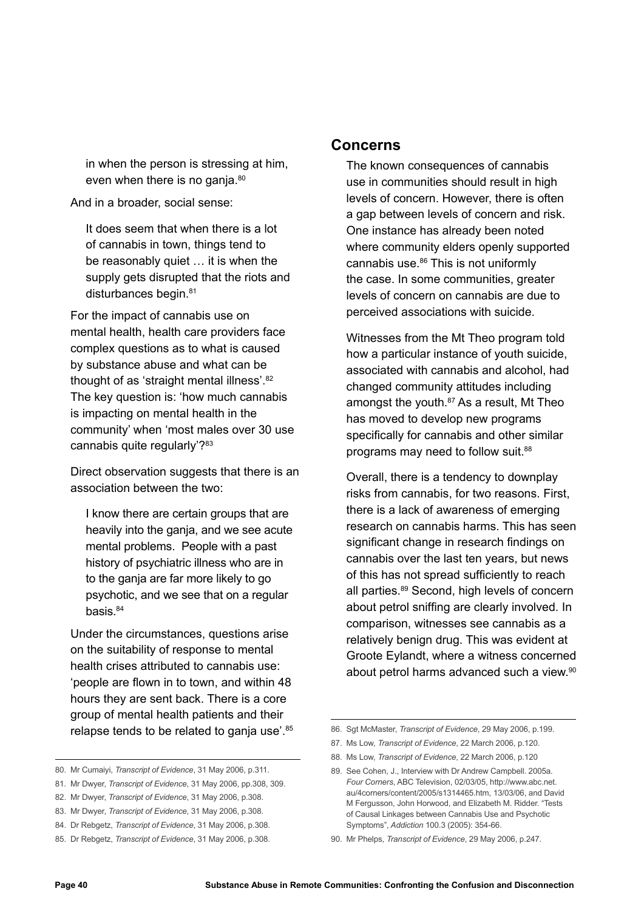> in when the person is stressing at him, even when there is no ganja.[80]

And in a broader, social sense:

> It does seem that when there is a lot of cannabis in town, things tend to be reasonably quiet … it is when the supply gets disrupted that the riots and disturbances begin.[81]

For the impact of cannabis use on mental health, health care providers face complex questions as to what is caused by substance abuse and what can be thought of as 'straight mental illness'.[82] The key question is: 'how much cannabis is impacting on mental health in the community' when 'most males over 30 use cannabis quite regularly'?[83]

Direct observation suggests that there is an association between the two:

> I know there are certain groups that are heavily into the ganja, and we see acute mental problems. People with a past history of psychiatric illness who are in to the ganja are far more likely to go psychotic, and we see that on a regular basis.[84]

Under the circumstances, questions arise on the suitability of response to mental health crises attributed to cannabis use: 'people are flown in to town, and within 48 hours they are sent back. There is a core group of mental health patients and their relapse tends to be related to ganja use'.[85]

80. Mr Cumaiyi, *Transcript of Evidence*, 31 May 2006, p.311.
81. Mr Dwyer, *Transcript of Evidence*, 31 May 2006, pp.308, 309.
82. Mr Dwyer, *Transcript of Evidence*, 31 May 2006, p.308.
83. Mr Dwyer, *Transcript of Evidence*, 31 May 2006, p.308.
84. Dr Rebgetz, *Transcript of Evidence*, 31 May 2006, p.308.
85. Dr Rebgetz, *Transcript of Evidence*, 31 May 2006, p.308.

## Concerns

The known consequences of cannabis use in communities should result in high levels of concern. However, there is often a gap between levels of concern and risk. One instance has already been noted where community elders openly supported cannabis use.[86] This is not uniformly the case. In some communities, greater levels of concern on cannabis are due to perceived associations with suicide.

Witnesses from the Mt Theo program told how a particular instance of youth suicide, associated with cannabis and alcohol, had changed community attitudes including amongst the youth.[87] As a result, Mt Theo has moved to develop new programs specifically for cannabis and other similar programs may need to follow suit.[88]

Overall, there is a tendency to downplay risks from cannabis, for two reasons. First, there is a lack of awareness of emerging research on cannabis harms. This has seen significant change in research findings on cannabis over the last ten years, but news of this has not spread sufficiently to reach all parties.[89] Second, high levels of concern about petrol sniffing are clearly involved. In comparison, witnesses see cannabis as a relatively benign drug. This was evident at Groote Eylandt, where a witness concerned about petrol harms advanced such a view.[90]

86. Sgt McMaster, *Transcript of Evidence*, 29 May 2006, p.199.
87. Ms Low, *Transcript of Evidence*, 22 March 2006, p.120.
88. Ms Low, *Transcript of Evidence*, 22 March 2006, p.120
89. See Cohen, J., Interview with Dr Andrew Campbell. 2005a. *Four Corners*, ABC Television, 02/03/05, http://www.abc.net.au/4corners/content/2005/s1314465.htm, 13/03/06, and David M Fergusson, John Horwood, and Elizabeth M. Ridder. "Tests of Causal Linkages between Cannabis Use and Psychotic Symptoms", *Addiction* 100.3 (2005): 354-66.
90. Mr Phelps, *Transcript of Evidence*, 29 May 2006, p.247.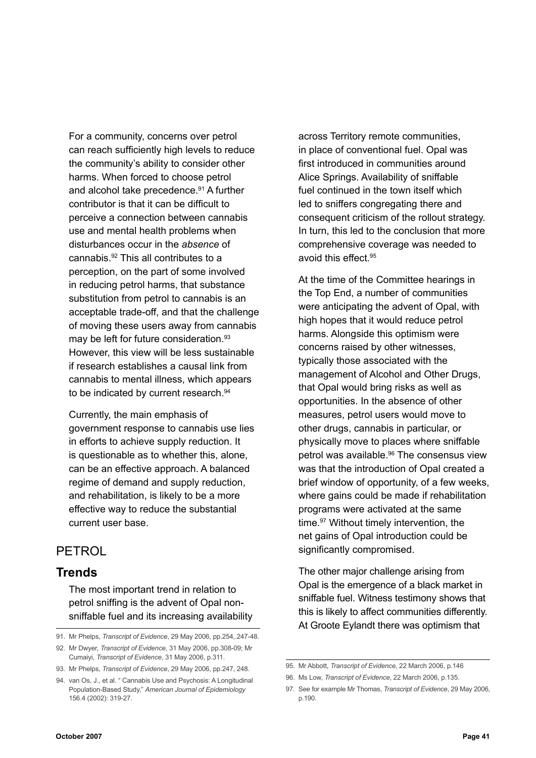For a community, concerns over petrol can reach sufficiently high levels to reduce the community's ability to consider other harms. When forced to choose petrol and alcohol take precedence.[91] A further contributor is that it can be difficult to perceive a connection between cannabis use and mental health problems when disturbances occur in the *absence* of cannabis.[92] This all contributes to a perception, on the part of some involved in reducing petrol harms, that substance substitution from petrol to cannabis is an acceptable trade-off, and that the challenge of moving these users away from cannabis may be left for future consideration.[93] However, this view will be less sustainable if research establishes a causal link from cannabis to mental illness, which appears to be indicated by current research.[94]

Currently, the main emphasis of government response to cannabis use lies in efforts to achieve supply reduction. It is questionable as to whether this, alone, can be an effective approach. A balanced regime of demand and supply reduction, and rehabilitation, is likely to be a more effective way to reduce the substantial current user base.

## PETROL

### Trends

The most important trend in relation to petrol sniffing is the advent of Opal non-sniffable fuel and its increasing availability across Territory remote communities, in place of conventional fuel. Opal was first introduced in communities around Alice Springs. Availability of sniffable fuel continued in the town itself which led to sniffers congregating there and consequent criticism of the rollout strategy. In turn, this led to the conclusion that more comprehensive coverage was needed to avoid this effect.[95]

At the time of the Committee hearings in the Top End, a number of communities were anticipating the advent of Opal, with high hopes that it would reduce petrol harms. Alongside this optimism were concerns raised by other witnesses, typically those associated with the management of Alcohol and Other Drugs, that Opal would bring risks as well as opportunities. In the absence of other measures, petrol users would move to other drugs, cannabis in particular, or physically move to places where sniffable petrol was available.[96] The consensus view was that the introduction of Opal created a brief window of opportunity, of a few weeks, where gains could be made if rehabilitation programs were activated at the same time.[97] Without timely intervention, the net gains of Opal introduction could be significantly compromised.

The other major challenge arising from Opal is the emergence of a black market in sniffable fuel. Witness testimony shows that this is likely to affect communities differently. At Groote Eylandt there was optimism that

---

91. Mr Phelps, *Transcript of Evidence*, 29 May 2006, pp.254,.247-48.
92. Mr Dwyer, *Transcript of Evidence*, 31 May 2006, pp.308-09; Mr Cumaiyi, *Transcript of Evidence*, 31 May 2006, p.311.
93. Mr Phelps, *Transcript of Evidence*, 29 May 2006, pp.247, 248.
94. van Os, J., et al. " Cannabis Use and Psychosis: A Longitudinal Population-Based Study," *American Journal of Epidemiology* 156.4 (2002): 319-27.
95. Mr Abbott, *Transcript of Evidence*, 22 March 2006, p.146
96. Ms Low, *Transcript of Evidence*, 22 March 2006, p.135.
97. See for example Mr Thomas, *Transcript of Evidence*, 29 May 2006, p.190.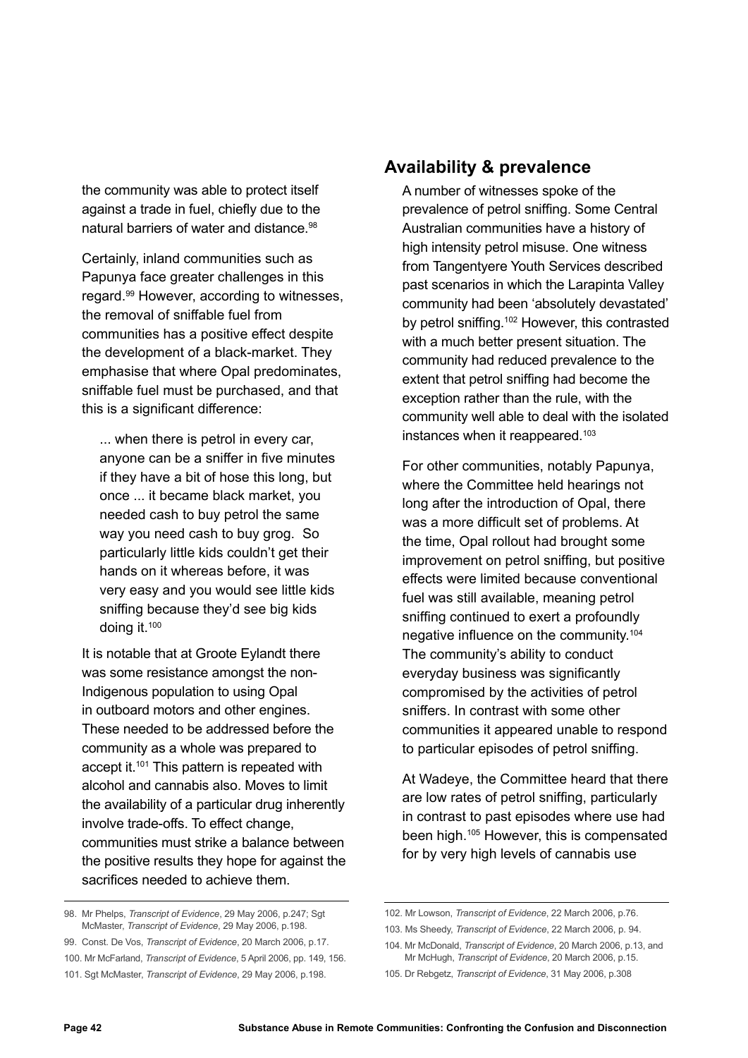the community was able to protect itself against a trade in fuel, chiefly due to the natural barriers of water and distance.[98]

Certainly, inland communities such as Papunya face greater challenges in this regard.[99] However, according to witnesses, the removal of sniffable fuel from communities has a positive effect despite the development of a black-market. They emphasise that where Opal predominates, sniffable fuel must be purchased, and that this is a significant difference:

> ... when there is petrol in every car, anyone can be a sniffer in five minutes if they have a bit of hose this long, but once ... it became black market, you needed cash to buy petrol the same way you need cash to buy grog. So particularly little kids couldn't get their hands on it whereas before, it was very easy and you would see little kids sniffing because they'd see big kids doing it.[100]

It is notable that at Groote Eylandt there was some resistance amongst the non-Indigenous population to using Opal in outboard motors and other engines. These needed to be addressed before the community as a whole was prepared to accept it.[101] This pattern is repeated with alcohol and cannabis also. Moves to limit the availability of a particular drug inherently involve trade-offs. To effect change, communities must strike a balance between the positive results they hope for against the sacrifices needed to achieve them.

## Availability & prevalence

A number of witnesses spoke of the prevalence of petrol sniffing. Some Central Australian communities have a history of high intensity petrol misuse. One witness from Tangentyere Youth Services described past scenarios in which the Larapinta Valley community had been 'absolutely devastated' by petrol sniffing.[102] However, this contrasted with a much better present situation. The community had reduced prevalence to the extent that petrol sniffing had become the exception rather than the rule, with the community well able to deal with the isolated instances when it reappeared.[103]

For other communities, notably Papunya, where the Committee held hearings not long after the introduction of Opal, there was a more difficult set of problems. At the time, Opal rollout had brought some improvement on petrol sniffing, but positive effects were limited because conventional fuel was still available, meaning petrol sniffing continued to exert a profoundly negative influence on the community.[104] The community's ability to conduct everyday business was significantly compromised by the activities of petrol sniffers. In contrast with some other communities it appeared unable to respond to particular episodes of petrol sniffing.

At Wadeye, the Committee heard that there are low rates of petrol sniffing, particularly in contrast to past episodes where use had been high.[105] However, this is compensated for by very high levels of cannabis use

---

98. Mr Phelps, *Transcript of Evidence*, 29 May 2006, p.247; Sgt McMaster, *Transcript of Evidence*, 29 May 2006, p.198.
99. Const. De Vos, *Transcript of Evidence*, 20 March 2006, p.17.
100. Mr McFarland, *Transcript of Evidence*, 5 April 2006, pp. 149, 156.
101. Sgt McMaster, *Transcript of Evidence*, 29 May 2006, p.198.
102. Mr Lowson, *Transcript of Evidence*, 22 March 2006, p.76.
103. Ms Sheedy, *Transcript of Evidence*, 22 March 2006, p. 94.
104. Mr McDonald, *Transcript of Evidence*, 20 March 2006, p.13, and Mr McHugh, *Transcript of Evidence*, 20 March 2006, p.15.
105. Dr Rebgetz, *Transcript of Evidence*, 31 May 2006, p.308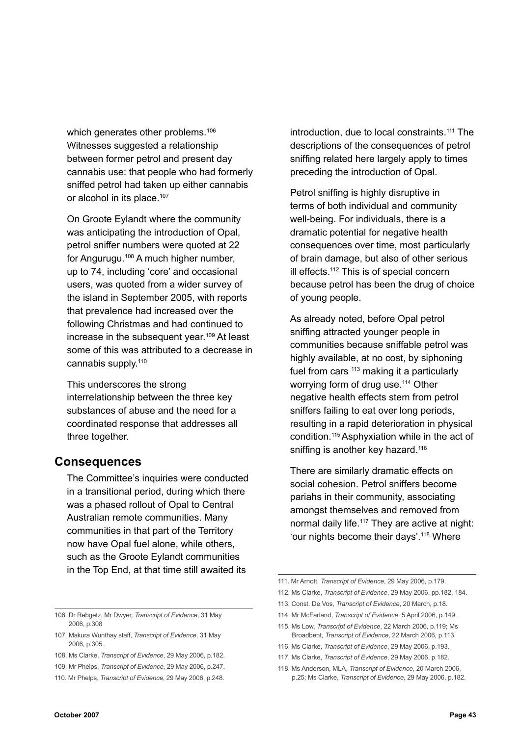which generates other problems.[106] Witnesses suggested a relationship between former petrol and present day cannabis use: that people who had formerly sniffed petrol had taken up either cannabis or alcohol in its place.[107]

On Groote Eylandt where the community was anticipating the introduction of Opal, petrol sniffer numbers were quoted at 22 for Angurugu.[108] A much higher number, up to 74, including 'core' and occasional users, was quoted from a wider survey of the island in September 2005, with reports that prevalence had increased over the following Christmas and had continued to increase in the subsequent year.[109] At least some of this was attributed to a decrease in cannabis supply.[110]

This underscores the strong interrelationship between the three key substances of abuse and the need for a coordinated response that addresses all three together.

## Consequences

The Committee's inquiries were conducted in a transitional period, during which there was a phased rollout of Opal to Central Australian remote communities. Many communities in that part of the Territory now have Opal fuel alone, while others, such as the Groote Eylandt communities in the Top End, at that time still awaited its introduction, due to local constraints.[111] The descriptions of the consequences of petrol sniffing related here largely apply to times preceding the introduction of Opal.

Petrol sniffing is highly disruptive in terms of both individual and community well-being. For individuals, there is a dramatic potential for negative health consequences over time, most particularly of brain damage, but also of other serious ill effects.[112] This is of special concern because petrol has been the drug of choice of young people.

As already noted, before Opal petrol sniffing attracted younger people in communities because sniffable petrol was highly available, at no cost, by siphoning fuel from cars [113] making it a particularly worrying form of drug use.[114] Other negative health effects stem from petrol sniffers failing to eat over long periods, resulting in a rapid deterioration in physical condition.[115] Asphyxiation while in the act of sniffing is another key hazard.[116]

There are similarly dramatic effects on social cohesion. Petrol sniffers become pariahs in their community, associating amongst themselves and removed from normal daily life.[117] They are active at night: 'our nights become their days'.[118] Where

---

106. Dr Rebgetz, Mr Dwyer, *Transcript of Evidence*, 31 May 2006, p.308
107. Makura Wunthay staff, *Transcript of Evidence*, 31 May 2006, p.305.
108. Ms Clarke, *Transcript of Evidence*, 29 May 2006, p.182.
109. Mr Phelps, *Transcript of Evidence*, 29 May 2006, p.247.
110. Mr Phelps, *Transcript of Evidence*, 29 May 2006, p.248.
111. Mr Arnott, *Transcript of Evidence*, 29 May 2006, p.179.
112. Ms Clarke, *Transcript of Evidence*, 29 May 2006, pp.182, 184.
113. Const. De Vos, *Transcript of Evidence*, 20 March, p.18.
114. Mr McFarland, *Transcript of Evidence*, 5 April 2006, p.149.
115. Ms Low, *Transcript of Evidence*, 22 March 2006, p.119; Ms Broadbent, *Transcript of Evidence*, 22 March 2006, p.113.
116. Ms Clarke, *Transcript of Evidence*, 29 May 2006, p.193.
117. Ms Clarke, *Transcript of Evidence*, 29 May 2006, p.182.
118. Ms Anderson, MLA, *Transcript of Evidence*, 20 March 2006, p.25; Ms Clarke, *Transcript of Evidence*, 29 May 2006, p.182.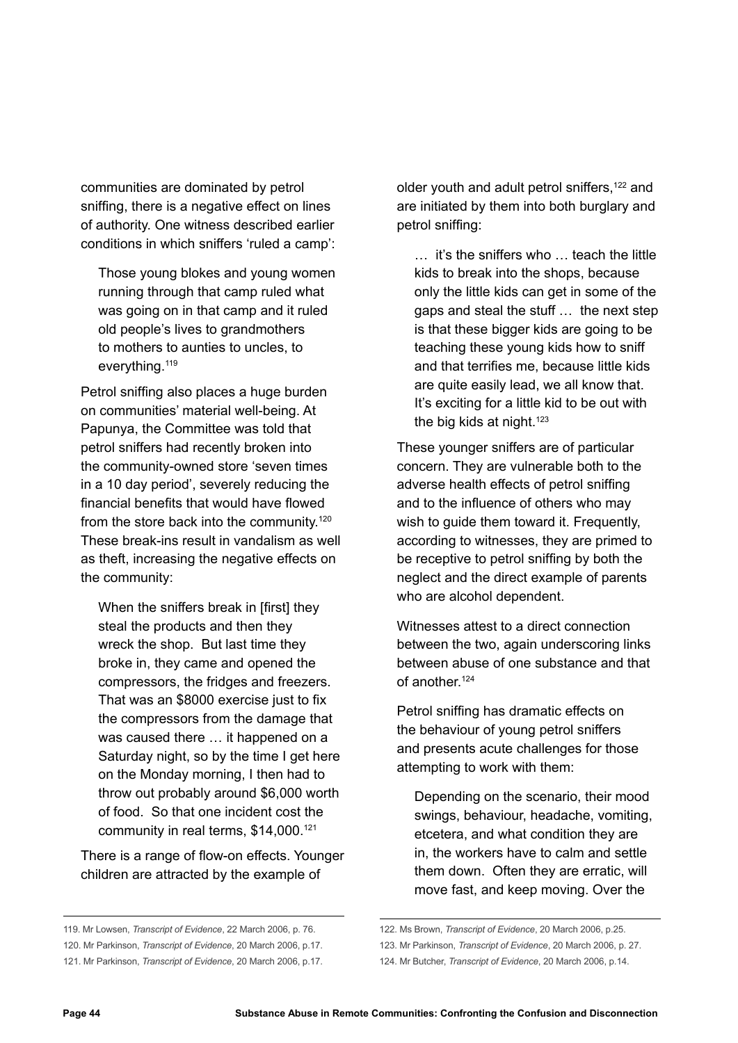communities are dominated by petrol sniffing, there is a negative effect on lines of authority. One witness described earlier conditions in which sniffers 'ruled a camp':

> Those young blokes and young women running through that camp ruled what was going on in that camp and it ruled old people's lives to grandmothers to mothers to aunties to uncles, to everything.[119]

Petrol sniffing also places a huge burden on communities' material well-being. At Papunya, the Committee was told that petrol sniffers had recently broken into the community-owned store 'seven times in a 10 day period', severely reducing the financial benefits that would have flowed from the store back into the community.[120] These break-ins result in vandalism as well as theft, increasing the negative effects on the community:

> When the sniffers break in [first] they steal the products and then they wreck the shop. But last time they broke in, they came and opened the compressors, the fridges and freezers. That was an $8000 exercise just to fix the compressors from the damage that was caused there … it happened on a Saturday night, so by the time I get here on the Monday morning, I then had to throw out probably around $6,000 worth of food. So that one incident cost the community in real terms, $14,000.[121]

There is a range of flow-on effects. Younger children are attracted by the example of older youth and adult petrol sniffers,[122] and are initiated by them into both burglary and petrol sniffing:

> … it's the sniffers who … teach the little kids to break into the shops, because only the little kids can get in some of the gaps and steal the stuff … the next step is that these bigger kids are going to be teaching these young kids how to sniff and that terrifies me, because little kids are quite easily lead, we all know that. It's exciting for a little kid to be out with the big kids at night.[123]

These younger sniffers are of particular concern. They are vulnerable both to the adverse health effects of petrol sniffing and to the influence of others who may wish to guide them toward it. Frequently, according to witnesses, they are primed to be receptive to petrol sniffing by both the neglect and the direct example of parents who are alcohol dependent.

Witnesses attest to a direct connection between the two, again underscoring links between abuse of one substance and that of another.[124]

Petrol sniffing has dramatic effects on the behaviour of young petrol sniffers and presents acute challenges for those attempting to work with them:

> Depending on the scenario, their mood swings, behaviour, headache, vomiting, etcetera, and what condition they are in, the workers have to calm and settle them down. Often they are erratic, will move fast, and keep moving. Over the

---

119. Mr Lowsen, *Transcript of Evidence*, 22 March 2006, p. 76.
120. Mr Parkinson, *Transcript of Evidence*, 20 March 2006, p.17.
121. Mr Parkinson, *Transcript of Evidence*, 20 March 2006, p.17.
122. Ms Brown, *Transcript of Evidence*, 20 March 2006, p.25.
123. Mr Parkinson, *Transcript of Evidence*, 20 March 2006, p. 27.
124. Mr Butcher, *Transcript of Evidence*, 20 March 2006, p.14.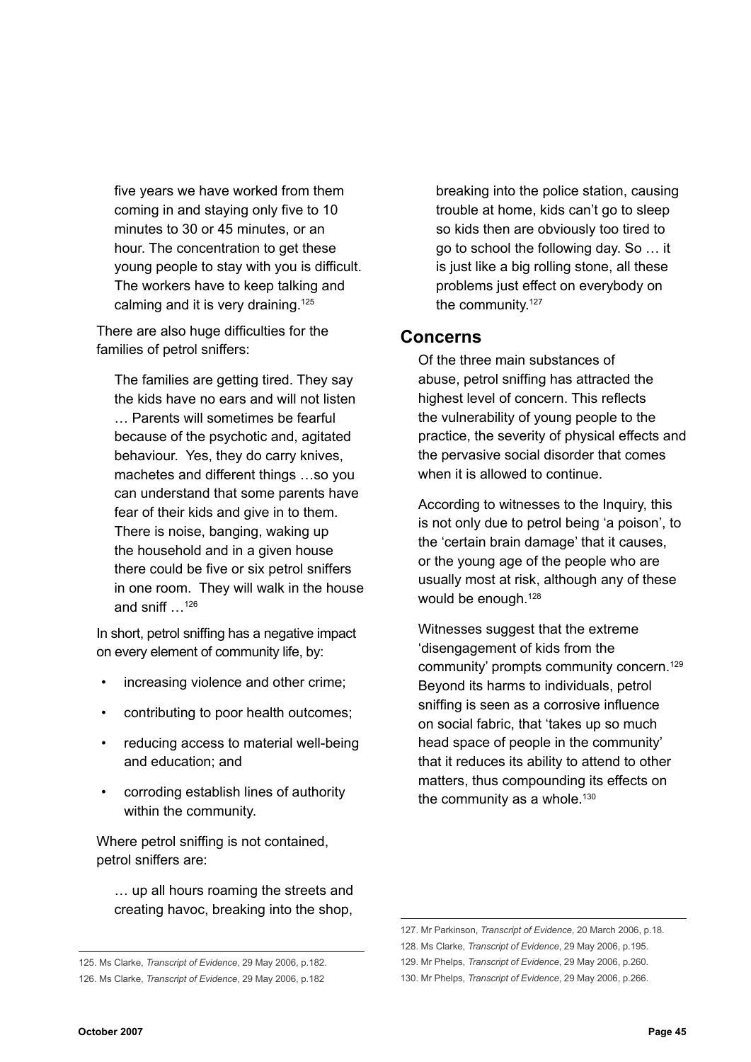five years we have worked from them coming in and staying only five to 10 minutes to 30 or 45 minutes, or an hour. The concentration to get these young people to stay with you is difficult. The workers have to keep talking and calming and it is very draining.[125]

There are also huge difficulties for the families of petrol sniffers:

> The families are getting tired. They say the kids have no ears and will not listen … Parents will sometimes be fearful because of the psychotic and, agitated behaviour. Yes, they do carry knives, machetes and different things …so you can understand that some parents have fear of their kids and give in to them. There is noise, banging, waking up the household and in a given house there could be five or six petrol sniffers in one room. They will walk in the house and sniff …[126]

In short, petrol sniffing has a negative impact on every element of community life, by:

- increasing violence and other crime;
- contributing to poor health outcomes;
- reducing access to material well-being and education; and
- corroding establish lines of authority within the community.

Where petrol sniffing is not contained, petrol sniffers are:

> … up all hours roaming the streets and creating havoc, breaking into the shop, breaking into the police station, causing trouble at home, kids can't go to sleep so kids then are obviously too tired to go to school the following day. So … it is just like a big rolling stone, all these problems just effect on everybody on the community.[127]

## Concerns

Of the three main substances of abuse, petrol sniffing has attracted the highest level of concern. This reflects the vulnerability of young people to the practice, the severity of physical effects and the pervasive social disorder that comes when it is allowed to continue.

According to witnesses to the Inquiry, this is not only due to petrol being 'a poison', to the 'certain brain damage' that it causes, or the young age of the people who are usually most at risk, although any of these would be enough.[128]

Witnesses suggest that the extreme 'disengagement of kids from the community' prompts community concern.[129] Beyond its harms to individuals, petrol sniffing is seen as a corrosive influence on social fabric, that 'takes up so much head space of people in the community' that it reduces its ability to attend to other matters, thus compounding its effects on the community as a whole.[130]

125. Ms Clarke, *Transcript of Evidence*, 29 May 2006, p.182.
126. Ms Clarke, *Transcript of Evidence*, 29 May 2006, p.182
127. Mr Parkinson, *Transcript of Evidence*, 20 March 2006, p.18.
128. Ms Clarke, *Transcript of Evidence*, 29 May 2006, p.195.
129. Mr Phelps, *Transcript of Evidence*, 29 May 2006, p.260.
130. Mr Phelps, *Transcript of Evidence*, 29 May 2006, p.266.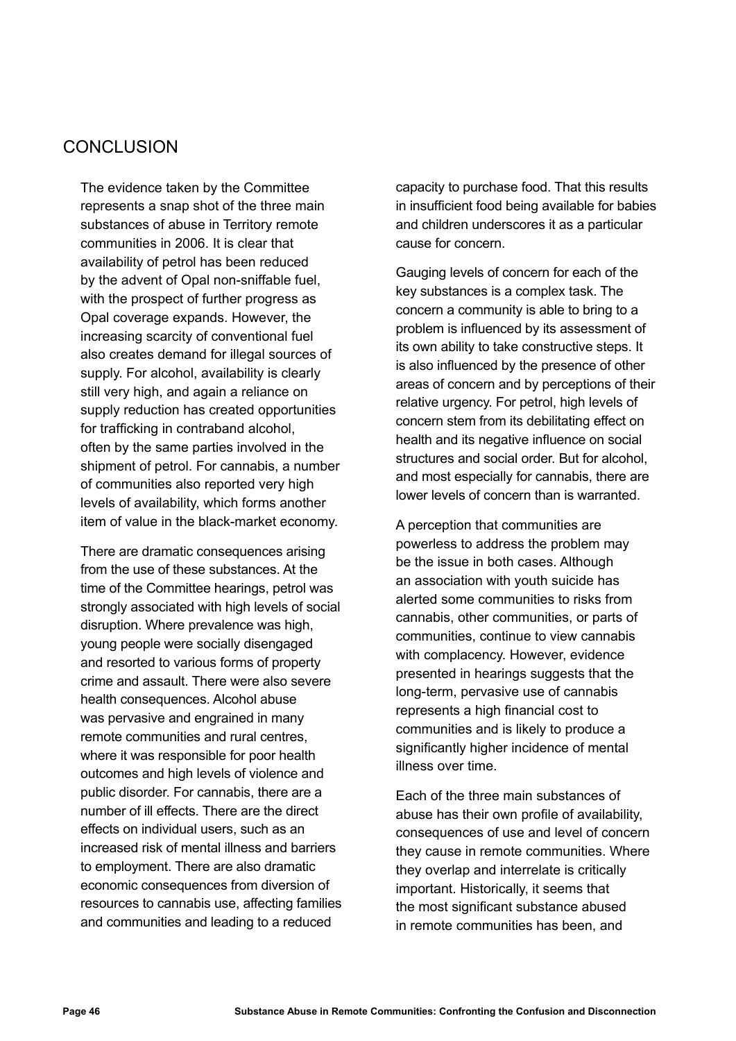## CONCLUSION

The evidence taken by the Committee represents a snap shot of the three main substances of abuse in Territory remote communities in 2006. It is clear that availability of petrol has been reduced by the advent of Opal non-sniffable fuel, with the prospect of further progress as Opal coverage expands. However, the increasing scarcity of conventional fuel also creates demand for illegal sources of supply. For alcohol, availability is clearly still very high, and again a reliance on supply reduction has created opportunities for trafficking in contraband alcohol, often by the same parties involved in the shipment of petrol. For cannabis, a number of communities also reported very high levels of availability, which forms another item of value in the black-market economy.

There are dramatic consequences arising from the use of these substances. At the time of the Committee hearings, petrol was strongly associated with high levels of social disruption. Where prevalence was high, young people were socially disengaged and resorted to various forms of property crime and assault. There were also severe health consequences. Alcohol abuse was pervasive and engrained in many remote communities and rural centres, where it was responsible for poor health outcomes and high levels of violence and public disorder. For cannabis, there are a number of ill effects. There are the direct effects on individual users, such as an increased risk of mental illness and barriers to employment. There are also dramatic economic consequences from diversion of resources to cannabis use, affecting families and communities and leading to a reduced capacity to purchase food. That this results in insufficient food being available for babies and children underscores it as a particular cause for concern.

Gauging levels of concern for each of the key substances is a complex task. The concern a community is able to bring to a problem is influenced by its assessment of its own ability to take constructive steps. It is also influenced by the presence of other areas of concern and by perceptions of their relative urgency. For petrol, high levels of concern stem from its debilitating effect on health and its negative influence on social structures and social order. But for alcohol, and most especially for cannabis, there are lower levels of concern than is warranted.

A perception that communities are powerless to address the problem may be the issue in both cases. Although an association with youth suicide has alerted some communities to risks from cannabis, other communities, or parts of communities, continue to view cannabis with complacency. However, evidence presented in hearings suggests that the long-term, pervasive use of cannabis represents a high financial cost to communities and is likely to produce a significantly higher incidence of mental illness over time.

Each of the three main substances of abuse has their own profile of availability, consequences of use and level of concern they cause in remote communities. Where they overlap and interrelate is critically important. Historically, it seems that the most significant substance abused in remote communities has been, and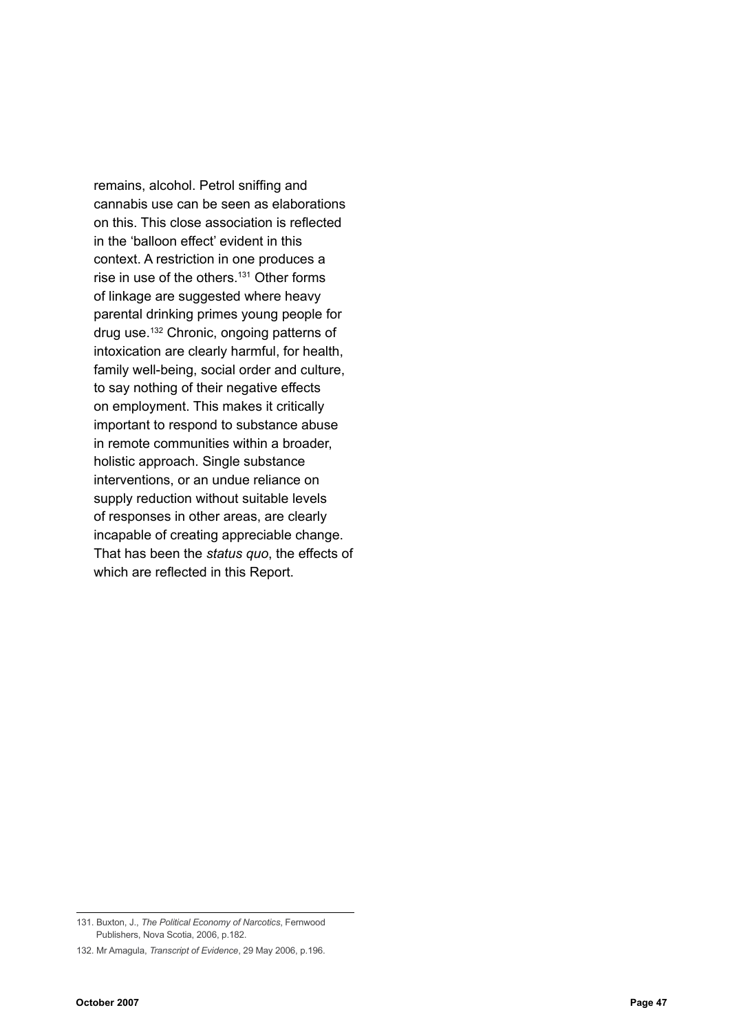remains, alcohol. Petrol sniffing and cannabis use can be seen as elaborations on this. This close association is reflected in the 'balloon effect' evident in this context. A restriction in one produces a rise in use of the others.[131] Other forms of linkage are suggested where heavy parental drinking primes young people for drug use.[132] Chronic, ongoing patterns of intoxication are clearly harmful, for health, family well-being, social order and culture, to say nothing of their negative effects on employment. This makes it critically important to respond to substance abuse in remote communities within a broader, holistic approach. Single substance interventions, or an undue reliance on supply reduction without suitable levels of responses in other areas, are clearly incapable of creating appreciable change. That has been the *status quo*, the effects of which are reflected in this Report.

---

131. Buxton, J., *The Political Economy of Narcotics*, Fernwood Publishers, Nova Scotia, 2006, p.182.

132. Mr Amagula, *Transcript of Evidence*, 29 May 2006, p.196.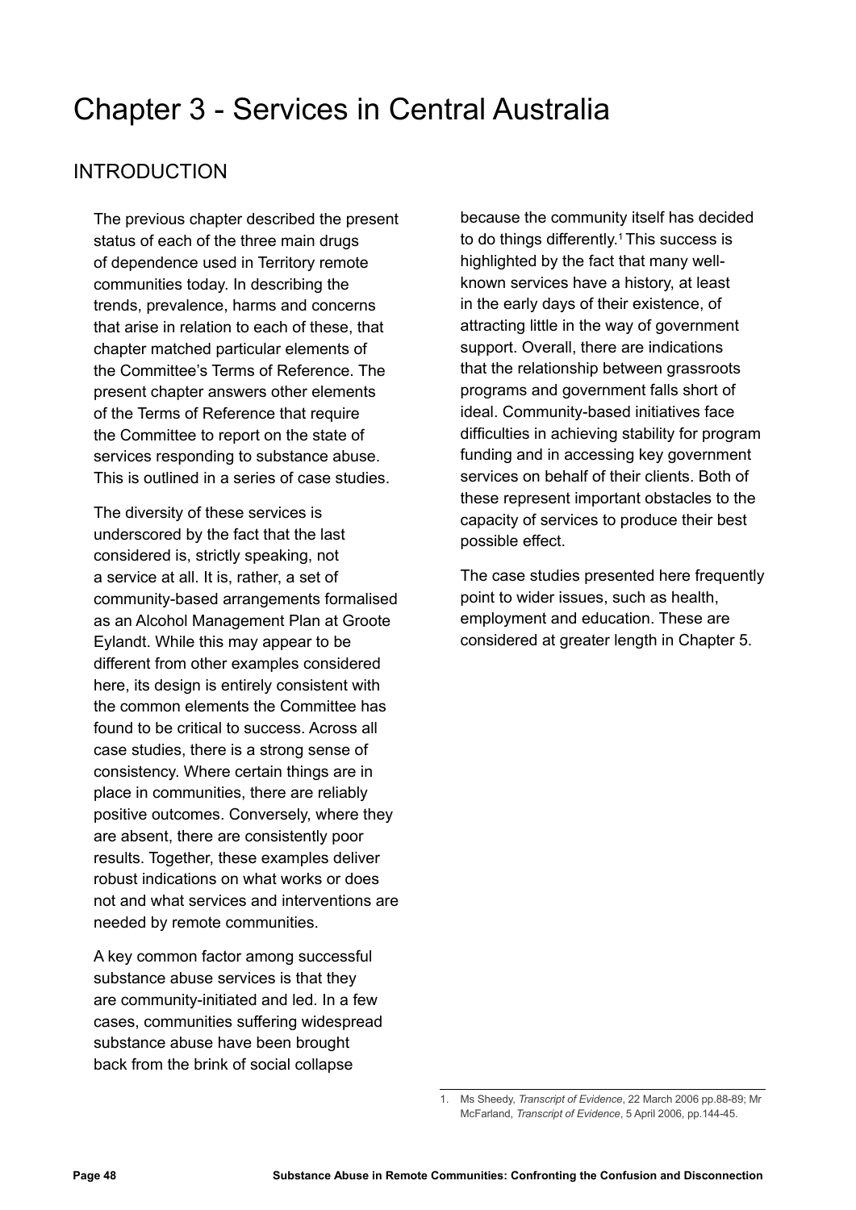# Chapter 3 - Services in Central Australia

## INTRODUCTION

The previous chapter described the present status of each of the three main drugs of dependence used in Territory remote communities today. In describing the trends, prevalence, harms and concerns that arise in relation to each of these, that chapter matched particular elements of the Committee's Terms of Reference. The present chapter answers other elements of the Terms of Reference that require the Committee to report on the state of services responding to substance abuse. This is outlined in a series of case studies.

The diversity of these services is underscored by the fact that the last considered is, strictly speaking, not a service at all. It is, rather, a set of community-based arrangements formalised as an Alcohol Management Plan at Groote Eylandt. While this may appear to be different from other examples considered here, its design is entirely consistent with the common elements the Committee has found to be critical to success. Across all case studies, there is a strong sense of consistency. Where certain things are in place in communities, there are reliably positive outcomes. Conversely, where they are absent, there are consistently poor results. Together, these examples deliver robust indications on what works or does not and what services and interventions are needed by remote communities.

A key common factor among successful substance abuse services is that they are community-initiated and led. In a few cases, communities suffering widespread substance abuse have been brought back from the brink of social collapse because the community itself has decided to do things differently.[1] This success is highlighted by the fact that many well-known services have a history, at least in the early days of their existence, of attracting little in the way of government support. Overall, there are indications that the relationship between grassroots programs and government falls short of ideal. Community-based initiatives face difficulties in achieving stability for program funding and in accessing key government services on behalf of their clients. Both of these represent important obstacles to the capacity of services to produce their best possible effect.

The case studies presented here frequently point to wider issues, such as health, employment and education. These are considered at greater length in Chapter 5.

1. Ms Sheedy, *Transcript of Evidence*, 22 March 2006 pp.88-89; Mr McFarland, *Transcript of Evidence*, 5 April 2006, pp.144-45.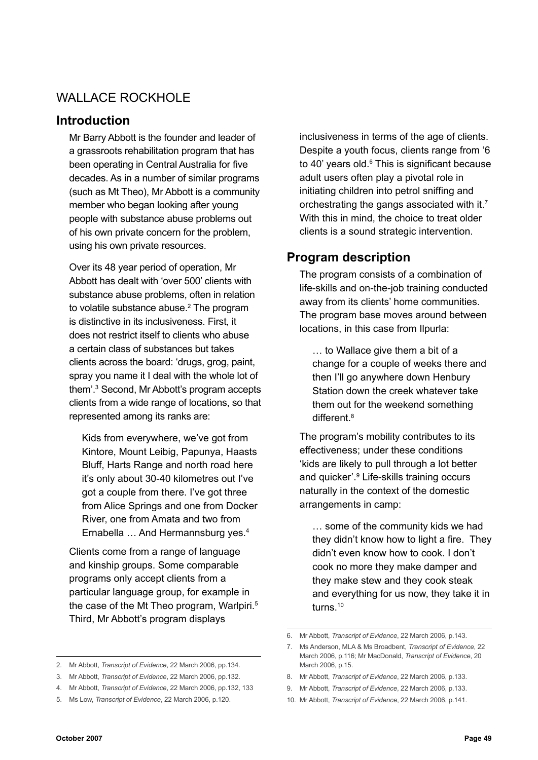## WALLACE ROCKHOLE

### Introduction

Mr Barry Abbott is the founder and leader of a grassroots rehabilitation program that has been operating in Central Australia for five decades. As in a number of similar programs (such as Mt Theo), Mr Abbott is a community member who began looking after young people with substance abuse problems out of his own private concern for the problem, using his own private resources.

Over its 48 year period of operation, Mr Abbott has dealt with 'over 500' clients with substance abuse problems, often in relation to volatile substance abuse.[2] The program is distinctive in its inclusiveness. First, it does not restrict itself to clients who abuse a certain class of substances but takes clients across the board: 'drugs, grog, paint, spray you name it I deal with the whole lot of them'.[3] Second, Mr Abbott's program accepts clients from a wide range of locations, so that represented among its ranks are:

> Kids from everywhere, we've got from Kintore, Mount Leibig, Papunya, Haasts Bluff, Harts Range and north road here it's only about 30-40 kilometres out I've got a couple from there. I've got three from Alice Springs and one from Docker River, one from Amata and two from Ernabella … And Hermannsburg yes.[4]

Clients come from a range of language and kinship groups. Some comparable programs only accept clients from a particular language group, for example in the case of the Mt Theo program, Warlpiri.[5] Third, Mr Abbott's program displays inclusiveness in terms of the age of clients. Despite a youth focus, clients range from '6 to 40' years old.[6] This is significant because adult users often play a pivotal role in initiating children into petrol sniffing and orchestrating the gangs associated with it.[7] With this in mind, the choice to treat older clients is a sound strategic intervention.

### Program description

The program consists of a combination of life-skills and on-the-job training conducted away from its clients' home communities. The program base moves around between locations, in this case from Ilpurla:

> … to Wallace give them a bit of a change for a couple of weeks there and then I'll go anywhere down Henbury Station down the creek whatever take them out for the weekend something different.[8]

The program's mobility contributes to its effectiveness; under these conditions 'kids are likely to pull through a lot better and quicker'.[9] Life-skills training occurs naturally in the context of the domestic arrangements in camp:

> … some of the community kids we had they didn't know how to light a fire. They didn't even know how to cook. I don't cook no more they make damper and they make stew and they cook steak and everything for us now, they take it in turns.[10]

---

2. Mr Abbott, *Transcript of Evidence*, 22 March 2006, pp.134.
3. Mr Abbott, *Transcript of Evidence*, 22 March 2006, pp.132.
4. Mr Abbott, *Transcript of Evidence*, 22 March 2006, pp.132, 133
5. Ms Low, *Transcript of Evidence*, 22 March 2006, p.120.
6. Mr Abbott, *Transcript of Evidence*, 22 March 2006, p.143.
7. Ms Anderson, MLA & Ms Broadbent, *Transcript of Evidence*, 22 March 2006, p.116; Mr MacDonald, *Transcript of Evidence*, 20 March 2006, p.15.
8. Mr Abbott, *Transcript of Evidence*, 22 March 2006, p.133.
9. Mr Abbott, *Transcript of Evidence*, 22 March 2006, p.133.
10. Mr Abbott, *Transcript of Evidence*, 22 March 2006, p.141.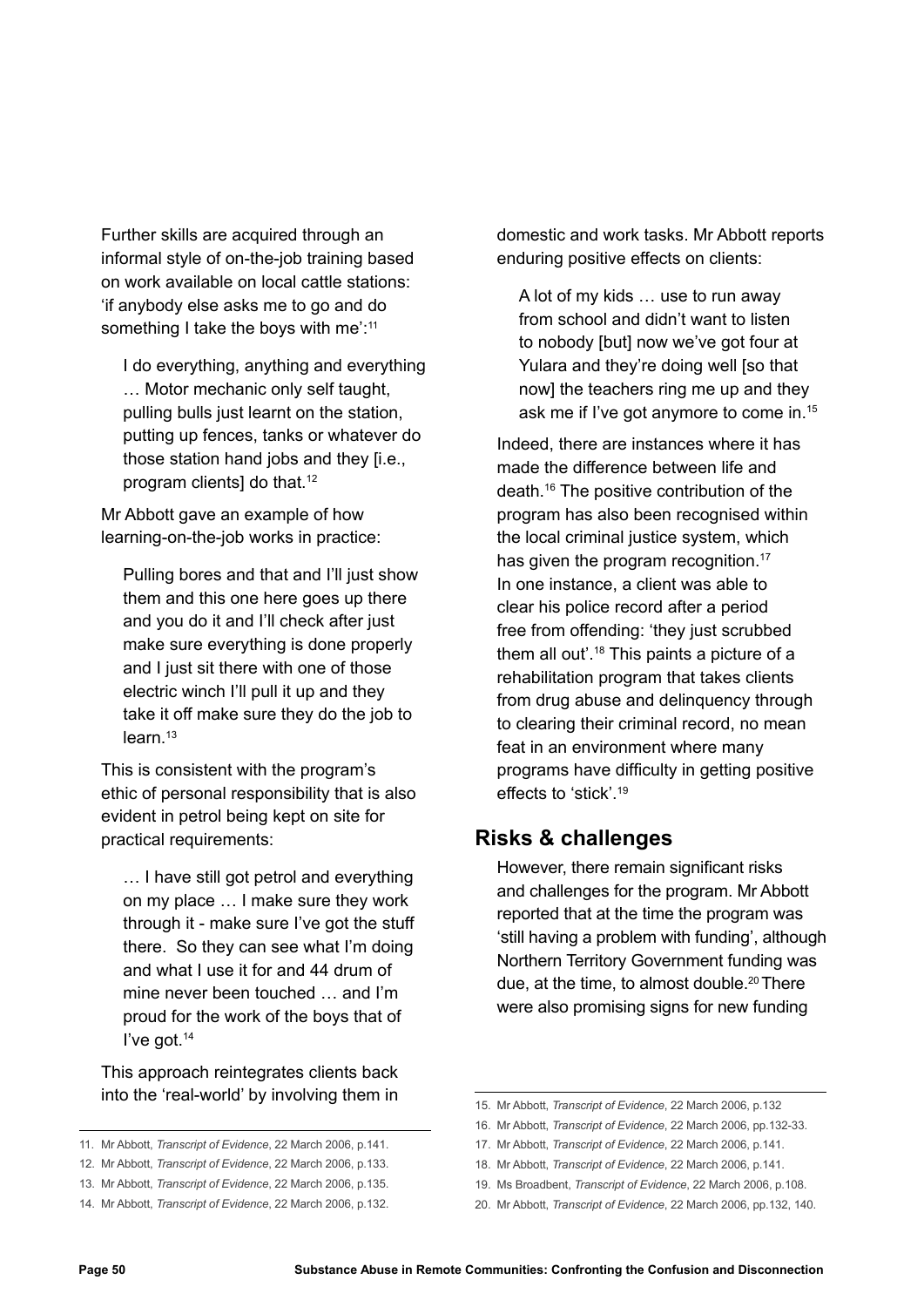Further skills are acquired through an informal style of on-the-job training based on work available on local cattle stations: 'if anybody else asks me to go and do something I take the boys with me':[11]

> I do everything, anything and everything … Motor mechanic only self taught, pulling bulls just learnt on the station, putting up fences, tanks or whatever do those station hand jobs and they [i.e., program clients] do that.[12]

Mr Abbott gave an example of how learning-on-the-job works in practice:

> Pulling bores and that and I'll just show them and this one here goes up there and you do it and I'll check after just make sure everything is done properly and I just sit there with one of those electric winch I'll pull it up and they take it off make sure they do the job to learn.[13]

This is consistent with the program's ethic of personal responsibility that is also evident in petrol being kept on site for practical requirements:

> … I have still got petrol and everything on my place … I make sure they work through it - make sure I've got the stuff there. So they can see what I'm doing and what I use it for and 44 drum of mine never been touched … and I'm proud for the work of the boys that of I've got.[14]

This approach reintegrates clients back into the 'real-world' by involving them in domestic and work tasks. Mr Abbott reports enduring positive effects on clients:

> A lot of my kids … use to run away from school and didn't want to listen to nobody [but] now we've got four at Yulara and they're doing well [so that now] the teachers ring me up and they ask me if I've got anymore to come in.[15]

Indeed, there are instances where it has made the difference between life and death.[16] The positive contribution of the program has also been recognised within the local criminal justice system, which has given the program recognition.[17] In one instance, a client was able to clear his police record after a period free from offending: 'they just scrubbed them all out'.[18] This paints a picture of a rehabilitation program that takes clients from drug abuse and delinquency through to clearing their criminal record, no mean feat in an environment where many programs have difficulty in getting positive effects to 'stick'.[19]

## Risks & challenges

However, there remain significant risks and challenges for the program. Mr Abbott reported that at the time the program was 'still having a problem with funding', although Northern Territory Government funding was due, at the time, to almost double.[20] There were also promising signs for new funding

---

11. Mr Abbott, *Transcript of Evidence*, 22 March 2006, p.141.
12. Mr Abbott, *Transcript of Evidence*, 22 March 2006, p.133.
13. Mr Abbott, *Transcript of Evidence*, 22 March 2006, p.135.
14. Mr Abbott, *Transcript of Evidence*, 22 March 2006, p.132.
15. Mr Abbott, *Transcript of Evidence*, 22 March 2006, p.132
16. Mr Abbott, *Transcript of Evidence*, 22 March 2006, pp.132-33.
17. Mr Abbott, *Transcript of Evidence*, 22 March 2006, p.141.
18. Mr Abbott, *Transcript of Evidence*, 22 March 2006, p.141.
19. Ms Broadbent, *Transcript of Evidence*, 22 March 2006, p.108.
20. Mr Abbott, *Transcript of Evidence*, 22 March 2006, pp.132, 140.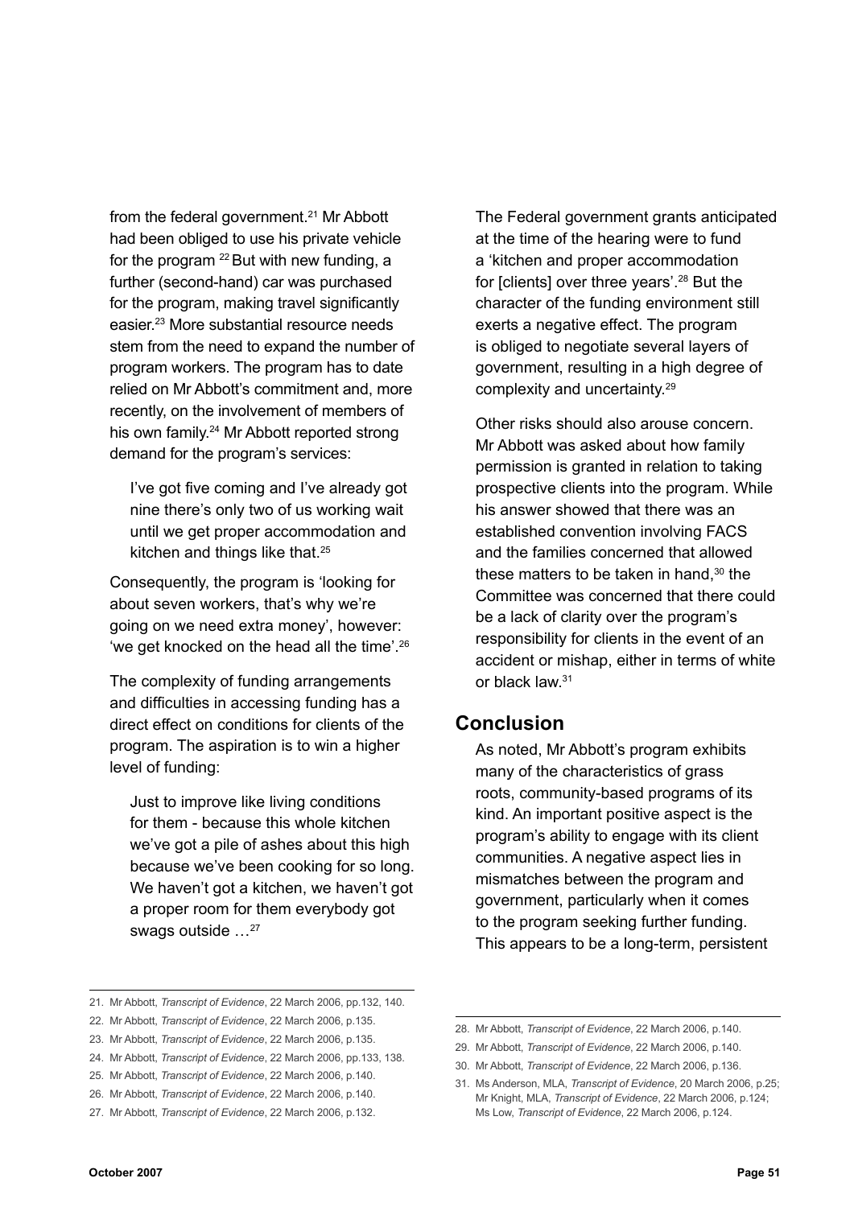from the federal government.[21] Mr Abbott had been obliged to use his private vehicle for the program [22] But with new funding, a further (second-hand) car was purchased for the program, making travel significantly easier.[23] More substantial resource needs stem from the need to expand the number of program workers. The program has to date relied on Mr Abbott's commitment and, more recently, on the involvement of members of his own family.[24] Mr Abbott reported strong demand for the program's services:

> I've got five coming and I've already got nine there's only two of us working wait until we get proper accommodation and kitchen and things like that.[25]

Consequently, the program is 'looking for about seven workers, that's why we're going on we need extra money', however: 'we get knocked on the head all the time'.[26]

The complexity of funding arrangements and difficulties in accessing funding has a direct effect on conditions for clients of the program. The aspiration is to win a higher level of funding:

> Just to improve like living conditions for them - because this whole kitchen we've got a pile of ashes about this high because we've been cooking for so long. We haven't got a kitchen, we haven't got a proper room for them everybody got swags outside …[27]

The Federal government grants anticipated at the time of the hearing were to fund a 'kitchen and proper accommodation for [clients] over three years'.[28] But the character of the funding environment still exerts a negative effect. The program is obliged to negotiate several layers of government, resulting in a high degree of complexity and uncertainty.[29]

Other risks should also arouse concern. Mr Abbott was asked about how family permission is granted in relation to taking prospective clients into the program. While his answer showed that there was an established convention involving FACS and the families concerned that allowed these matters to be taken in hand,[30] the Committee was concerned that there could be a lack of clarity over the program's responsibility for clients in the event of an accident or mishap, either in terms of white or black law.[31]

## Conclusion

As noted, Mr Abbott's program exhibits many of the characteristics of grass roots, community-based programs of its kind. An important positive aspect is the program's ability to engage with its client communities. A negative aspect lies in mismatches between the program and government, particularly when it comes to the program seeking further funding. This appears to be a long-term, persistent

---

21. Mr Abbott, *Transcript of Evidence*, 22 March 2006, pp.132, 140.
22. Mr Abbott, *Transcript of Evidence*, 22 March 2006, p.135.
23. Mr Abbott, *Transcript of Evidence*, 22 March 2006, p.135.
24. Mr Abbott, *Transcript of Evidence*, 22 March 2006, pp.133, 138.
25. Mr Abbott, *Transcript of Evidence*, 22 March 2006, p.140.
26. Mr Abbott, *Transcript of Evidence*, 22 March 2006, p.140.
27. Mr Abbott, *Transcript of Evidence*, 22 March 2006, p.132.
28. Mr Abbott, *Transcript of Evidence*, 22 March 2006, p.140.
29. Mr Abbott, *Transcript of Evidence*, 22 March 2006, p.140.
30. Mr Abbott, *Transcript of Evidence*, 22 March 2006, p.136.
31. Ms Anderson, MLA, *Transcript of Evidence*, 20 March 2006, p.25; Mr Knight, MLA, *Transcript of Evidence*, 22 March 2006, p.124; Ms Low, *Transcript of Evidence*, 22 March 2006, p.124.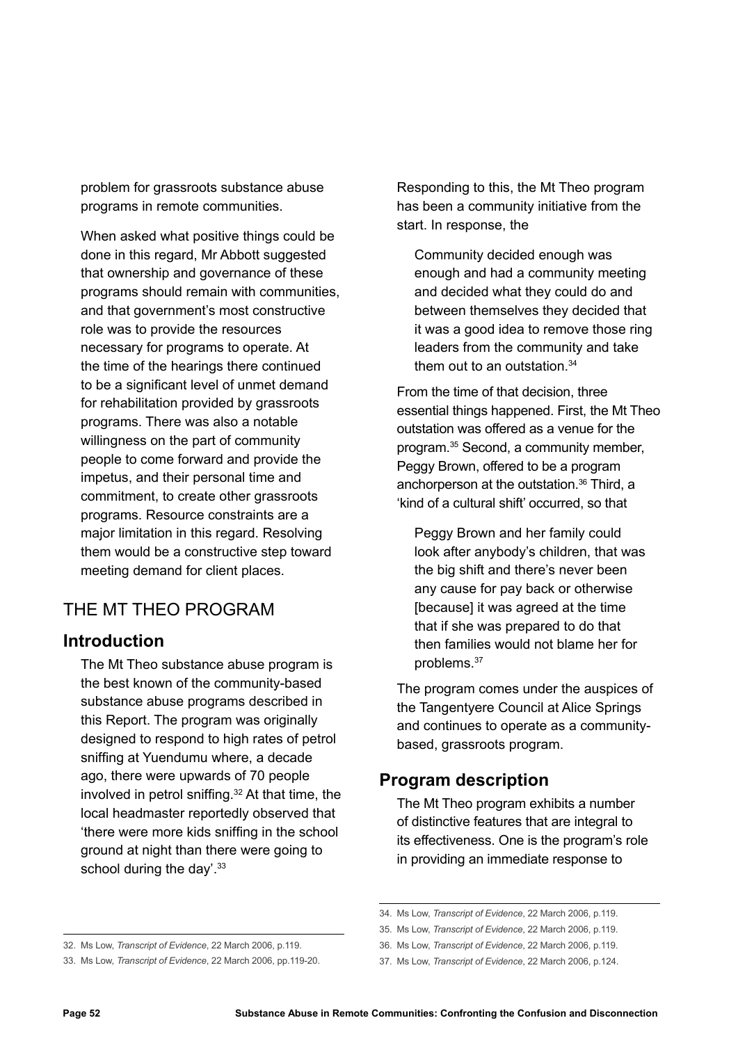problem for grassroots substance abuse programs in remote communities.

When asked what positive things could be done in this regard, Mr Abbott suggested that ownership and governance of these programs should remain with communities, and that government's most constructive role was to provide the resources necessary for programs to operate. At the time of the hearings there continued to be a significant level of unmet demand for rehabilitation provided by grassroots programs. There was also a notable willingness on the part of community people to come forward and provide the impetus, and their personal time and commitment, to create other grassroots programs. Resource constraints are a major limitation in this regard. Resolving them would be a constructive step toward meeting demand for client places.

## THE MT THEO PROGRAM

### Introduction

The Mt Theo substance abuse program is the best known of the community-based substance abuse programs described in this Report. The program was originally designed to respond to high rates of petrol sniffing at Yuendumu where, a decade ago, there were upwards of 70 people involved in petrol sniffing.[32] At that time, the local headmaster reportedly observed that 'there were more kids sniffing in the school ground at night than there were going to school during the day'.[33]

Responding to this, the Mt Theo program has been a community initiative from the start. In response, the

> Community decided enough was enough and had a community meeting and decided what they could do and between themselves they decided that it was a good idea to remove those ring leaders from the community and take them out to an outstation.[34]

From the time of that decision, three essential things happened. First, the Mt Theo outstation was offered as a venue for the program.[35] Second, a community member, Peggy Brown, offered to be a program anchorperson at the outstation.[36] Third, a 'kind of a cultural shift' occurred, so that

> Peggy Brown and her family could look after anybody's children, that was the big shift and there's never been any cause for pay back or otherwise [because] it was agreed at the time that if she was prepared to do that then families would not blame her for problems.[37]

The program comes under the auspices of the Tangentyere Council at Alice Springs and continues to operate as a community-based, grassroots program.

### Program description

The Mt Theo program exhibits a number of distinctive features that are integral to its effectiveness. One is the program's role in providing an immediate response to

---

32. Ms Low, *Transcript of Evidence*, 22 March 2006, p.119.
33. Ms Low, *Transcript of Evidence*, 22 March 2006, pp.119-20.
34. Ms Low, *Transcript of Evidence*, 22 March 2006, p.119.
35. Ms Low, *Transcript of Evidence*, 22 March 2006, p.119.
36. Ms Low, *Transcript of Evidence*, 22 March 2006, p.119.
37. Ms Low, *Transcript of Evidence*, 22 March 2006, p.124.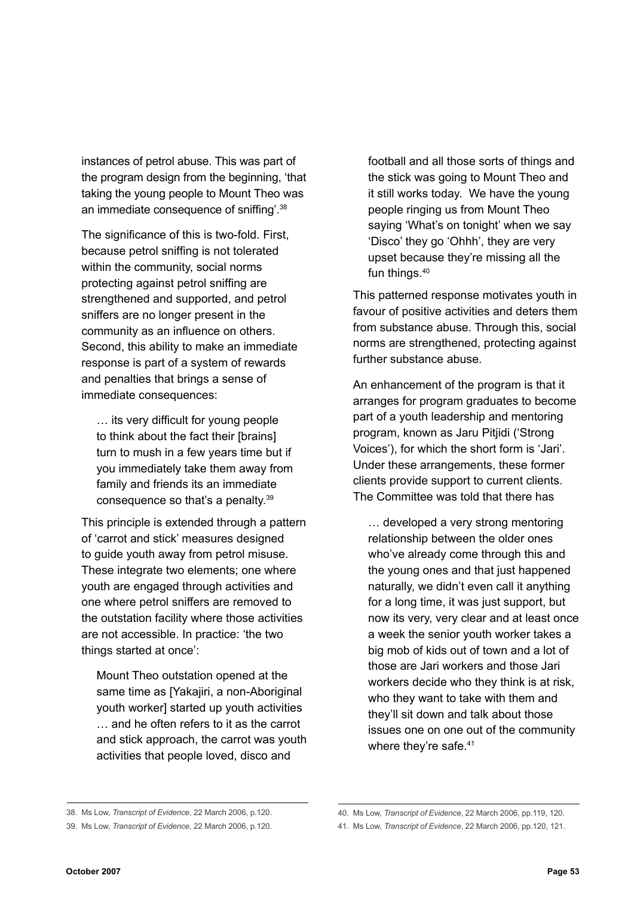instances of petrol abuse. This was part of the program design from the beginning, 'that taking the young people to Mount Theo was an immediate consequence of sniffing'.[38]

The significance of this is two-fold. First, because petrol sniffing is not tolerated within the community, social norms protecting against petrol sniffing are strengthened and supported, and petrol sniffers are no longer present in the community as an influence on others. Second, this ability to make an immediate response is part of a system of rewards and penalties that brings a sense of immediate consequences:

> … its very difficult for young people to think about the fact their [brains] turn to mush in a few years time but if you immediately take them away from family and friends its an immediate consequence so that's a penalty.[39]

This principle is extended through a pattern of 'carrot and stick' measures designed to guide youth away from petrol misuse. These integrate two elements; one where youth are engaged through activities and one where petrol sniffers are removed to the outstation facility where those activities are not accessible. In practice: 'the two things started at once':

> Mount Theo outstation opened at the same time as [Yakajiri, a non-Aboriginal youth worker] started up youth activities … and he often refers to it as the carrot and stick approach, the carrot was youth activities that people loved, disco and football and all those sorts of things and the stick was going to Mount Theo and it still works today. We have the young people ringing us from Mount Theo saying 'What's on tonight' when we say 'Disco' they go 'Ohhh', they are very upset because they're missing all the fun things.[40]

This patterned response motivates youth in favour of positive activities and deters them from substance abuse. Through this, social norms are strengthened, protecting against further substance abuse.

An enhancement of the program is that it arranges for program graduates to become part of a youth leadership and mentoring program, known as Jaru Pitjidi ('Strong Voices'), for which the short form is 'Jari'. Under these arrangements, these former clients provide support to current clients. The Committee was told that there has

> … developed a very strong mentoring relationship between the older ones who've already come through this and the young ones and that just happened naturally, we didn't even call it anything for a long time, it was just support, but now its very, very clear and at least once a week the senior youth worker takes a big mob of kids out of town and a lot of those are Jari workers and those Jari workers decide who they think is at risk, who they want to take with them and they'll sit down and talk about those issues one on one out of the community where they're safe.[41]

---

38. Ms Low, *Transcript of Evidence*, 22 March 2006, p.120.
39. Ms Low, *Transcript of Evidence*, 22 March 2006, p.120.
40. Ms Low, *Transcript of Evidence*, 22 March 2006, pp.119, 120.
41. Ms Low, *Transcript of Evidence*, 22 March 2006, pp.120, 121.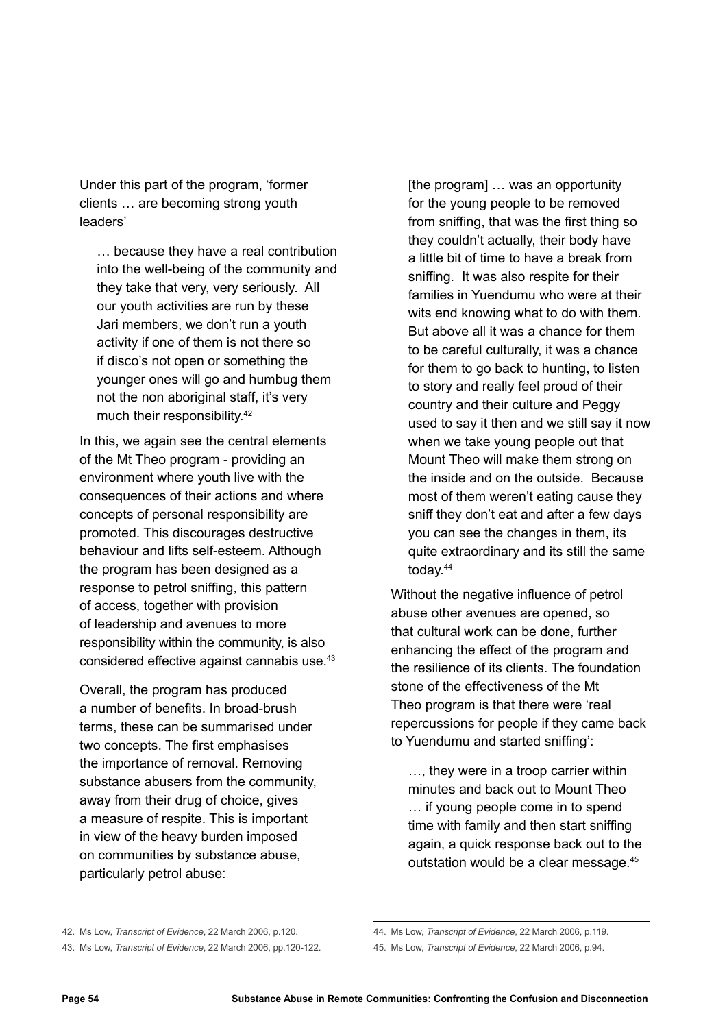Under this part of the program, 'former clients … are becoming strong youth leaders'

> … because they have a real contribution into the well-being of the community and they take that very, very seriously. All our youth activities are run by these Jari members, we don't run a youth activity if one of them is not there so if disco's not open or something the younger ones will go and humbug them not the non aboriginal staff, it's very much their responsibility.[42]

In this, we again see the central elements of the Mt Theo program - providing an environment where youth live with the consequences of their actions and where concepts of personal responsibility are promoted. This discourages destructive behaviour and lifts self-esteem. Although the program has been designed as a response to petrol sniffing, this pattern of access, together with provision of leadership and avenues to more responsibility within the community, is also considered effective against cannabis use.[43]

Overall, the program has produced a number of benefits. In broad-brush terms, these can be summarised under two concepts. The first emphasises the importance of removal. Removing substance abusers from the community, away from their drug of choice, gives a measure of respite. This is important in view of the heavy burden imposed on communities by substance abuse, particularly petrol abuse:

> [the program] … was an opportunity for the young people to be removed from sniffing, that was the first thing so they couldn't actually, their body have a little bit of time to have a break from sniffing. It was also respite for their families in Yuendumu who were at their wits end knowing what to do with them. But above all it was a chance for them to be careful culturally, it was a chance for them to go back to hunting, to listen to story and really feel proud of their country and their culture and Peggy used to say it then and we still say it now when we take young people out that Mount Theo will make them strong on the inside and on the outside. Because most of them weren't eating cause they sniff they don't eat and after a few days you can see the changes in them, its quite extraordinary and its still the same today.[44]

Without the negative influence of petrol abuse other avenues are opened, so that cultural work can be done, further enhancing the effect of the program and the resilience of its clients. The foundation stone of the effectiveness of the Mt Theo program is that there were 'real repercussions for people if they came back to Yuendumu and started sniffing':

> …, they were in a troop carrier within minutes and back out to Mount Theo … if young people come in to spend time with family and then start sniffing again, a quick response back out to the outstation would be a clear message.[45]

---

42. Ms Low, *Transcript of Evidence*, 22 March 2006, p.120.
43. Ms Low, *Transcript of Evidence*, 22 March 2006, pp.120-122.
44. Ms Low, *Transcript of Evidence*, 22 March 2006, p.119.
45. Ms Low, *Transcript of Evidence*, 22 March 2006, p.94.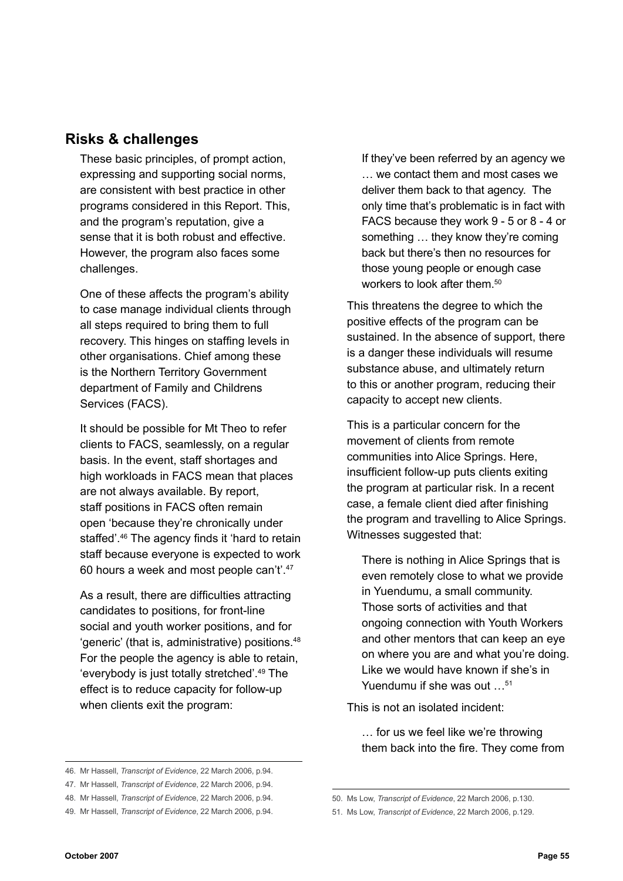## Risks & challenges

These basic principles, of prompt action, expressing and supporting social norms, are consistent with best practice in other programs considered in this Report. This, and the program's reputation, give a sense that it is both robust and effective. However, the program also faces some challenges.

One of these affects the program's ability to case manage individual clients through all steps required to bring them to full recovery. This hinges on staffing levels in other organisations. Chief among these is the Northern Territory Government department of Family and Childrens Services (FACS).

It should be possible for Mt Theo to refer clients to FACS, seamlessly, on a regular basis. In the event, staff shortages and high workloads in FACS mean that places are not always available. By report, staff positions in FACS often remain open 'because they're chronically under staffed'.[46] The agency finds it 'hard to retain staff because everyone is expected to work 60 hours a week and most people can't'.[47]

As a result, there are difficulties attracting candidates to positions, for front-line social and youth worker positions, and for 'generic' (that is, administrative) positions.[48] For the people the agency is able to retain, 'everybody is just totally stretched'.[49] The effect is to reduce capacity for follow-up when clients exit the program:

> If they've been referred by an agency we … we contact them and most cases we deliver them back to that agency. The only time that's problematic is in fact with FACS because they work 9 - 5 or 8 - 4 or something … they know they're coming back but there's then no resources for those young people or enough case workers to look after them.[50]

This threatens the degree to which the positive effects of the program can be sustained. In the absence of support, there is a danger these individuals will resume substance abuse, and ultimately return to this or another program, reducing their capacity to accept new clients.

This is a particular concern for the movement of clients from remote communities into Alice Springs. Here, insufficient follow-up puts clients exiting the program at particular risk. In a recent case, a female client died after finishing the program and travelling to Alice Springs. Witnesses suggested that:

> There is nothing in Alice Springs that is even remotely close to what we provide in Yuendumu, a small community. Those sorts of activities and that ongoing connection with Youth Workers and other mentors that can keep an eye on where you are and what you're doing. Like we would have known if she's in Yuendumu if she was out …[51]

This is not an isolated incident:

> … for us we feel like we're throwing them back into the fire. They come from

---

46. Mr Hassell, *Transcript of Evidence*, 22 March 2006, p.94.
47. Mr Hassell, *Transcript of Evidence*, 22 March 2006, p.94.
48. Mr Hassell, *Transcript of Evidence*, 22 March 2006, p.94.
49. Mr Hassell, *Transcript of Evidence*, 22 March 2006, p.94.
50. Ms Low, *Transcript of Evidence*, 22 March 2006, p.130.
51. Ms Low, *Transcript of Evidence*, 22 March 2006, p.129.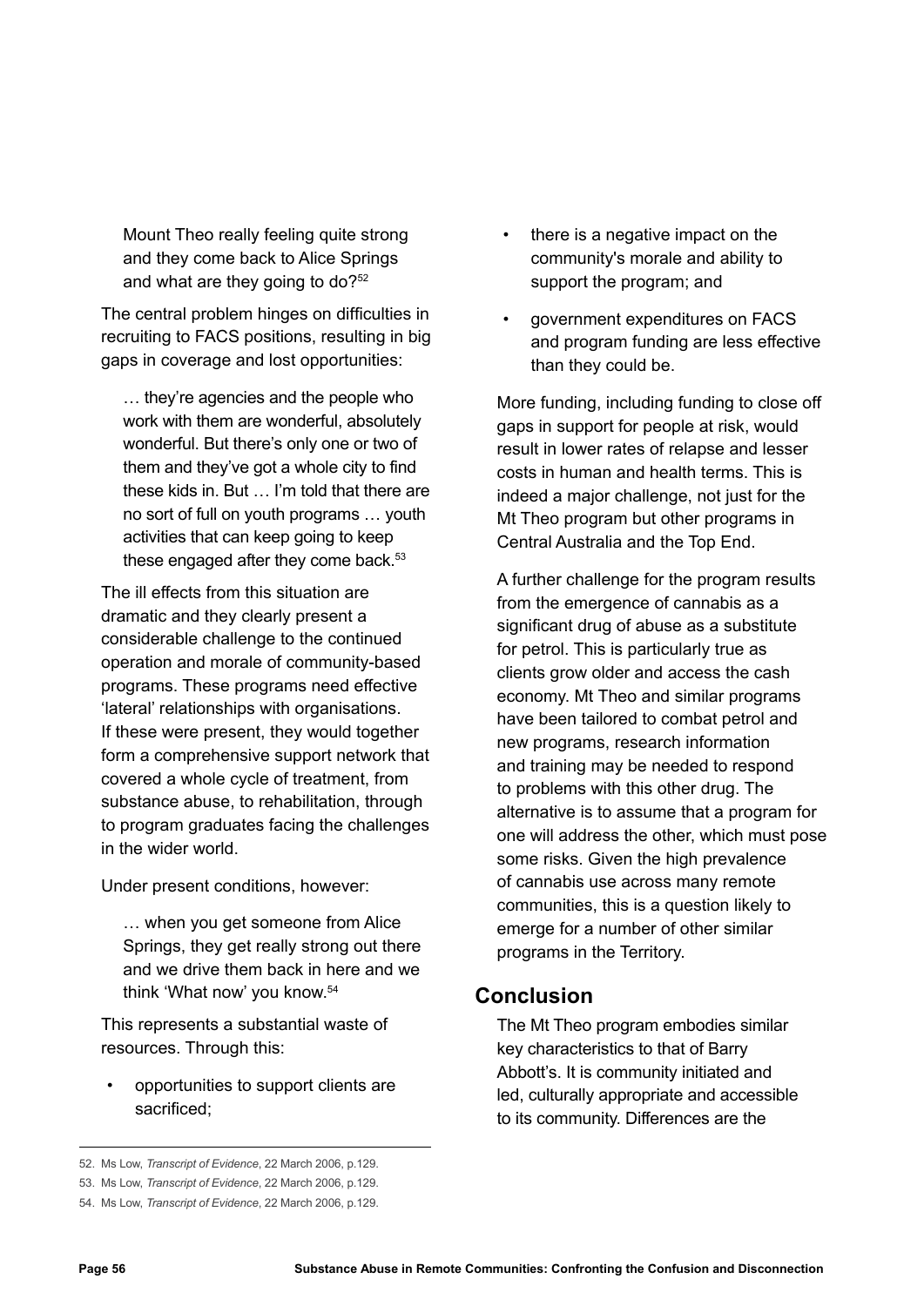> Mount Theo really feeling quite strong and they come back to Alice Springs and what are they going to do?[52]

The central problem hinges on difficulties in recruiting to FACS positions, resulting in big gaps in coverage and lost opportunities:

> … they're agencies and the people who work with them are wonderful, absolutely wonderful. But there's only one or two of them and they've got a whole city to find these kids in. But … I'm told that there are no sort of full on youth programs … youth activities that can keep going to keep these engaged after they come back.[53]

The ill effects from this situation are dramatic and they clearly present a considerable challenge to the continued operation and morale of community-based programs. These programs need effective 'lateral' relationships with organisations. If these were present, they would together form a comprehensive support network that covered a whole cycle of treatment, from substance abuse, to rehabilitation, through to program graduates facing the challenges in the wider world.

Under present conditions, however:

> … when you get someone from Alice Springs, they get really strong out there and we drive them back in here and we think 'What now' you know.[54]

This represents a substantial waste of resources. Through this:

- opportunities to support clients are sacrificed;
- there is a negative impact on the community's morale and ability to support the program; and
- government expenditures on FACS and program funding are less effective than they could be.

More funding, including funding to close off gaps in support for people at risk, would result in lower rates of relapse and lesser costs in human and health terms. This is indeed a major challenge, not just for the Mt Theo program but other programs in Central Australia and the Top End.

A further challenge for the program results from the emergence of cannabis as a significant drug of abuse as a substitute for petrol. This is particularly true as clients grow older and access the cash economy. Mt Theo and similar programs have been tailored to combat petrol and new programs, research information and training may be needed to respond to problems with this other drug. The alternative is to assume that a program for one will address the other, which must pose some risks. Given the high prevalence of cannabis use across many remote communities, this is a question likely to emerge for a number of other similar programs in the Territory.

## Conclusion

The Mt Theo program embodies similar key characteristics to that of Barry Abbott's. It is community initiated and led, culturally appropriate and accessible to its community. Differences are the

52. Ms Low, *Transcript of Evidence*, 22 March 2006, p.129.
53. Ms Low, *Transcript of Evidence*, 22 March 2006, p.129.
54. Ms Low, *Transcript of Evidence*, 22 March 2006, p.129.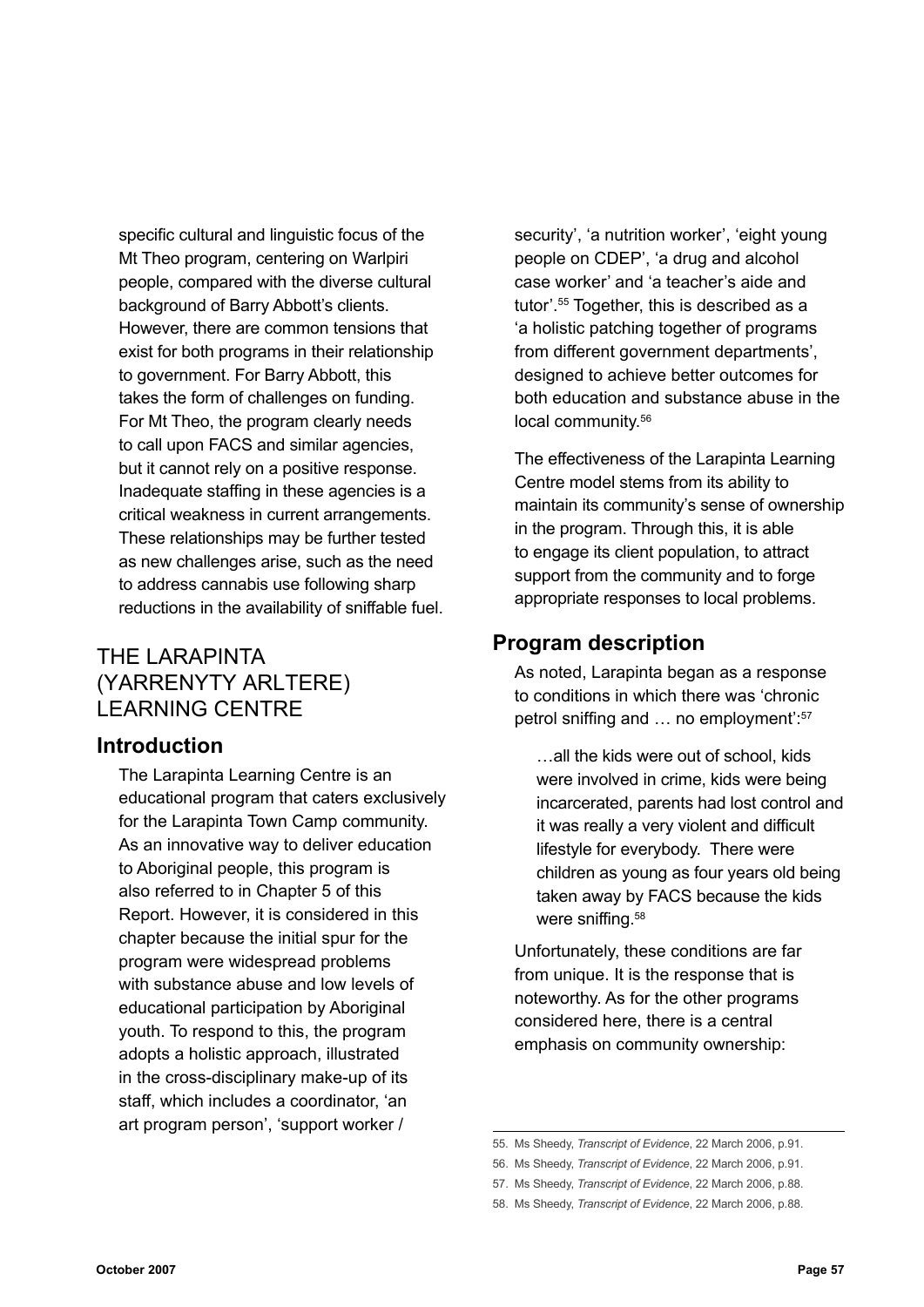specific cultural and linguistic focus of the Mt Theo program, centering on Warlpiri people, compared with the diverse cultural background of Barry Abbott's clients. However, there are common tensions that exist for both programs in their relationship to government. For Barry Abbott, this takes the form of challenges on funding. For Mt Theo, the program clearly needs to call upon FACS and similar agencies, but it cannot rely on a positive response. Inadequate staffing in these agencies is a critical weakness in current arrangements. These relationships may be further tested as new challenges arise, such as the need to address cannabis use following sharp reductions in the availability of sniffable fuel.

## THE LARAPINTA (YARRENYTY ARLTERE) LEARNING CENTRE

### Introduction

The Larapinta Learning Centre is an educational program that caters exclusively for the Larapinta Town Camp community. As an innovative way to deliver education to Aboriginal people, this program is also referred to in Chapter 5 of this Report. However, it is considered in this chapter because the initial spur for the program were widespread problems with substance abuse and low levels of educational participation by Aboriginal youth. To respond to this, the program adopts a holistic approach, illustrated in the cross-disciplinary make-up of its staff, which includes a coordinator, 'an art program person', 'support worker / security', 'a nutrition worker', 'eight young people on CDEP', 'a drug and alcohol case worker' and 'a teacher's aide and tutor'.[55] Together, this is described as a 'a holistic patching together of programs from different government departments', designed to achieve better outcomes for both education and substance abuse in the local community.[56]

The effectiveness of the Larapinta Learning Centre model stems from its ability to maintain its community's sense of ownership in the program. Through this, it is able to engage its client population, to attract support from the community and to forge appropriate responses to local problems.

### Program description

As noted, Larapinta began as a response to conditions in which there was 'chronic petrol sniffing and … no employment':[57]

> …all the kids were out of school, kids were involved in crime, kids were being incarcerated, parents had lost control and it was really a very violent and difficult lifestyle for everybody. There were children as young as four years old being taken away by FACS because the kids were sniffing.[58]

Unfortunately, these conditions are far from unique. It is the response that is noteworthy. As for the other programs considered here, there is a central emphasis on community ownership:

---

55. Ms Sheedy, *Transcript of Evidence*, 22 March 2006, p.91.
56. Ms Sheedy, *Transcript of Evidence*, 22 March 2006, p.91.
57. Ms Sheedy, *Transcript of Evidence*, 22 March 2006, p.88.
58. Ms Sheedy, *Transcript of Evidence*, 22 March 2006, p.88.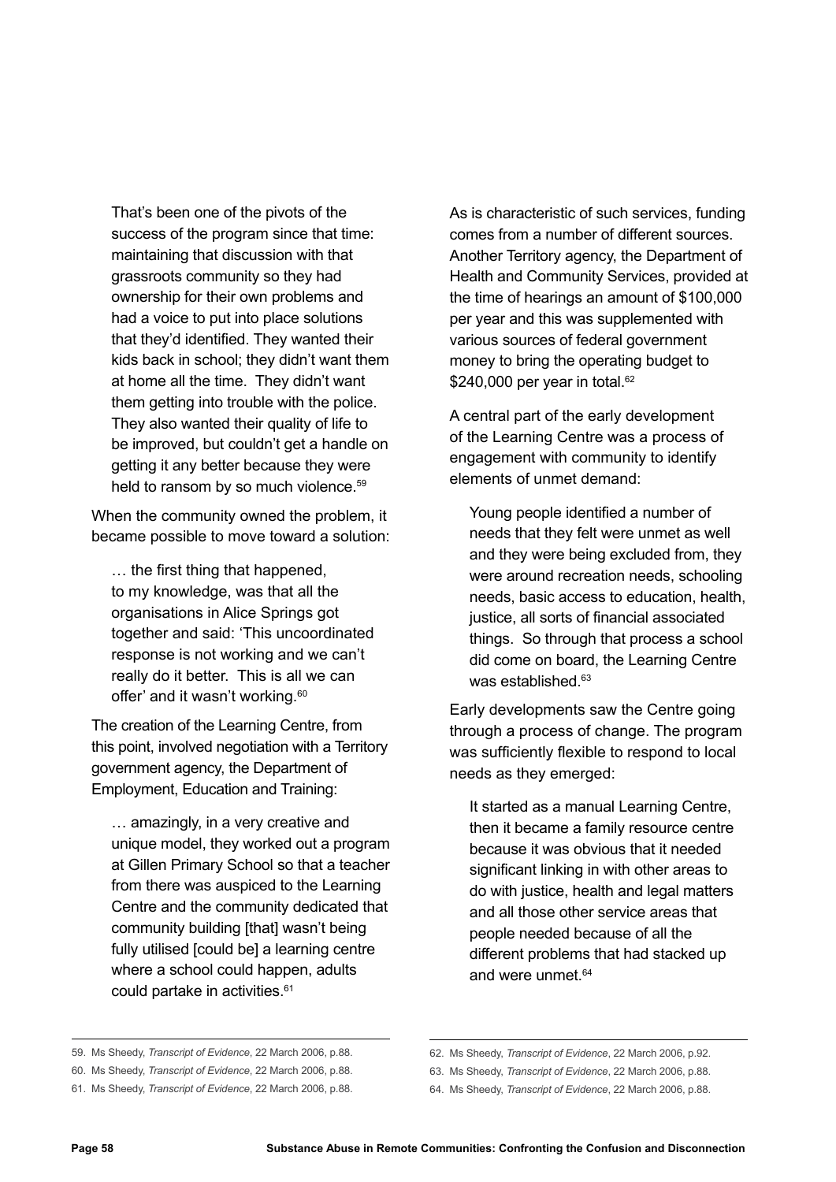> That's been one of the pivots of the success of the program since that time: maintaining that discussion with that grassroots community so they had ownership for their own problems and had a voice to put into place solutions that they'd identified. They wanted their kids back in school; they didn't want them at home all the time. They didn't want them getting into trouble with the police. They also wanted their quality of life to be improved, but couldn't get a handle on getting it any better because they were held to ransom by so much violence.[59]

When the community owned the problem, it became possible to move toward a solution:

> … the first thing that happened, to my knowledge, was that all the organisations in Alice Springs got together and said: 'This uncoordinated response is not working and we can't really do it better. This is all we can offer' and it wasn't working.[60]

The creation of the Learning Centre, from this point, involved negotiation with a Territory government agency, the Department of Employment, Education and Training:

> … amazingly, in a very creative and unique model, they worked out a program at Gillen Primary School so that a teacher from there was auspiced to the Learning Centre and the community dedicated that community building [that] wasn't being fully utilised [could be] a learning centre where a school could happen, adults could partake in activities.[61]

As is characteristic of such services, funding comes from a number of different sources. Another Territory agency, the Department of Health and Community Services, provided at the time of hearings an amount of $100,000 per year and this was supplemented with various sources of federal government money to bring the operating budget to $240,000 per year in total.[62]

A central part of the early development of the Learning Centre was a process of engagement with community to identify elements of unmet demand:

> Young people identified a number of needs that they felt were unmet as well and they were being excluded from, they were around recreation needs, schooling needs, basic access to education, health, justice, all sorts of financial associated things. So through that process a school did come on board, the Learning Centre was established.[63]

Early developments saw the Centre going through a process of change. The program was sufficiently flexible to respond to local needs as they emerged:

> It started as a manual Learning Centre, then it became a family resource centre because it was obvious that it needed significant linking in with other areas to do with justice, health and legal matters and all those other service areas that people needed because of all the different problems that had stacked up and were unmet.[64]

---

59. Ms Sheedy, *Transcript of Evidence*, 22 March 2006, p.88.
60. Ms Sheedy, *Transcript of Evidence*, 22 March 2006, p.88.
61. Ms Sheedy, *Transcript of Evidence*, 22 March 2006, p.88.
62. Ms Sheedy, *Transcript of Evidence*, 22 March 2006, p.92.
63. Ms Sheedy, *Transcript of Evidence*, 22 March 2006, p.88.
64. Ms Sheedy, *Transcript of Evidence*, 22 March 2006, p.88.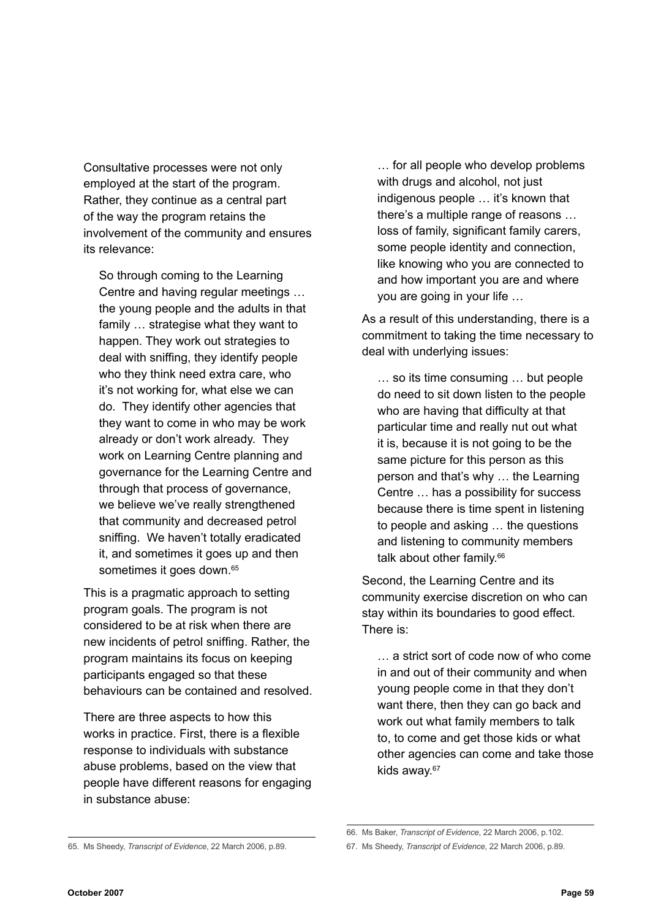Consultative processes were not only employed at the start of the program. Rather, they continue as a central part of the way the program retains the involvement of the community and ensures its relevance:

> So through coming to the Learning Centre and having regular meetings … the young people and the adults in that family … strategise what they want to happen. They work out strategies to deal with sniffing, they identify people who they think need extra care, who it's not working for, what else we can do. They identify other agencies that they want to come in who may be work already or don't work already. They work on Learning Centre planning and governance for the Learning Centre and through that process of governance, we believe we've really strengthened that community and decreased petrol sniffing. We haven't totally eradicated it, and sometimes it goes up and then sometimes it goes down.[65]

This is a pragmatic approach to setting program goals. The program is not considered to be at risk when there are new incidents of petrol sniffing. Rather, the program maintains its focus on keeping participants engaged so that these behaviours can be contained and resolved.

There are three aspects to how this works in practice. First, there is a flexible response to individuals with substance abuse problems, based on the view that people have different reasons for engaging in substance abuse:

> … for all people who develop problems with drugs and alcohol, not just indigenous people … it's known that there's a multiple range of reasons … loss of family, significant family carers, some people identity and connection, like knowing who you are connected to and how important you are and where you are going in your life …

As a result of this understanding, there is a commitment to taking the time necessary to deal with underlying issues:

> … so its time consuming … but people do need to sit down listen to the people who are having that difficulty at that particular time and really nut out what it is, because it is not going to be the same picture for this person as this person and that's why … the Learning Centre … has a possibility for success because there is time spent in listening to people and asking … the questions and listening to community members talk about other family.[66]

Second, the Learning Centre and its community exercise discretion on who can stay within its boundaries to good effect. There is:

> … a strict sort of code now of who come in and out of their community and when young people come in that they don't want there, then they can go back and work out what family members to talk to, to come and get those kids or what other agencies can come and take those kids away.[67]

---

65. Ms Sheedy, *Transcript of Evidence*, 22 March 2006, p.89.

66. Ms Baker, *Transcript of Evidence*, 22 March 2006, p.102.

67. Ms Sheedy, *Transcript of Evidence*, 22 March 2006, p.89.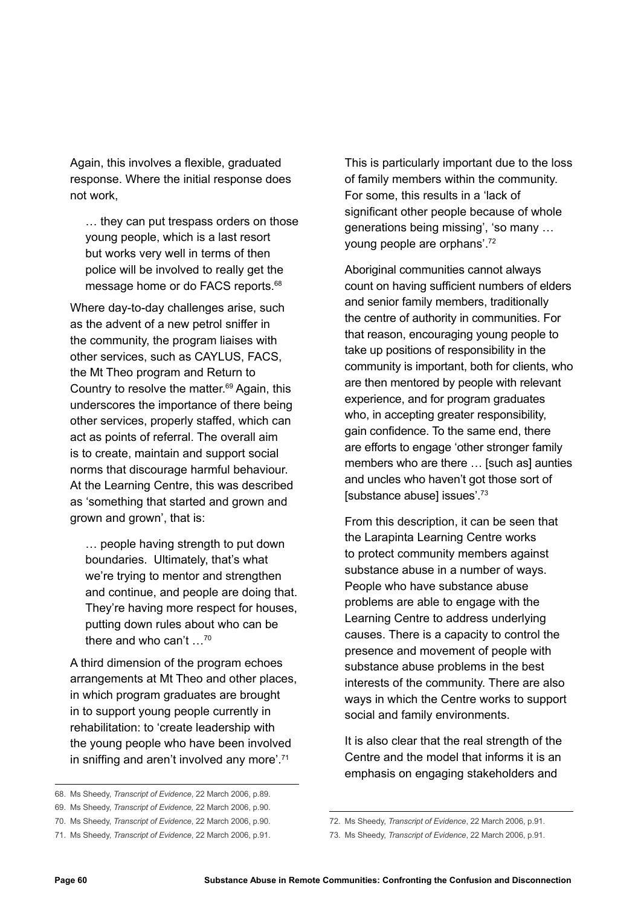Again, this involves a flexible, graduated response. Where the initial response does not work,

> … they can put trespass orders on those young people, which is a last resort but works very well in terms of then police will be involved to really get the message home or do FACS reports.[68]

Where day-to-day challenges arise, such as the advent of a new petrol sniffer in the community, the program liaises with other services, such as CAYLUS, FACS, the Mt Theo program and Return to Country to resolve the matter.[69] Again, this underscores the importance of there being other services, properly staffed, which can act as points of referral. The overall aim is to create, maintain and support social norms that discourage harmful behaviour. At the Learning Centre, this was described as 'something that started and grown and grown and grown', that is:

> … people having strength to put down boundaries. Ultimately, that's what we're trying to mentor and strengthen and continue, and people are doing that. They're having more respect for houses, putting down rules about who can be there and who can't …[70]

A third dimension of the program echoes arrangements at Mt Theo and other places, in which program graduates are brought in to support young people currently in rehabilitation: to 'create leadership with the young people who have been involved in sniffing and aren't involved any more'.[71]

This is particularly important due to the loss of family members within the community. For some, this results in a 'lack of significant other people because of whole generations being missing', 'so many … young people are orphans'.[72]

Aboriginal communities cannot always count on having sufficient numbers of elders and senior family members, traditionally the centre of authority in communities. For that reason, encouraging young people to take up positions of responsibility in the community is important, both for clients, who are then mentored by people with relevant experience, and for program graduates who, in accepting greater responsibility, gain confidence. To the same end, there are efforts to engage 'other stronger family members who are there … [such as] aunties and uncles who haven't got those sort of [substance abuse] issues'.[73]

From this description, it can be seen that the Larapinta Learning Centre works to protect community members against substance abuse in a number of ways. People who have substance abuse problems are able to engage with the Learning Centre to address underlying causes. There is a capacity to control the presence and movement of people with substance abuse problems in the best interests of the community. There are also ways in which the Centre works to support social and family environments.

It is also clear that the real strength of the Centre and the model that informs it is an emphasis on engaging stakeholders and

---

68. Ms Sheedy, *Transcript of Evidence*, 22 March 2006, p.89.
69. Ms Sheedy, *Transcript of Evidence*, 22 March 2006, p.90.
70. Ms Sheedy, *Transcript of Evidence*, 22 March 2006, p.90.
71. Ms Sheedy, *Transcript of Evidence*, 22 March 2006, p.91.
72. Ms Sheedy, *Transcript of Evidence*, 22 March 2006, p.91.
73. Ms Sheedy, *Transcript of Evidence*, 22 March 2006, p.91.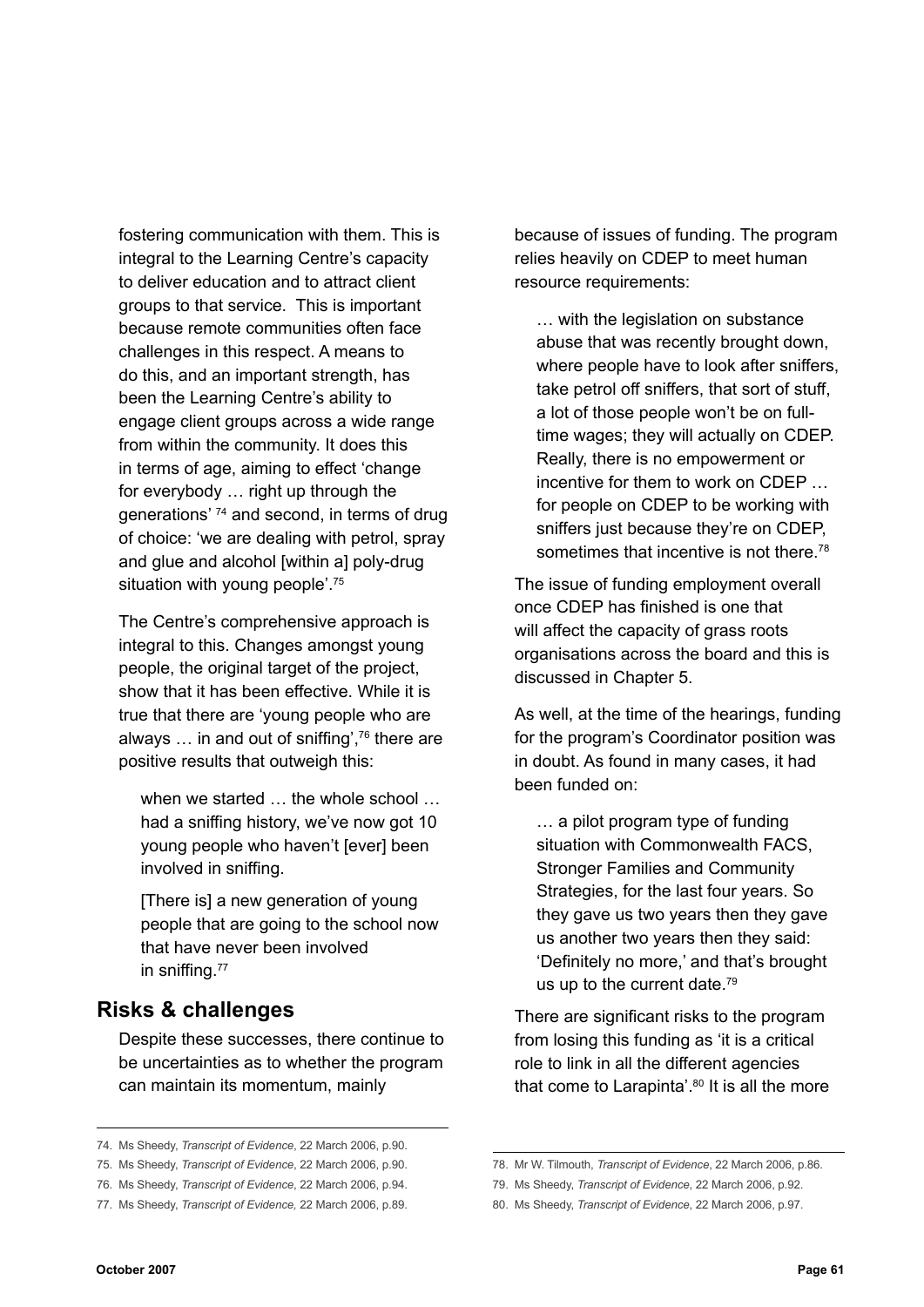fostering communication with them. This is integral to the Learning Centre's capacity to deliver education and to attract client groups to that service. This is important because remote communities often face challenges in this respect. A means to do this, and an important strength, has been the Learning Centre's ability to engage client groups across a wide range from within the community. It does this in terms of age, aiming to effect 'change for everybody … right up through the generations' [74] and second, in terms of drug of choice: 'we are dealing with petrol, spray and glue and alcohol [within a] poly-drug situation with young people'.[75]

The Centre's comprehensive approach is integral to this. Changes amongst young people, the original target of the project, show that it has been effective. While it is true that there are 'young people who are always … in and out of sniffing',[76] there are positive results that outweigh this:

> when we started … the whole school … had a sniffing history, we've now got 10 young people who haven't [ever] been involved in sniffing.
>
> [There is] a new generation of young people that are going to the school now that have never been involved in sniffing.[77]

## Risks & challenges

Despite these successes, there continue to be uncertainties as to whether the program can maintain its momentum, mainly because of issues of funding. The program relies heavily on CDEP to meet human resource requirements:

> … with the legislation on substance abuse that was recently brought down, where people have to look after sniffers, take petrol off sniffers, that sort of stuff, a lot of those people won't be on full-time wages; they will actually on CDEP. Really, there is no empowerment or incentive for them to work on CDEP … for people on CDEP to be working with sniffers just because they're on CDEP, sometimes that incentive is not there.[78]

The issue of funding employment overall once CDEP has finished is one that will affect the capacity of grass roots organisations across the board and this is discussed in Chapter 5.

As well, at the time of the hearings, funding for the program's Coordinator position was in doubt. As found in many cases, it had been funded on:

> … a pilot program type of funding situation with Commonwealth FACS, Stronger Families and Community Strategies, for the last four years. So they gave us two years then they gave us another two years then they said: 'Definitely no more,' and that's brought us up to the current date.[79]

There are significant risks to the program from losing this funding as 'it is a critical role to link in all the different agencies that come to Larapinta'.[80] It is all the more

---

74. Ms Sheedy, *Transcript of Evidence*, 22 March 2006, p.90.
75. Ms Sheedy, *Transcript of Evidence*, 22 March 2006, p.90.
76. Ms Sheedy, *Transcript of Evidence*, 22 March 2006, p.94.
77. Ms Sheedy, *Transcript of Evidence,* 22 March 2006, p.89.
78. Mr W. Tilmouth, *Transcript of Evidence*, 22 March 2006, p.86.
79. Ms Sheedy, *Transcript of Evidence*, 22 March 2006, p.92.
80. Ms Sheedy, *Transcript of Evidence*, 22 March 2006, p.97.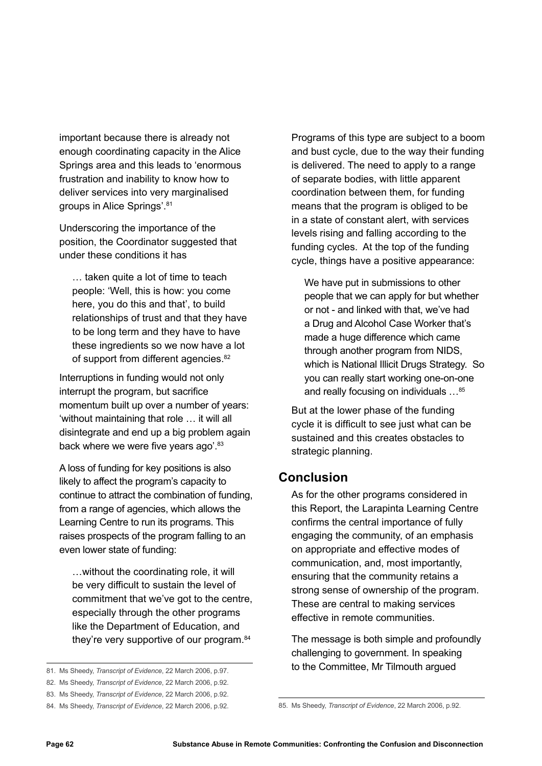important because there is already not enough coordinating capacity in the Alice Springs area and this leads to 'enormous frustration and inability to know how to deliver services into very marginalised groups in Alice Springs'.[81]

Underscoring the importance of the position, the Coordinator suggested that under these conditions it has

> … taken quite a lot of time to teach people: 'Well, this is how: you come here, you do this and that', to build relationships of trust and that they have to be long term and they have to have these ingredients so we now have a lot of support from different agencies.[82]

Interruptions in funding would not only interrupt the program, but sacrifice momentum built up over a number of years: 'without maintaining that role … it will all disintegrate and end up a big problem again back where we were five years ago'.[83]

A loss of funding for key positions is also likely to affect the program's capacity to continue to attract the combination of funding, from a range of agencies, which allows the Learning Centre to run its programs. This raises prospects of the program falling to an even lower state of funding:

> …without the coordinating role, it will be very difficult to sustain the level of commitment that we've got to the centre, especially through the other programs like the Department of Education, and they're very supportive of our program.[84]

Programs of this type are subject to a boom and bust cycle, due to the way their funding is delivered. The need to apply to a range of separate bodies, with little apparent coordination between them, for funding means that the program is obliged to be in a state of constant alert, with services levels rising and falling according to the funding cycles. At the top of the funding cycle, things have a positive appearance:

> We have put in submissions to other people that we can apply for but whether or not - and linked with that, we've had a Drug and Alcohol Case Worker that's made a huge difference which came through another program from NIDS, which is National Illicit Drugs Strategy. So you can really start working one-on-one and really focusing on individuals …[85]

But at the lower phase of the funding cycle it is difficult to see just what can be sustained and this creates obstacles to strategic planning.

## Conclusion

As for the other programs considered in this Report, the Larapinta Learning Centre confirms the central importance of fully engaging the community, of an emphasis on appropriate and effective modes of communication, and, most importantly, ensuring that the community retains a strong sense of ownership of the program. These are central to making services effective in remote communities.

The message is both simple and profoundly challenging to government. In speaking to the Committee, Mr Tilmouth argued

---

81. Ms Sheedy, *Transcript of Evidence*, 22 March 2006, p.97.
82. Ms Sheedy, *Transcript of Evidence*, 22 March 2006, p.92.
83. Ms Sheedy, *Transcript of Evidence*, 22 March 2006, p.92.
84. Ms Sheedy, *Transcript of Evidence*, 22 March 2006, p.92.
85. Ms Sheedy, *Transcript of Evidence*, 22 March 2006, p.92.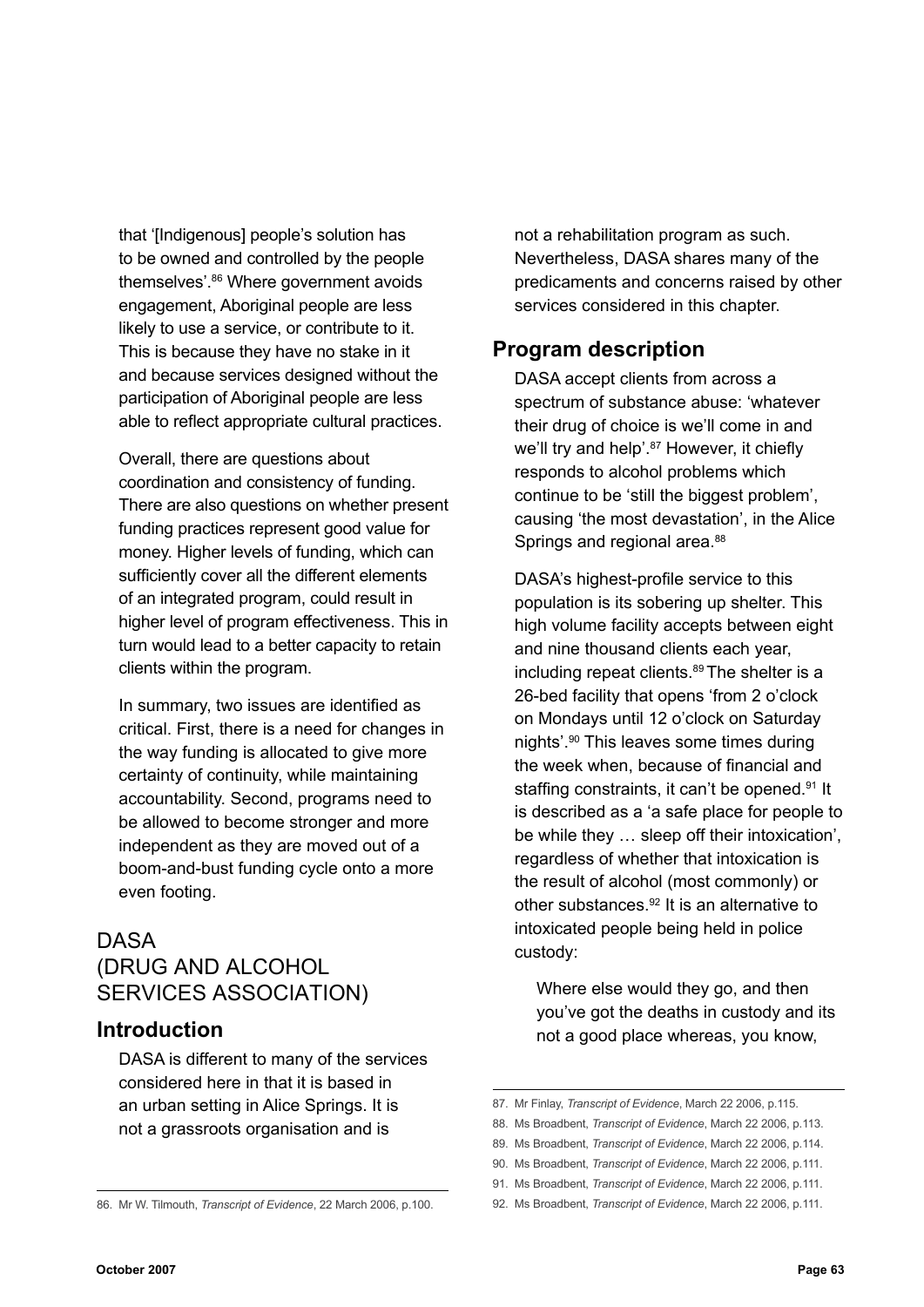that '[Indigenous] people's solution has to be owned and controlled by the people themselves'.[86] Where government avoids engagement, Aboriginal people are less likely to use a service, or contribute to it. This is because they have no stake in it and because services designed without the participation of Aboriginal people are less able to reflect appropriate cultural practices.

Overall, there are questions about coordination and consistency of funding. There are also questions on whether present funding practices represent good value for money. Higher levels of funding, which can sufficiently cover all the different elements of an integrated program, could result in higher level of program effectiveness. This in turn would lead to a better capacity to retain clients within the program.

In summary, two issues are identified as critical. First, there is a need for changes in the way funding is allocated to give more certainty of continuity, while maintaining accountability. Second, programs need to be allowed to become stronger and more independent as they are moved out of a boom-and-bust funding cycle onto a more even footing.

## DASA (DRUG AND ALCOHOL SERVICES ASSOCIATION)

### Introduction

DASA is different to many of the services considered here in that it is based in an urban setting in Alice Springs. It is not a grassroots organisation and is not a rehabilitation program as such. Nevertheless, DASA shares many of the predicaments and concerns raised by other services considered in this chapter.

### Program description

DASA accept clients from across a spectrum of substance abuse: 'whatever their drug of choice is we'll come in and we'll try and help'.[87] However, it chiefly responds to alcohol problems which continue to be 'still the biggest problem', causing 'the most devastation', in the Alice Springs and regional area.[88]

DASA's highest-profile service to this population is its sobering up shelter. This high volume facility accepts between eight and nine thousand clients each year, including repeat clients.[89] The shelter is a 26-bed facility that opens 'from 2 o'clock on Mondays until 12 o'clock on Saturday nights'.[90] This leaves some times during the week when, because of financial and staffing constraints, it can't be opened.[91] It is described as a 'a safe place for people to be while they … sleep off their intoxication', regardless of whether that intoxication is the result of alcohol (most commonly) or other substances.[92] It is an alternative to intoxicated people being held in police custody:

> Where else would they go, and then you've got the deaths in custody and its not a good place whereas, you know,

---

86. Mr W. Tilmouth, *Transcript of Evidence*, 22 March 2006, p.100.

87. Mr Finlay, *Transcript of Evidence*, March 22 2006, p.115.

88. Ms Broadbent, *Transcript of Evidence*, March 22 2006, p.113.

89. Ms Broadbent, *Transcript of Evidence*, March 22 2006, p.114.

90. Ms Broadbent, *Transcript of Evidence*, March 22 2006, p.111.

91. Ms Broadbent, *Transcript of Evidence*, March 22 2006, p.111.

92. Ms Broadbent, *Transcript of Evidence*, March 22 2006, p.111.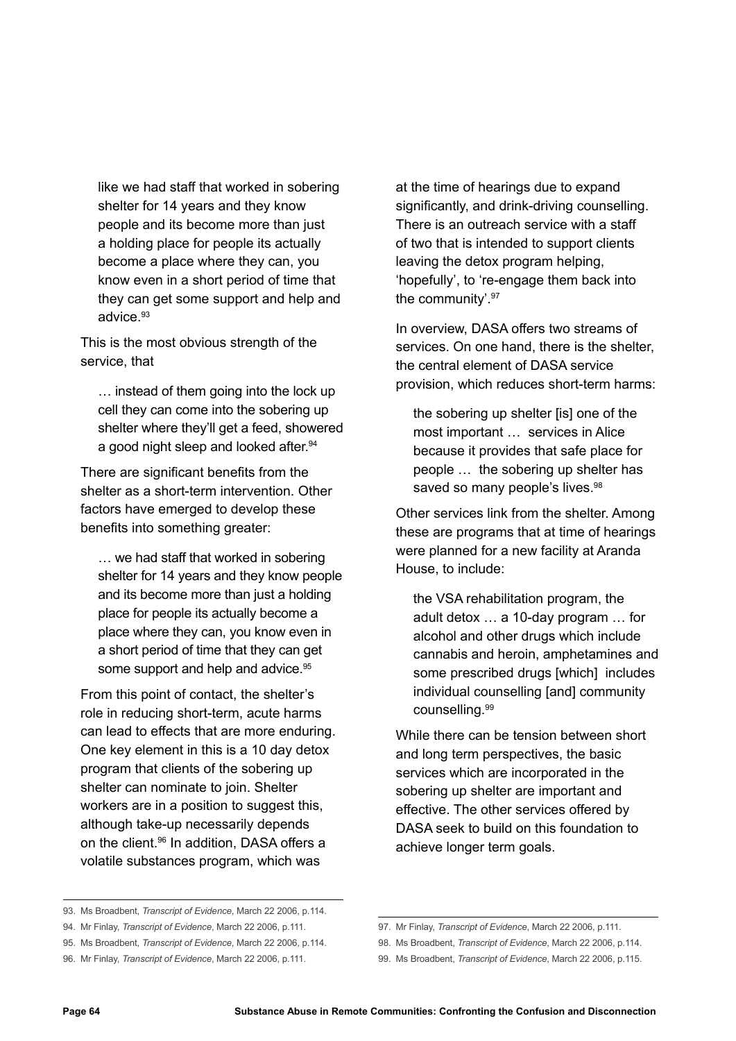> like we had staff that worked in sobering shelter for 14 years and they know people and its become more than just a holding place for people its actually become a place where they can, you know even in a short period of time that they can get some support and help and advice.[93]

This is the most obvious strength of the service, that

> … instead of them going into the lock up cell they can come into the sobering up shelter where they'll get a feed, showered a good night sleep and looked after.[94]

There are significant benefits from the shelter as a short-term intervention. Other factors have emerged to develop these benefits into something greater:

> … we had staff that worked in sobering shelter for 14 years and they know people and its become more than just a holding place for people its actually become a place where they can, you know even in a short period of time that they can get some support and help and advice.[95]

From this point of contact, the shelter's role in reducing short-term, acute harms can lead to effects that are more enduring. One key element in this is a 10 day detox program that clients of the sobering up shelter can nominate to join. Shelter workers are in a position to suggest this, although take-up necessarily depends on the client.[96] In addition, DASA offers a volatile substances program, which was at the time of hearings due to expand significantly, and drink-driving counselling. There is an outreach service with a staff of two that is intended to support clients leaving the detox program helping, 'hopefully', to 're-engage them back into the community'.[97]

In overview, DASA offers two streams of services. On one hand, there is the shelter, the central element of DASA service provision, which reduces short-term harms:

> the sobering up shelter [is] one of the most important … services in Alice because it provides that safe place for people … the sobering up shelter has saved so many people's lives.[98]

Other services link from the shelter. Among these are programs that at time of hearings were planned for a new facility at Aranda House, to include:

> the VSA rehabilitation program, the adult detox … a 10-day program … for alcohol and other drugs which include cannabis and heroin, amphetamines and some prescribed drugs [which] includes individual counselling [and] community counselling.[99]

While there can be tension between short and long term perspectives, the basic services which are incorporated in the sobering up shelter are important and effective. The other services offered by DASA seek to build on this foundation to achieve longer term goals.

---

93. Ms Broadbent, *Transcript of Evidence*, March 22 2006, p.114.
94. Mr Finlay, *Transcript of Evidence*, March 22 2006, p.111.
95. Ms Broadbent, *Transcript of Evidence*, March 22 2006, p.114.
96. Mr Finlay, *Transcript of Evidence*, March 22 2006, p.111.
97. Mr Finlay, *Transcript of Evidence*, March 22 2006, p.111.
98. Ms Broadbent, *Transcript of Evidence*, March 22 2006, p.114.
99. Ms Broadbent, *Transcript of Evidence*, March 22 2006, p.115.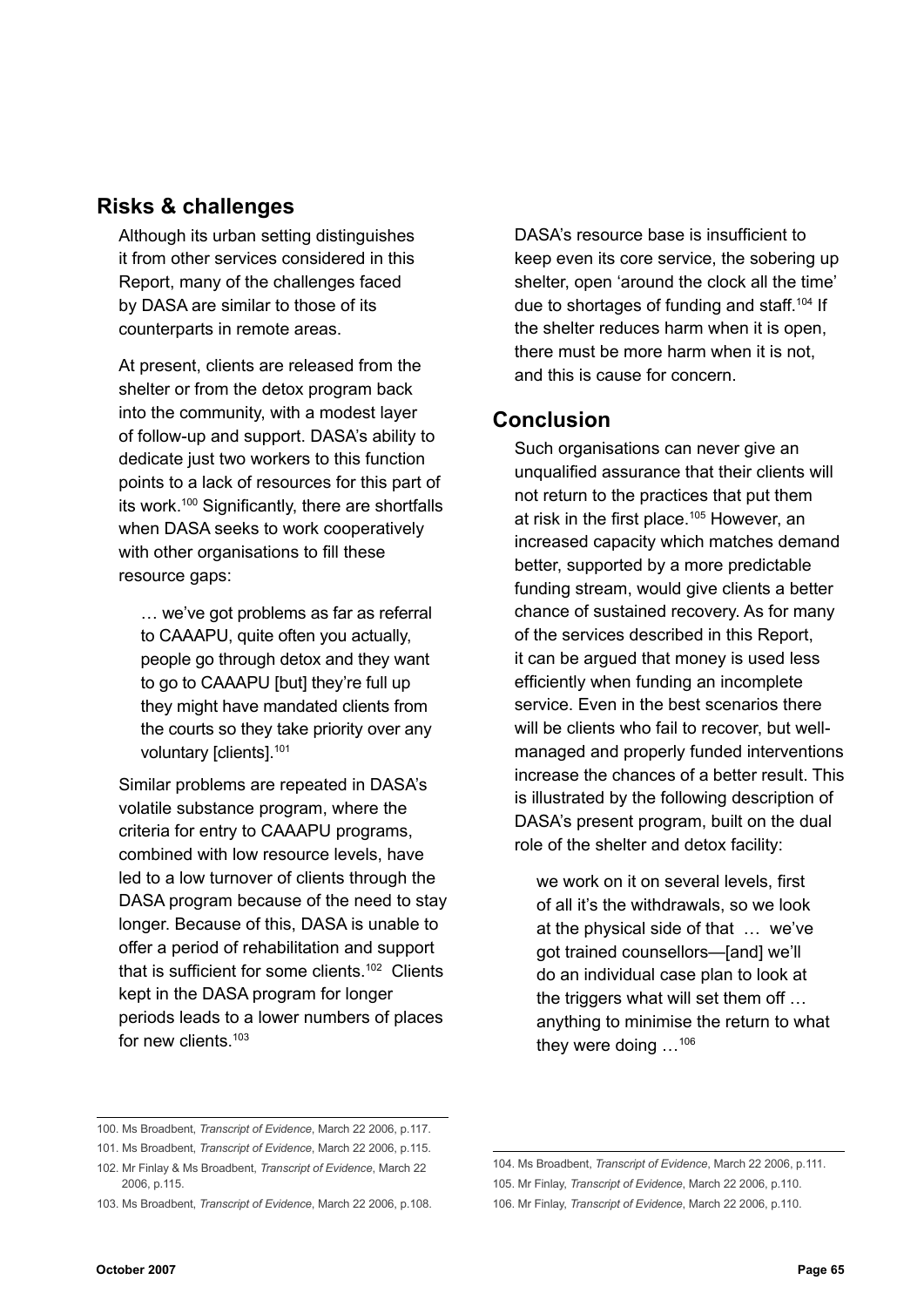## Risks & challenges

Although its urban setting distinguishes it from other services considered in this Report, many of the challenges faced by DASA are similar to those of its counterparts in remote areas.

At present, clients are released from the shelter or from the detox program back into the community, with a modest layer of follow-up and support. DASA's ability to dedicate just two workers to this function points to a lack of resources for this part of its work.[100] Significantly, there are shortfalls when DASA seeks to work cooperatively with other organisations to fill these resource gaps:

> … we've got problems as far as referral to CAAAPU, quite often you actually, people go through detox and they want to go to CAAAPU [but] they're full up they might have mandated clients from the courts so they take priority over any voluntary [clients].[101]

Similar problems are repeated in DASA's volatile substance program, where the criteria for entry to CAAAPU programs, combined with low resource levels, have led to a low turnover of clients through the DASA program because of the need to stay longer. Because of this, DASA is unable to offer a period of rehabilitation and support that is sufficient for some clients.[102] Clients kept in the DASA program for longer periods leads to a lower numbers of places for new clients.[103]

DASA's resource base is insufficient to keep even its core service, the sobering up shelter, open 'around the clock all the time' due to shortages of funding and staff.[104] If the shelter reduces harm when it is open, there must be more harm when it is not, and this is cause for concern.

## Conclusion

Such organisations can never give an unqualified assurance that their clients will not return to the practices that put them at risk in the first place.[105] However, an increased capacity which matches demand better, supported by a more predictable funding stream, would give clients a better chance of sustained recovery. As for many of the services described in this Report, it can be argued that money is used less efficiently when funding an incomplete service. Even in the best scenarios there will be clients who fail to recover, but well-managed and properly funded interventions increase the chances of a better result. This is illustrated by the following description of DASA's present program, built on the dual role of the shelter and detox facility:

> we work on it on several levels, first of all it's the withdrawals, so we look at the physical side of that … we've got trained counsellors—[and] we'll do an individual case plan to look at the triggers what will set them off … anything to minimise the return to what they were doing …[106]

---

100. Ms Broadbent, *Transcript of Evidence*, March 22 2006, p.117.
101. Ms Broadbent, *Transcript of Evidence*, March 22 2006, p.115.
102. Mr Finlay & Ms Broadbent, *Transcript of Evidence*, March 22 2006, p.115.
103. Ms Broadbent, *Transcript of Evidence*, March 22 2006, p.108.
104. Ms Broadbent, *Transcript of Evidence*, March 22 2006, p.111.
105. Mr Finlay, *Transcript of Evidence*, March 22 2006, p.110.
106. Mr Finlay, *Transcript of Evidence*, March 22 2006, p.110.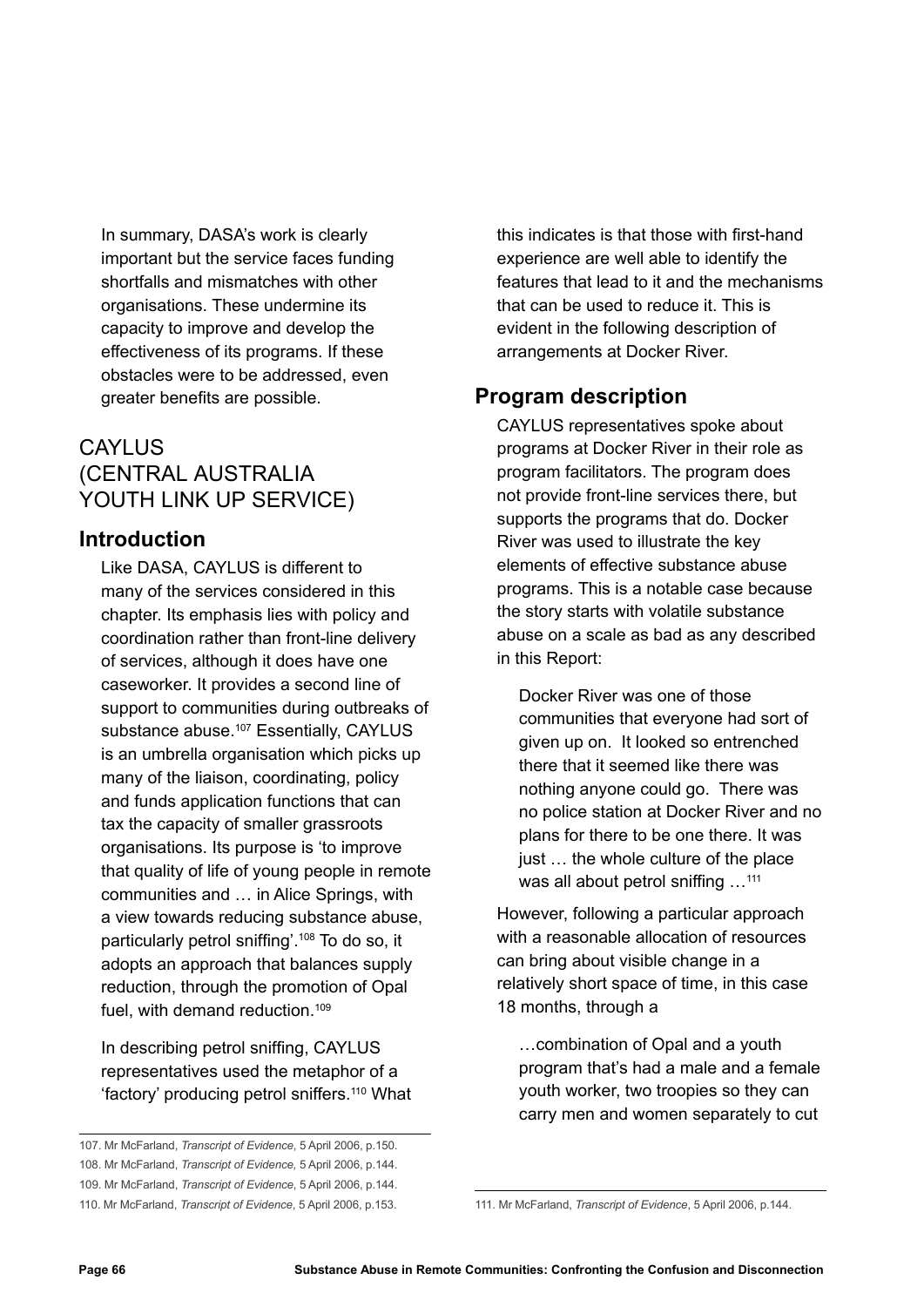In summary, DASA's work is clearly important but the service faces funding shortfalls and mismatches with other organisations. These undermine its capacity to improve and develop the effectiveness of its programs. If these obstacles were to be addressed, even greater benefits are possible.

## CAYLUS (CENTRAL AUSTRALIA YOUTH LINK UP SERVICE)

### Introduction

Like DASA, CAYLUS is different to many of the services considered in this chapter. Its emphasis lies with policy and coordination rather than front-line delivery of services, although it does have one caseworker. It provides a second line of support to communities during outbreaks of substance abuse.[107] Essentially, CAYLUS is an umbrella organisation which picks up many of the liaison, coordinating, policy and funds application functions that can tax the capacity of smaller grassroots organisations. Its purpose is 'to improve that quality of life of young people in remote communities and … in Alice Springs, with a view towards reducing substance abuse, particularly petrol sniffing'.[108] To do so, it adopts an approach that balances supply reduction, through the promotion of Opal fuel, with demand reduction.[109]

In describing petrol sniffing, CAYLUS representatives used the metaphor of a 'factory' producing petrol sniffers.[110] What this indicates is that those with first-hand experience are well able to identify the features that lead to it and the mechanisms that can be used to reduce it. This is evident in the following description of arrangements at Docker River.

### Program description

CAYLUS representatives spoke about programs at Docker River in their role as program facilitators. The program does not provide front-line services there, but supports the programs that do. Docker River was used to illustrate the key elements of effective substance abuse programs. This is a notable case because the story starts with volatile substance abuse on a scale as bad as any described in this Report:

> Docker River was one of those communities that everyone had sort of given up on. It looked so entrenched there that it seemed like there was nothing anyone could go. There was no police station at Docker River and no plans for there to be one there. It was just … the whole culture of the place was all about petrol sniffing …[111]

However, following a particular approach with a reasonable allocation of resources can bring about visible change in a relatively short space of time, in this case 18 months, through a

> …combination of Opal and a youth program that's had a male and a female youth worker, two troopies so they can carry men and women separately to cut

---

107. Mr McFarland, *Transcript of Evidence*, 5 April 2006, p.150.

108. Mr McFarland, *Transcript of Evidence,* 5 April 2006, p.144.

109. Mr McFarland, *Transcript of Evidence*, 5 April 2006, p.144.

110. Mr McFarland, *Transcript of Evidence*, 5 April 2006, p.153.

111. Mr McFarland, *Transcript of Evidence*, 5 April 2006, p.144.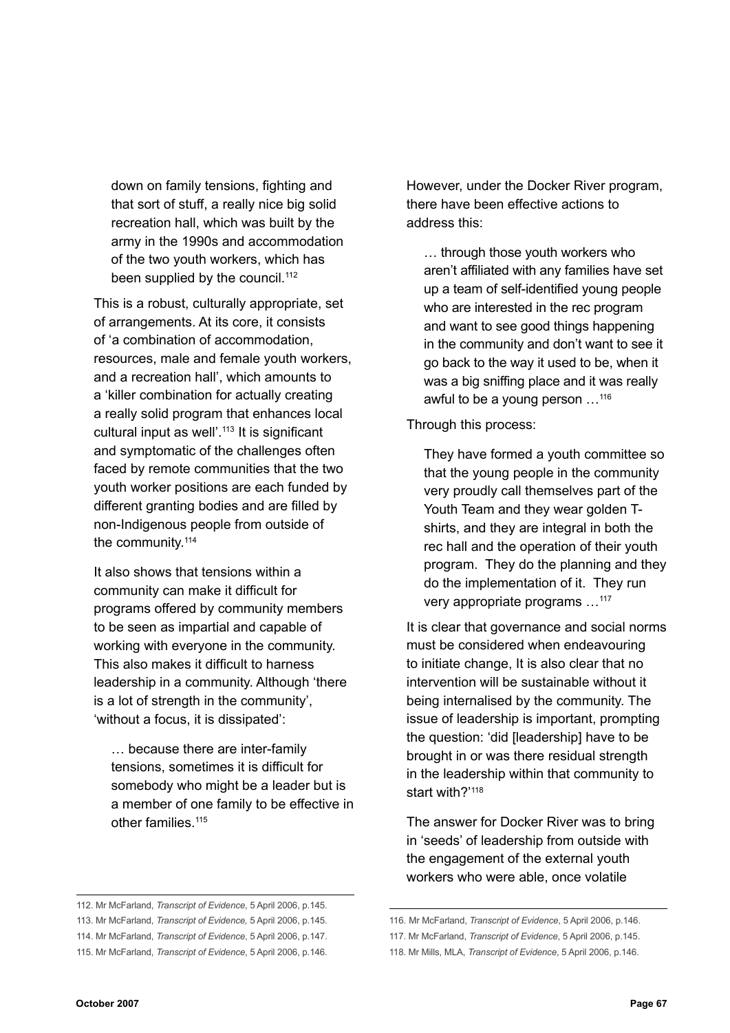> down on family tensions, fighting and that sort of stuff, a really nice big solid recreation hall, which was built by the army in the 1990s and accommodation of the two youth workers, which has been supplied by the council.[112]

This is a robust, culturally appropriate, set of arrangements. At its core, it consists of 'a combination of accommodation, resources, male and female youth workers, and a recreation hall', which amounts to a 'killer combination for actually creating a really solid program that enhances local cultural input as well'.[113] It is significant and symptomatic of the challenges often faced by remote communities that the two youth worker positions are each funded by different granting bodies and are filled by non-Indigenous people from outside of the community.[114]

It also shows that tensions within a community can make it difficult for programs offered by community members to be seen as impartial and capable of working with everyone in the community. This also makes it difficult to harness leadership in a community. Although 'there is a lot of strength in the community', 'without a focus, it is dissipated':

> … because there are inter-family tensions, sometimes it is difficult for somebody who might be a leader but is a member of one family to be effective in other families.[115]

However, under the Docker River program, there have been effective actions to address this:

> … through those youth workers who aren't affiliated with any families have set up a team of self-identified young people who are interested in the rec program and want to see good things happening in the community and don't want to see it go back to the way it used to be, when it was a big sniffing place and it was really awful to be a young person …[116]

Through this process:

> They have formed a youth committee so that the young people in the community very proudly call themselves part of the Youth Team and they wear golden T-shirts, and they are integral in both the rec hall and the operation of their youth program. They do the planning and they do the implementation of it. They run very appropriate programs …[117]

It is clear that governance and social norms must be considered when endeavouring to initiate change, It is also clear that no intervention will be sustainable without it being internalised by the community. The issue of leadership is important, prompting the question: 'did [leadership] have to be brought in or was there residual strength in the leadership within that community to start with?'[118]

The answer for Docker River was to bring in 'seeds' of leadership from outside with the engagement of the external youth workers who were able, once volatile

---

112. Mr McFarland, *Transcript of Evidence*, 5 April 2006, p.145.
113. Mr McFarland, *Transcript of Evidence*, 5 April 2006, p.145.
114. Mr McFarland, *Transcript of Evidence*, 5 April 2006, p.147.
115. Mr McFarland, *Transcript of Evidence*, 5 April 2006, p.146.
116. Mr McFarland, *Transcript of Evidence*, 5 April 2006, p.146.
117. Mr McFarland, *Transcript of Evidence*, 5 April 2006, p.145.
118. Mr Mills, MLA, *Transcript of Evidence*, 5 April 2006, p.146.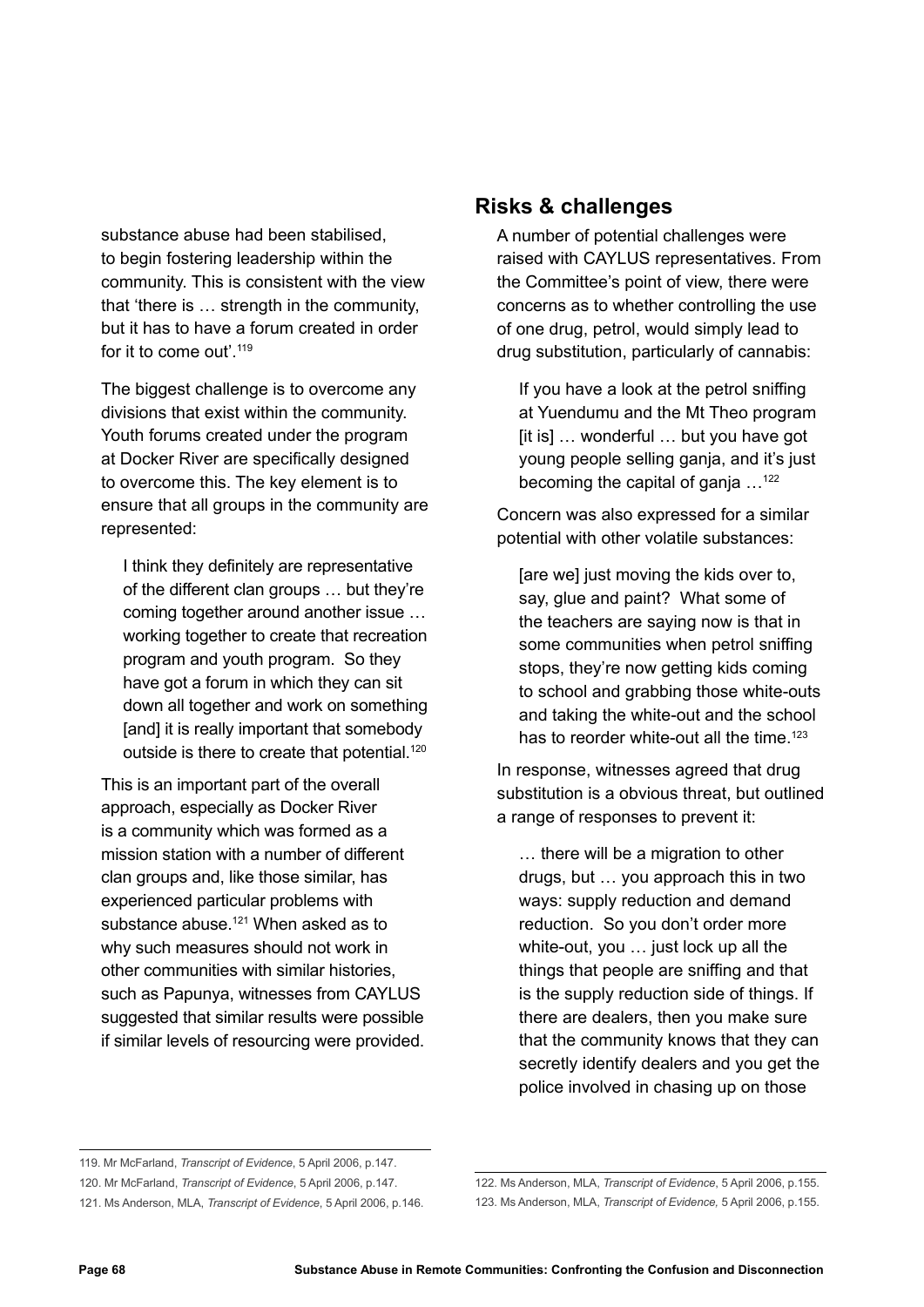substance abuse had been stabilised, to begin fostering leadership within the community. This is consistent with the view that 'there is … strength in the community, but it has to have a forum created in order for it to come out'.[119]

The biggest challenge is to overcome any divisions that exist within the community. Youth forums created under the program at Docker River are specifically designed to overcome this. The key element is to ensure that all groups in the community are represented:

> I think they definitely are representative of the different clan groups … but they're coming together around another issue … working together to create that recreation program and youth program. So they have got a forum in which they can sit down all together and work on something [and] it is really important that somebody outside is there to create that potential.[120]

This is an important part of the overall approach, especially as Docker River is a community which was formed as a mission station with a number of different clan groups and, like those similar, has experienced particular problems with substance abuse.[121] When asked as to why such measures should not work in other communities with similar histories, such as Papunya, witnesses from CAYLUS suggested that similar results were possible if similar levels of resourcing were provided.

## Risks & challenges

A number of potential challenges were raised with CAYLUS representatives. From the Committee's point of view, there were concerns as to whether controlling the use of one drug, petrol, would simply lead to drug substitution, particularly of cannabis:

> If you have a look at the petrol sniffing at Yuendumu and the Mt Theo program [it is] … wonderful … but you have got young people selling ganja, and it's just becoming the capital of ganja …[122]

Concern was also expressed for a similar potential with other volatile substances:

> [are we] just moving the kids over to, say, glue and paint? What some of the teachers are saying now is that in some communities when petrol sniffing stops, they're now getting kids coming to school and grabbing those white-outs and taking the white-out and the school has to reorder white-out all the time.[123]

In response, witnesses agreed that drug substitution is a obvious threat, but outlined a range of responses to prevent it:

> … there will be a migration to other drugs, but … you approach this in two ways: supply reduction and demand reduction. So you don't order more white-out, you … just lock up all the things that people are sniffing and that is the supply reduction side of things. If there are dealers, then you make sure that the community knows that they can secretly identify dealers and you get the police involved in chasing up on those

119. Mr McFarland, *Transcript of Evidence*, 5 April 2006, p.147.
120. Mr McFarland, *Transcript of Evidence*, 5 April 2006, p.147.
121. Ms Anderson, MLA, *Transcript of Evidence*, 5 April 2006, p.146.
122. Ms Anderson, MLA, *Transcript of Evidence*, 5 April 2006, p.155.
123. Ms Anderson, MLA, *Transcript of Evidence,* 5 April 2006, p.155.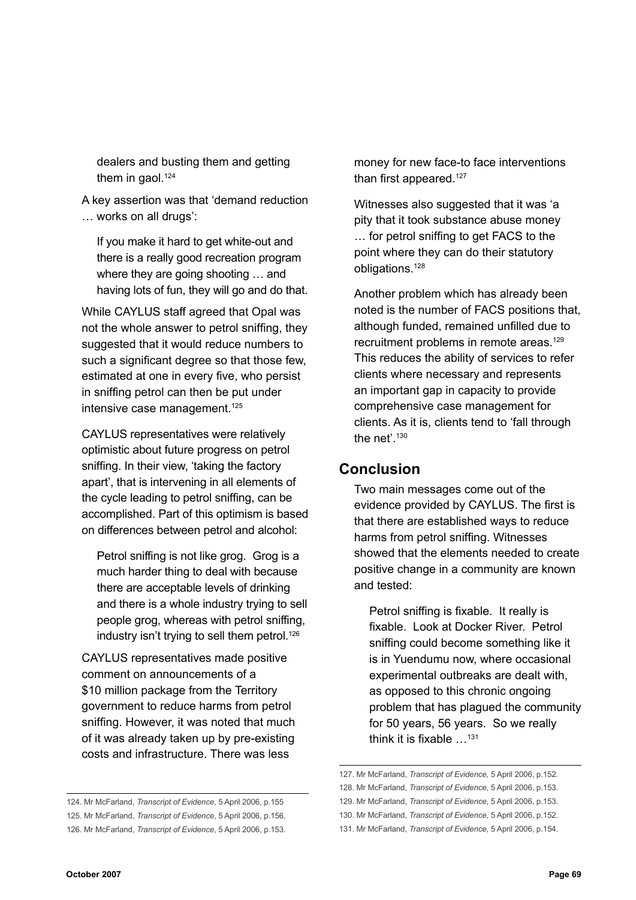> dealers and busting them and getting them in gaol.[124]

A key assertion was that 'demand reduction … works on all drugs':

> If you make it hard to get white-out and there is a really good recreation program where they are going shooting … and having lots of fun, they will go and do that.

While CAYLUS staff agreed that Opal was not the whole answer to petrol sniffing, they suggested that it would reduce numbers to such a significant degree so that those few, estimated at one in every five, who persist in sniffing petrol can then be put under intensive case management.[125]

CAYLUS representatives were relatively optimistic about future progress on petrol sniffing. In their view, 'taking the factory apart', that is intervening in all elements of the cycle leading to petrol sniffing, can be accomplished. Part of this optimism is based on differences between petrol and alcohol:

> Petrol sniffing is not like grog. Grog is a much harder thing to deal with because there are acceptable levels of drinking and there is a whole industry trying to sell people grog, whereas with petrol sniffing, industry isn't trying to sell them petrol.[126]

CAYLUS representatives made positive comment on announcements of a $10 million package from the Territory government to reduce harms from petrol sniffing. However, it was noted that much of it was already taken up by pre-existing costs and infrastructure. There was less money for new face-to face interventions than first appeared.[127]

Witnesses also suggested that it was 'a pity that it took substance abuse money … for petrol sniffing to get FACS to the point where they can do their statutory obligations.[128]

Another problem which has already been noted is the number of FACS positions that, although funded, remained unfilled due to recruitment problems in remote areas.[129] This reduces the ability of services to refer clients where necessary and represents an important gap in capacity to provide comprehensive case management for clients. As it is, clients tend to 'fall through the net'.[130]

## Conclusion

Two main messages come out of the evidence provided by CAYLUS. The first is that there are established ways to reduce harms from petrol sniffing. Witnesses showed that the elements needed to create positive change in a community are known and tested:

> Petrol sniffing is fixable. It really is fixable. Look at Docker River. Petrol sniffing could become something like it is in Yuendumu now, where occasional experimental outbreaks are dealt with, as opposed to this chronic ongoing problem that has plagued the community for 50 years, 56 years. So we really think it is fixable …[131]

124. Mr McFarland, *Transcript of Evidence*, 5 April 2006, p.155
125. Mr McFarland, *Transcript of Evidence*, 5 April 2006, p.156.
126. Mr McFarland, *Transcript of Evidence*, 5 April 2006, p.153.
127. Mr McFarland, *Transcript of Evidence*, 5 April 2006, p.152.
128. Mr McFarland, *Transcript of Evidence*, 5 April 2006, p.153.
129. Mr McFarland, *Transcript of Evidence*, 5 April 2006, p.153.
130. Mr McFarland, *Transcript of Evidence*, 5 April 2006, p.152.
131. Mr McFarland, *Transcript of Evidence*, 5 April 2006, p.154.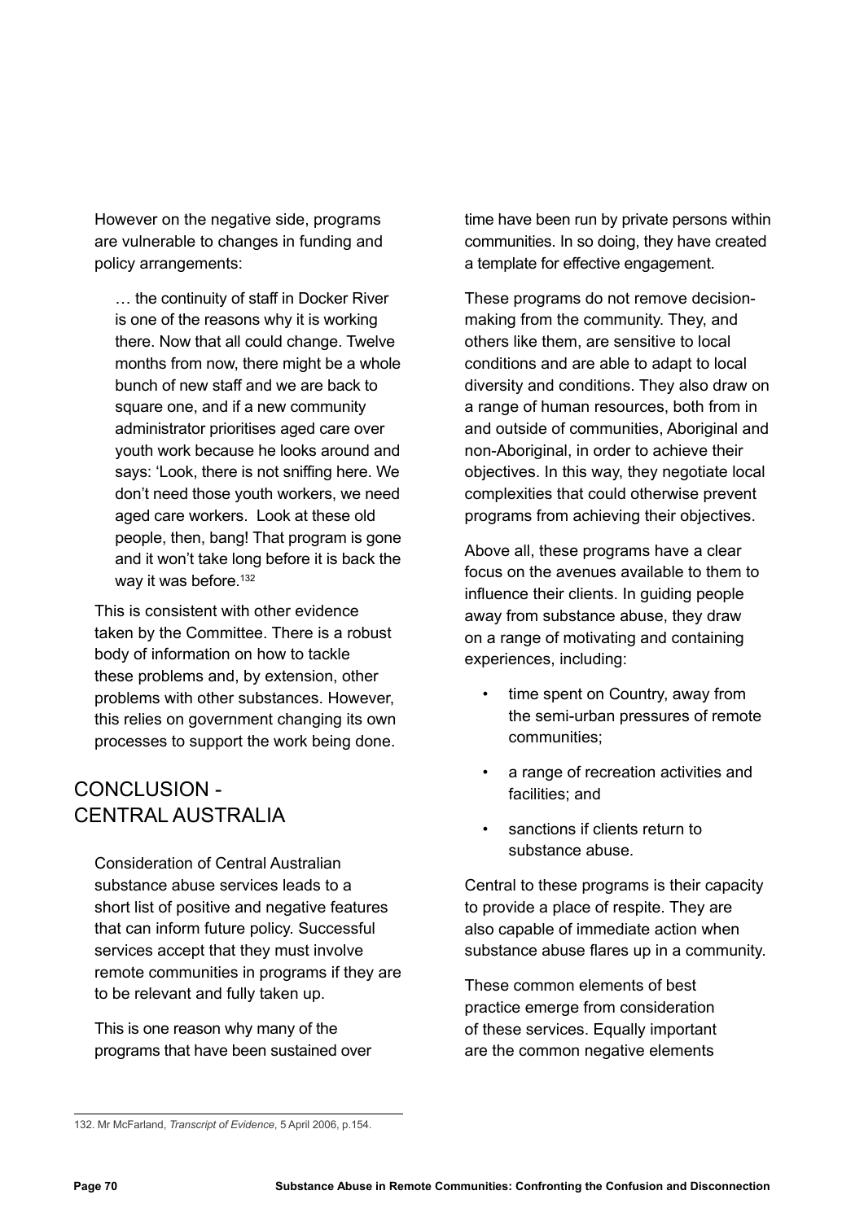However on the negative side, programs are vulnerable to changes in funding and policy arrangements:

> … the continuity of staff in Docker River is one of the reasons why it is working there. Now that all could change. Twelve months from now, there might be a whole bunch of new staff and we are back to square one, and if a new community administrator prioritises aged care over youth work because he looks around and says: 'Look, there is not sniffing here. We don't need those youth workers, we need aged care workers. Look at these old people, then, bang! That program is gone and it won't take long before it is back the way it was before.[132]

This is consistent with other evidence taken by the Committee. There is a robust body of information on how to tackle these problems and, by extension, other problems with other substances. However, this relies on government changing its own processes to support the work being done.

## CONCLUSION - CENTRAL AUSTRALIA

Consideration of Central Australian substance abuse services leads to a short list of positive and negative features that can inform future policy. Successful services accept that they must involve remote communities in programs if they are to be relevant and fully taken up.

This is one reason why many of the programs that have been sustained over time have been run by private persons within communities. In so doing, they have created a template for effective engagement.

These programs do not remove decision-making from the community. They, and others like them, are sensitive to local conditions and are able to adapt to local diversity and conditions. They also draw on a range of human resources, both from in and outside of communities, Aboriginal and non-Aboriginal, in order to achieve their objectives. In this way, they negotiate local complexities that could otherwise prevent programs from achieving their objectives.

Above all, these programs have a clear focus on the avenues available to them to influence their clients. In guiding people away from substance abuse, they draw on a range of motivating and containing experiences, including:

- time spent on Country, away from the semi-urban pressures of remote communities;
- a range of recreation activities and facilities; and
- sanctions if clients return to substance abuse.

Central to these programs is their capacity to provide a place of respite. They are also capable of immediate action when substance abuse flares up in a community.

These common elements of best practice emerge from consideration of these services. Equally important are the common negative elements

---

132. Mr McFarland, *Transcript of Evidence*, 5 April 2006, p.154.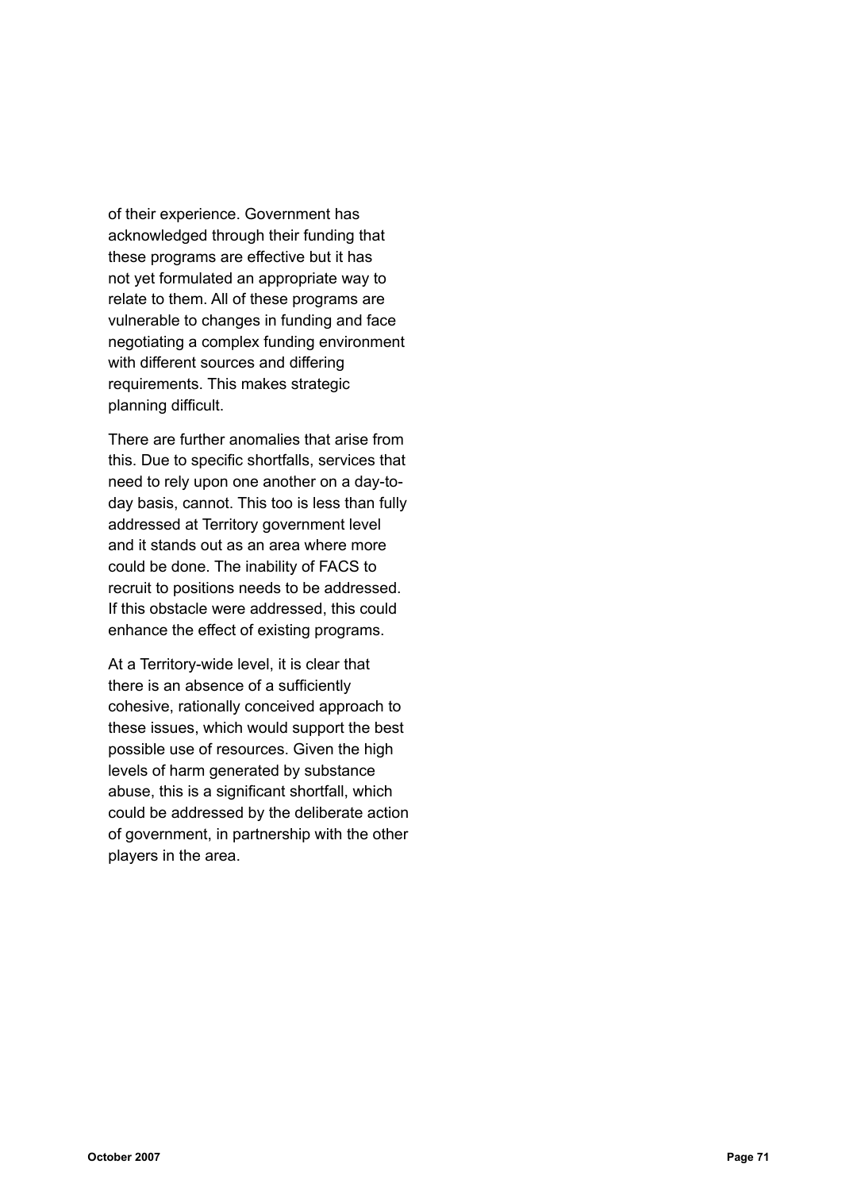of their experience. Government has acknowledged through their funding that these programs are effective but it has not yet formulated an appropriate way to relate to them. All of these programs are vulnerable to changes in funding and face negotiating a complex funding environment with different sources and differing requirements. This makes strategic planning difficult.

There are further anomalies that arise from this. Due to specific shortfalls, services that need to rely upon one another on a day-to-day basis, cannot. This too is less than fully addressed at Territory government level and it stands out as an area where more could be done. The inability of FACS to recruit to positions needs to be addressed. If this obstacle were addressed, this could enhance the effect of existing programs.

At a Territory-wide level, it is clear that there is an absence of a sufficiently cohesive, rationally conceived approach to these issues, which would support the best possible use of resources. Given the high levels of harm generated by substance abuse, this is a significant shortfall, which could be addressed by the deliberate action of government, in partnership with the other players in the area.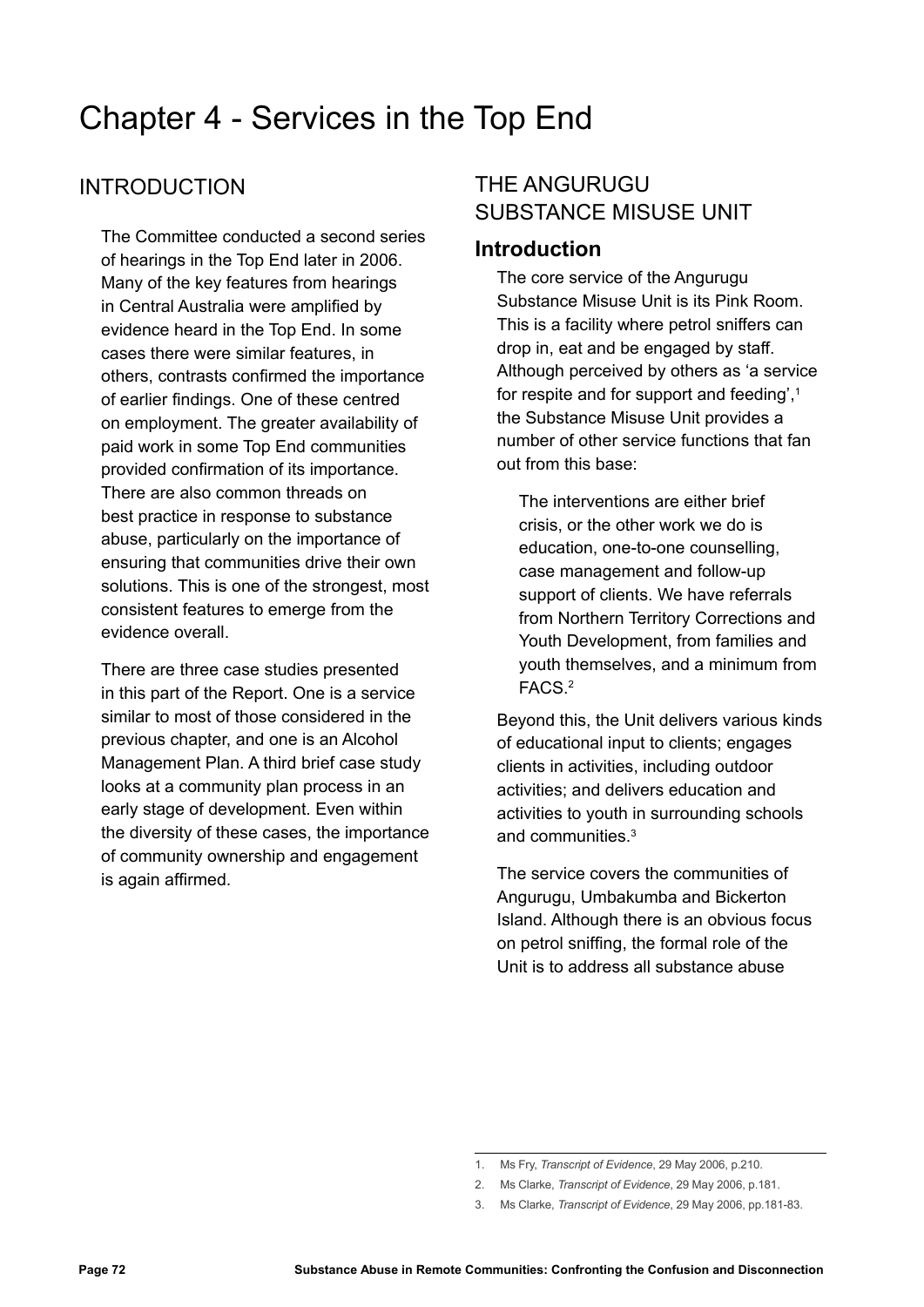# Chapter 4 - Services in the Top End

## INTRODUCTION

The Committee conducted a second series of hearings in the Top End later in 2006. Many of the key features from hearings in Central Australia were amplified by evidence heard in the Top End. In some cases there were similar features, in others, contrasts confirmed the importance of earlier findings. One of these centred on employment. The greater availability of paid work in some Top End communities provided confirmation of its importance. There are also common threads on best practice in response to substance abuse, particularly on the importance of ensuring that communities drive their own solutions. This is one of the strongest, most consistent features to emerge from the evidence overall.

There are three case studies presented in this part of the Report. One is a service similar to most of those considered in the previous chapter, and one is an Alcohol Management Plan. A third brief case study looks at a community plan process in an early stage of development. Even within the diversity of these cases, the importance of community ownership and engagement is again affirmed.

## THE ANGURUGU SUBSTANCE MISUSE UNIT

### Introduction

The core service of the Angurugu Substance Misuse Unit is its Pink Room. This is a facility where petrol sniffers can drop in, eat and be engaged by staff. Although perceived by others as 'a service for respite and for support and feeding',[1] the Substance Misuse Unit provides a number of other service functions that fan out from this base:

> The interventions are either brief crisis, or the other work we do is education, one-to-one counselling, case management and follow-up support of clients. We have referrals from Northern Territory Corrections and Youth Development, from families and youth themselves, and a minimum from FACS.[2]

Beyond this, the Unit delivers various kinds of educational input to clients; engages clients in activities, including outdoor activities; and delivers education and activities to youth in surrounding schools and communities.[3]

The service covers the communities of Angurugu, Umbakumba and Bickerton Island. Although there is an obvious focus on petrol sniffing, the formal role of the Unit is to address all substance abuse

---

1. Ms Fry, *Transcript of Evidence*, 29 May 2006, p.210.
2. Ms Clarke, *Transcript of Evidence*, 29 May 2006, p.181.
3. Ms Clarke, *Transcript of Evidence*, 29 May 2006, pp.181-83.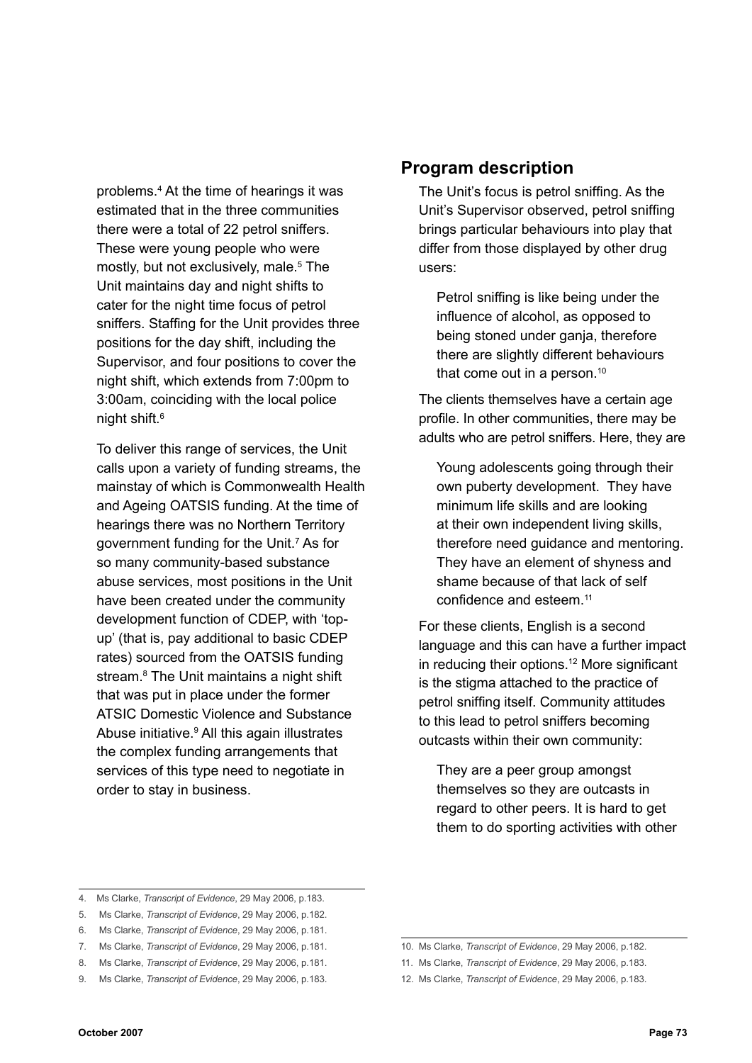problems.[4] At the time of hearings it was estimated that in the three communities there were a total of 22 petrol sniffers. These were young people who were mostly, but not exclusively, male.[5] The Unit maintains day and night shifts to cater for the night time focus of petrol sniffers. Staffing for the Unit provides three positions for the day shift, including the Supervisor, and four positions to cover the night shift, which extends from 7:00pm to 3:00am, coinciding with the local police night shift.[6]

To deliver this range of services, the Unit calls upon a variety of funding streams, the mainstay of which is Commonwealth Health and Ageing OATSIS funding. At the time of hearings there was no Northern Territory government funding for the Unit.[7] As for so many community-based substance abuse services, most positions in the Unit have been created under the community development function of CDEP, with 'top-up' (that is, pay additional to basic CDEP rates) sourced from the OATSIS funding stream.[8] The Unit maintains a night shift that was put in place under the former ATSIC Domestic Violence and Substance Abuse initiative.[9] All this again illustrates the complex funding arrangements that services of this type need to negotiate in order to stay in business.

4. Ms Clarke, *Transcript of Evidence*, 29 May 2006, p.183.
5. Ms Clarke, *Transcript of Evidence*, 29 May 2006, p.182.
6. Ms Clarke, *Transcript of Evidence*, 29 May 2006, p.181.
7. Ms Clarke, *Transcript of Evidence*, 29 May 2006, p.181.
8. Ms Clarke, *Transcript of Evidence*, 29 May 2006, p.181.
9. Ms Clarke, *Transcript of Evidence*, 29 May 2006, p.183.

## Program description

The Unit's focus is petrol sniffing. As the Unit's Supervisor observed, petrol sniffing brings particular behaviours into play that differ from those displayed by other drug users:

> Petrol sniffing is like being under the influence of alcohol, as opposed to being stoned under ganja, therefore there are slightly different behaviours that come out in a person.[10]

The clients themselves have a certain age profile. In other communities, there may be adults who are petrol sniffers. Here, they are

> Young adolescents going through their own puberty development. They have minimum life skills and are looking at their own independent living skills, therefore need guidance and mentoring. They have an element of shyness and shame because of that lack of self confidence and esteem.[11]

For these clients, English is a second language and this can have a further impact in reducing their options.[12] More significant is the stigma attached to the practice of petrol sniffing itself. Community attitudes to this lead to petrol sniffers becoming outcasts within their own community:

> They are a peer group amongst themselves so they are outcasts in regard to other peers. It is hard to get them to do sporting activities with other

10. Ms Clarke, *Transcript of Evidence*, 29 May 2006, p.182.
11. Ms Clarke, *Transcript of Evidence*, 29 May 2006, p.183.
12. Ms Clarke, *Transcript of Evidence*, 29 May 2006, p.183.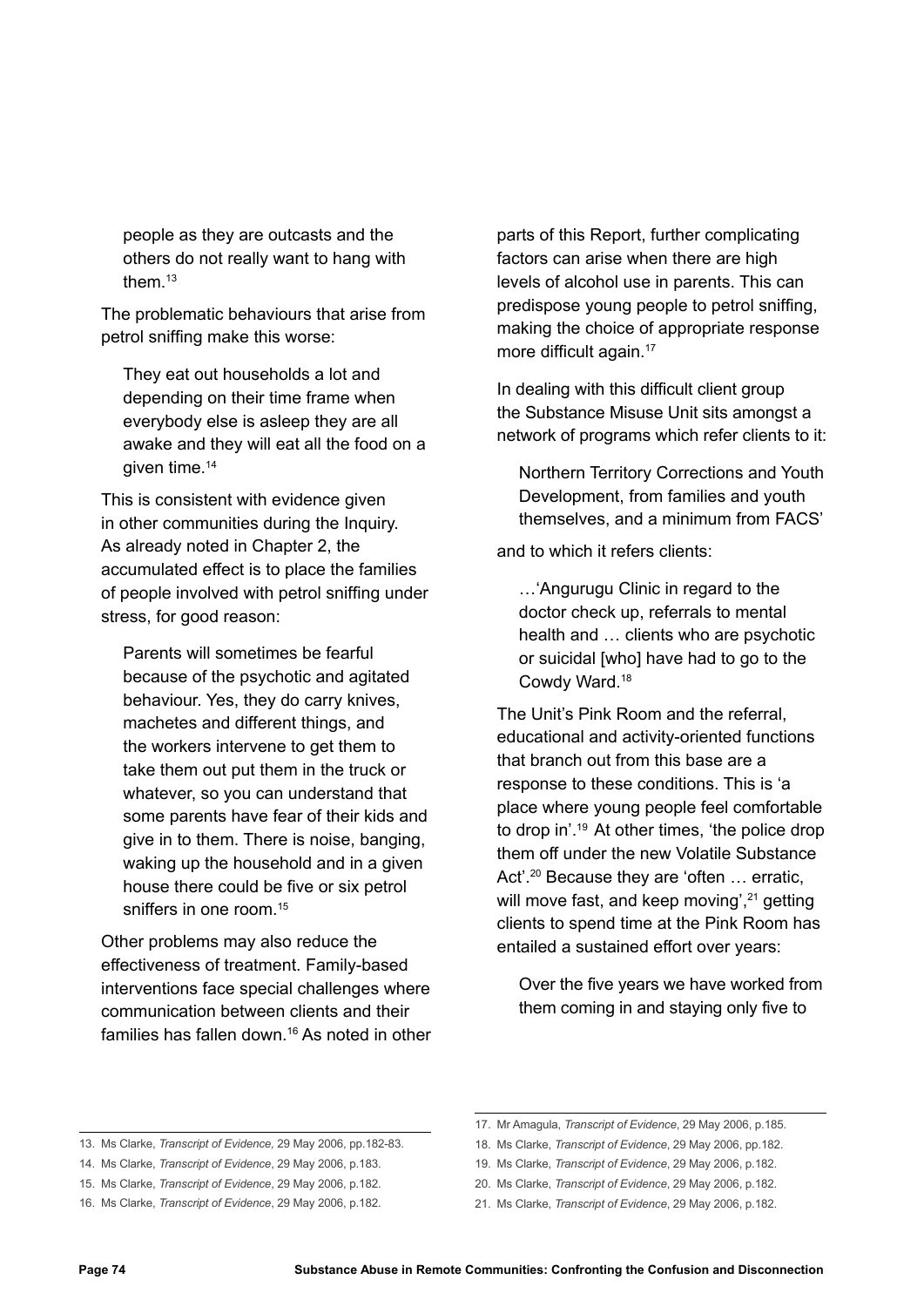> people as they are outcasts and the others do not really want to hang with them.[13]

The problematic behaviours that arise from petrol sniffing make this worse:

> They eat out households a lot and depending on their time frame when everybody else is asleep they are all awake and they will eat all the food on a given time.[14]

This is consistent with evidence given in other communities during the Inquiry. As already noted in Chapter 2, the accumulated effect is to place the families of people involved with petrol sniffing under stress, for good reason:

> Parents will sometimes be fearful because of the psychotic and agitated behaviour. Yes, they do carry knives, machetes and different things, and the workers intervene to get them to take them out put them in the truck or whatever, so you can understand that some parents have fear of their kids and give in to them. There is noise, banging, waking up the household and in a given house there could be five or six petrol sniffers in one room.[15]

Other problems may also reduce the effectiveness of treatment. Family-based interventions face special challenges where communication between clients and their families has fallen down.[16] As noted in other parts of this Report, further complicating factors can arise when there are high levels of alcohol use in parents. This can predispose young people to petrol sniffing, making the choice of appropriate response more difficult again.[17]

In dealing with this difficult client group the Substance Misuse Unit sits amongst a network of programs which refer clients to it:

> Northern Territory Corrections and Youth Development, from families and youth themselves, and a minimum from FACS'

and to which it refers clients:

> …'Angurugu Clinic in regard to the doctor check up, referrals to mental health and … clients who are psychotic or suicidal [who] have had to go to the Cowdy Ward.[18]

The Unit's Pink Room and the referral, educational and activity-oriented functions that branch out from this base are a response to these conditions. This is 'a place where young people feel comfortable to drop in'.[19] At other times, 'the police drop them off under the new Volatile Substance Act'.[20] Because they are 'often … erratic, will move fast, and keep moving',[21] getting clients to spend time at the Pink Room has entailed a sustained effort over years:

> Over the five years we have worked from them coming in and staying only five to

---

13. Ms Clarke, *Transcript of Evidence,* 29 May 2006, pp.182-83.
14. Ms Clarke, *Transcript of Evidence*, 29 May 2006, p.183.
15. Ms Clarke, *Transcript of Evidence*, 29 May 2006, p.182.
16. Ms Clarke, *Transcript of Evidence*, 29 May 2006, p.182.
17. Mr Amagula, *Transcript of Evidence*, 29 May 2006, p.185.
18. Ms Clarke, *Transcript of Evidence*, 29 May 2006, pp.182.
19. Ms Clarke, *Transcript of Evidence*, 29 May 2006, p.182.
20. Ms Clarke, *Transcript of Evidence*, 29 May 2006, p.182.
21. Ms Clarke, *Transcript of Evidence*, 29 May 2006, p.182.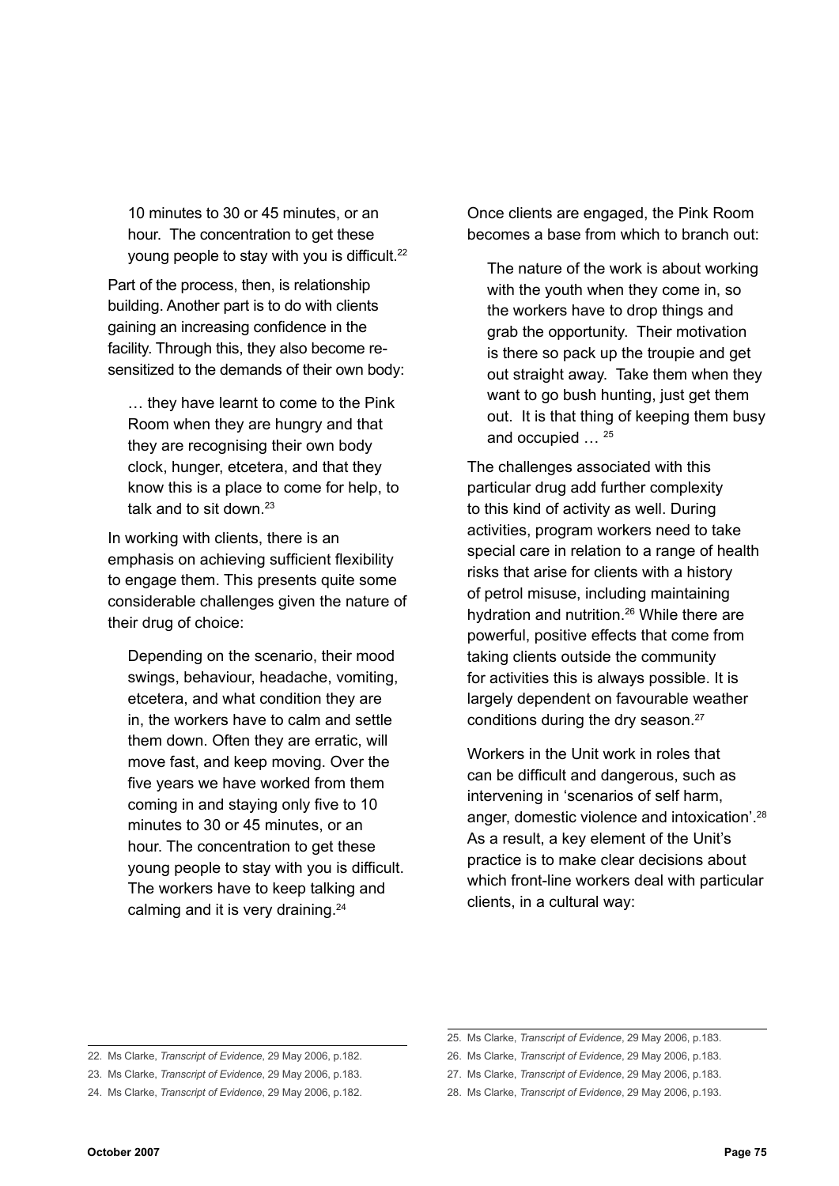> 10 minutes to 30 or 45 minutes, or an hour. The concentration to get these young people to stay with you is difficult.[22]

Part of the process, then, is relationship building. Another part is to do with clients gaining an increasing confidence in the facility. Through this, they also become re-sensitized to the demands of their own body:

> … they have learnt to come to the Pink Room when they are hungry and that they are recognising their own body clock, hunger, etcetera, and that they know this is a place to come for help, to talk and to sit down.[23]

In working with clients, there is an emphasis on achieving sufficient flexibility to engage them. This presents quite some considerable challenges given the nature of their drug of choice:

> Depending on the scenario, their mood swings, behaviour, headache, vomiting, etcetera, and what condition they are in, the workers have to calm and settle them down. Often they are erratic, will move fast, and keep moving. Over the five years we have worked from them coming in and staying only five to 10 minutes to 30 or 45 minutes, or an hour. The concentration to get these young people to stay with you is difficult. The workers have to keep talking and calming and it is very draining.[24]

Once clients are engaged, the Pink Room becomes a base from which to branch out:

> The nature of the work is about working with the youth when they come in, so the workers have to drop things and grab the opportunity. Their motivation is there so pack up the troupie and get out straight away. Take them when they want to go bush hunting, just get them out. It is that thing of keeping them busy and occupied … [25]

The challenges associated with this particular drug add further complexity to this kind of activity as well. During activities, program workers need to take special care in relation to a range of health risks that arise for clients with a history of petrol misuse, including maintaining hydration and nutrition.[26] While there are powerful, positive effects that come from taking clients outside the community for activities this is always possible. It is largely dependent on favourable weather conditions during the dry season.[27]

Workers in the Unit work in roles that can be difficult and dangerous, such as intervening in 'scenarios of self harm, anger, domestic violence and intoxication'.[28] As a result, a key element of the Unit's practice is to make clear decisions about which front-line workers deal with particular clients, in a cultural way:

---

22. Ms Clarke, *Transcript of Evidence*, 29 May 2006, p.182.
23. Ms Clarke, *Transcript of Evidence*, 29 May 2006, p.183.
24. Ms Clarke, *Transcript of Evidence*, 29 May 2006, p.182.
25. Ms Clarke, *Transcript of Evidence*, 29 May 2006, p.183.
26. Ms Clarke, *Transcript of Evidence*, 29 May 2006, p.183.
27. Ms Clarke, *Transcript of Evidence*, 29 May 2006, p.183.
28. Ms Clarke, *Transcript of Evidence*, 29 May 2006, p.193.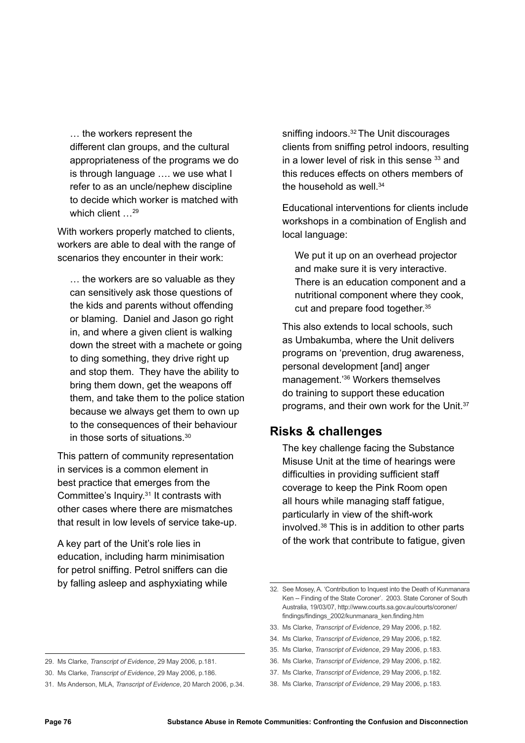> … the workers represent the different clan groups, and the cultural appropriateness of the programs we do is through language …. we use what I refer to as an uncle/nephew discipline to decide which worker is matched with which client …[29]

With workers properly matched to clients, workers are able to deal with the range of scenarios they encounter in their work:

> … the workers are so valuable as they can sensitively ask those questions of the kids and parents without offending or blaming. Daniel and Jason go right in, and where a given client is walking down the street with a machete or going to ding something, they drive right up and stop them. They have the ability to bring them down, get the weapons off them, and take them to the police station because we always get them to own up to the consequences of their behaviour in those sorts of situations.[30]

This pattern of community representation in services is a common element in best practice that emerges from the Committee's Inquiry.[31] It contrasts with other cases where there are mismatches that result in low levels of service take-up.

A key part of the Unit's role lies in education, including harm minimisation for petrol sniffing. Petrol sniffers can die by falling asleep and asphyxiating while sniffing indoors.[32] The Unit discourages clients from sniffing petrol indoors, resulting in a lower level of risk in this sense [33] and this reduces effects on others members of the household as well.[34]

Educational interventions for clients include workshops in a combination of English and local language:

> We put it up on an overhead projector and make sure it is very interactive. There is an education component and a nutritional component where they cook, cut and prepare food together.[35]

This also extends to local schools, such as Umbakumba, where the Unit delivers programs on 'prevention, drug awareness, personal development [and] anger management.'[36] Workers themselves do training to support these education programs, and their own work for the Unit.[37]

## Risks & challenges

The key challenge facing the Substance Misuse Unit at the time of hearings were difficulties in providing sufficient staff coverage to keep the Pink Room open all hours while managing staff fatigue, particularly in view of the shift-work involved.[38] This is in addition to other parts of the work that contribute to fatigue, given

---

29. Ms Clarke, *Transcript of Evidence*, 29 May 2006, p.181.
30. Ms Clarke, *Transcript of Evidence*, 29 May 2006, p.186.
31. Ms Anderson, MLA, *Transcript of Evidence*, 20 March 2006, p.34.
32. See Mosey, A. 'Contribution to Inquest into the Death of Kunmanara Ken – Finding of the State Coroner'. 2003. State Coroner of South Australia, 19/03/07, http://www.courts.sa.gov.au/courts/coroner/findings/findings_2002/kunmanara_ken.finding.htm
33. Ms Clarke, *Transcript of Evidence*, 29 May 2006, p.182.
34. Ms Clarke, *Transcript of Evidence*, 29 May 2006, p.182.
35. Ms Clarke, *Transcript of Evidence*, 29 May 2006, p.183.
36. Ms Clarke, *Transcript of Evidence*, 29 May 2006, p.182.
37. Ms Clarke, *Transcript of Evidence*, 29 May 2006, p.182.
38. Ms Clarke, *Transcript of Evidence*, 29 May 2006, p.183.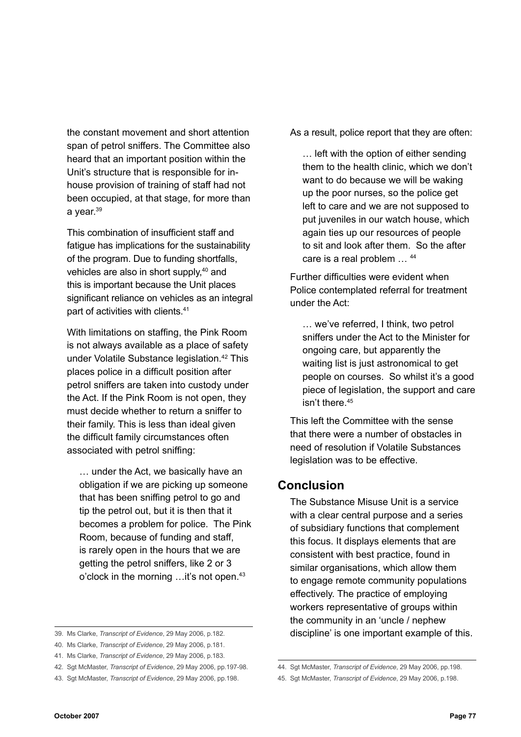the constant movement and short attention span of petrol sniffers. The Committee also heard that an important position within the Unit's structure that is responsible for in-house provision of training of staff had not been occupied, at that stage, for more than a year.[39]

This combination of insufficient staff and fatigue has implications for the sustainability of the program. Due to funding shortfalls, vehicles are also in short supply,[40] and this is important because the Unit places significant reliance on vehicles as an integral part of activities with clients.[41]

With limitations on staffing, the Pink Room is not always available as a place of safety under Volatile Substance legislation.[42] This places police in a difficult position after petrol sniffers are taken into custody under the Act. If the Pink Room is not open, they must decide whether to return a sniffer to their family. This is less than ideal given the difficult family circumstances often associated with petrol sniffing:

> … under the Act, we basically have an obligation if we are picking up someone that has been sniffing petrol to go and tip the petrol out, but it is then that it becomes a problem for police. The Pink Room, because of funding and staff, is rarely open in the hours that we are getting the petrol sniffers, like 2 or 3 o'clock in the morning …it's not open.[43]

As a result, police report that they are often:

> … left with the option of either sending them to the health clinic, which we don't want to do because we will be waking up the poor nurses, so the police get left to care and we are not supposed to put juveniles in our watch house, which again ties up our resources of people to sit and look after them. So the after care is a real problem … [44]

Further difficulties were evident when Police contemplated referral for treatment under the Act:

> … we've referred, I think, two petrol sniffers under the Act to the Minister for ongoing care, but apparently the waiting list is just astronomical to get people on courses. So whilst it's a good piece of legislation, the support and care isn't there.[45]

This left the Committee with the sense that there were a number of obstacles in need of resolution if Volatile Substances legislation was to be effective.

## Conclusion

The Substance Misuse Unit is a service with a clear central purpose and a series of subsidiary functions that complement this focus. It displays elements that are consistent with best practice, found in similar organisations, which allow them to engage remote community populations effectively. The practice of employing workers representative of groups within the community in an 'uncle / nephew discipline' is one important example of this.

---

39. Ms Clarke, *Transcript of Evidence*, 29 May 2006, p.182.
40. Ms Clarke, *Transcript of Evidence*, 29 May 2006, p.181.
41. Ms Clarke, *Transcript of Evidence*, 29 May 2006, p.183.
42. Sgt McMaster, *Transcript of Evidence*, 29 May 2006, pp.197-98.
43. Sgt McMaster, *Transcript of Evidence*, 29 May 2006, pp.198.
44. Sgt McMaster, *Transcript of Evidence*, 29 May 2006, pp.198.
45. Sgt McMaster, *Transcript of Evidence*, 29 May 2006, p.198.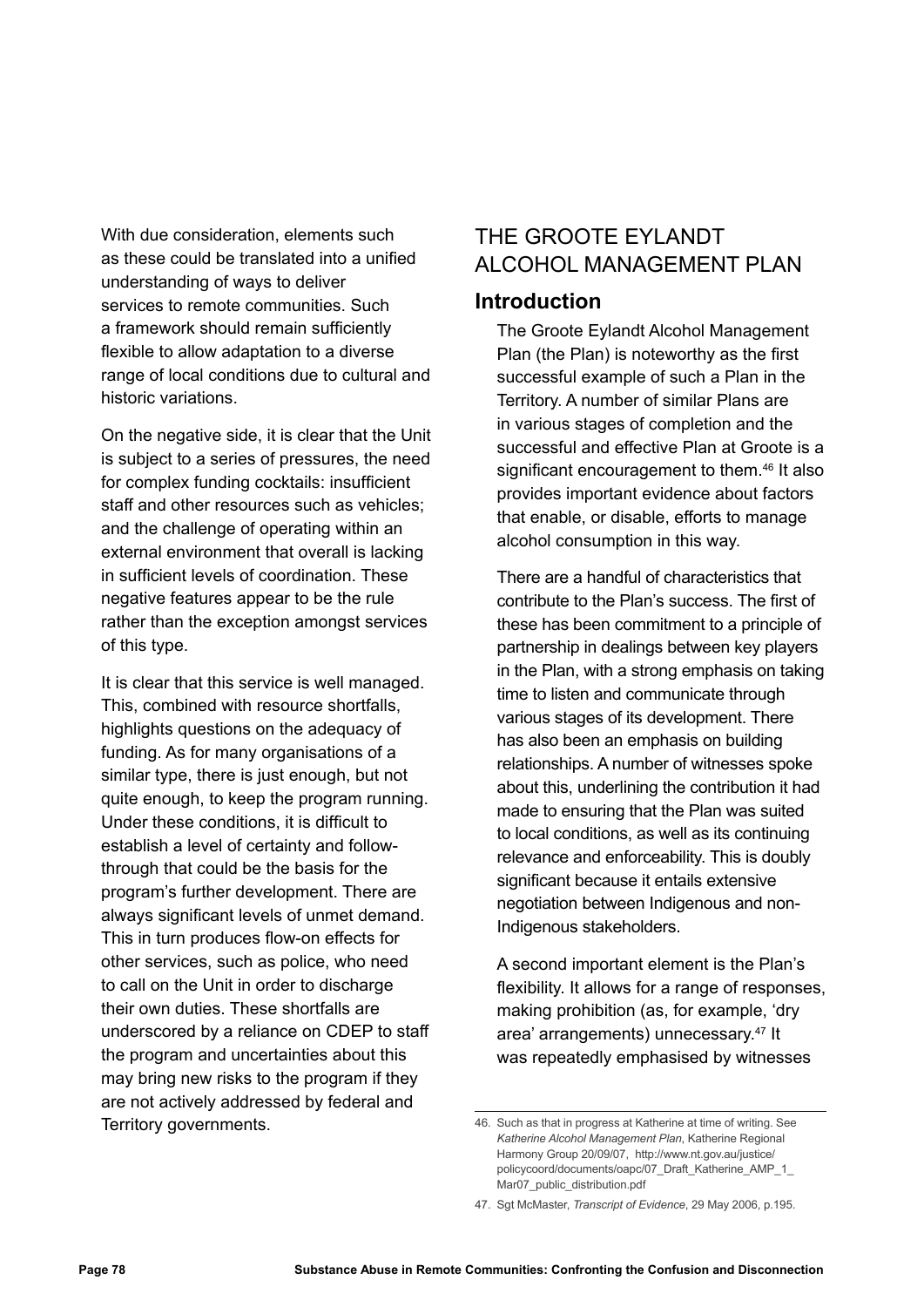With due consideration, elements such as these could be translated into a unified understanding of ways to deliver services to remote communities. Such a framework should remain sufficiently flexible to allow adaptation to a diverse range of local conditions due to cultural and historic variations.

On the negative side, it is clear that the Unit is subject to a series of pressures, the need for complex funding cocktails: insufficient staff and other resources such as vehicles; and the challenge of operating within an external environment that overall is lacking in sufficient levels of coordination. These negative features appear to be the rule rather than the exception amongst services of this type.

It is clear that this service is well managed. This, combined with resource shortfalls, highlights questions on the adequacy of funding. As for many organisations of a similar type, there is just enough, but not quite enough, to keep the program running. Under these conditions, it is difficult to establish a level of certainty and follow-through that could be the basis for the program's further development. There are always significant levels of unmet demand. This in turn produces flow-on effects for other services, such as police, who need to call on the Unit in order to discharge their own duties. These shortfalls are underscored by a reliance on CDEP to staff the program and uncertainties about this may bring new risks to the program if they are not actively addressed by federal and Territory governments.

## THE GROOTE EYLANDT ALCOHOL MANAGEMENT PLAN

### Introduction

The Groote Eylandt Alcohol Management Plan (the Plan) is noteworthy as the first successful example of such a Plan in the Territory. A number of similar Plans are in various stages of completion and the successful and effective Plan at Groote is a significant encouragement to them.[46] It also provides important evidence about factors that enable, or disable, efforts to manage alcohol consumption in this way.

There are a handful of characteristics that contribute to the Plan's success. The first of these has been commitment to a principle of partnership in dealings between key players in the Plan, with a strong emphasis on taking time to listen and communicate through various stages of its development. There has also been an emphasis on building relationships. A number of witnesses spoke about this, underlining the contribution it had made to ensuring that the Plan was suited to local conditions, as well as its continuing relevance and enforceability. This is doubly significant because it entails extensive negotiation between Indigenous and non-Indigenous stakeholders.

A second important element is the Plan's flexibility. It allows for a range of responses, making prohibition (as, for example, 'dry area' arrangements) unnecessary.[47] It was repeatedly emphasised by witnesses

---

46. Such as that in progress at Katherine at time of writing. See *Katherine Alcohol Management Plan*, Katherine Regional Harmony Group 20/09/07, http://www.nt.gov.au/justice/policycoord/documents/oapc/07_Draft_Katherine_AMP_1_Mar07_public_distribution.pdf

47. Sgt McMaster, *Transcript of Evidence*, 29 May 2006, p.195.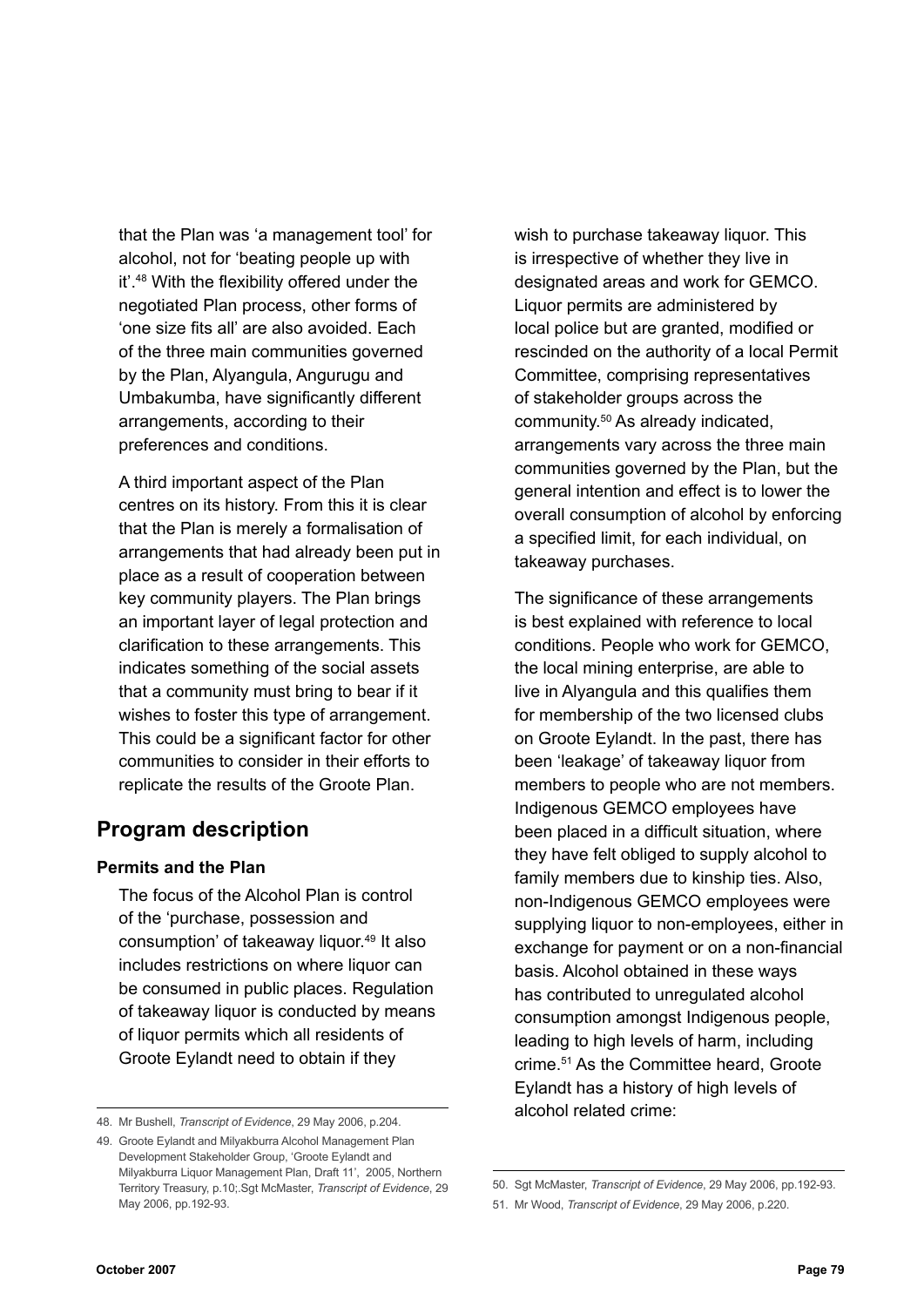that the Plan was 'a management tool' for alcohol, not for 'beating people up with it'.[48] With the flexibility offered under the negotiated Plan process, other forms of 'one size fits all' are also avoided. Each of the three main communities governed by the Plan, Alyangula, Angurugu and Umbakumba, have significantly different arrangements, according to their preferences and conditions.

A third important aspect of the Plan centres on its history. From this it is clear that the Plan is merely a formalisation of arrangements that had already been put in place as a result of cooperation between key community players. The Plan brings an important layer of legal protection and clarification to these arrangements. This indicates something of the social assets that a community must bring to bear if it wishes to foster this type of arrangement. This could be a significant factor for other communities to consider in their efforts to replicate the results of the Groote Plan.

## Program description

### Permits and the Plan

The focus of the Alcohol Plan is control of the 'purchase, possession and consumption' of takeaway liquor.[49] It also includes restrictions on where liquor can be consumed in public places. Regulation of takeaway liquor is conducted by means of liquor permits which all residents of Groote Eylandt need to obtain if they wish to purchase takeaway liquor. This is irrespective of whether they live in designated areas and work for GEMCO. Liquor permits are administered by local police but are granted, modified or rescinded on the authority of a local Permit Committee, comprising representatives of stakeholder groups across the community.[50] As already indicated, arrangements vary across the three main communities governed by the Plan, but the general intention and effect is to lower the overall consumption of alcohol by enforcing a specified limit, for each individual, on takeaway purchases.

The significance of these arrangements is best explained with reference to local conditions. People who work for GEMCO, the local mining enterprise, are able to live in Alyangula and this qualifies them for membership of the two licensed clubs on Groote Eylandt. In the past, there has been 'leakage' of takeaway liquor from members to people who are not members. Indigenous GEMCO employees have been placed in a difficult situation, where they have felt obliged to supply alcohol to family members due to kinship ties. Also, non-Indigenous GEMCO employees were supplying liquor to non-employees, either in exchange for payment or on a non-financial basis. Alcohol obtained in these ways has contributed to unregulated alcohol consumption amongst Indigenous people, leading to high levels of harm, including crime.[51] As the Committee heard, Groote Eylandt has a history of high levels of alcohol related crime:

---

48. Mr Bushell, *Transcript of Evidence*, 29 May 2006, p.204.

49. Groote Eylandt and Milyakburra Alcohol Management Plan Development Stakeholder Group, 'Groote Eylandt and Milyakburra Liquor Management Plan, Draft 11', 2005, Northern Territory Treasury, p.10;.Sgt McMaster, *Transcript of Evidence*, 29 May 2006, pp.192-93.

50. Sgt McMaster, *Transcript of Evidence*, 29 May 2006, pp.192-93.

51. Mr Wood, *Transcript of Evidence*, 29 May 2006, p.220.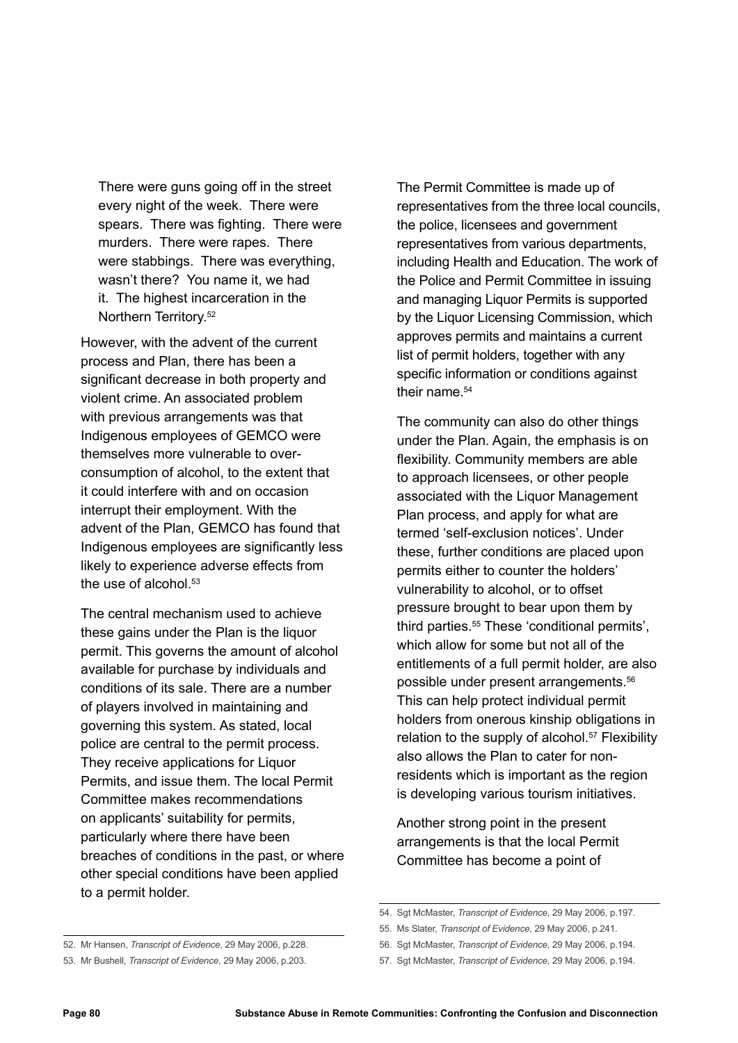> There were guns going off in the street every night of the week. There were spears. There was fighting. There were murders. There were rapes. There were stabbings. There was everything, wasn't there? You name it, we had it. The highest incarceration in the Northern Territory.[52]

However, with the advent of the current process and Plan, there has been a significant decrease in both property and violent crime. An associated problem with previous arrangements was that Indigenous employees of GEMCO were themselves more vulnerable to over-consumption of alcohol, to the extent that it could interfere with and on occasion interrupt their employment. With the advent of the Plan, GEMCO has found that Indigenous employees are significantly less likely to experience adverse effects from the use of alcohol.[53]

The central mechanism used to achieve these gains under the Plan is the liquor permit. This governs the amount of alcohol available for purchase by individuals and conditions of its sale. There are a number of players involved in maintaining and governing this system. As stated, local police are central to the permit process. They receive applications for Liquor Permits, and issue them. The local Permit Committee makes recommendations on applicants' suitability for permits, particularly where there have been breaches of conditions in the past, or where other special conditions have been applied to a permit holder.

The Permit Committee is made up of representatives from the three local councils, the police, licensees and government representatives from various departments, including Health and Education. The work of the Police and Permit Committee in issuing and managing Liquor Permits is supported by the Liquor Licensing Commission, which approves permits and maintains a current list of permit holders, together with any specific information or conditions against their name.[54]

The community can also do other things under the Plan. Again, the emphasis is on flexibility. Community members are able to approach licensees, or other people associated with the Liquor Management Plan process, and apply for what are termed 'self-exclusion notices'. Under these, further conditions are placed upon permits either to counter the holders' vulnerability to alcohol, or to offset pressure brought to bear upon them by third parties.[55] These 'conditional permits', which allow for some but not all of the entitlements of a full permit holder, are also possible under present arrangements.[56] This can help protect individual permit holders from onerous kinship obligations in relation to the supply of alcohol.[57] Flexibility also allows the Plan to cater for non-residents which is important as the region is developing various tourism initiatives.

Another strong point in the present arrangements is that the local Permit Committee has become a point of

---

52. Mr Hansen, *Transcript of Evidence*, 29 May 2006, p.228.
53. Mr Bushell, *Transcript of Evidence*, 29 May 2006, p.203.
54. Sgt McMaster, *Transcript of Evidence*, 29 May 2006, p.197.
55. Ms Slater, *Transcript of Evidence*, 29 May 2006, p.241.
56. Sgt McMaster, *Transcript of Evidence*, 29 May 2006, p.194.
57. Sgt McMaster, *Transcript of Evidence*, 29 May 2006, p.194.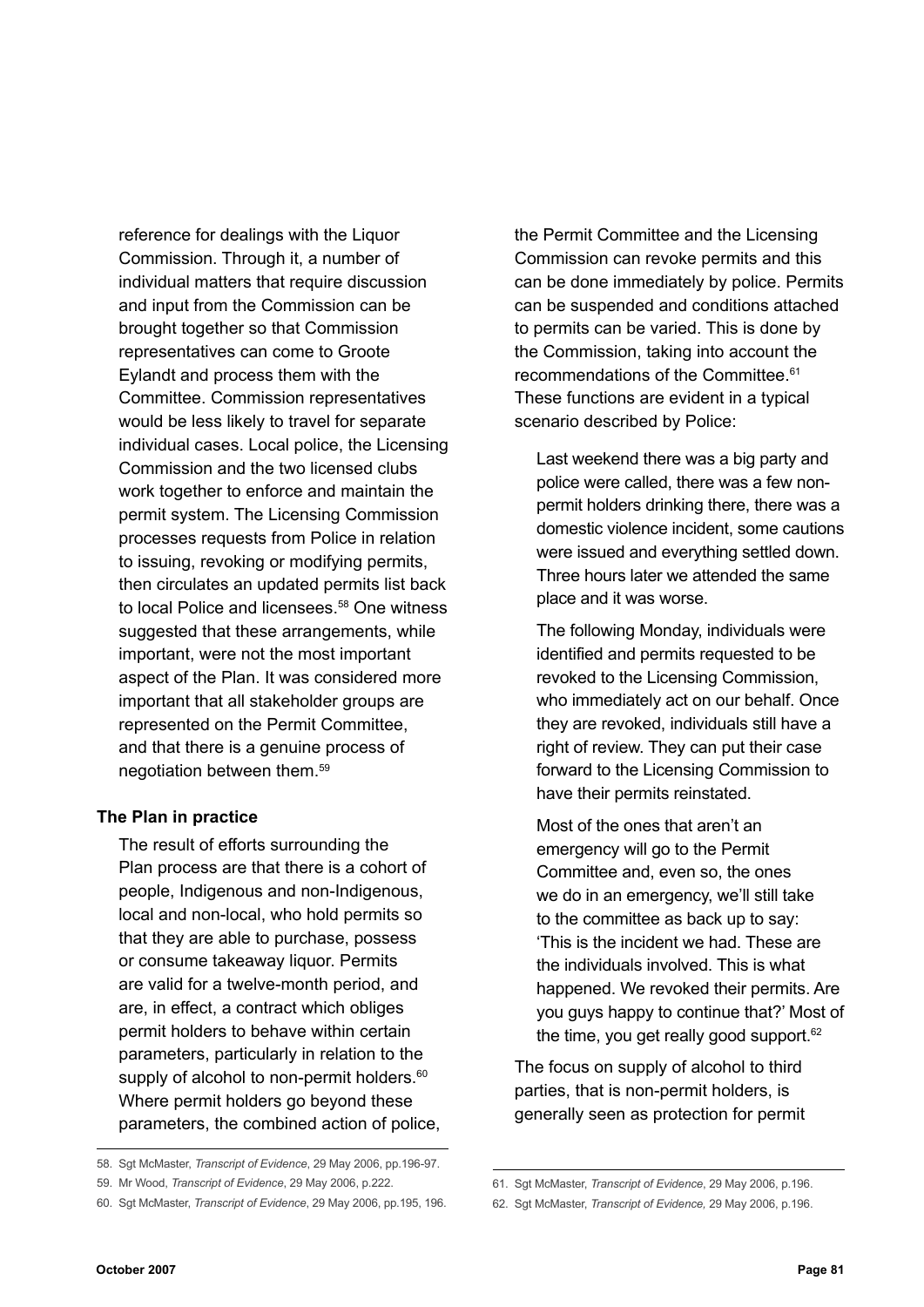reference for dealings with the Liquor Commission. Through it, a number of individual matters that require discussion and input from the Commission can be brought together so that Commission representatives can come to Groote Eylandt and process them with the Committee. Commission representatives would be less likely to travel for separate individual cases. Local police, the Licensing Commission and the two licensed clubs work together to enforce and maintain the permit system. The Licensing Commission processes requests from Police in relation to issuing, revoking or modifying permits, then circulates an updated permits list back to local Police and licensees.[58] One witness suggested that these arrangements, while important, were not the most important aspect of the Plan. It was considered more important that all stakeholder groups are represented on the Permit Committee, and that there is a genuine process of negotiation between them.[59]

### The Plan in practice

The result of efforts surrounding the Plan process are that there is a cohort of people, Indigenous and non-Indigenous, local and non-local, who hold permits so that they are able to purchase, possess or consume takeaway liquor. Permits are valid for a twelve-month period, and are, in effect, a contract which obliges permit holders to behave within certain parameters, particularly in relation to the supply of alcohol to non-permit holders.[60] Where permit holders go beyond these parameters, the combined action of police, the Permit Committee and the Licensing Commission can revoke permits and this can be done immediately by police. Permits can be suspended and conditions attached to permits can be varied. This is done by the Commission, taking into account the recommendations of the Committee.[61] These functions are evident in a typical scenario described by Police:

> Last weekend there was a big party and police were called, there was a few non-permit holders drinking there, there was a domestic violence incident, some cautions were issued and everything settled down. Three hours later we attended the same place and it was worse.
>
> The following Monday, individuals were identified and permits requested to be revoked to the Licensing Commission, who immediately act on our behalf. Once they are revoked, individuals still have a right of review. They can put their case forward to the Licensing Commission to have their permits reinstated.
>
> Most of the ones that aren't an emergency will go to the Permit Committee and, even so, the ones we do in an emergency, we'll still take to the committee as back up to say: 'This is the incident we had. These are the individuals involved. This is what happened. We revoked their permits. Are you guys happy to continue that?' Most of the time, you get really good support.[62]

The focus on supply of alcohol to third parties, that is non-permit holders, is generally seen as protection for permit

---

58. Sgt McMaster, *Transcript of Evidence*, 29 May 2006, pp.196-97.
59. Mr Wood, *Transcript of Evidence*, 29 May 2006, p.222.
60. Sgt McMaster, *Transcript of Evidence*, 29 May 2006, pp.195, 196.
61. Sgt McMaster, *Transcript of Evidence*, 29 May 2006, p.196.
62. Sgt McMaster, *Transcript of Evidence,* 29 May 2006, p.196.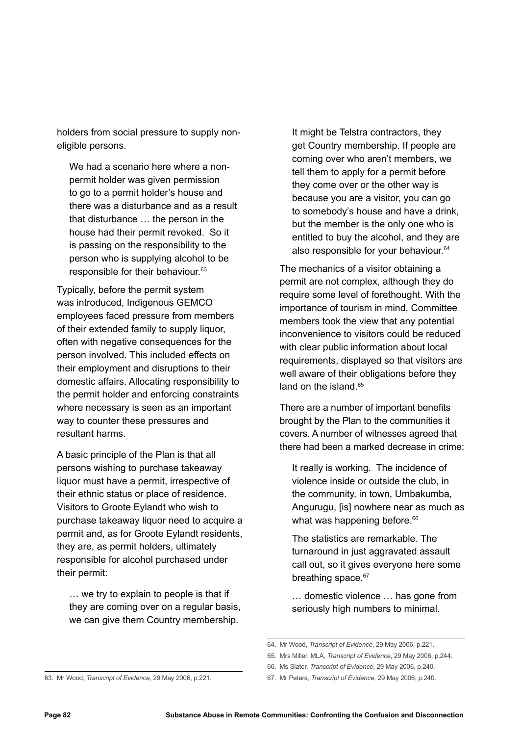holders from social pressure to supply non-eligible persons.

> We had a scenario here where a non-permit holder was given permission to go to a permit holder's house and there was a disturbance and as a result that disturbance … the person in the house had their permit revoked. So it is passing on the responsibility to the person who is supplying alcohol to be responsible for their behaviour.[63]

Typically, before the permit system was introduced, Indigenous GEMCO employees faced pressure from members of their extended family to supply liquor, often with negative consequences for the person involved. This included effects on their employment and disruptions to their domestic affairs. Allocating responsibility to the permit holder and enforcing constraints where necessary is seen as an important way to counter these pressures and resultant harms.

A basic principle of the Plan is that all persons wishing to purchase takeaway liquor must have a permit, irrespective of their ethnic status or place of residence. Visitors to Groote Eylandt who wish to purchase takeaway liquor need to acquire a permit and, as for Groote Eylandt residents, they are, as permit holders, ultimately responsible for alcohol purchased under their permit:

> … we try to explain to people is that if they are coming over on a regular basis, we can give them Country membership. It might be Telstra contractors, they get Country membership. If people are coming over who aren't members, we tell them to apply for a permit before they come over or the other way is because you are a visitor, you can go to somebody's house and have a drink, but the member is the only one who is entitled to buy the alcohol, and they are also responsible for your behaviour.[64]

The mechanics of a visitor obtaining a permit are not complex, although they do require some level of forethought. With the importance of tourism in mind, Committee members took the view that any potential inconvenience to visitors could be reduced with clear public information about local requirements, displayed so that visitors are well aware of their obligations before they land on the island.[65]

There are a number of important benefits brought by the Plan to the communities it covers. A number of witnesses agreed that there had been a marked decrease in crime:

> It really is working. The incidence of violence inside or outside the club, in the community, in town, Umbakumba, Angurugu, [is] nowhere near as much as what was happening before.[66]

> The statistics are remarkable. The turnaround in just aggravated assault call out, so it gives everyone here some breathing space.[67]

> … domestic violence … has gone from seriously high numbers to minimal.

63. Mr Wood, *Transcript of Evidence*, 29 May 2006, p.221.

64. Mr Wood, *Transcript of Evidence*, 29 May 2006, p.221.

65. Mrs Miller, MLA, *Transcript of Evidence*, 29 May 2006, p.244.

66. Ms Slater, *Transcript of Evidence*, 29 May 2006, p.240.

67. Mr Peters, *Transcript of Evidence*, 29 May 2006, p.240.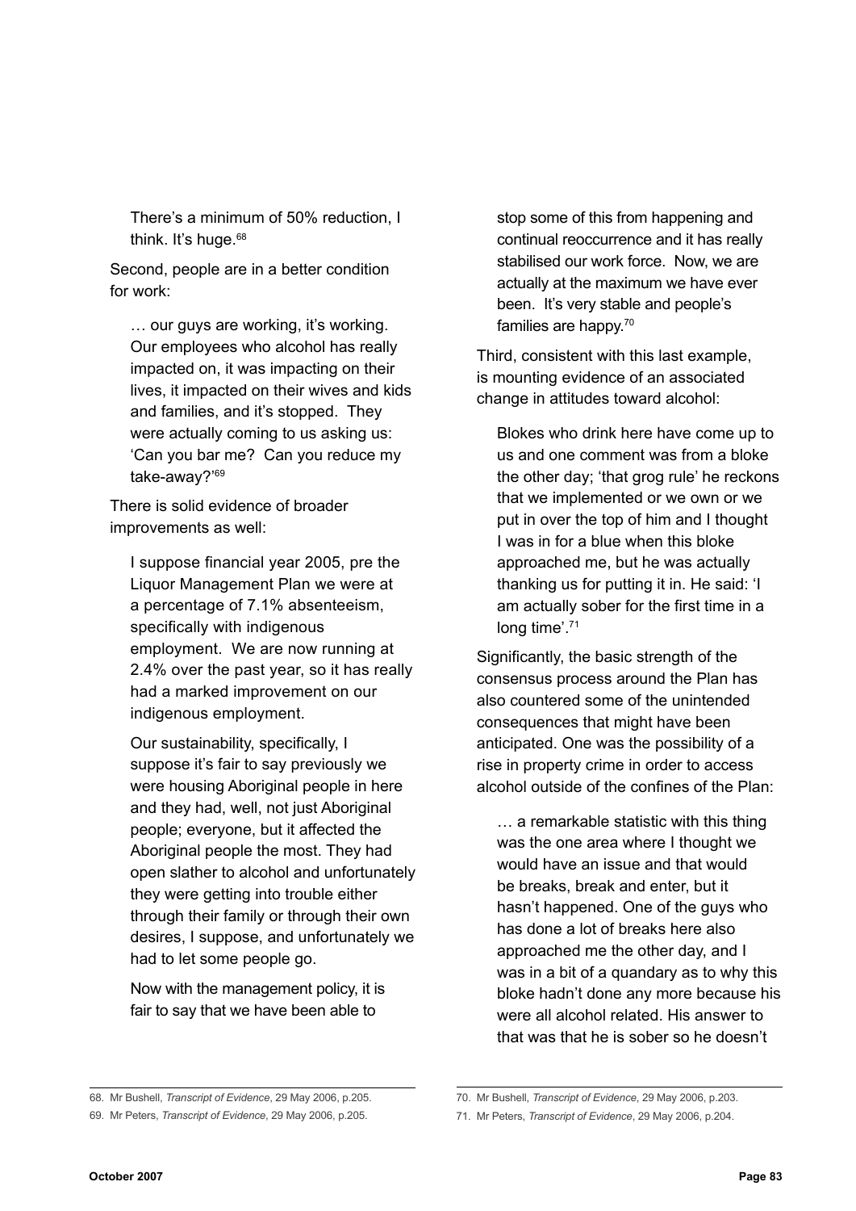> There's a minimum of 50% reduction, I think. It's huge.[68]

Second, people are in a better condition for work:

> … our guys are working, it's working. Our employees who alcohol has really impacted on, it was impacting on their lives, it impacted on their wives and kids and families, and it's stopped. They were actually coming to us asking us: 'Can you bar me? Can you reduce my take-away?'[69]

There is solid evidence of broader improvements as well:

> I suppose financial year 2005, pre the Liquor Management Plan we were at a percentage of 7.1% absenteeism, specifically with indigenous employment. We are now running at 2.4% over the past year, so it has really had a marked improvement on our indigenous employment.
>
> Our sustainability, specifically, I suppose it's fair to say previously we were housing Aboriginal people in here and they had, well, not just Aboriginal people; everyone, but it affected the Aboriginal people the most. They had open slather to alcohol and unfortunately they were getting into trouble either through their family or through their own desires, I suppose, and unfortunately we had to let some people go.
>
> Now with the management policy, it is fair to say that we have been able to stop some of this from happening and continual reoccurrence and it has really stabilised our work force. Now, we are actually at the maximum we have ever been. It's very stable and people's families are happy.[70]

Third, consistent with this last example, is mounting evidence of an associated change in attitudes toward alcohol:

> Blokes who drink here have come up to us and one comment was from a bloke the other day; 'that grog rule' he reckons that we implemented or we own or we put in over the top of him and I thought I was in for a blue when this bloke approached me, but he was actually thanking us for putting it in. He said: 'I am actually sober for the first time in a long time'.[71]

Significantly, the basic strength of the consensus process around the Plan has also countered some of the unintended consequences that might have been anticipated. One was the possibility of a rise in property crime in order to access alcohol outside of the confines of the Plan:

> … a remarkable statistic with this thing was the one area where I thought we would have an issue and that would be breaks, break and enter, but it hasn't happened. One of the guys who has done a lot of breaks here also approached me the other day, and I was in a bit of a quandary as to why this bloke hadn't done any more because his were all alcohol related. His answer to that was that he is sober so he doesn't

---

68. Mr Bushell, *Transcript of Evidence*, 29 May 2006, p.205.
69. Mr Peters, *Transcript of Evidence*, 29 May 2006, p.205.
70. Mr Bushell, *Transcript of Evidence*, 29 May 2006, p.203.
71. Mr Peters, *Transcript of Evidence*, 29 May 2006, p.204.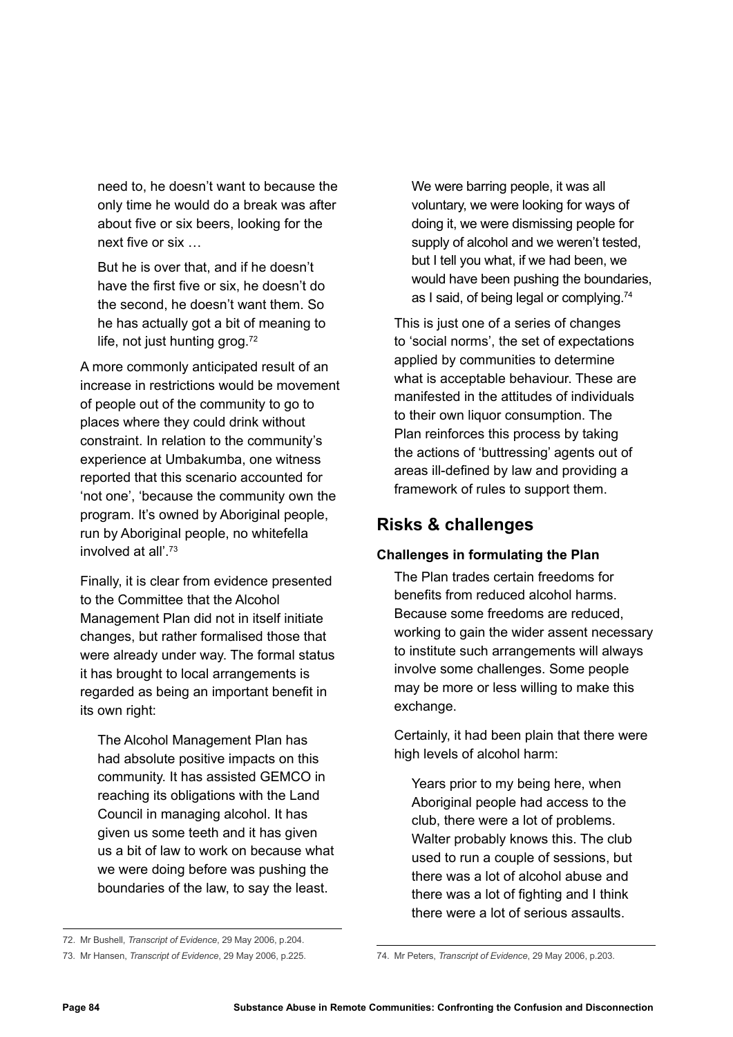> need to, he doesn't want to because the only time he would do a break was after about five or six beers, looking for the next five or six …
>
> But he is over that, and if he doesn't have the first five or six, he doesn't do the second, he doesn't want them. So he has actually got a bit of meaning to life, not just hunting grog.[72]

A more commonly anticipated result of an increase in restrictions would be movement of people out of the community to go to places where they could drink without constraint. In relation to the community's experience at Umbakumba, one witness reported that this scenario accounted for 'not one', 'because the community own the program. It's owned by Aboriginal people, run by Aboriginal people, no whitefella involved at all'.[73]

Finally, it is clear from evidence presented to the Committee that the Alcohol Management Plan did not in itself initiate changes, but rather formalised those that were already under way. The formal status it has brought to local arrangements is regarded as being an important benefit in its own right:

> The Alcohol Management Plan has had absolute positive impacts on this community. It has assisted GEMCO in reaching its obligations with the Land Council in managing alcohol. It has given us some teeth and it has given us a bit of law to work on because what we were doing before was pushing the boundaries of the law, to say the least.
>
> We were barring people, it was all voluntary, we were looking for ways of doing it, we were dismissing people for supply of alcohol and we weren't tested, but I tell you what, if we had been, we would have been pushing the boundaries, as I said, of being legal or complying.[74]

This is just one of a series of changes to 'social norms', the set of expectations applied by communities to determine what is acceptable behaviour. These are manifested in the attitudes of individuals to their own liquor consumption. The Plan reinforces this process by taking the actions of 'buttressing' agents out of areas ill-defined by law and providing a framework of rules to support them.

## Risks & challenges

### Challenges in formulating the Plan

The Plan trades certain freedoms for benefits from reduced alcohol harms. Because some freedoms are reduced, working to gain the wider assent necessary to institute such arrangements will always involve some challenges. Some people may be more or less willing to make this exchange.

Certainly, it had been plain that there were high levels of alcohol harm:

> Years prior to my being here, when Aboriginal people had access to the club, there were a lot of problems. Walter probably knows this. The club used to run a couple of sessions, but there was a lot of alcohol abuse and there was a lot of fighting and I think there were a lot of serious assaults.

72. Mr Bushell, *Transcript of Evidence*, 29 May 2006, p.204.

73. Mr Hansen, *Transcript of Evidence*, 29 May 2006, p.225.

74. Mr Peters, *Transcript of Evidence*, 29 May 2006, p.203.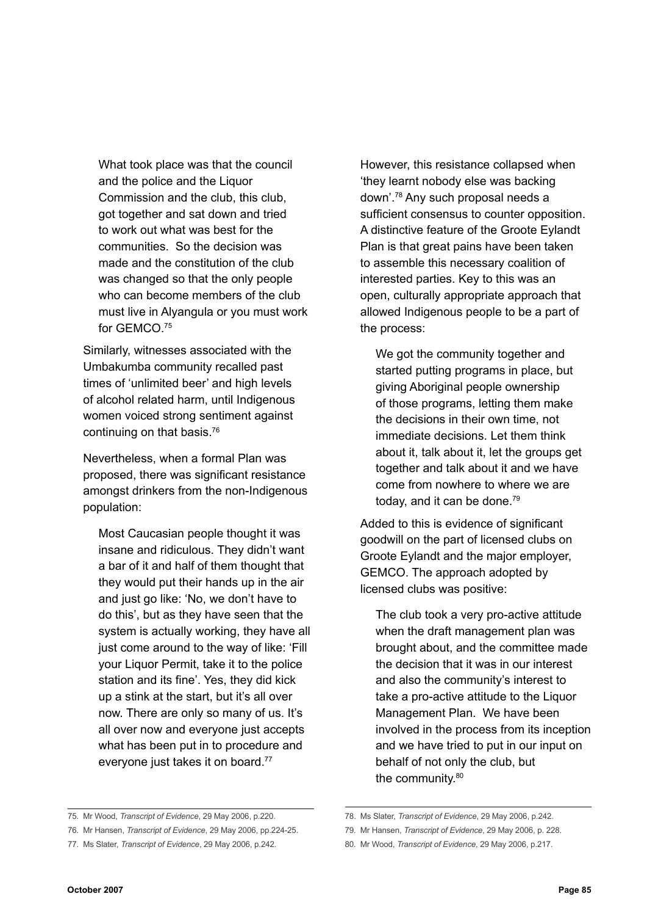> What took place was that the council and the police and the Liquor Commission and the club, this club, got together and sat down and tried to work out what was best for the communities. So the decision was made and the constitution of the club was changed so that the only people who can become members of the club must live in Alyangula or you must work for GEMCO.[75]

Similarly, witnesses associated with the Umbakumba community recalled past times of 'unlimited beer' and high levels of alcohol related harm, until Indigenous women voiced strong sentiment against continuing on that basis.[76]

Nevertheless, when a formal Plan was proposed, there was significant resistance amongst drinkers from the non-Indigenous population:

> Most Caucasian people thought it was insane and ridiculous. They didn't want a bar of it and half of them thought that they would put their hands up in the air and just go like: 'No, we don't have to do this', but as they have seen that the system is actually working, they have all just come around to the way of like: 'Fill your Liquor Permit, take it to the police station and its fine'. Yes, they did kick up a stink at the start, but it's all over now. There are only so many of us. It's all over now and everyone just accepts what has been put in to procedure and everyone just takes it on board.[77]

However, this resistance collapsed when 'they learnt nobody else was backing down'.[78] Any such proposal needs a sufficient consensus to counter opposition. A distinctive feature of the Groote Eylandt Plan is that great pains have been taken to assemble this necessary coalition of interested parties. Key to this was an open, culturally appropriate approach that allowed Indigenous people to be a part of the process:

> We got the community together and started putting programs in place, but giving Aboriginal people ownership of those programs, letting them make the decisions in their own time, not immediate decisions. Let them think about it, talk about it, let the groups get together and talk about it and we have come from nowhere to where we are today, and it can be done.[79]

Added to this is evidence of significant goodwill on the part of licensed clubs on Groote Eylandt and the major employer, GEMCO. The approach adopted by licensed clubs was positive:

> The club took a very pro-active attitude when the draft management plan was brought about, and the committee made the decision that it was in our interest and also the community's interest to take a pro-active attitude to the Liquor Management Plan. We have been involved in the process from its inception and we have tried to put in our input on behalf of not only the club, but the community.[80]

---

75. Mr Wood, *Transcript of Evidence*, 29 May 2006, p.220.
76. Mr Hansen, *Transcript of Evidence*, 29 May 2006, pp.224-25.
77. Ms Slater, *Transcript of Evidence*, 29 May 2006, p.242.
78. Ms Slater, *Transcript of Evidence*, 29 May 2006, p.242.
79. Mr Hansen, *Transcript of Evidence*, 29 May 2006, p. 228.
80. Mr Wood, *Transcript of Evidence*, 29 May 2006, p.217.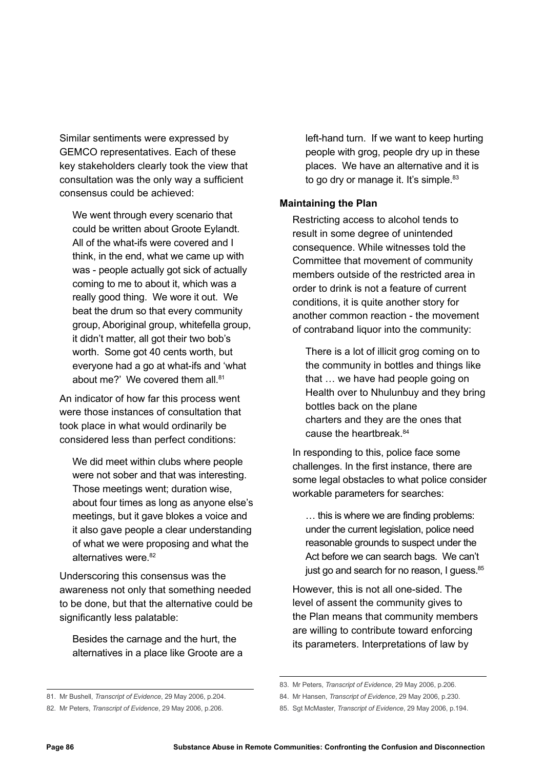Similar sentiments were expressed by GEMCO representatives. Each of these key stakeholders clearly took the view that consultation was the only way a sufficient consensus could be achieved:

> We went through every scenario that could be written about Groote Eylandt. All of the what-ifs were covered and I think, in the end, what we came up with was - people actually got sick of actually coming to me to about it, which was a really good thing. We wore it out. We beat the drum so that every community group, Aboriginal group, whitefella group, it didn't matter, all got their two bob's worth. Some got 40 cents worth, but everyone had a go at what-ifs and 'what about me?' We covered them all.[81]

An indicator of how far this process went were those instances of consultation that took place in what would ordinarily be considered less than perfect conditions:

> We did meet within clubs where people were not sober and that was interesting. Those meetings went; duration wise, about four times as long as anyone else's meetings, but it gave blokes a voice and it also gave people a clear understanding of what we were proposing and what the alternatives were.[82]

Underscoring this consensus was the awareness not only that something needed to be done, but that the alternative could be significantly less palatable:

> Besides the carnage and the hurt, the alternatives in a place like Groote are a left-hand turn. If we want to keep hurting people with grog, people dry up in these places. We have an alternative and it is to go dry or manage it. It's simple.[83]

**Maintaining the Plan**

Restricting access to alcohol tends to result in some degree of unintended consequence. While witnesses told the Committee that movement of community members outside of the restricted area in order to drink is not a feature of current conditions, it is quite another story for another common reaction - the movement of contraband liquor into the community:

> There is a lot of illicit grog coming on to the community in bottles and things like that … we have had people going on Health over to Nhulunbuy and they bring bottles back on the plane charters and they are the ones that cause the heartbreak.[84]

In responding to this, police face some challenges. In the first instance, there are some legal obstacles to what police consider workable parameters for searches:

> … this is where we are finding problems: under the current legislation, police need reasonable grounds to suspect under the Act before we can search bags. We can't just go and search for no reason, I guess.[85]

However, this is not all one-sided. The level of assent the community gives to the Plan means that community members are willing to contribute toward enforcing its parameters. Interpretations of law by

---

81. Mr Bushell, *Transcript of Evidence*, 29 May 2006, p.204.
82. Mr Peters, *Transcript of Evidence*, 29 May 2006, p.206.
83. Mr Peters, *Transcript of Evidence*, 29 May 2006, p.206.
84. Mr Hansen, *Transcript of Evidence*, 29 May 2006, p.230.
85. Sgt McMaster, *Transcript of Evidence*, 29 May 2006, p.194.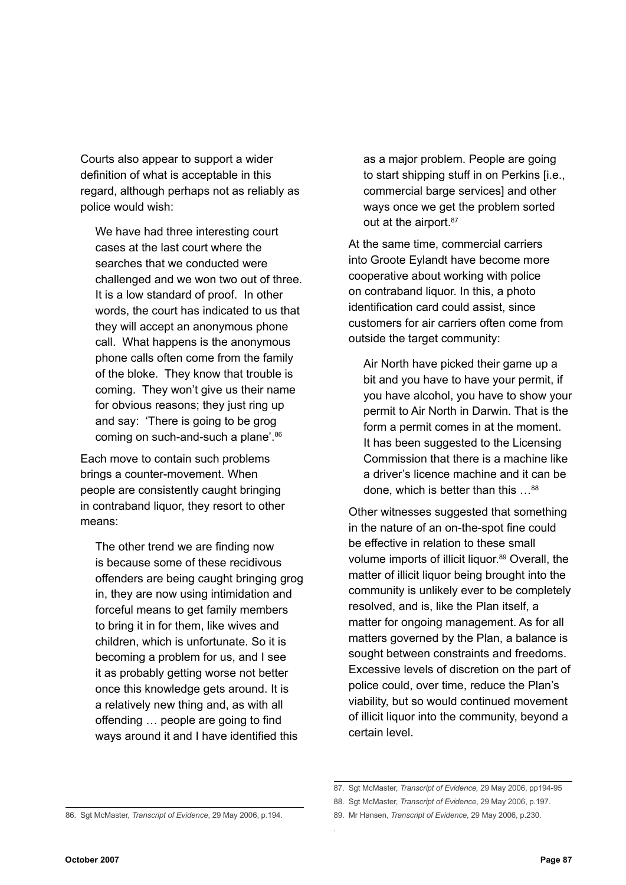Courts also appear to support a wider definition of what is acceptable in this regard, although perhaps not as reliably as police would wish:

> We have had three interesting court cases at the last court where the searches that we conducted were challenged and we won two out of three. It is a low standard of proof. In other words, the court has indicated to us that they will accept an anonymous phone call. What happens is the anonymous phone calls often come from the family of the bloke. They know that trouble is coming. They won't give us their name for obvious reasons; they just ring up and say: 'There is going to be grog coming on such-and-such a plane'.[86]

Each move to contain such problems brings a counter-movement. When people are consistently caught bringing in contraband liquor, they resort to other means:

> The other trend we are finding now is because some of these recidivous offenders are being caught bringing grog in, they are now using intimidation and forceful means to get family members to bring it in for them, like wives and children, which is unfortunate. So it is becoming a problem for us, and I see it as probably getting worse not better once this knowledge gets around. It is a relatively new thing and, as with all offending … people are going to find ways around it and I have identified this as a major problem. People are going to start shipping stuff in on Perkins [i.e., commercial barge services] and other ways once we get the problem sorted out at the airport.[87]

At the same time, commercial carriers into Groote Eylandt have become more cooperative about working with police on contraband liquor. In this, a photo identification card could assist, since customers for air carriers often come from outside the target community:

> Air North have picked their game up a bit and you have to have your permit, if you have alcohol, you have to show your permit to Air North in Darwin. That is the form a permit comes in at the moment. It has been suggested to the Licensing Commission that there is a machine like a driver's licence machine and it can be done, which is better than this …[88]

Other witnesses suggested that something in the nature of an on-the-spot fine could be effective in relation to these small volume imports of illicit liquor.[89] Overall, the matter of illicit liquor being brought into the community is unlikely ever to be completely resolved, and is, like the Plan itself, a matter for ongoing management. As for all matters governed by the Plan, a balance is sought between constraints and freedoms. Excessive levels of discretion on the part of police could, over time, reduce the Plan's viability, but so would continued movement of illicit liquor into the community, beyond a certain level.

---

86. Sgt McMaster, *Transcript of Evidence*, 29 May 2006, p.194.

87. Sgt McMaster, *Transcript of Evidence,* 29 May 2006, pp194-95

88. Sgt McMaster, *Transcript of Evidence*, 29 May 2006, p.197.

89. Mr Hansen, *Transcript of Evidence*, 29 May 2006, p.230.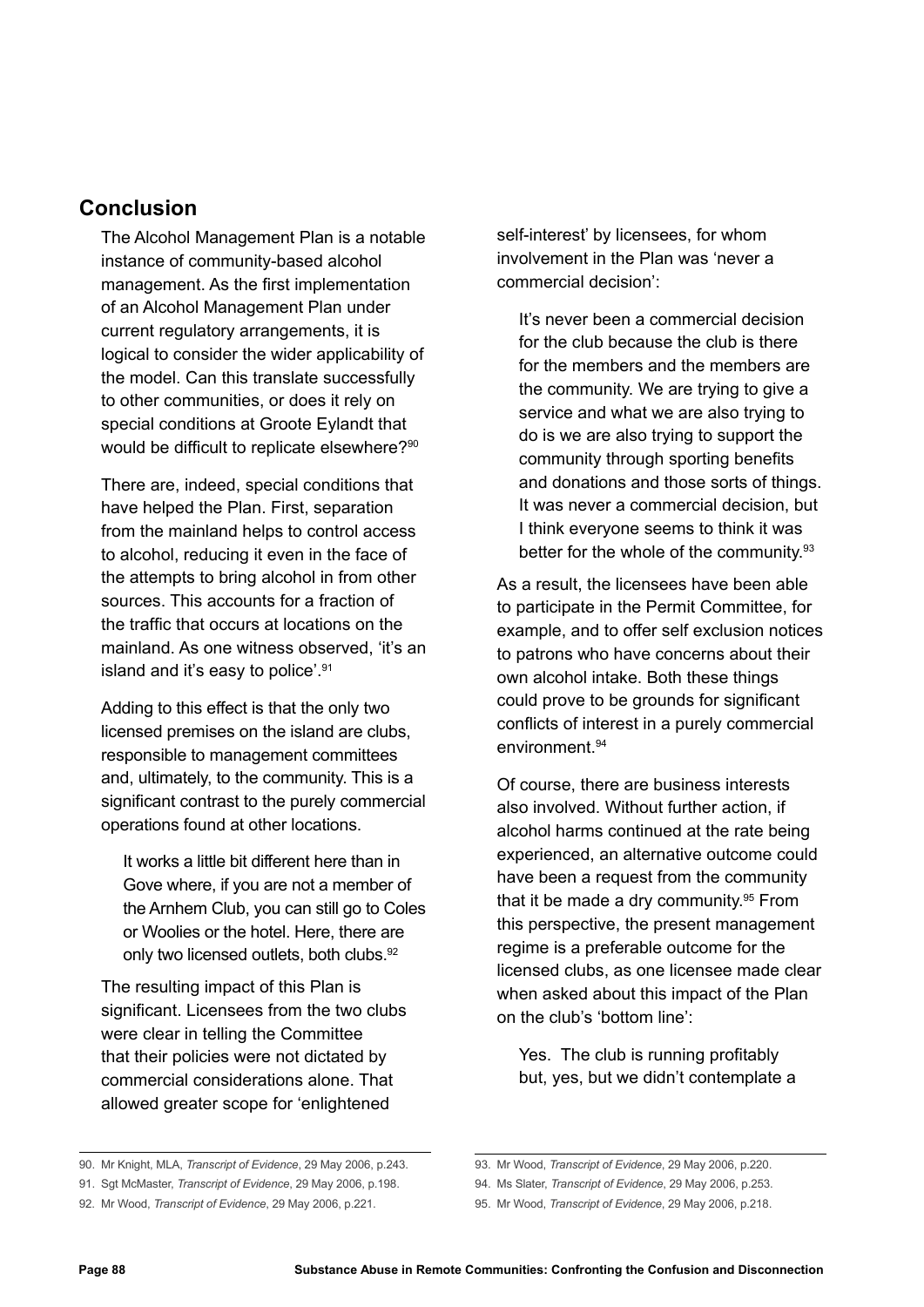## Conclusion

The Alcohol Management Plan is a notable instance of community-based alcohol management. As the first implementation of an Alcohol Management Plan under current regulatory arrangements, it is logical to consider the wider applicability of the model. Can this translate successfully to other communities, or does it rely on special conditions at Groote Eylandt that would be difficult to replicate elsewhere?[90]

There are, indeed, special conditions that have helped the Plan. First, separation from the mainland helps to control access to alcohol, reducing it even in the face of the attempts to bring alcohol in from other sources. This accounts for a fraction of the traffic that occurs at locations on the mainland. As one witness observed, 'it's an island and it's easy to police'.[91]

Adding to this effect is that the only two licensed premises on the island are clubs, responsible to management committees and, ultimately, to the community. This is a significant contrast to the purely commercial operations found at other locations.

> It works a little bit different here than in Gove where, if you are not a member of the Arnhem Club, you can still go to Coles or Woolies or the hotel. Here, there are only two licensed outlets, both clubs.[92]

The resulting impact of this Plan is significant. Licensees from the two clubs were clear in telling the Committee that their policies were not dictated by commercial considerations alone. That allowed greater scope for 'enlightened self-interest' by licensees, for whom involvement in the Plan was 'never a commercial decision':

> It's never been a commercial decision for the club because the club is there for the members and the members are the community. We are trying to give a service and what we are also trying to do is we are also trying to support the community through sporting benefits and donations and those sorts of things. It was never a commercial decision, but I think everyone seems to think it was better for the whole of the community.[93]

As a result, the licensees have been able to participate in the Permit Committee, for example, and to offer self exclusion notices to patrons who have concerns about their own alcohol intake. Both these things could prove to be grounds for significant conflicts of interest in a purely commercial environment.[94]

Of course, there are business interests also involved. Without further action, if alcohol harms continued at the rate being experienced, an alternative outcome could have been a request from the community that it be made a dry community.[95] From this perspective, the present management regime is a preferable outcome for the licensed clubs, as one licensee made clear when asked about this impact of the Plan on the club's 'bottom line':

> Yes. The club is running profitably but, yes, but we didn't contemplate a

---

90. Mr Knight, MLA, *Transcript of Evidence*, 29 May 2006, p.243.
91. Sgt McMaster, *Transcript of Evidence*, 29 May 2006, p.198.
92. Mr Wood, *Transcript of Evidence*, 29 May 2006, p.221.
93. Mr Wood, *Transcript of Evidence*, 29 May 2006, p.220.
94. Ms Slater, *Transcript of Evidence*, 29 May 2006, p.253.
95. Mr Wood, *Transcript of Evidence*, 29 May 2006, p.218.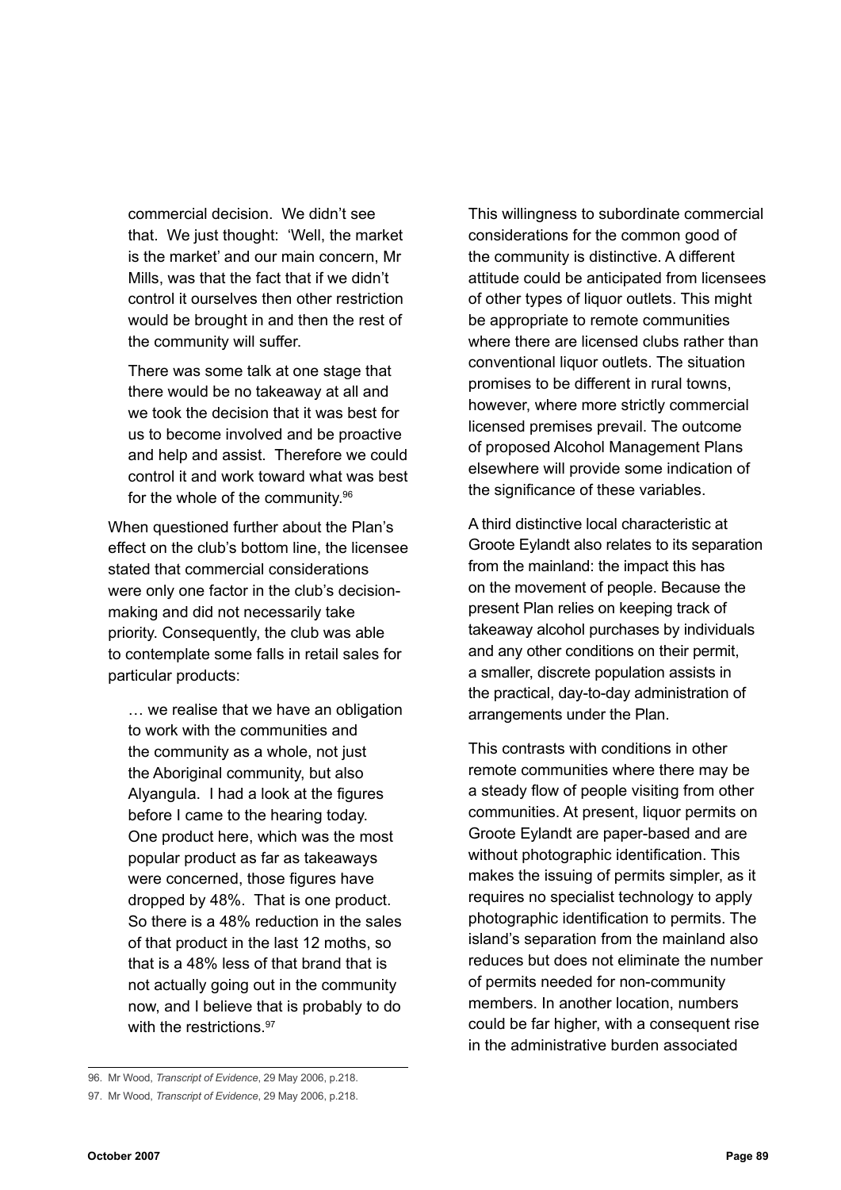> commercial decision. We didn't see that. We just thought: 'Well, the market is the market' and our main concern, Mr Mills, was that the fact that if we didn't control it ourselves then other restriction would be brought in and then the rest of the community will suffer.
>
> There was some talk at one stage that there would be no takeaway at all and we took the decision that it was best for us to become involved and be proactive and help and assist. Therefore we could control it and work toward what was best for the whole of the community.[96]

When questioned further about the Plan's effect on the club's bottom line, the licensee stated that commercial considerations were only one factor in the club's decision-making and did not necessarily take priority. Consequently, the club was able to contemplate some falls in retail sales for particular products:

> … we realise that we have an obligation to work with the communities and the community as a whole, not just the Aboriginal community, but also Alyangula. I had a look at the figures before I came to the hearing today. One product here, which was the most popular product as far as takeaways were concerned, those figures have dropped by 48%. That is one product. So there is a 48% reduction in the sales of that product in the last 12 moths, so that is a 48% less of that brand that is not actually going out in the community now, and I believe that is probably to do with the restrictions.[97]

This willingness to subordinate commercial considerations for the common good of the community is distinctive. A different attitude could be anticipated from licensees of other types of liquor outlets. This might be appropriate to remote communities where there are licensed clubs rather than conventional liquor outlets. The situation promises to be different in rural towns, however, where more strictly commercial licensed premises prevail. The outcome of proposed Alcohol Management Plans elsewhere will provide some indication of the significance of these variables.

A third distinctive local characteristic at Groote Eylandt also relates to its separation from the mainland: the impact this has on the movement of people. Because the present Plan relies on keeping track of takeaway alcohol purchases by individuals and any other conditions on their permit, a smaller, discrete population assists in the practical, day-to-day administration of arrangements under the Plan.

This contrasts with conditions in other remote communities where there may be a steady flow of people visiting from other communities. At present, liquor permits on Groote Eylandt are paper-based and are without photographic identification. This makes the issuing of permits simpler, as it requires no specialist technology to apply photographic identification to permits. The island's separation from the mainland also reduces but does not eliminate the number of permits needed for non-community members. In another location, numbers could be far higher, with a consequent rise in the administrative burden associated

96. Mr Wood, *Transcript of Evidence*, 29 May 2006, p.218.

97. Mr Wood, *Transcript of Evidence*, 29 May 2006, p.218.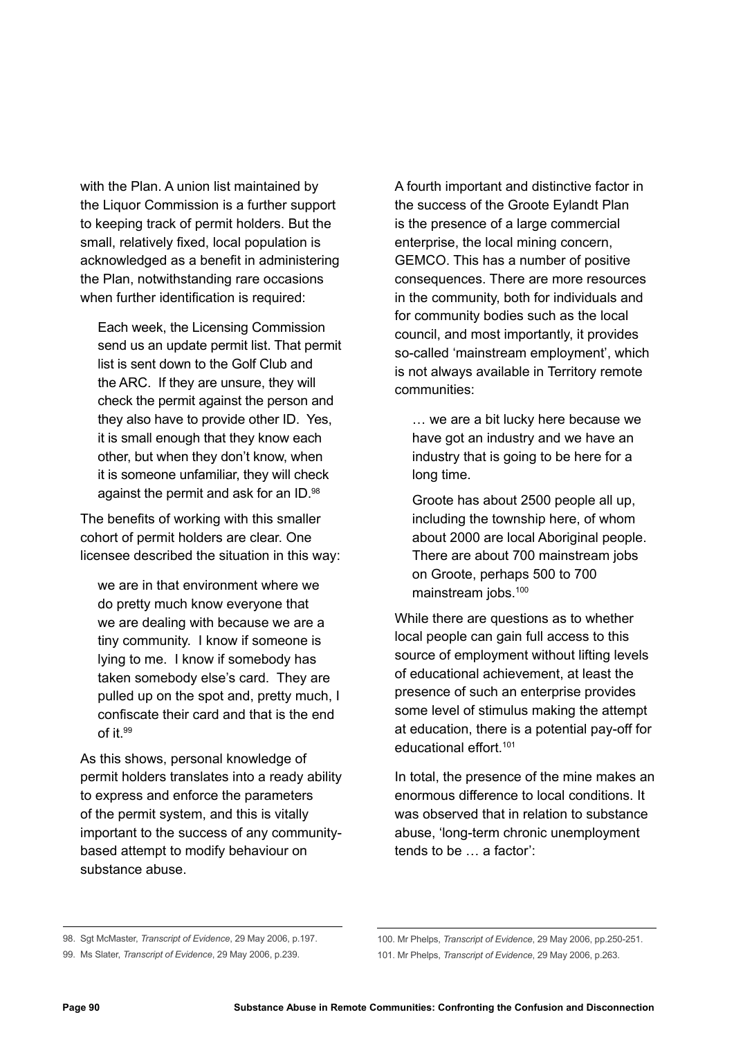with the Plan. A union list maintained by the Liquor Commission is a further support to keeping track of permit holders. But the small, relatively fixed, local population is acknowledged as a benefit in administering the Plan, notwithstanding rare occasions when further identification is required:

> Each week, the Licensing Commission send us an update permit list. That permit list is sent down to the Golf Club and the ARC. If they are unsure, they will check the permit against the person and they also have to provide other ID. Yes, it is small enough that they know each other, but when they don't know, when it is someone unfamiliar, they will check against the permit and ask for an ID.[98]

The benefits of working with this smaller cohort of permit holders are clear. One licensee described the situation in this way:

> we are in that environment where we do pretty much know everyone that we are dealing with because we are a tiny community. I know if someone is lying to me. I know if somebody has taken somebody else's card. They are pulled up on the spot and, pretty much, I confiscate their card and that is the end of it.[99]

As this shows, personal knowledge of permit holders translates into a ready ability to express and enforce the parameters of the permit system, and this is vitally important to the success of any community-based attempt to modify behaviour on substance abuse.

A fourth important and distinctive factor in the success of the Groote Eylandt Plan is the presence of a large commercial enterprise, the local mining concern, GEMCO. This has a number of positive consequences. There are more resources in the community, both for individuals and for community bodies such as the local council, and most importantly, it provides so-called 'mainstream employment', which is not always available in Territory remote communities:

> … we are a bit lucky here because we have got an industry and we have an industry that is going to be here for a long time.
>
> Groote has about 2500 people all up, including the township here, of whom about 2000 are local Aboriginal people. There are about 700 mainstream jobs on Groote, perhaps 500 to 700 mainstream jobs.[100]

While there are questions as to whether local people can gain full access to this source of employment without lifting levels of educational achievement, at least the presence of such an enterprise provides some level of stimulus making the attempt at education, there is a potential pay-off for educational effort.[101]

In total, the presence of the mine makes an enormous difference to local conditions. It was observed that in relation to substance abuse, 'long-term chronic unemployment tends to be … a factor':

98. Sgt McMaster, *Transcript of Evidence*, 29 May 2006, p.197.
99. Ms Slater, *Transcript of Evidence*, 29 May 2006, p.239.
100. Mr Phelps, *Transcript of Evidence*, 29 May 2006, pp.250-251.
101. Mr Phelps, *Transcript of Evidence*, 29 May 2006, p.263.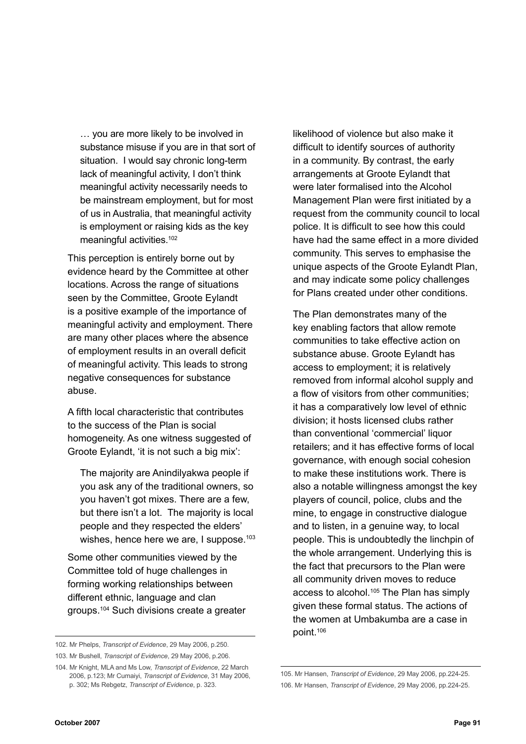> … you are more likely to be involved in substance misuse if you are in that sort of situation. I would say chronic long-term lack of meaningful activity, I don't think meaningful activity necessarily needs to be mainstream employment, but for most of us in Australia, that meaningful activity is employment or raising kids as the key meaningful activities.[102]

This perception is entirely borne out by evidence heard by the Committee at other locations. Across the range of situations seen by the Committee, Groote Eylandt is a positive example of the importance of meaningful activity and employment. There are many other places where the absence of employment results in an overall deficit of meaningful activity. This leads to strong negative consequences for substance abuse.

A fifth local characteristic that contributes to the success of the Plan is social homogeneity. As one witness suggested of Groote Eylandt, 'it is not such a big mix':

> The majority are Anindilyakwa people if you ask any of the traditional owners, so you haven't got mixes. There are a few, but there isn't a lot. The majority is local people and they respected the elders' wishes, hence here we are, I suppose.[103]

Some other communities viewed by the Committee told of huge challenges in forming working relationships between different ethnic, language and clan groups.[104] Such divisions create a greater likelihood of violence but also make it difficult to identify sources of authority in a community. By contrast, the early arrangements at Groote Eylandt that were later formalised into the Alcohol Management Plan were first initiated by a request from the community council to local police. It is difficult to see how this could have had the same effect in a more divided community. This serves to emphasise the unique aspects of the Groote Eylandt Plan, and may indicate some policy challenges for Plans created under other conditions.

The Plan demonstrates many of the key enabling factors that allow remote communities to take effective action on substance abuse. Groote Eylandt has access to employment; it is relatively removed from informal alcohol supply and a flow of visitors from other communities; it has a comparatively low level of ethnic division; it hosts licensed clubs rather than conventional 'commercial' liquor retailers; and it has effective forms of local governance, with enough social cohesion to make these institutions work. There is also a notable willingness amongst the key players of council, police, clubs and the mine, to engage in constructive dialogue and to listen, in a genuine way, to local people. This is undoubtedly the linchpin of the whole arrangement. Underlying this is the fact that precursors to the Plan were all community driven moves to reduce access to alcohol.[105] The Plan has simply given these formal status. The actions of the women at Umbakumba are a case in point.[106]

---

102. Mr Phelps, *Transcript of Evidence*, 29 May 2006, p.250.

103. Mr Bushell, *Transcript of Evidence*, 29 May 2006, p.206.

104. Mr Knight, MLA and Ms Low, *Transcript of Evidence*, 22 March 2006, p.123; Mr Cumaiyi, *Transcript of Evidence*, 31 May 2006, p. 302; Ms Rebgetz, *Transcript of Evidence*, p. 323.

105. Mr Hansen, *Transcript of Evidence*, 29 May 2006, pp.224-25.

106. Mr Hansen, *Transcript of Evidence*, 29 May 2006, pp.224-25.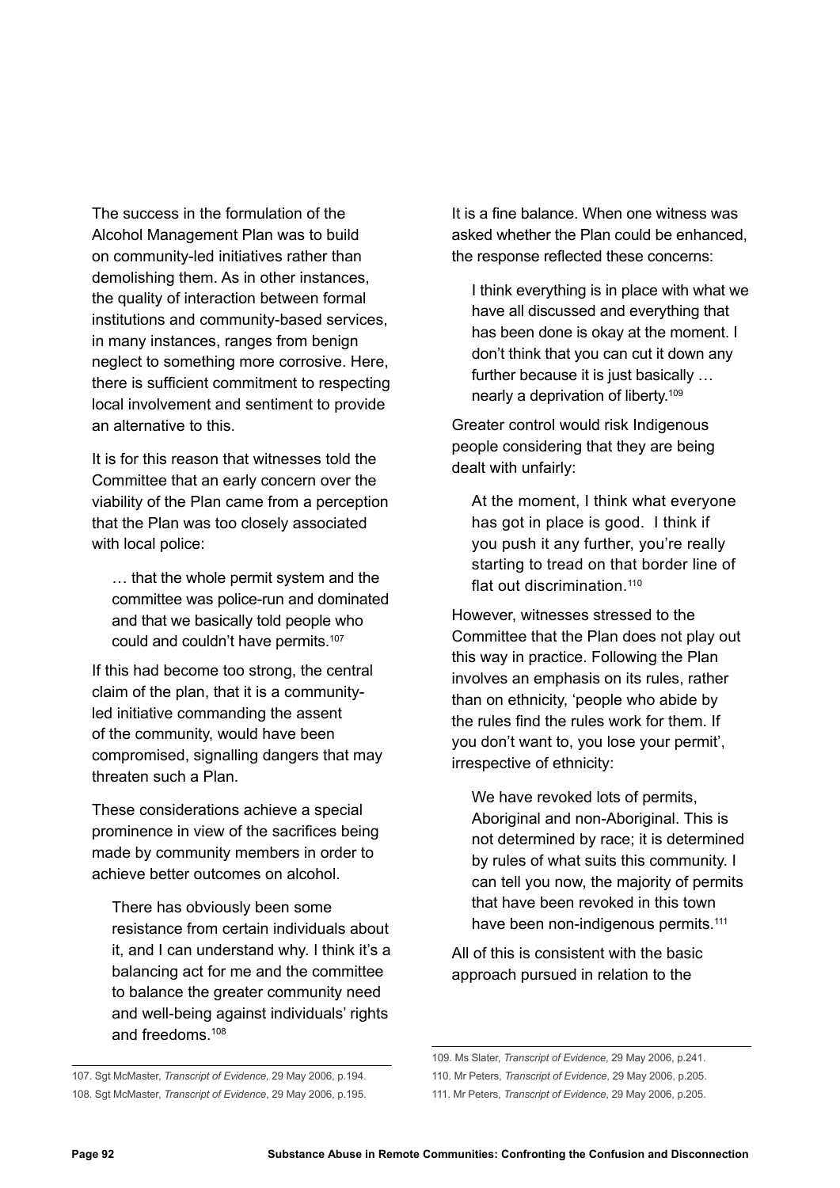The success in the formulation of the Alcohol Management Plan was to build on community-led initiatives rather than demolishing them. As in other instances, the quality of interaction between formal institutions and community-based services, in many instances, ranges from benign neglect to something more corrosive. Here, there is sufficient commitment to respecting local involvement and sentiment to provide an alternative to this.

It is for this reason that witnesses told the Committee that an early concern over the viability of the Plan came from a perception that the Plan was too closely associated with local police:

> … that the whole permit system and the committee was police-run and dominated and that we basically told people who could and couldn't have permits.[107]

If this had become too strong, the central claim of the plan, that it is a community-led initiative commanding the assent of the community, would have been compromised, signalling dangers that may threaten such a Plan.

These considerations achieve a special prominence in view of the sacrifices being made by community members in order to achieve better outcomes on alcohol.

> There has obviously been some resistance from certain individuals about it, and I can understand why. I think it's a balancing act for me and the committee to balance the greater community need and well-being against individuals' rights and freedoms.[108]

It is a fine balance. When one witness was asked whether the Plan could be enhanced, the response reflected these concerns:

> I think everything is in place with what we have all discussed and everything that has been done is okay at the moment. I don't think that you can cut it down any further because it is just basically … nearly a deprivation of liberty.[109]

Greater control would risk Indigenous people considering that they are being dealt with unfairly:

> At the moment, I think what everyone has got in place is good. I think if you push it any further, you're really starting to tread on that border line of flat out discrimination.[110]

However, witnesses stressed to the Committee that the Plan does not play out this way in practice. Following the Plan involves an emphasis on its rules, rather than on ethnicity, 'people who abide by the rules find the rules work for them. If you don't want to, you lose your permit', irrespective of ethnicity:

> We have revoked lots of permits, Aboriginal and non-Aboriginal. This is not determined by race; it is determined by rules of what suits this community. I can tell you now, the majority of permits that have been revoked in this town have been non-indigenous permits.[111]

All of this is consistent with the basic approach pursued in relation to the

---

107. Sgt McMaster, *Transcript of Evidence,* 29 May 2006, p.194.
108. Sgt McMaster, *Transcript of Evidence*, 29 May 2006, p.195.
109. Ms Slater, *Transcript of Evidence*, 29 May 2006, p.241.
110. Mr Peters, *Transcript of Evidence*, 29 May 2006, p.205.
111. Mr Peters, *Transcript of Evidence*, 29 May 2006, p.205.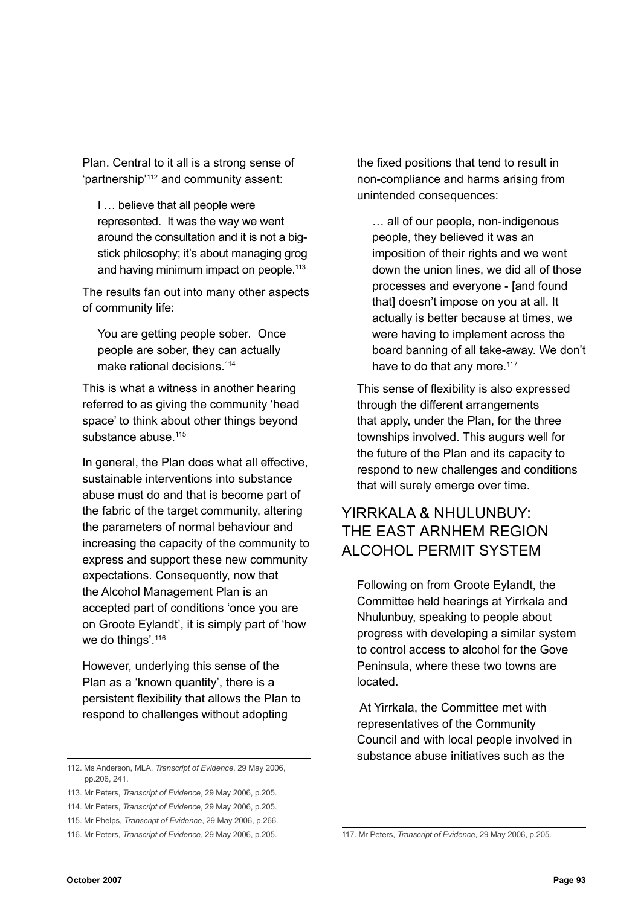Plan. Central to it all is a strong sense of 'partnership'[112] and community assent:

> I … believe that all people were represented. It was the way we went around the consultation and it is not a big-stick philosophy; it's about managing grog and having minimum impact on people.[113]

The results fan out into many other aspects of community life:

> You are getting people sober. Once people are sober, they can actually make rational decisions.[114]

This is what a witness in another hearing referred to as giving the community 'head space' to think about other things beyond substance abuse.[115]

In general, the Plan does what all effective, sustainable interventions into substance abuse must do and that is become part of the fabric of the target community, altering the parameters of normal behaviour and increasing the capacity of the community to express and support these new community expectations. Consequently, now that the Alcohol Management Plan is an accepted part of conditions 'once you are on Groote Eylandt', it is simply part of 'how we do things'.[116]

However, underlying this sense of the Plan as a 'known quantity', there is a persistent flexibility that allows the Plan to respond to challenges without adopting the fixed positions that tend to result in non-compliance and harms arising from unintended consequences:

> … all of our people, non-indigenous people, they believed it was an imposition of their rights and we went down the union lines, we did all of those processes and everyone - [and found that] doesn't impose on you at all. It actually is better because at times, we were having to implement across the board banning of all take-away. We don't have to do that any more.[117]

This sense of flexibility is also expressed through the different arrangements that apply, under the Plan, for the three townships involved. This augurs well for the future of the Plan and its capacity to respond to new challenges and conditions that will surely emerge over time.

## YIRRKALA & NHULUNBUY: THE EAST ARNHEM REGION ALCOHOL PERMIT SYSTEM

Following on from Groote Eylandt, the Committee held hearings at Yirrkala and Nhulunbuy, speaking to people about progress with developing a similar system to control access to alcohol for the Gove Peninsula, where these two towns are located.

At Yirrkala, the Committee met with representatives of the Community Council and with local people involved in substance abuse initiatives such as the

---

112. Ms Anderson, MLA, *Transcript of Evidence*, 29 May 2006, pp.206, 241.
113. Mr Peters, *Transcript of Evidence*, 29 May 2006, p.205.
114. Mr Peters, *Transcript of Evidence*, 29 May 2006, p.205.
115. Mr Phelps, *Transcript of Evidence*, 29 May 2006, p.266.
116. Mr Peters, *Transcript of Evidence*, 29 May 2006, p.205.
117. Mr Peters, *Transcript of Evidence*, 29 May 2006, p.205.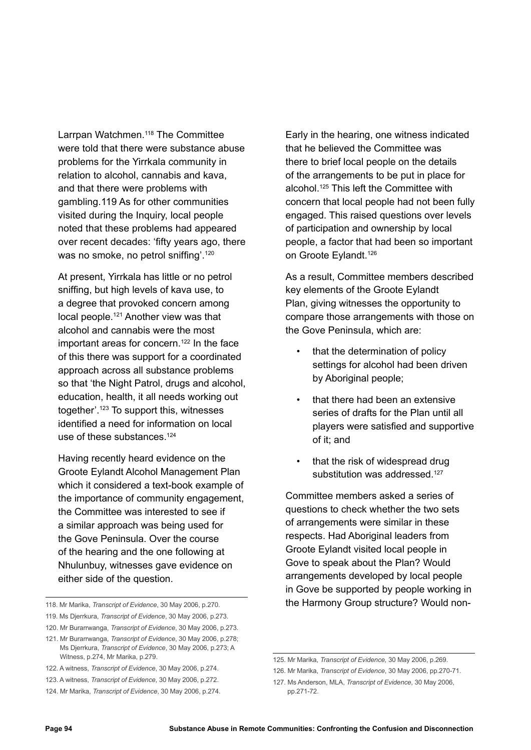Larrpan Watchmen.[118] The Committee were told that there were substance abuse problems for the Yirrkala community in relation to alcohol, cannabis and kava, and that there were problems with gambling.119 As for other communities visited during the Inquiry, local people noted that these problems had appeared over recent decades: 'fifty years ago, there was no smoke, no petrol sniffing'.[120]

At present, Yirrkala has little or no petrol sniffing, but high levels of kava use, to a degree that provoked concern among local people.[121] Another view was that alcohol and cannabis were the most important areas for concern.[122] In the face of this there was support for a coordinated approach across all substance problems so that 'the Night Patrol, drugs and alcohol, education, health, it all needs working out together'.[123] To support this, witnesses identified a need for information on local use of these substances.[124]

Having recently heard evidence on the Groote Eylandt Alcohol Management Plan which it considered a text-book example of the importance of community engagement, the Committee was interested to see if a similar approach was being used for the Gove Peninsula. Over the course of the hearing and the one following at Nhulunbuy, witnesses gave evidence on either side of the question.

118. Mr Marika, *Transcript of Evidence*, 30 May 2006, p.270.

119. Ms Djerrkura, *Transcript of Evidence*, 30 May 2006, p.273.

120. Mr Burarrwanga, *Transcript of Evidence*, 30 May 2006, p.273.

121. Mr Burarrwanga, *Transcript of Evidence*, 30 May 2006, p.278; Ms Djerrkura, *Transcript of Evidence*, 30 May 2006, p.273; A Witness, p.274, Mr Marika, p.279.

122. A witness, *Transcript of Evidence*, 30 May 2006, p.274.

123. A witness, *Transcript of Evidence*, 30 May 2006, p.272.

124. Mr Marika, *Transcript of Evidence*, 30 May 2006, p.274.

Early in the hearing, one witness indicated that he believed the Committee was there to brief local people on the details of the arrangements to be put in place for alcohol.[125] This left the Committee with concern that local people had not been fully engaged. This raised questions over levels of participation and ownership by local people, a factor that had been so important on Groote Eylandt.[126]

As a result, Committee members described key elements of the Groote Eylandt Plan, giving witnesses the opportunity to compare those arrangements with those on the Gove Peninsula, which are:

- that the determination of policy settings for alcohol had been driven by Aboriginal people;
- that there had been an extensive series of drafts for the Plan until all players were satisfied and supportive of it; and
- that the risk of widespread drug substitution was addressed.[127]

Committee members asked a series of questions to check whether the two sets of arrangements were similar in these respects. Had Aboriginal leaders from Groote Eylandt visited local people in Gove to speak about the Plan? Would arrangements developed by local people in Gove be supported by people working in the Harmony Group structure? Would non-

125. Mr Marika, *Transcript of Evidence,* 30 May 2006, p.269.

126. Mr Marika, *Transcript of Evidence*, 30 May 2006, pp.270-71.

127. Ms Anderson, MLA, *Transcript of Evidence*, 30 May 2006, pp.271-72.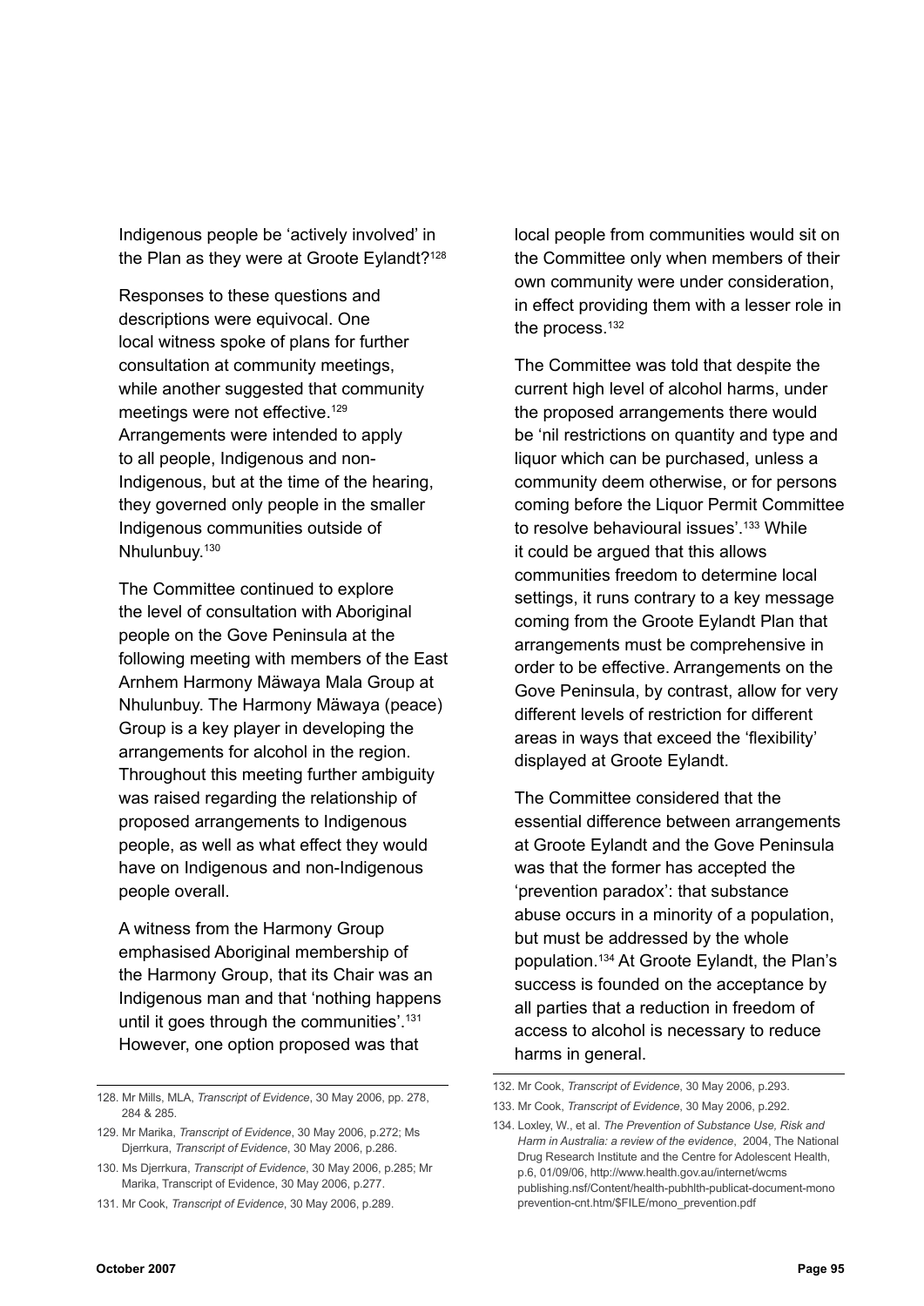Indigenous people be 'actively involved' in the Plan as they were at Groote Eylandt?[128]

Responses to these questions and descriptions were equivocal. One local witness spoke of plans for further consultation at community meetings, while another suggested that community meetings were not effective.[129] Arrangements were intended to apply to all people, Indigenous and non-Indigenous, but at the time of the hearing, they governed only people in the smaller Indigenous communities outside of Nhulunbuy.[130]

The Committee continued to explore the level of consultation with Aboriginal people on the Gove Peninsula at the following meeting with members of the East Arnhem Harmony Mäwaya Mala Group at Nhulunbuy. The Harmony Mäwaya (peace) Group is a key player in developing the arrangements for alcohol in the region. Throughout this meeting further ambiguity was raised regarding the relationship of proposed arrangements to Indigenous people, as well as what effect they would have on Indigenous and non-Indigenous people overall.

A witness from the Harmony Group emphasised Aboriginal membership of the Harmony Group, that its Chair was an Indigenous man and that 'nothing happens until it goes through the communities'.[131] However, one option proposed was that local people from communities would sit on the Committee only when members of their own community were under consideration, in effect providing them with a lesser role in the process.[132]

The Committee was told that despite the current high level of alcohol harms, under the proposed arrangements there would be 'nil restrictions on quantity and type and liquor which can be purchased, unless a community deem otherwise, or for persons coming before the Liquor Permit Committee to resolve behavioural issues'.[133] While it could be argued that this allows communities freedom to determine local settings, it runs contrary to a key message coming from the Groote Eylandt Plan that arrangements must be comprehensive in order to be effective. Arrangements on the Gove Peninsula, by contrast, allow for very different levels of restriction for different areas in ways that exceed the 'flexibility' displayed at Groote Eylandt.

The Committee considered that the essential difference between arrangements at Groote Eylandt and the Gove Peninsula was that the former has accepted the 'prevention paradox': that substance abuse occurs in a minority of a population, but must be addressed by the whole population.[134] At Groote Eylandt, the Plan's success is founded on the acceptance by all parties that a reduction in freedom of access to alcohol is necessary to reduce harms in general.

---

128. Mr Mills, MLA, *Transcript of Evidence*, 30 May 2006, pp. 278, 284 & 285.

129. Mr Marika, *Transcript of Evidence*, 30 May 2006, p.272; Ms Djerrkura, *Transcript of Evidence*, 30 May 2006, p.286.

130. Ms Djerrkura, *Transcript of Evidence*, 30 May 2006, p.285; Mr Marika, Transcript of Evidence, 30 May 2006, p.277.

131. Mr Cook, *Transcript of Evidence*, 30 May 2006, p.289.

132. Mr Cook, *Transcript of Evidence*, 30 May 2006, p.293.

133. Mr Cook, *Transcript of Evidence*, 30 May 2006, p.292.

134. Loxley, W., et al. *The Prevention of Substance Use, Risk and Harm in Australia: a review of the evidence*, 2004, The National Drug Research Institute and the Centre for Adolescent Health, p.6, 01/09/06, http://www.health.gov.au/internet/wcms publishing.nsf/Content/health-pubhlth-publicat-document-mono prevention-cnt.htm/$FILE/mono_prevention.pdf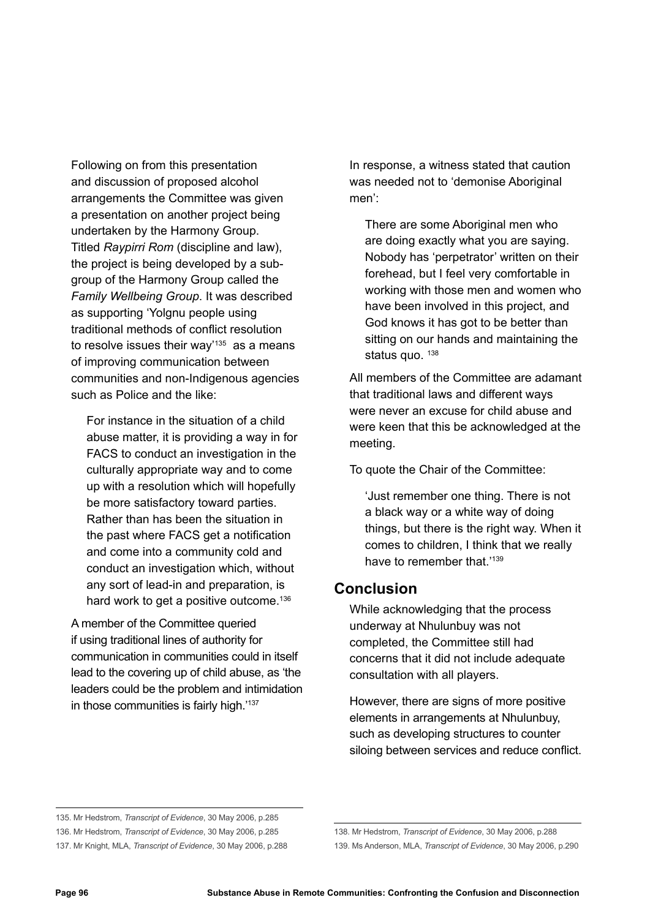Following on from this presentation and discussion of proposed alcohol arrangements the Committee was given a presentation on another project being undertaken by the Harmony Group. Titled *Raypirri Rom* (discipline and law), the project is being developed by a sub-group of the Harmony Group called the *Family Wellbeing Group*. It was described as supporting 'Yolgnu people using traditional methods of conflict resolution to resolve issues their way'[135] as a means of improving communication between communities and non-Indigenous agencies such as Police and the like:

> For instance in the situation of a child abuse matter, it is providing a way in for FACS to conduct an investigation in the culturally appropriate way and to come up with a resolution which will hopefully be more satisfactory toward parties. Rather than has been the situation in the past where FACS get a notification and come into a community cold and conduct an investigation which, without any sort of lead-in and preparation, is hard work to get a positive outcome.[136]

A member of the Committee queried if using traditional lines of authority for communication in communities could in itself lead to the covering up of child abuse, as 'the leaders could be the problem and intimidation in those communities is fairly high.'[137]

In response, a witness stated that caution was needed not to 'demonise Aboriginal men':

> There are some Aboriginal men who are doing exactly what you are saying. Nobody has 'perpetrator' written on their forehead, but I feel very comfortable in working with those men and women who have been involved in this project, and God knows it has got to be better than sitting on our hands and maintaining the status quo. [138]

All members of the Committee are adamant that traditional laws and different ways were never an excuse for child abuse and were keen that this be acknowledged at the meeting.

To quote the Chair of the Committee:

> 'Just remember one thing. There is not a black way or a white way of doing things, but there is the right way. When it comes to children, I think that we really have to remember that.'[139]

## Conclusion

While acknowledging that the process underway at Nhulunbuy was not completed, the Committee still had concerns that it did not include adequate consultation with all players.

However, there are signs of more positive elements in arrangements at Nhulunbuy, such as developing structures to counter siloing between services and reduce conflict.

---

135. Mr Hedstrom, *Transcript of Evidence*, 30 May 2006, p.285

136. Mr Hedstrom, *Transcript of Evidence*, 30 May 2006, p.285

137. Mr Knight, MLA, *Transcript of Evidence*, 30 May 2006, p.288

138. Mr Hedstrom, *Transcript of Evidence*, 30 May 2006, p.288

139. Ms Anderson, MLA, *Transcript of Evidence*, 30 May 2006, p.290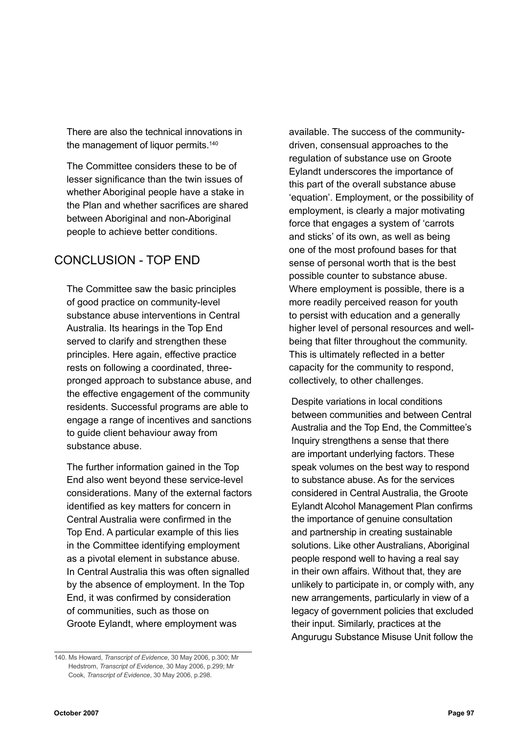There are also the technical innovations in the management of liquor permits.[140]

The Committee considers these to be of lesser significance than the twin issues of whether Aboriginal people have a stake in the Plan and whether sacrifices are shared between Aboriginal and non-Aboriginal people to achieve better conditions.

## CONCLUSION - TOP END

The Committee saw the basic principles of good practice on community-level substance abuse interventions in Central Australia. Its hearings in the Top End served to clarify and strengthen these principles. Here again, effective practice rests on following a coordinated, three-pronged approach to substance abuse, and the effective engagement of the community residents. Successful programs are able to engage a range of incentives and sanctions to guide client behaviour away from substance abuse.

The further information gained in the Top End also went beyond these service-level considerations. Many of the external factors identified as key matters for concern in Central Australia were confirmed in the Top End. A particular example of this lies in the Committee identifying employment as a pivotal element in substance abuse. In Central Australia this was often signalled by the absence of employment. In the Top End, it was confirmed by consideration of communities, such as those on Groote Eylandt, where employment was available. The success of the community-driven, consensual approaches to the regulation of substance use on Groote Eylandt underscores the importance of this part of the overall substance abuse 'equation'. Employment, or the possibility of employment, is clearly a major motivating force that engages a system of 'carrots and sticks' of its own, as well as being one of the most profound bases for that sense of personal worth that is the best possible counter to substance abuse. Where employment is possible, there is a more readily perceived reason for youth to persist with education and a generally higher level of personal resources and well-being that filter throughout the community. This is ultimately reflected in a better capacity for the community to respond, collectively, to other challenges.

Despite variations in local conditions between communities and between Central Australia and the Top End, the Committee's Inquiry strengthens a sense that there are important underlying factors. These speak volumes on the best way to respond to substance abuse. As for the services considered in Central Australia, the Groote Eylandt Alcohol Management Plan confirms the importance of genuine consultation and partnership in creating sustainable solutions. Like other Australians, Aboriginal people respond well to having a real say in their own affairs. Without that, they are unlikely to participate in, or comply with, any new arrangements, particularly in view of a legacy of government policies that excluded their input. Similarly, practices at the Angurugu Substance Misuse Unit follow the

---

140. Ms Howard, *Transcript of Evidence*, 30 May 2006, p.300; Mr Hedstrom, *Transcript of Evidence*, 30 May 2006, p.299; Mr Cook, *Transcript of Evidence*, 30 May 2006, p.298.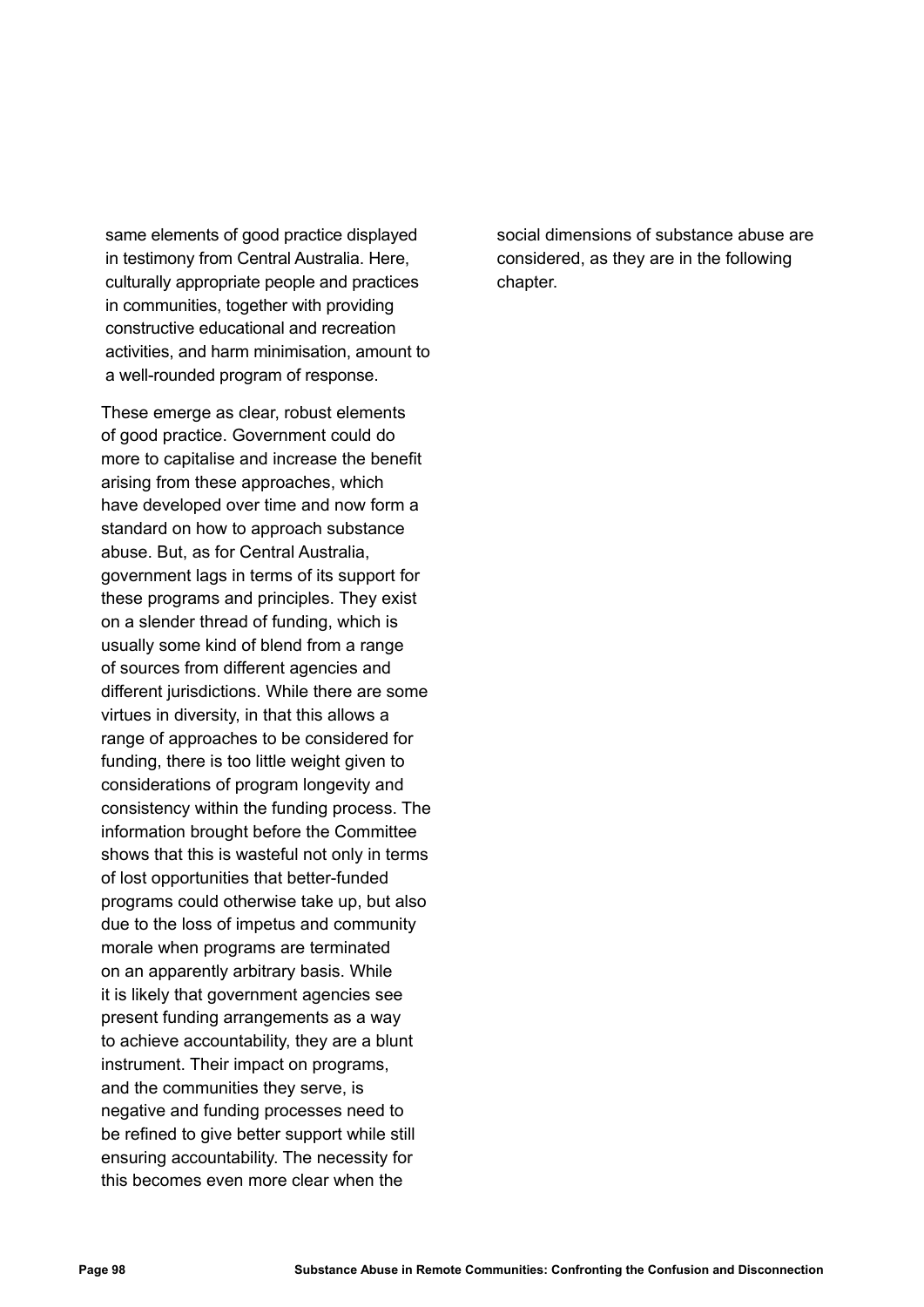same elements of good practice displayed in testimony from Central Australia. Here, culturally appropriate people and practices in communities, together with providing constructive educational and recreation activities, and harm minimisation, amount to a well-rounded program of response.

These emerge as clear, robust elements of good practice. Government could do more to capitalise and increase the benefit arising from these approaches, which have developed over time and now form a standard on how to approach substance abuse. But, as for Central Australia, government lags in terms of its support for these programs and principles. They exist on a slender thread of funding, which is usually some kind of blend from a range of sources from different agencies and different jurisdictions. While there are some virtues in diversity, in that this allows a range of approaches to be considered for funding, there is too little weight given to considerations of program longevity and consistency within the funding process. The information brought before the Committee shows that this is wasteful not only in terms of lost opportunities that better-funded programs could otherwise take up, but also due to the loss of impetus and community morale when programs are terminated on an apparently arbitrary basis. While it is likely that government agencies see present funding arrangements as a way to achieve accountability, they are a blunt instrument. Their impact on programs, and the communities they serve, is negative and funding processes need to be refined to give better support while still ensuring accountability. The necessity for this becomes even more clear when the social dimensions of substance abuse are considered, as they are in the following chapter.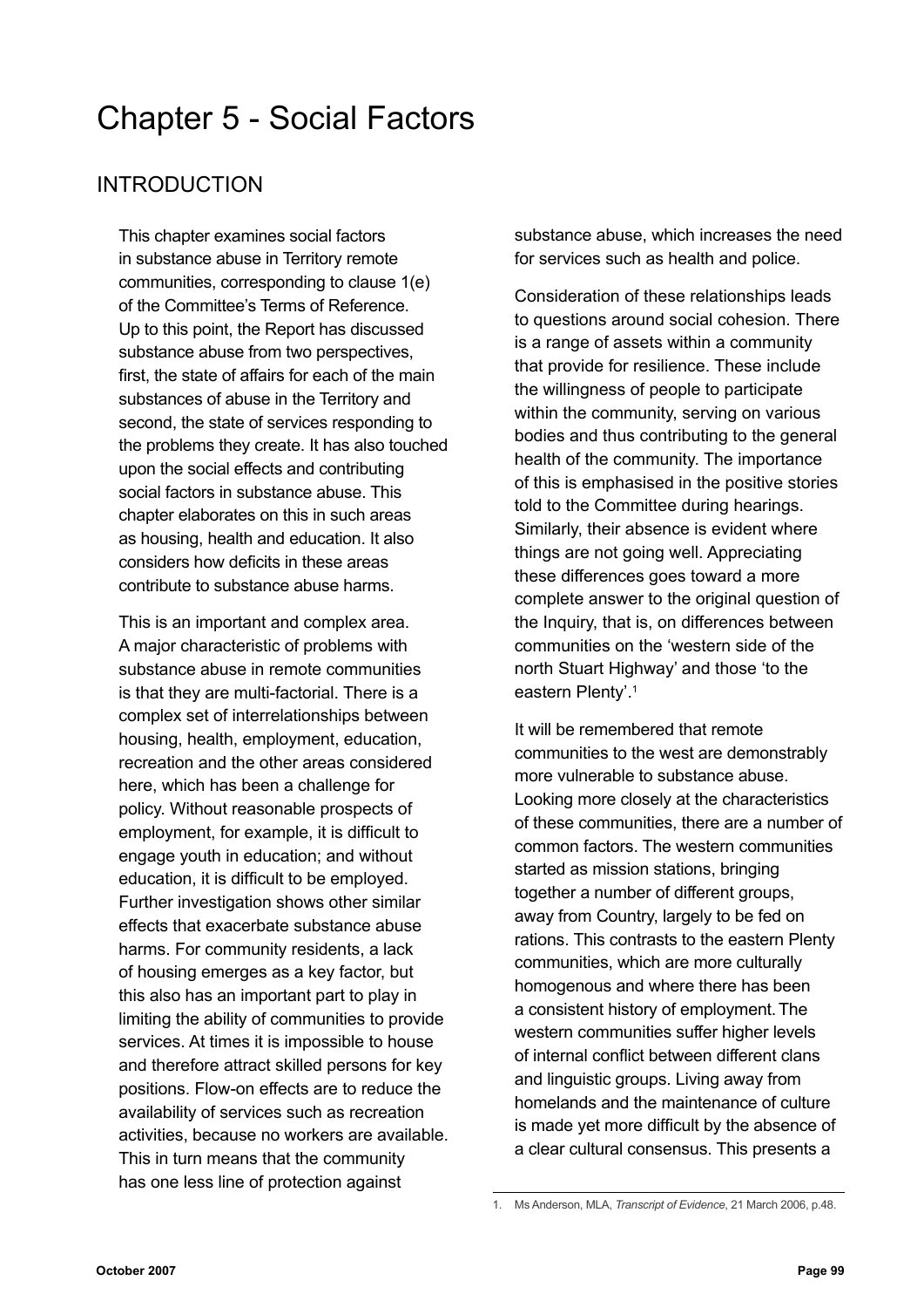# Chapter 5 - Social Factors

## INTRODUCTION

This chapter examines social factors in substance abuse in Territory remote communities, corresponding to clause 1(e) of the Committee's Terms of Reference. Up to this point, the Report has discussed substance abuse from two perspectives, first, the state of affairs for each of the main substances of abuse in the Territory and second, the state of services responding to the problems they create. It has also touched upon the social effects and contributing social factors in substance abuse. This chapter elaborates on this in such areas as housing, health and education. It also considers how deficits in these areas contribute to substance abuse harms.

This is an important and complex area. A major characteristic of problems with substance abuse in remote communities is that they are multi-factorial. There is a complex set of interrelationships between housing, health, employment, education, recreation and the other areas considered here, which has been a challenge for policy. Without reasonable prospects of employment, for example, it is difficult to engage youth in education; and without education, it is difficult to be employed. Further investigation shows other similar effects that exacerbate substance abuse harms. For community residents, a lack of housing emerges as a key factor, but this also has an important part to play in limiting the ability of communities to provide services. At times it is impossible to house and therefore attract skilled persons for key positions. Flow-on effects are to reduce the availability of services such as recreation activities, because no workers are available. This in turn means that the community has one less line of protection against substance abuse, which increases the need for services such as health and police.

Consideration of these relationships leads to questions around social cohesion. There is a range of assets within a community that provide for resilience. These include the willingness of people to participate within the community, serving on various bodies and thus contributing to the general health of the community. The importance of this is emphasised in the positive stories told to the Committee during hearings. Similarly, their absence is evident where things are not going well. Appreciating these differences goes toward a more complete answer to the original question of the Inquiry, that is, on differences between communities on the 'western side of the north Stuart Highway' and those 'to the eastern Plenty'.[1]

It will be remembered that remote communities to the west are demonstrably more vulnerable to substance abuse. Looking more closely at the characteristics of these communities, there are a number of common factors. The western communities started as mission stations, bringing together a number of different groups, away from Country, largely to be fed on rations. This contrasts to the eastern Plenty communities, which are more culturally homogenous and where there has been a consistent history of employment. The western communities suffer higher levels of internal conflict between different clans and linguistic groups. Living away from homelands and the maintenance of culture is made yet more difficult by the absence of a clear cultural consensus. This presents a

1. Ms Anderson, MLA, *Transcript of Evidence*, 21 March 2006, p.48.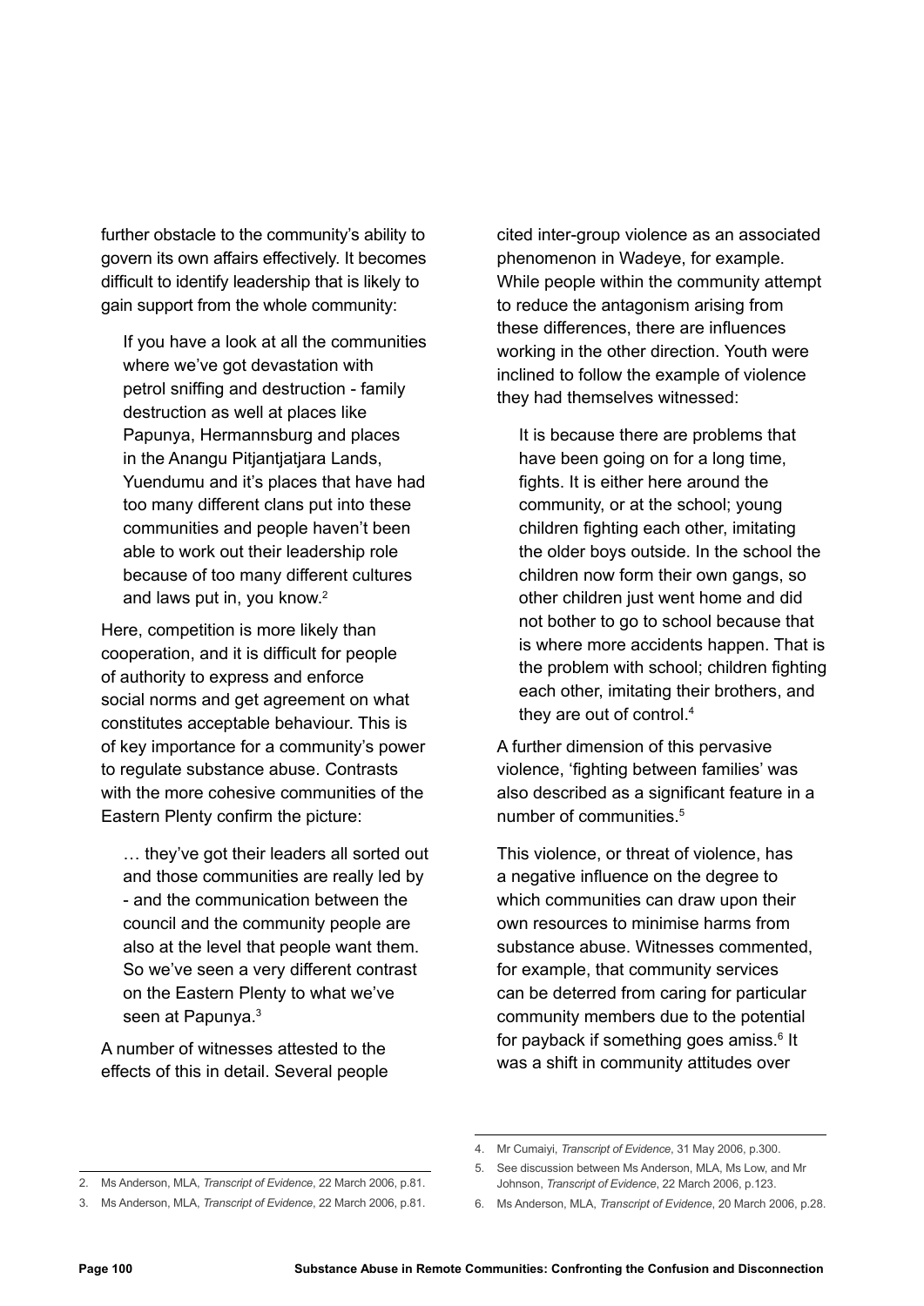further obstacle to the community's ability to govern its own affairs effectively. It becomes difficult to identify leadership that is likely to gain support from the whole community:

> If you have a look at all the communities where we've got devastation with petrol sniffing and destruction - family destruction as well at places like Papunya, Hermannsburg and places in the Anangu Pitjantjatjara Lands, Yuendumu and it's places that have had too many different clans put into these communities and people haven't been able to work out their leadership role because of too many different cultures and laws put in, you know.[2]

Here, competition is more likely than cooperation, and it is difficult for people of authority to express and enforce social norms and get agreement on what constitutes acceptable behaviour. This is of key importance for a community's power to regulate substance abuse. Contrasts with the more cohesive communities of the Eastern Plenty confirm the picture:

> … they've got their leaders all sorted out and those communities are really led by - and the communication between the council and the community people are also at the level that people want them. So we've seen a very different contrast on the Eastern Plenty to what we've seen at Papunya.[3]

A number of witnesses attested to the effects of this in detail. Several people cited inter-group violence as an associated phenomenon in Wadeye, for example. While people within the community attempt to reduce the antagonism arising from these differences, there are influences working in the other direction. Youth were inclined to follow the example of violence they had themselves witnessed:

> It is because there are problems that have been going on for a long time, fights. It is either here around the community, or at the school; young children fighting each other, imitating the older boys outside. In the school the children now form their own gangs, so other children just went home and did not bother to go to school because that is where more accidents happen. That is the problem with school; children fighting each other, imitating their brothers, and they are out of control.[4]

A further dimension of this pervasive violence, 'fighting between families' was also described as a significant feature in a number of communities.[5]

This violence, or threat of violence, has a negative influence on the degree to which communities can draw upon their own resources to minimise harms from substance abuse. Witnesses commented, for example, that community services can be deterred from caring for particular community members due to the potential for payback if something goes amiss.[6] It was a shift in community attitudes over

---

2. Ms Anderson, MLA, *Transcript of Evidence*, 22 March 2006, p.81.
3. Ms Anderson, MLA, *Transcript of Evidence*, 22 March 2006, p.81.
4. Mr Cumaiyi, *Transcript of Evidence*, 31 May 2006, p.300.
5. See discussion between Ms Anderson, MLA, Ms Low, and Mr Johnson, *Transcript of Evidence*, 22 March 2006, p.123.
6. Ms Anderson, MLA, *Transcript of Evidence*, 20 March 2006, p.28.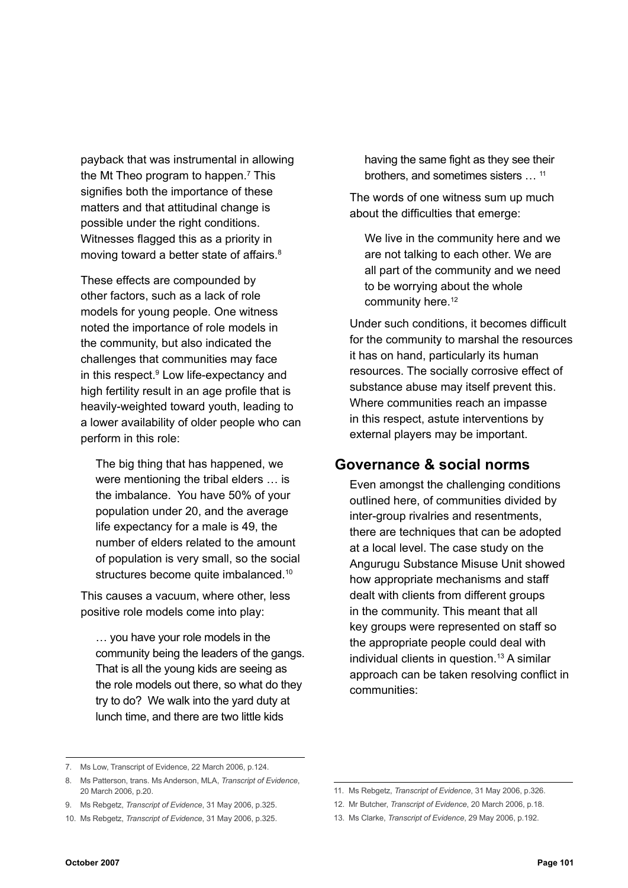payback that was instrumental in allowing the Mt Theo program to happen.[7] This signifies both the importance of these matters and that attitudinal change is possible under the right conditions. Witnesses flagged this as a priority in moving toward a better state of affairs.[8]

These effects are compounded by other factors, such as a lack of role models for young people. One witness noted the importance of role models in the community, but also indicated the challenges that communities may face in this respect.[9] Low life-expectancy and high fertility result in an age profile that is heavily-weighted toward youth, leading to a lower availability of older people who can perform in this role:

> The big thing that has happened, we were mentioning the tribal elders … is the imbalance. You have 50% of your population under 20, and the average life expectancy for a male is 49, the number of elders related to the amount of population is very small, so the social structures become quite imbalanced.[10]

This causes a vacuum, where other, less positive role models come into play:

> … you have your role models in the community being the leaders of the gangs. That is all the young kids are seeing as the role models out there, so what do they try to do? We walk into the yard duty at lunch time, and there are two little kids having the same fight as they see their brothers, and sometimes sisters … [11]

The words of one witness sum up much about the difficulties that emerge:

> We live in the community here and we are not talking to each other. We are all part of the community and we need to be worrying about the whole community here.[12]

Under such conditions, it becomes difficult for the community to marshal the resources it has on hand, particularly its human resources. The socially corrosive effect of substance abuse may itself prevent this. Where communities reach an impasse in this respect, astute interventions by external players may be important.

## Governance & social norms

Even amongst the challenging conditions outlined here, of communities divided by inter-group rivalries and resentments, there are techniques that can be adopted at a local level. The case study on the Angurugu Substance Misuse Unit showed how appropriate mechanisms and staff dealt with clients from different groups in the community. This meant that all key groups were represented on staff so the appropriate people could deal with individual clients in question.[13] A similar approach can be taken resolving conflict in communities:

---

7. Ms Low, Transcript of Evidence, 22 March 2006, p.124.
8. Ms Patterson, trans. Ms Anderson, MLA, *Transcript of Evidence*, 20 March 2006, p.20.
9. Ms Rebgetz, *Transcript of Evidence*, 31 May 2006, p.325.
10. Ms Rebgetz, *Transcript of Evidence*, 31 May 2006, p.325.
11. Ms Rebgetz, *Transcript of Evidence*, 31 May 2006, p.326.
12. Mr Butcher, *Transcript of Evidence*, 20 March 2006, p.18.
13. Ms Clarke, *Transcript of Evidence*, 29 May 2006, p.192.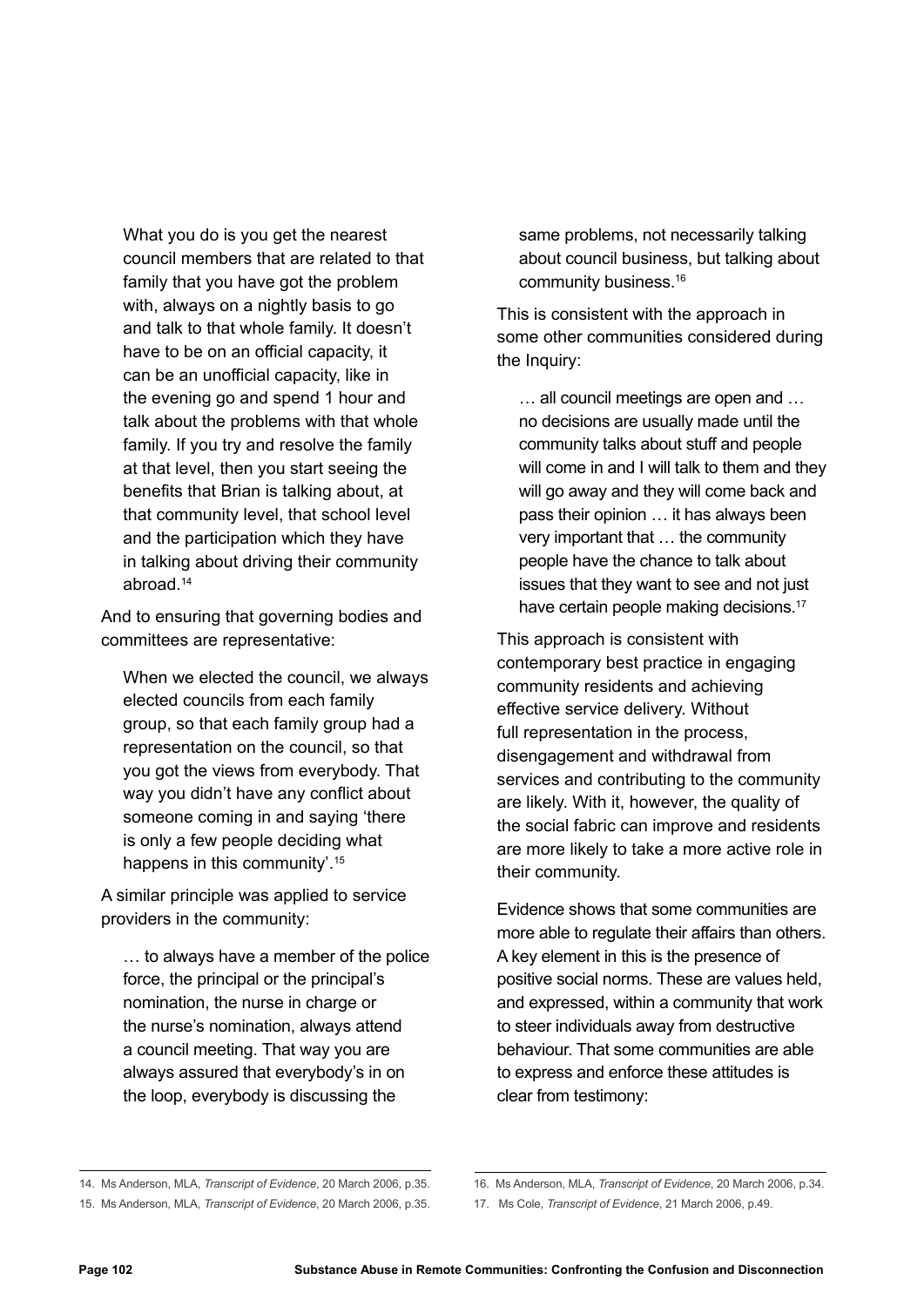> What you do is you get the nearest council members that are related to that family that you have got the problem with, always on a nightly basis to go and talk to that whole family. It doesn't have to be on an official capacity, it can be an unofficial capacity, like in the evening go and spend 1 hour and talk about the problems with that whole family. If you try and resolve the family at that level, then you start seeing the benefits that Brian is talking about, at that community level, that school level and the participation which they have in talking about driving their community abroad.[14]

And to ensuring that governing bodies and committees are representative:

> When we elected the council, we always elected councils from each family group, so that each family group had a representation on the council, so that you got the views from everybody. That way you didn't have any conflict about someone coming in and saying 'there is only a few people deciding what happens in this community'.[15]

A similar principle was applied to service providers in the community:

> … to always have a member of the police force, the principal or the principal's nomination, the nurse in charge or the nurse's nomination, always attend a council meeting. That way you are always assured that everybody's in on the loop, everybody is discussing the same problems, not necessarily talking about council business, but talking about community business.[16]

This is consistent with the approach in some other communities considered during the Inquiry:

> … all council meetings are open and … no decisions are usually made until the community talks about stuff and people will come in and I will talk to them and they will go away and they will come back and pass their opinion … it has always been very important that … the community people have the chance to talk about issues that they want to see and not just have certain people making decisions.[17]

This approach is consistent with contemporary best practice in engaging community residents and achieving effective service delivery. Without full representation in the process, disengagement and withdrawal from services and contributing to the community are likely. With it, however, the quality of the social fabric can improve and residents are more likely to take a more active role in their community.

Evidence shows that some communities are more able to regulate their affairs than others. A key element in this is the presence of positive social norms. These are values held, and expressed, within a community that work to steer individuals away from destructive behaviour. That some communities are able to express and enforce these attitudes is clear from testimony:

---

14. Ms Anderson, MLA, *Transcript of Evidence*, 20 March 2006, p.35.
15. Ms Anderson, MLA, *Transcript of Evidence*, 20 March 2006, p.35.
16. Ms Anderson, MLA, *Transcript of Evidence*, 20 March 2006, p.34.
17. Ms Cole, *Transcript of Evidence*, 21 March 2006, p.49.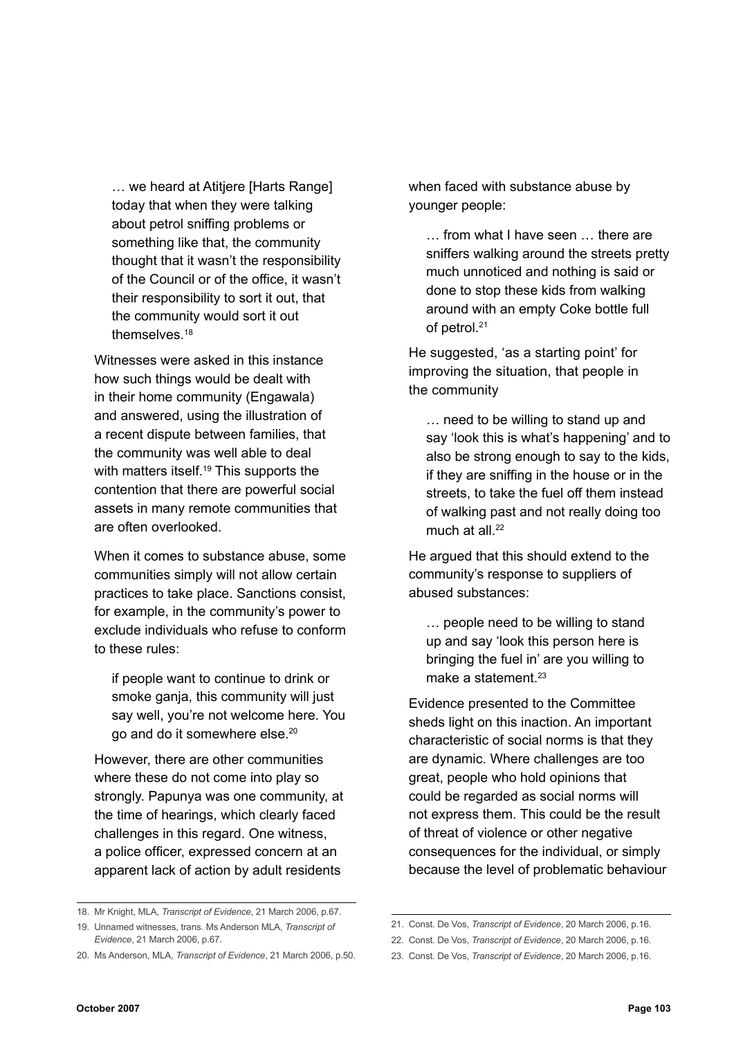> … we heard at Atitjere [Harts Range] today that when they were talking about petrol sniffing problems or something like that, the community thought that it wasn't the responsibility of the Council or of the office, it wasn't their responsibility to sort it out, that the community would sort it out themselves.[18]

Witnesses were asked in this instance how such things would be dealt with in their home community (Engawala) and answered, using the illustration of a recent dispute between families, that the community was well able to deal with matters itself.[19] This supports the contention that there are powerful social assets in many remote communities that are often overlooked.

When it comes to substance abuse, some communities simply will not allow certain practices to take place. Sanctions consist, for example, in the community's power to exclude individuals who refuse to conform to these rules:

> if people want to continue to drink or smoke ganja, this community will just say well, you're not welcome here. You go and do it somewhere else.[20]

However, there are other communities where these do not come into play so strongly. Papunya was one community, at the time of hearings, which clearly faced challenges in this regard. One witness, a police officer, expressed concern at an apparent lack of action by adult residents when faced with substance abuse by younger people:

> … from what I have seen … there are sniffers walking around the streets pretty much unnoticed and nothing is said or done to stop these kids from walking around with an empty Coke bottle full of petrol.[21]

He suggested, 'as a starting point' for improving the situation, that people in the community

> … need to be willing to stand up and say 'look this is what's happening' and to also be strong enough to say to the kids, if they are sniffing in the house or in the streets, to take the fuel off them instead of walking past and not really doing too much at all.[22]

He argued that this should extend to the community's response to suppliers of abused substances:

> … people need to be willing to stand up and say 'look this person here is bringing the fuel in' are you willing to make a statement.[23]

Evidence presented to the Committee sheds light on this inaction. An important characteristic of social norms is that they are dynamic. Where challenges are too great, people who hold opinions that could be regarded as social norms will not express them. This could be the result of threat of violence or other negative consequences for the individual, or simply because the level of problematic behaviour

---

18. Mr Knight, MLA, *Transcript of Evidence*, 21 March 2006, p.67.
19. Unnamed witnesses, trans. Ms Anderson MLA, *Transcript of Evidence*, 21 March 2006, p.67.
20. Ms Anderson, MLA, *Transcript of Evidence*, 21 March 2006, p.50.
21. Const. De Vos, *Transcript of Evidence*, 20 March 2006, p.16.
22. Const. De Vos, *Transcript of Evidence*, 20 March 2006, p.16.
23. Const. De Vos, *Transcript of Evidence*, 20 March 2006, p.16.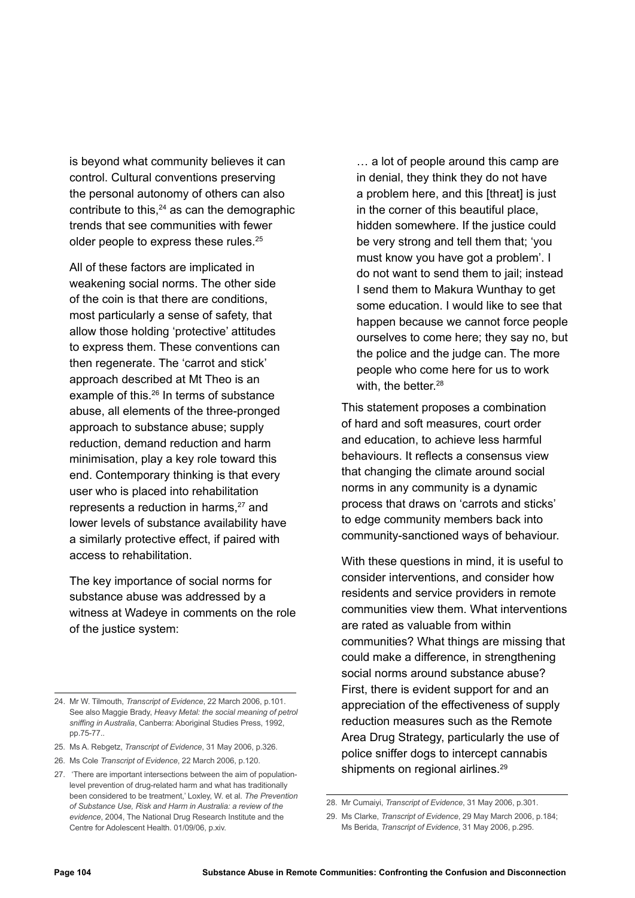is beyond what community believes it can control. Cultural conventions preserving the personal autonomy of others can also contribute to this,[24] as can the demographic trends that see communities with fewer older people to express these rules.[25]

All of these factors are implicated in weakening social norms. The other side of the coin is that there are conditions, most particularly a sense of safety, that allow those holding 'protective' attitudes to express them. These conventions can then regenerate. The 'carrot and stick' approach described at Mt Theo is an example of this.[26] In terms of substance abuse, all elements of the three-pronged approach to substance abuse; supply reduction, demand reduction and harm minimisation, play a key role toward this end. Contemporary thinking is that every user who is placed into rehabilitation represents a reduction in harms,[27] and lower levels of substance availability have a similarly protective effect, if paired with access to rehabilitation.

The key importance of social norms for substance abuse was addressed by a witness at Wadeye in comments on the role of the justice system:

> … a lot of people around this camp are in denial, they think they do not have a problem here, and this [threat] is just in the corner of this beautiful place, hidden somewhere. If the justice could be very strong and tell them that; 'you must know you have got a problem'. I do not want to send them to jail; instead I send them to Makura Wunthay to get some education. I would like to see that happen because we cannot force people ourselves to come here; they say no, but the police and the judge can. The more people who come here for us to work with, the better.[28]

This statement proposes a combination of hard and soft measures, court order and education, to achieve less harmful behaviours. It reflects a consensus view that changing the climate around social norms in any community is a dynamic process that draws on 'carrots and sticks' to edge community members back into community-sanctioned ways of behaviour.

With these questions in mind, it is useful to consider interventions, and consider how residents and service providers in remote communities view them. What interventions are rated as valuable from within communities? What things are missing that could make a difference, in strengthening social norms around substance abuse? First, there is evident support for and an appreciation of the effectiveness of supply reduction measures such as the Remote Area Drug Strategy, particularly the use of police sniffer dogs to intercept cannabis shipments on regional airlines.[29]

---

24. Mr W. Tilmouth, *Transcript of Evidence*, 22 March 2006, p.101. See also Maggie Brady, *Heavy Metal: the social meaning of petrol sniffing in Australia*, Canberra: Aboriginal Studies Press, 1992, pp.75-77..
25. Ms A. Rebgetz, *Transcript of Evidence*, 31 May 2006, p.326.
26. Ms Cole *Transcript of Evidence*, 22 March 2006, p.120.
27. 'There are important intersections between the aim of population-level prevention of drug-related harm and what has traditionally been considered to be treatment,' Loxley, W. et al. *The Prevention of Substance Use, Risk and Harm in Australia: a review of the evidence*, 2004, The National Drug Research Institute and the Centre for Adolescent Health. 01/09/06, p.xiv.
28. Mr Cumaiyi, *Transcript of Evidence*, 31 May 2006, p.301.
29. Ms Clarke, *Transcript of Evidence*, 29 May March 2006, p.184; Ms Berida, *Transcript of Evidence*, 31 May 2006, p.295.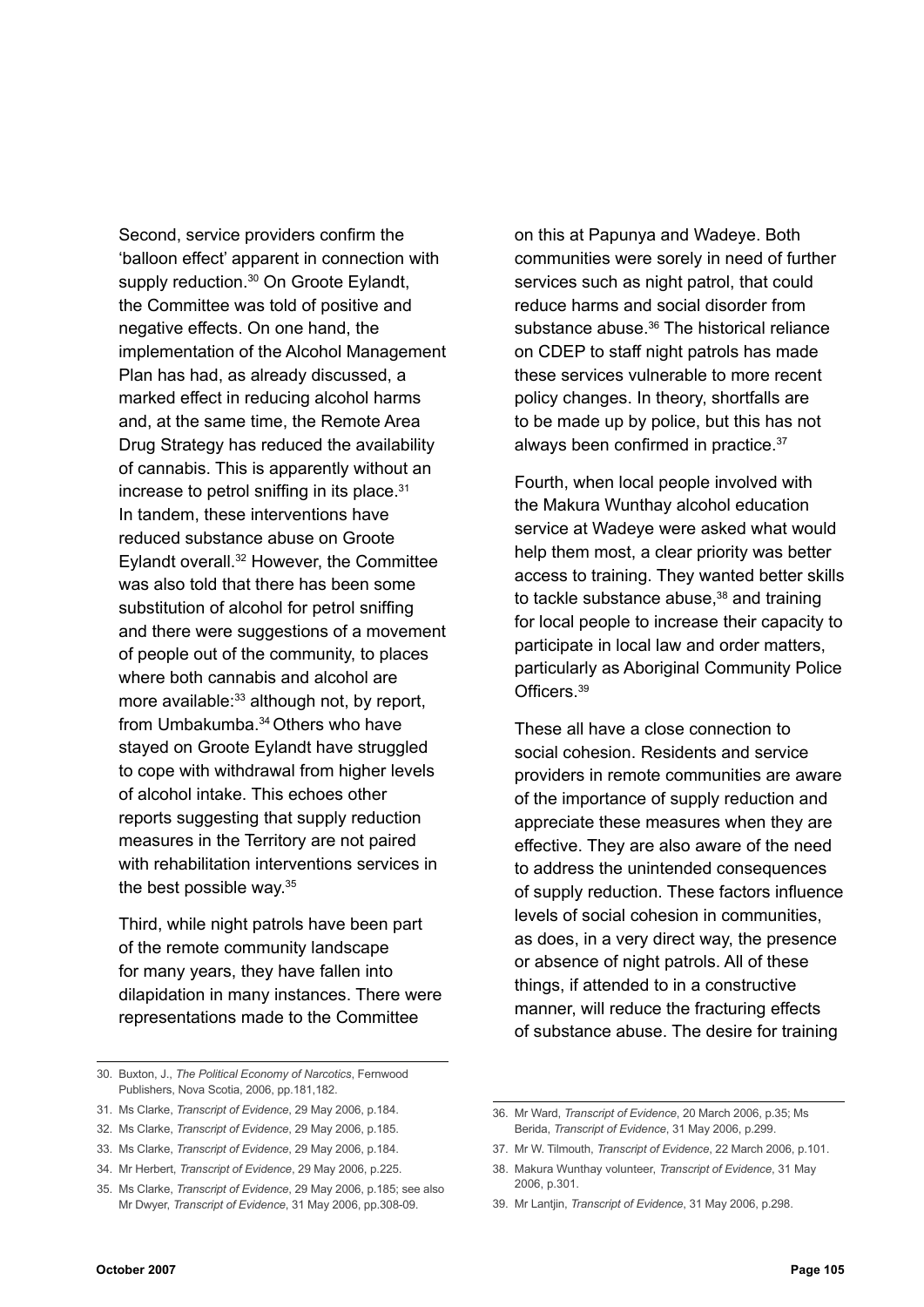Second, service providers confirm the 'balloon effect' apparent in connection with supply reduction.[30] On Groote Eylandt, the Committee was told of positive and negative effects. On one hand, the implementation of the Alcohol Management Plan has had, as already discussed, a marked effect in reducing alcohol harms and, at the same time, the Remote Area Drug Strategy has reduced the availability of cannabis. This is apparently without an increase to petrol sniffing in its place.[31] In tandem, these interventions have reduced substance abuse on Groote Eylandt overall.[32] However, the Committee was also told that there has been some substitution of alcohol for petrol sniffing and there were suggestions of a movement of people out of the community, to places where both cannabis and alcohol are more available:[33] although not, by report, from Umbakumba.[34] Others who have stayed on Groote Eylandt have struggled to cope with withdrawal from higher levels of alcohol intake. This echoes other reports suggesting that supply reduction measures in the Territory are not paired with rehabilitation interventions services in the best possible way.[35]

Third, while night patrols have been part of the remote community landscape for many years, they have fallen into dilapidation in many instances. There were representations made to the Committee on this at Papunya and Wadeye. Both communities were sorely in need of further services such as night patrol, that could reduce harms and social disorder from substance abuse.[36] The historical reliance on CDEP to staff night patrols has made these services vulnerable to more recent policy changes. In theory, shortfalls are to be made up by police, but this has not always been confirmed in practice.[37]

Fourth, when local people involved with the Makura Wunthay alcohol education service at Wadeye were asked what would help them most, a clear priority was better access to training. They wanted better skills to tackle substance abuse,[38] and training for local people to increase their capacity to participate in local law and order matters, particularly as Aboriginal Community Police Officers.[39]

These all have a close connection to social cohesion. Residents and service providers in remote communities are aware of the importance of supply reduction and appreciate these measures when they are effective. They are also aware of the need to address the unintended consequences of supply reduction. These factors influence levels of social cohesion in communities, as does, in a very direct way, the presence or absence of night patrols. All of these things, if attended to in a constructive manner, will reduce the fracturing effects of substance abuse. The desire for training

---

30. Buxton, J., *The Political Economy of Narcotics*, Fernwood Publishers, Nova Scotia, 2006, pp.181,182.
31. Ms Clarke, *Transcript of Evidence*, 29 May 2006, p.184.
32. Ms Clarke, *Transcript of Evidence*, 29 May 2006, p.185.
33. Ms Clarke, *Transcript of Evidence*, 29 May 2006, p.184.
34. Mr Herbert, *Transcript of Evidence*, 29 May 2006, p.225.
35. Ms Clarke, *Transcript of Evidence*, 29 May 2006, p.185; see also Mr Dwyer, *Transcript of Evidence*, 31 May 2006, pp.308-09.
36. Mr Ward, *Transcript of Evidence*, 20 March 2006, p.35; Ms Berida, *Transcript of Evidence*, 31 May 2006, p.299.
37. Mr W. Tilmouth, *Transcript of Evidence*, 22 March 2006, p.101.
38. Makura Wunthay volunteer, *Transcript of Evidence*, 31 May 2006, p.301.
39. Mr Lantjin, *Transcript of Evidence*, 31 May 2006, p.298.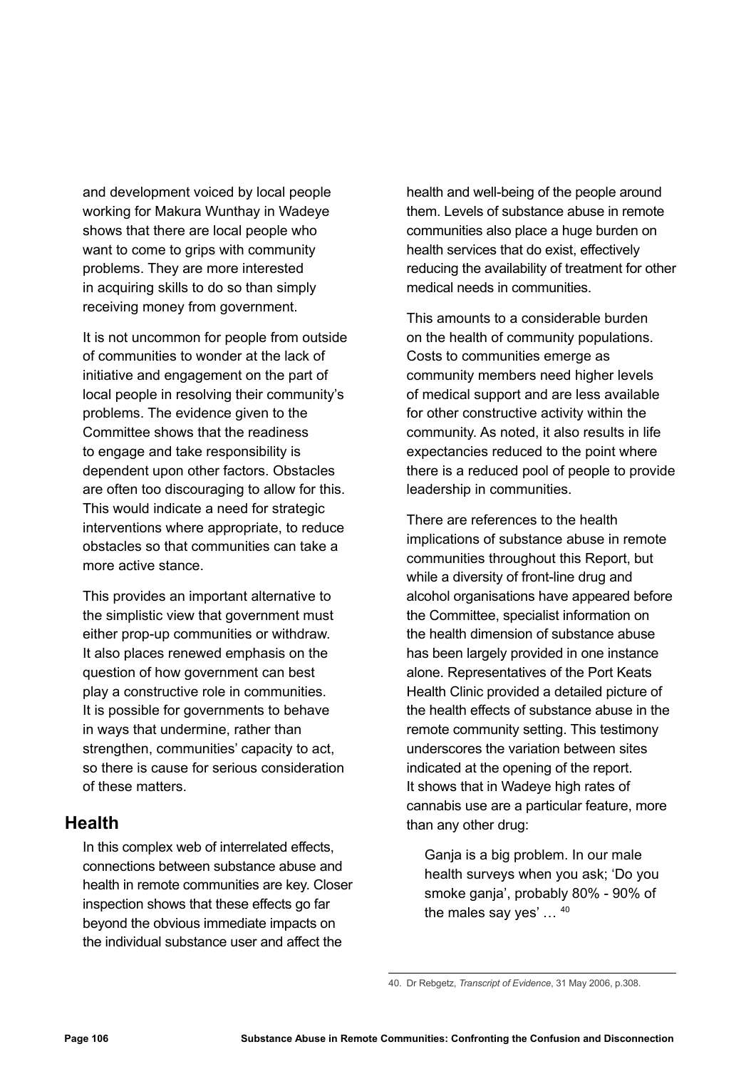and development voiced by local people working for Makura Wunthay in Wadeye shows that there are local people who want to come to grips with community problems. They are more interested in acquiring skills to do so than simply receiving money from government.

It is not uncommon for people from outside of communities to wonder at the lack of initiative and engagement on the part of local people in resolving their community's problems. The evidence given to the Committee shows that the readiness to engage and take responsibility is dependent upon other factors. Obstacles are often too discouraging to allow for this. This would indicate a need for strategic interventions where appropriate, to reduce obstacles so that communities can take a more active stance.

This provides an important alternative to the simplistic view that government must either prop-up communities or withdraw. It also places renewed emphasis on the question of how government can best play a constructive role in communities. It is possible for governments to behave in ways that undermine, rather than strengthen, communities' capacity to act, so there is cause for serious consideration of these matters.

## Health

In this complex web of interrelated effects, connections between substance abuse and health in remote communities are key. Closer inspection shows that these effects go far beyond the obvious immediate impacts on the individual substance user and affect the health and well-being of the people around them. Levels of substance abuse in remote communities also place a huge burden on health services that do exist, effectively reducing the availability of treatment for other medical needs in communities.

This amounts to a considerable burden on the health of community populations. Costs to communities emerge as community members need higher levels of medical support and are less available for other constructive activity within the community. As noted, it also results in life expectancies reduced to the point where there is a reduced pool of people to provide leadership in communities.

There are references to the health implications of substance abuse in remote communities throughout this Report, but while a diversity of front-line drug and alcohol organisations have appeared before the Committee, specialist information on the health dimension of substance abuse has been largely provided in one instance alone. Representatives of the Port Keats Health Clinic provided a detailed picture of the health effects of substance abuse in the remote community setting. This testimony underscores the variation between sites indicated at the opening of the report. It shows that in Wadeye high rates of cannabis use are a particular feature, more than any other drug:

> Ganja is a big problem. In our male health surveys when you ask; 'Do you smoke ganja', probably 80% - 90% of the males say yes' … [40]

---

40. Dr Rebgetz, *Transcript of Evidence*, 31 May 2006, p.308.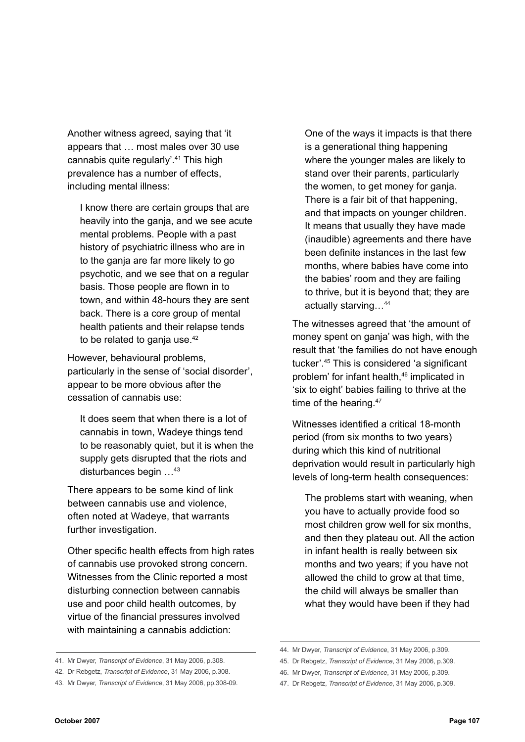Another witness agreed, saying that 'it appears that … most males over 30 use cannabis quite regularly'.[41] This high prevalence has a number of effects, including mental illness:

> I know there are certain groups that are heavily into the ganja, and we see acute mental problems. People with a past history of psychiatric illness who are in to the ganja are far more likely to go psychotic, and we see that on a regular basis. Those people are flown in to town, and within 48-hours they are sent back. There is a core group of mental health patients and their relapse tends to be related to ganja use.[42]

However, behavioural problems, particularly in the sense of 'social disorder', appear to be more obvious after the cessation of cannabis use:

> It does seem that when there is a lot of cannabis in town, Wadeye things tend to be reasonably quiet, but it is when the supply gets disrupted that the riots and disturbances begin …[43]

There appears to be some kind of link between cannabis use and violence, often noted at Wadeye, that warrants further investigation.

Other specific health effects from high rates of cannabis use provoked strong concern. Witnesses from the Clinic reported a most disturbing connection between cannabis use and poor child health outcomes, by virtue of the financial pressures involved with maintaining a cannabis addiction:

> One of the ways it impacts is that there is a generational thing happening where the younger males are likely to stand over their parents, particularly the women, to get money for ganja. There is a fair bit of that happening, and that impacts on younger children. It means that usually they have made (inaudible) agreements and there have been definite instances in the last few months, where babies have come into the babies' room and they are failing to thrive, but it is beyond that; they are actually starving…[44]

The witnesses agreed that 'the amount of money spent on ganja' was high, with the result that 'the families do not have enough tucker'.[45] This is considered 'a significant problem' for infant health,[46] implicated in 'six to eight' babies failing to thrive at the time of the hearing.[47]

Witnesses identified a critical 18-month period (from six months to two years) during which this kind of nutritional deprivation would result in particularly high levels of long-term health consequences:

> The problems start with weaning, when you have to actually provide food so most children grow well for six months, and then they plateau out. All the action in infant health is really between six months and two years; if you have not allowed the child to grow at that time, the child will always be smaller than what they would have been if they had

41. Mr Dwyer, *Transcript of Evidence*, 31 May 2006, p.308.
42. Dr Rebgetz, *Transcript of Evidence*, 31 May 2006, p.308.
43. Mr Dwyer, *Transcript of Evidence*, 31 May 2006, pp.308-09.
44. Mr Dwyer, *Transcript of Evidence*, 31 May 2006, p.309.
45. Dr Rebgetz, *Transcript of Evidence*, 31 May 2006, p.309.
46. Mr Dwyer, *Transcript of Evidence*, 31 May 2006, p.309.
47. Dr Rebgetz, *Transcript of Evidence*, 31 May 2006, p.309.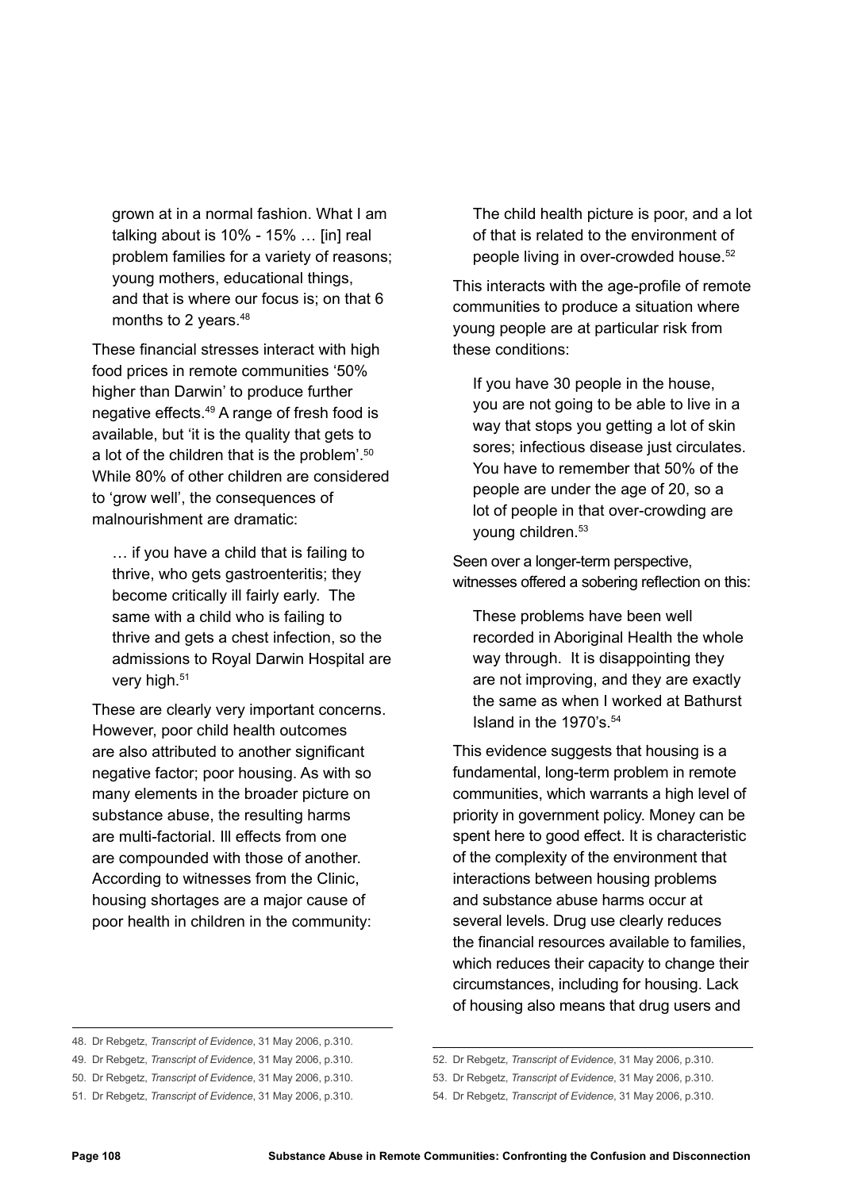> grown at in a normal fashion. What I am talking about is 10% - 15% … [in] real problem families for a variety of reasons; young mothers, educational things, and that is where our focus is; on that 6 months to 2 years.[48]

These financial stresses interact with high food prices in remote communities '50% higher than Darwin' to produce further negative effects.[49] A range of fresh food is available, but 'it is the quality that gets to a lot of the children that is the problem'.[50] While 80% of other children are considered to 'grow well', the consequences of malnourishment are dramatic:

> … if you have a child that is failing to thrive, who gets gastroenteritis; they become critically ill fairly early. The same with a child who is failing to thrive and gets a chest infection, so the admissions to Royal Darwin Hospital are very high.[51]

These are clearly very important concerns. However, poor child health outcomes are also attributed to another significant negative factor; poor housing. As with so many elements in the broader picture on substance abuse, the resulting harms are multi-factorial. Ill effects from one are compounded with those of another. According to witnesses from the Clinic, housing shortages are a major cause of poor health in children in the community:

> The child health picture is poor, and a lot of that is related to the environment of people living in over-crowded house.[52]

This interacts with the age-profile of remote communities to produce a situation where young people are at particular risk from these conditions:

> If you have 30 people in the house, you are not going to be able to live in a way that stops you getting a lot of skin sores; infectious disease just circulates. You have to remember that 50% of the people are under the age of 20, so a lot of people in that over-crowding are young children.[53]

Seen over a longer-term perspective, witnesses offered a sobering reflection on this:

> These problems have been well recorded in Aboriginal Health the whole way through. It is disappointing they are not improving, and they are exactly the same as when I worked at Bathurst Island in the 1970's.[54]

This evidence suggests that housing is a fundamental, long-term problem in remote communities, which warrants a high level of priority in government policy. Money can be spent here to good effect. It is characteristic of the complexity of the environment that interactions between housing problems and substance abuse harms occur at several levels. Drug use clearly reduces the financial resources available to families, which reduces their capacity to change their circumstances, including for housing. Lack of housing also means that drug users and

48. Dr Rebgetz, *Transcript of Evidence*, 31 May 2006, p.310.
49. Dr Rebgetz, *Transcript of Evidence*, 31 May 2006, p.310.
50. Dr Rebgetz, *Transcript of Evidence*, 31 May 2006, p.310.
51. Dr Rebgetz, *Transcript of Evidence*, 31 May 2006, p.310.
52. Dr Rebgetz, *Transcript of Evidence*, 31 May 2006, p.310.
53. Dr Rebgetz, *Transcript of Evidence*, 31 May 2006, p.310.
54. Dr Rebgetz, *Transcript of Evidence*, 31 May 2006, p.310.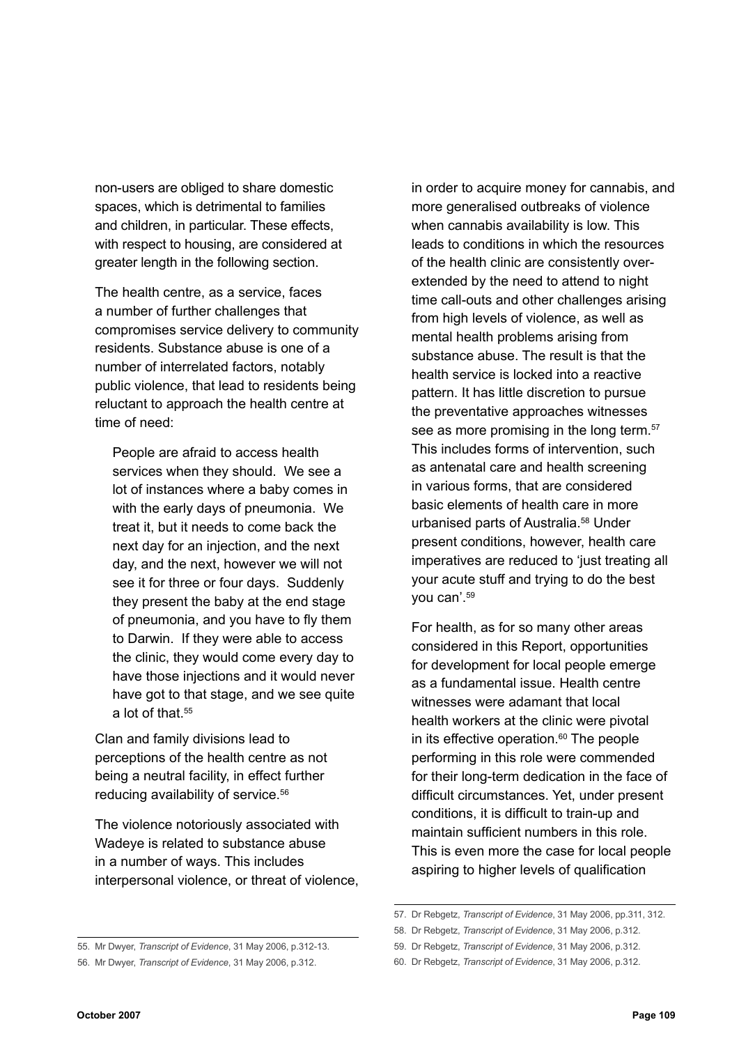non-users are obliged to share domestic spaces, which is detrimental to families and children, in particular. These effects, with respect to housing, are considered at greater length in the following section.

The health centre, as a service, faces a number of further challenges that compromises service delivery to community residents. Substance abuse is one of a number of interrelated factors, notably public violence, that lead to residents being reluctant to approach the health centre at time of need:

> People are afraid to access health services when they should. We see a lot of instances where a baby comes in with the early days of pneumonia. We treat it, but it needs to come back the next day for an injection, and the next day, and the next, however we will not see it for three or four days. Suddenly they present the baby at the end stage of pneumonia, and you have to fly them to Darwin. If they were able to access the clinic, they would come every day to have those injections and it would never have got to that stage, and we see quite a lot of that.[55]

Clan and family divisions lead to perceptions of the health centre as not being a neutral facility, in effect further reducing availability of service.[56]

The violence notoriously associated with Wadeye is related to substance abuse in a number of ways. This includes interpersonal violence, or threat of violence, in order to acquire money for cannabis, and more generalised outbreaks of violence when cannabis availability is low. This leads to conditions in which the resources of the health clinic are consistently over-extended by the need to attend to night time call-outs and other challenges arising from high levels of violence, as well as mental health problems arising from substance abuse. The result is that the health service is locked into a reactive pattern. It has little discretion to pursue the preventative approaches witnesses see as more promising in the long term.[57] This includes forms of intervention, such as antenatal care and health screening in various forms, that are considered basic elements of health care in more urbanised parts of Australia.[58] Under present conditions, however, health care imperatives are reduced to 'just treating all your acute stuff and trying to do the best you can'.[59]

For health, as for so many other areas considered in this Report, opportunities for development for local people emerge as a fundamental issue. Health centre witnesses were adamant that local health workers at the clinic were pivotal in its effective operation.[60] The people performing in this role were commended for their long-term dedication in the face of difficult circumstances. Yet, under present conditions, it is difficult to train-up and maintain sufficient numbers in this role. This is even more the case for local people aspiring to higher levels of qualification

---

55. Mr Dwyer, *Transcript of Evidence*, 31 May 2006, p.312-13.
56. Mr Dwyer, *Transcript of Evidence*, 31 May 2006, p.312.
57. Dr Rebgetz, *Transcript of Evidence*, 31 May 2006, pp.311, 312.
58. Dr Rebgetz, *Transcript of Evidence*, 31 May 2006, p.312.
59. Dr Rebgetz, *Transcript of Evidence*, 31 May 2006, p.312.
60. Dr Rebgetz, *Transcript of Evidence*, 31 May 2006, p.312.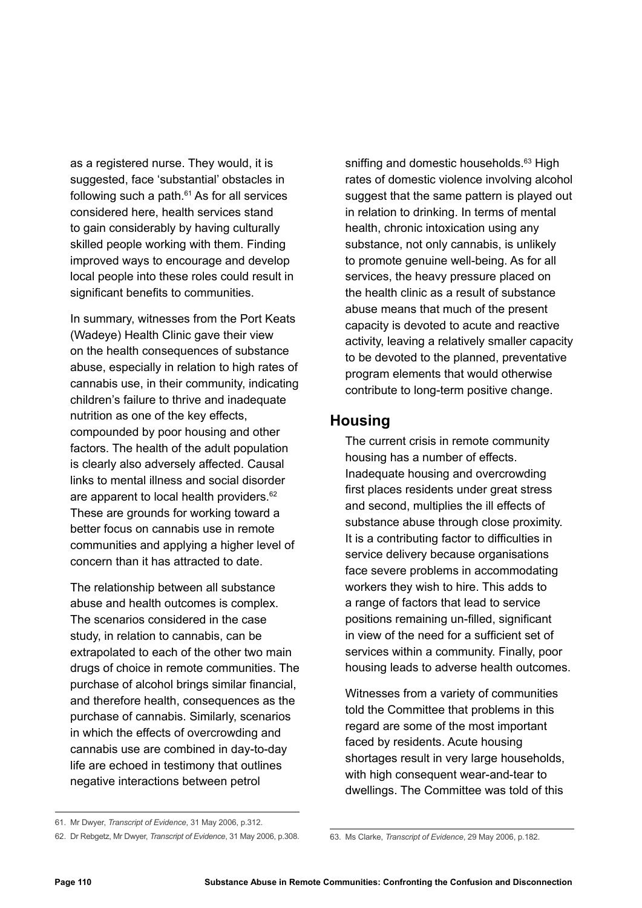as a registered nurse. They would, it is suggested, face 'substantial' obstacles in following such a path.[61] As for all services considered here, health services stand to gain considerably by having culturally skilled people working with them. Finding improved ways to encourage and develop local people into these roles could result in significant benefits to communities.

In summary, witnesses from the Port Keats (Wadeye) Health Clinic gave their view on the health consequences of substance abuse, especially in relation to high rates of cannabis use, in their community, indicating children's failure to thrive and inadequate nutrition as one of the key effects, compounded by poor housing and other factors. The health of the adult population is clearly also adversely affected. Causal links to mental illness and social disorder are apparent to local health providers.[62] These are grounds for working toward a better focus on cannabis use in remote communities and applying a higher level of concern than it has attracted to date.

The relationship between all substance abuse and health outcomes is complex. The scenarios considered in the case study, in relation to cannabis, can be extrapolated to each of the other two main drugs of choice in remote communities. The purchase of alcohol brings similar financial, and therefore health, consequences as the purchase of cannabis. Similarly, scenarios in which the effects of overcrowding and cannabis use are combined in day-to-day life are echoed in testimony that outlines negative interactions between petrol sniffing and domestic households.[63] High rates of domestic violence involving alcohol suggest that the same pattern is played out in relation to drinking. In terms of mental health, chronic intoxication using any substance, not only cannabis, is unlikely to promote genuine well-being. As for all services, the heavy pressure placed on the health clinic as a result of substance abuse means that much of the present capacity is devoted to acute and reactive activity, leaving a relatively smaller capacity to be devoted to the planned, preventative program elements that would otherwise contribute to long-term positive change.

## Housing

The current crisis in remote community housing has a number of effects. Inadequate housing and overcrowding first places residents under great stress and second, multiplies the ill effects of substance abuse through close proximity. It is a contributing factor to difficulties in service delivery because organisations face severe problems in accommodating workers they wish to hire. This adds to a range of factors that lead to service positions remaining un-filled, significant in view of the need for a sufficient set of services within a community. Finally, poor housing leads to adverse health outcomes.

Witnesses from a variety of communities told the Committee that problems in this regard are some of the most important faced by residents. Acute housing shortages result in very large households, with high consequent wear-and-tear to dwellings. The Committee was told of this

61. Mr Dwyer, *Transcript of Evidence*, 31 May 2006, p.312.

62. Dr Rebgetz, Mr Dwyer, *Transcript of Evidence*, 31 May 2006, p.308.

63. Ms Clarke, *Transcript of Evidence*, 29 May 2006, p.182.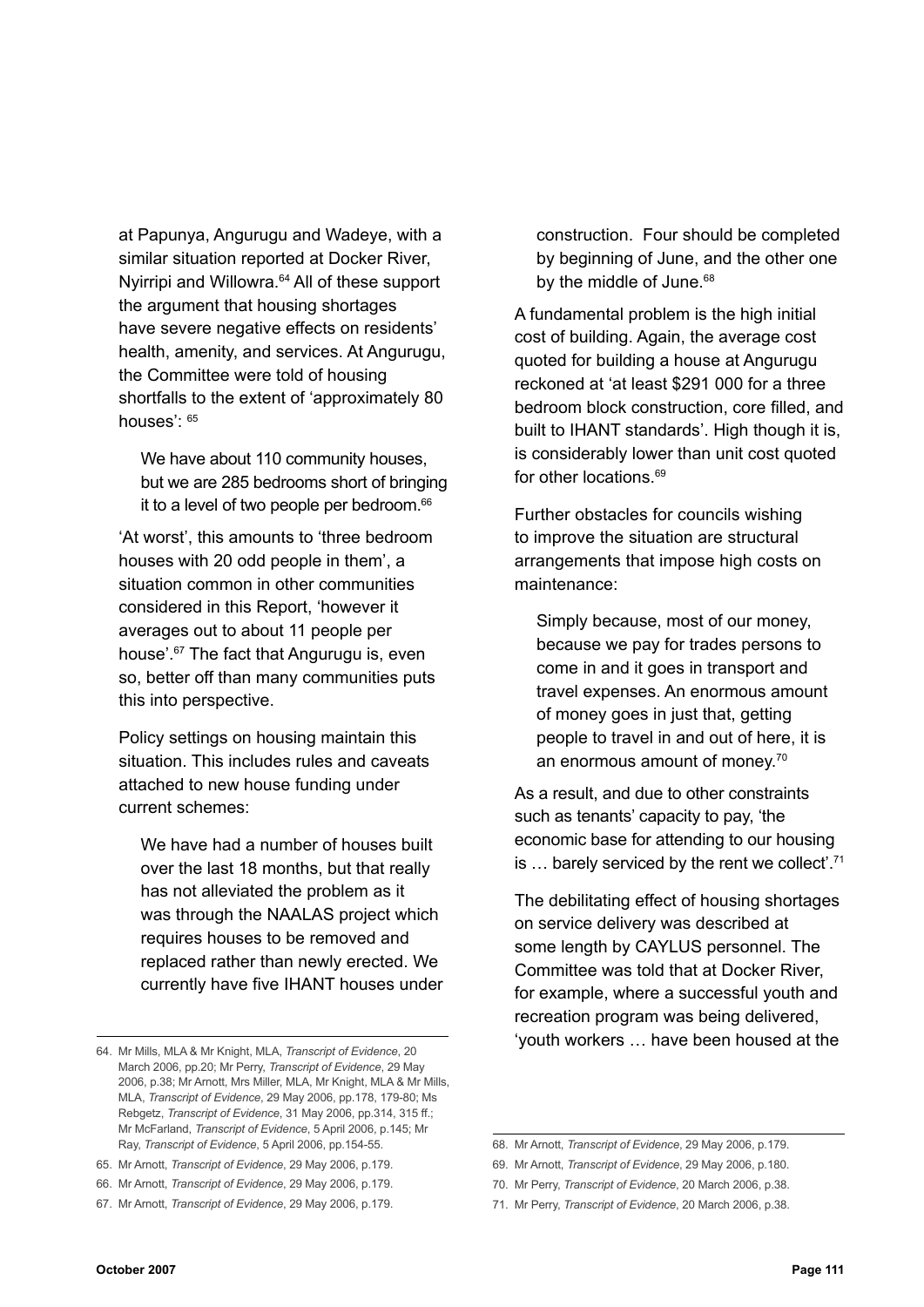at Papunya, Angurugu and Wadeye, with a similar situation reported at Docker River, Nyirripi and Willowra.[64] All of these support the argument that housing shortages have severe negative effects on residents' health, amenity, and services. At Angurugu, the Committee were told of housing shortfalls to the extent of 'approximately 80 houses': [65]

> We have about 110 community houses, but we are 285 bedrooms short of bringing it to a level of two people per bedroom.[66]

'At worst', this amounts to 'three bedroom houses with 20 odd people in them', a situation common in other communities considered in this Report, 'however it averages out to about 11 people per house'.[67] The fact that Angurugu is, even so, better off than many communities puts this into perspective.

Policy settings on housing maintain this situation. This includes rules and caveats attached to new house funding under current schemes:

> We have had a number of houses built over the last 18 months, but that really has not alleviated the problem as it was through the NAALAS project which requires houses to be removed and replaced rather than newly erected. We currently have five IHANT houses under construction. Four should be completed by beginning of June, and the other one by the middle of June.[68]

A fundamental problem is the high initial cost of building. Again, the average cost quoted for building a house at Angurugu reckoned at 'at least $291 000 for a three bedroom block construction, core filled, and built to IHANT standards'. High though it is, is considerably lower than unit cost quoted for other locations.[69]

Further obstacles for councils wishing to improve the situation are structural arrangements that impose high costs on maintenance:

> Simply because, most of our money, because we pay for trades persons to come in and it goes in transport and travel expenses. An enormous amount of money goes in just that, getting people to travel in and out of here, it is an enormous amount of money.[70]

As a result, and due to other constraints such as tenants' capacity to pay, 'the economic base for attending to our housing is … barely serviced by the rent we collect'.[71]

The debilitating effect of housing shortages on service delivery was described at some length by CAYLUS personnel. The Committee was told that at Docker River, for example, where a successful youth and recreation program was being delivered, 'youth workers … have been housed at the

---

64. Mr Mills, MLA & Mr Knight, MLA, *Transcript of Evidence*, 20 March 2006, pp.20; Mr Perry, *Transcript of Evidence*, 29 May 2006, p.38; Mr Arnott, Mrs Miller, MLA, Mr Knight, MLA & Mr Mills, MLA, *Transcript of Evidence*, 29 May 2006, pp.178, 179-80; Ms Rebgetz, *Transcript of Evidence*, 31 May 2006, pp.314, 315 ff.; Mr McFarland, *Transcript of Evidence*, 5 April 2006, p.145; Mr Ray, *Transcript of Evidence*, 5 April 2006, pp.154-55.
65. Mr Arnott, *Transcript of Evidence*, 29 May 2006, p.179.
66. Mr Arnott, *Transcript of Evidence*, 29 May 2006, p.179.
67. Mr Arnott, *Transcript of Evidence*, 29 May 2006, p.179.
68. Mr Arnott, *Transcript of Evidence*, 29 May 2006, p.179.
69. Mr Arnott, *Transcript of Evidence*, 29 May 2006, p.180.
70. Mr Perry, *Transcript of Evidence*, 20 March 2006, p.38.
71. Mr Perry, *Transcript of Evidence*, 20 March 2006, p.38.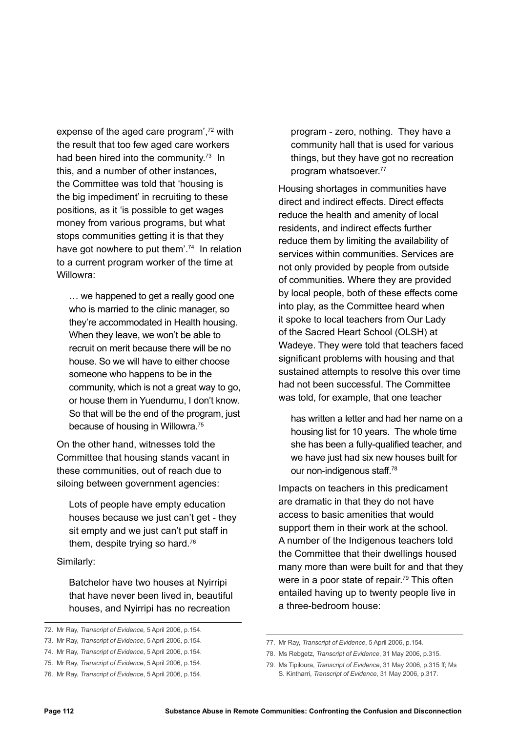expense of the aged care program',[72] with the result that too few aged care workers had been hired into the community.[73] In this, and a number of other instances, the Committee was told that 'housing is the big impediment' in recruiting to these positions, as it 'is possible to get wages money from various programs, but what stops communities getting it is that they have got nowhere to put them'.[74] In relation to a current program worker of the time at Willowra:

> … we happened to get a really good one who is married to the clinic manager, so they're accommodated in Health housing. When they leave, we won't be able to recruit on merit because there will be no house. So we will have to either choose someone who happens to be in the community, which is not a great way to go, or house them in Yuendumu, I don't know. So that will be the end of the program, just because of housing in Willowra.[75]

On the other hand, witnesses told the Committee that housing stands vacant in these communities, out of reach due to siloing between government agencies:

> Lots of people have empty education houses because we just can't get - they sit empty and we just can't put staff in them, despite trying so hard.[76]

Similarly:

> Batchelor have two houses at Nyirripi that have never been lived in, beautiful houses, and Nyirripi has no recreation program - zero, nothing. They have a community hall that is used for various things, but they have got no recreation program whatsoever.[77]

Housing shortages in communities have direct and indirect effects. Direct effects reduce the health and amenity of local residents, and indirect effects further reduce them by limiting the availability of services within communities. Services are not only provided by people from outside of communities. Where they are provided by local people, both of these effects come into play, as the Committee heard when it spoke to local teachers from Our Lady of the Sacred Heart School (OLSH) at Wadeye. They were told that teachers faced significant problems with housing and that sustained attempts to resolve this over time had not been successful. The Committee was told, for example, that one teacher

> has written a letter and had her name on a housing list for 10 years. The whole time she has been a fully-qualified teacher, and we have just had six new houses built for our non-indigenous staff.[78]

Impacts on teachers in this predicament are dramatic in that they do not have access to basic amenities that would support them in their work at the school. A number of the Indigenous teachers told the Committee that their dwellings housed many more than were built for and that they were in a poor state of repair.[79] This often entailed having up to twenty people live in a three-bedroom house:

---

72. Mr Ray, *Transcript of Evidence,* 5 April 2006, p.154.
73. Mr Ray, *Transcript of Evidence*, 5 April 2006, p.154.
74. Mr Ray, *Transcript of Evidence*, 5 April 2006, p.154.
75. Mr Ray, *Transcript of Evidence*, 5 April 2006, p.154.
76. Mr Ray, *Transcript of Evidence*, 5 April 2006, p.154.
77. Mr Ray, *Transcript of Evidence*, 5 April 2006, p.154.
78. Ms Rebgetz, *Transcript of Evidence*, 31 May 2006, p.315.
79. Ms Tipiloura, *Transcript of Evidence*, 31 May 2006, p.315 ff; Ms S. Kintharri, *Transcript of Evidence*, 31 May 2006, p.317.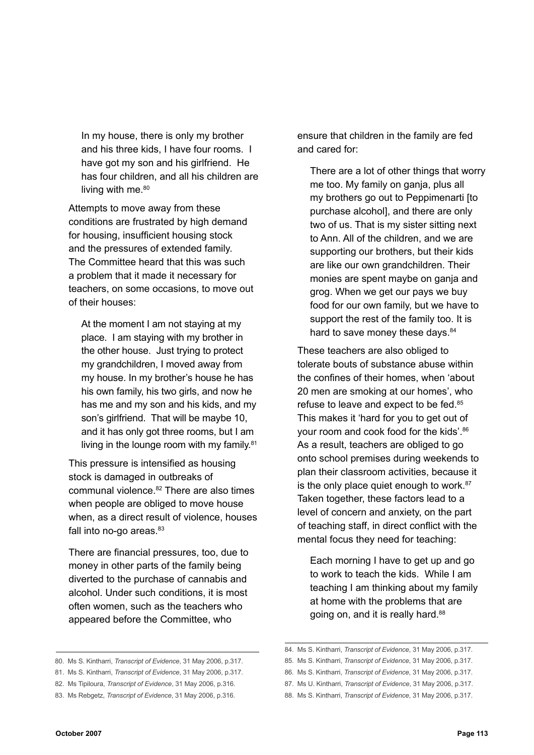> In my house, there is only my brother and his three kids, I have four rooms. I have got my son and his girlfriend. He has four children, and all his children are living with me.[80]

Attempts to move away from these conditions are frustrated by high demand for housing, insufficient housing stock and the pressures of extended family. The Committee heard that this was such a problem that it made it necessary for teachers, on some occasions, to move out of their houses:

> At the moment I am not staying at my place. I am staying with my brother in the other house. Just trying to protect my grandchildren, I moved away from my house. In my brother's house he has his own family, his two girls, and now he has me and my son and his kids, and my son's girlfriend. That will be maybe 10, and it has only got three rooms, but I am living in the lounge room with my family.[81]

This pressure is intensified as housing stock is damaged in outbreaks of communal violence.[82] There are also times when people are obliged to move house when, as a direct result of violence, houses fall into no-go areas.[83]

There are financial pressures, too, due to money in other parts of the family being diverted to the purchase of cannabis and alcohol. Under such conditions, it is most often women, such as the teachers who appeared before the Committee, who ensure that children in the family are fed and cared for:

> There are a lot of other things that worry me too. My family on ganja, plus all my brothers go out to Peppimenarti [to purchase alcohol], and there are only two of us. That is my sister sitting next to Ann. All of the children, and we are supporting our brothers, but their kids are like our own grandchildren. Their monies are spent maybe on ganja and grog. When we get our pays we buy food for our own family, but we have to support the rest of the family too. It is hard to save money these days.[84]

These teachers are also obliged to tolerate bouts of substance abuse within the confines of their homes, when 'about 20 men are smoking at our homes', who refuse to leave and expect to be fed.[85] This makes it 'hard for you to get out of your room and cook food for the kids'.[86] As a result, teachers are obliged to go onto school premises during weekends to plan their classroom activities, because it is the only place quiet enough to work.[87] Taken together, these factors lead to a level of concern and anxiety, on the part of teaching staff, in direct conflict with the mental focus they need for teaching:

> Each morning I have to get up and go to work to teach the kids. While I am teaching I am thinking about my family at home with the problems that are going on, and it is really hard.[88]

---

80. Ms S. Kintharri, *Transcript of Evidence*, 31 May 2006, p.317.
81. Ms S. Kintharri, *Transcript of Evidence*, 31 May 2006, p.317.
82. Ms Tipiloura, *Transcript of Evidence*, 31 May 2006, p.316.
83. Ms Rebgetz, *Transcript of Evidence*, 31 May 2006, p.316.
84. Ms S. Kintharri, *Transcript of Evidence*, 31 May 2006, p.317.
85. Ms S. Kintharri, *Transcript of Evidence*, 31 May 2006, p.317.
86. Ms S. Kintharri, *Transcript of Evidence*, 31 May 2006, p.317.
87. Ms U. Kintharri, *Transcript of Evidence*, 31 May 2006, p.317.
88. Ms S. Kintharri, *Transcript of Evidence*, 31 May 2006, p.317.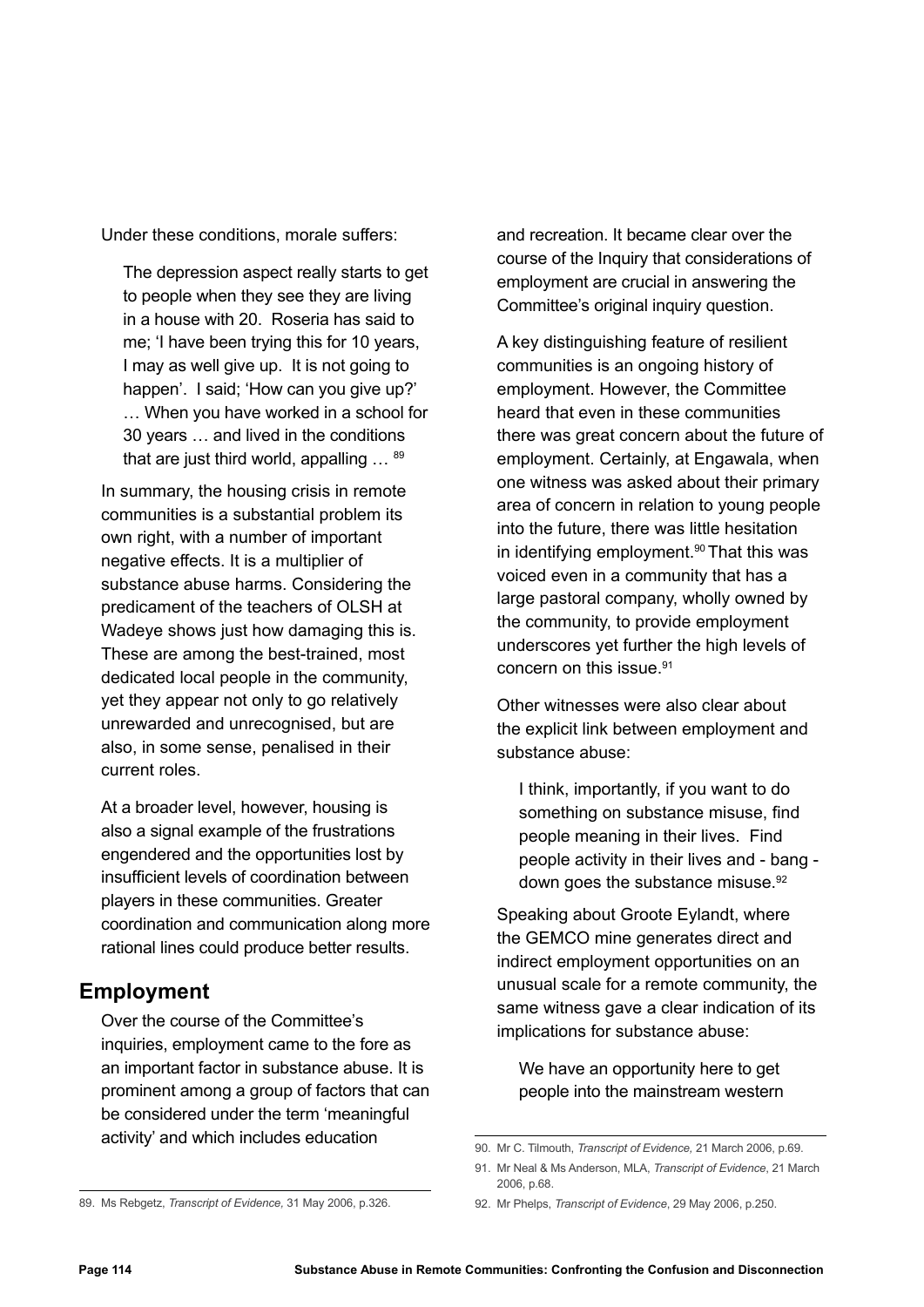Under these conditions, morale suffers:

> The depression aspect really starts to get to people when they see they are living in a house with 20. Roseria has said to me; 'I have been trying this for 10 years, I may as well give up. It is not going to happen'. I said; 'How can you give up?' … When you have worked in a school for 30 years … and lived in the conditions that are just third world, appalling … [89]

In summary, the housing crisis in remote communities is a substantial problem its own right, with a number of important negative effects. It is a multiplier of substance abuse harms. Considering the predicament of the teachers of OLSH at Wadeye shows just how damaging this is. These are among the best-trained, most dedicated local people in the community, yet they appear not only to go relatively unrewarded and unrecognised, but are also, in some sense, penalised in their current roles.

At a broader level, however, housing is also a signal example of the frustrations engendered and the opportunities lost by insufficient levels of coordination between players in these communities. Greater coordination and communication along more rational lines could produce better results.

## Employment

Over the course of the Committee's inquiries, employment came to the fore as an important factor in substance abuse. It is prominent among a group of factors that can be considered under the term 'meaningful activity' and which includes education and recreation. It became clear over the course of the Inquiry that considerations of employment are crucial in answering the Committee's original inquiry question.

A key distinguishing feature of resilient communities is an ongoing history of employment. However, the Committee heard that even in these communities there was great concern about the future of employment. Certainly, at Engawala, when one witness was asked about their primary area of concern in relation to young people into the future, there was little hesitation in identifying employment.[90] That this was voiced even in a community that has a large pastoral company, wholly owned by the community, to provide employment underscores yet further the high levels of concern on this issue.[91]

Other witnesses were also clear about the explicit link between employment and substance abuse:

> I think, importantly, if you want to do something on substance misuse, find people meaning in their lives. Find people activity in their lives and - bang - down goes the substance misuse.[92]

Speaking about Groote Eylandt, where the GEMCO mine generates direct and indirect employment opportunities on an unusual scale for a remote community, the same witness gave a clear indication of its implications for substance abuse:

> We have an opportunity here to get people into the mainstream western

89. Ms Rebgetz, *Transcript of Evidence,* 31 May 2006, p.326.

90. Mr C. Tilmouth, *Transcript of Evidence,* 21 March 2006, p.69.

91. Mr Neal & Ms Anderson, MLA, *Transcript of Evidence*, 21 March 2006, p.68.

92. Mr Phelps, *Transcript of Evidence*, 29 May 2006, p.250.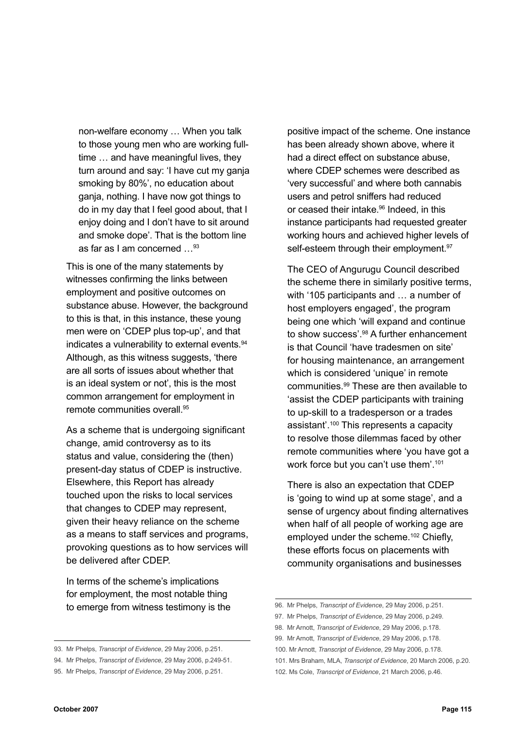> non-welfare economy … When you talk to those young men who are working full-time … and have meaningful lives, they turn around and say: 'I have cut my ganja smoking by 80%', no education about ganja, nothing. I have now got things to do in my day that I feel good about, that I enjoy doing and I don't have to sit around and smoke dope'. That is the bottom line as far as I am concerned …[93]

This is one of the many statements by witnesses confirming the links between employment and positive outcomes on substance abuse. However, the background to this is that, in this instance, these young men were on 'CDEP plus top-up', and that indicates a vulnerability to external events.[94] Although, as this witness suggests, 'there are all sorts of issues about whether that is an ideal system or not', this is the most common arrangement for employment in remote communities overall.[95]

As a scheme that is undergoing significant change, amid controversy as to its status and value, considering the (then) present-day status of CDEP is instructive. Elsewhere, this Report has already touched upon the risks to local services that changes to CDEP may represent, given their heavy reliance on the scheme as a means to staff services and programs, provoking questions as to how services will be delivered after CDEP.

In terms of the scheme's implications for employment, the most notable thing to emerge from witness testimony is the positive impact of the scheme. One instance has been already shown above, where it had a direct effect on substance abuse, where CDEP schemes were described as 'very successful' and where both cannabis users and petrol sniffers had reduced or ceased their intake.[96] Indeed, in this instance participants had requested greater working hours and achieved higher levels of self-esteem through their employment.[97]

The CEO of Angurugu Council described the scheme there in similarly positive terms, with '105 participants and … a number of host employers engaged', the program being one which 'will expand and continue to show success'.[98] A further enhancement is that Council 'have tradesmen on site' for housing maintenance, an arrangement which is considered 'unique' in remote communities.[99] These are then available to 'assist the CDEP participants with training to up-skill to a tradesperson or a trades assistant'.[100] This represents a capacity to resolve those dilemmas faced by other remote communities where 'you have got a work force but you can't use them'.[101]

There is also an expectation that CDEP is 'going to wind up at some stage', and a sense of urgency about finding alternatives when half of all people of working age are employed under the scheme.[102] Chiefly, these efforts focus on placements with community organisations and businesses

---

93. Mr Phelps, *Transcript of Evidence*, 29 May 2006, p.251.
94. Mr Phelps, *Transcript of Evidence*, 29 May 2006, p.249-51.
95. Mr Phelps, *Transcript of Evidence*, 29 May 2006, p.251.
96. Mr Phelps, *Transcript of Evidence*, 29 May 2006, p.251.
97. Mr Phelps, *Transcript of Evidence*, 29 May 2006, p.249.
98. Mr Arnott, *Transcript of Evidence*, 29 May 2006, p.178.
99. Mr Arnott, *Transcript of Evidence*, 29 May 2006, p.178.
100. Mr Arnott, *Transcript of Evidence*, 29 May 2006, p.178.
101. Mrs Braham, MLA, *Transcript of Evidence*, 20 March 2006, p.20.
102. Ms Cole, *Transcript of Evidence*, 21 March 2006, p.46.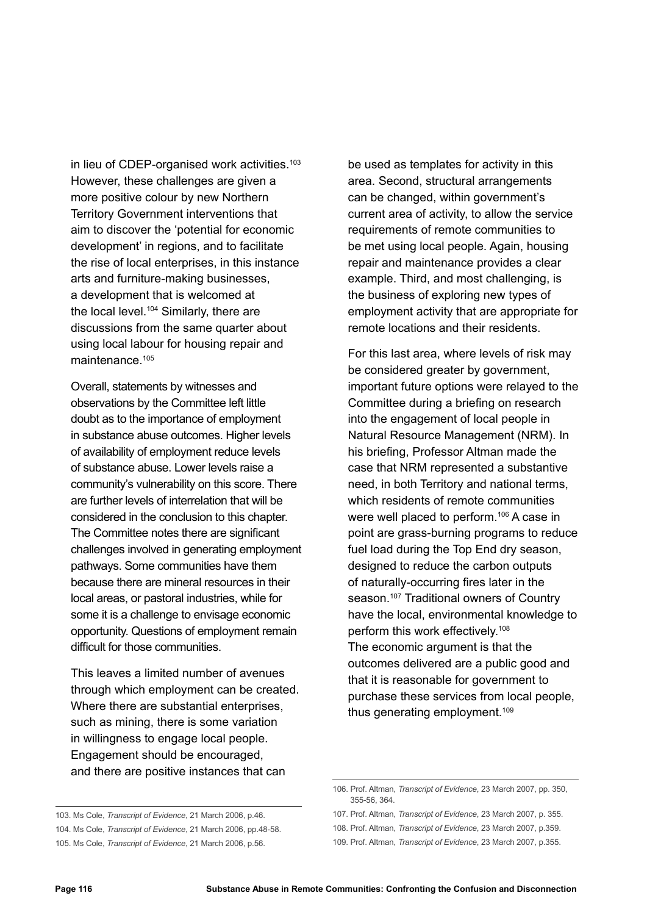in lieu of CDEP-organised work activities.[103] However, these challenges are given a more positive colour by new Northern Territory Government interventions that aim to discover the 'potential for economic development' in regions, and to facilitate the rise of local enterprises, in this instance arts and furniture-making businesses, a development that is welcomed at the local level.[104] Similarly, there are discussions from the same quarter about using local labour for housing repair and maintenance.[105]

Overall, statements by witnesses and observations by the Committee left little doubt as to the importance of employment in substance abuse outcomes. Higher levels of availability of employment reduce levels of substance abuse. Lower levels raise a community's vulnerability on this score. There are further levels of interrelation that will be considered in the conclusion to this chapter. The Committee notes there are significant challenges involved in generating employment pathways. Some communities have them because there are mineral resources in their local areas, or pastoral industries, while for some it is a challenge to envisage economic opportunity. Questions of employment remain difficult for those communities.

This leaves a limited number of avenues through which employment can be created. Where there are substantial enterprises, such as mining, there is some variation in willingness to engage local people. Engagement should be encouraged, and there are positive instances that can be used as templates for activity in this area. Second, structural arrangements can be changed, within government's current area of activity, to allow the service requirements of remote communities to be met using local people. Again, housing repair and maintenance provides a clear example. Third, and most challenging, is the business of exploring new types of employment activity that are appropriate for remote locations and their residents.

For this last area, where levels of risk may be considered greater by government, important future options were relayed to the Committee during a briefing on research into the engagement of local people in Natural Resource Management (NRM). In his briefing, Professor Altman made the case that NRM represented a substantive need, in both Territory and national terms, which residents of remote communities were well placed to perform.[106] A case in point are grass-burning programs to reduce fuel load during the Top End dry season, designed to reduce the carbon outputs of naturally-occurring fires later in the season.[107] Traditional owners of Country have the local, environmental knowledge to perform this work effectively.[108] The economic argument is that the outcomes delivered are a public good and that it is reasonable for government to purchase these services from local people, thus generating employment.[109]

103. Ms Cole, *Transcript of Evidence*, 21 March 2006, p.46.

104. Ms Cole, *Transcript of Evidence*, 21 March 2006, pp.48-58.

105. Ms Cole, *Transcript of Evidence*, 21 March 2006, p.56.

106. Prof. Altman, *Transcript of Evidence*, 23 March 2007, pp. 350, 355-56, 364.

107. Prof. Altman, *Transcript of Evidence*, 23 March 2007, p. 355.

108. Prof. Altman, *Transcript of Evidence*, 23 March 2007, p.359.

109. Prof. Altman, *Transcript of Evidence*, 23 March 2007, p.355.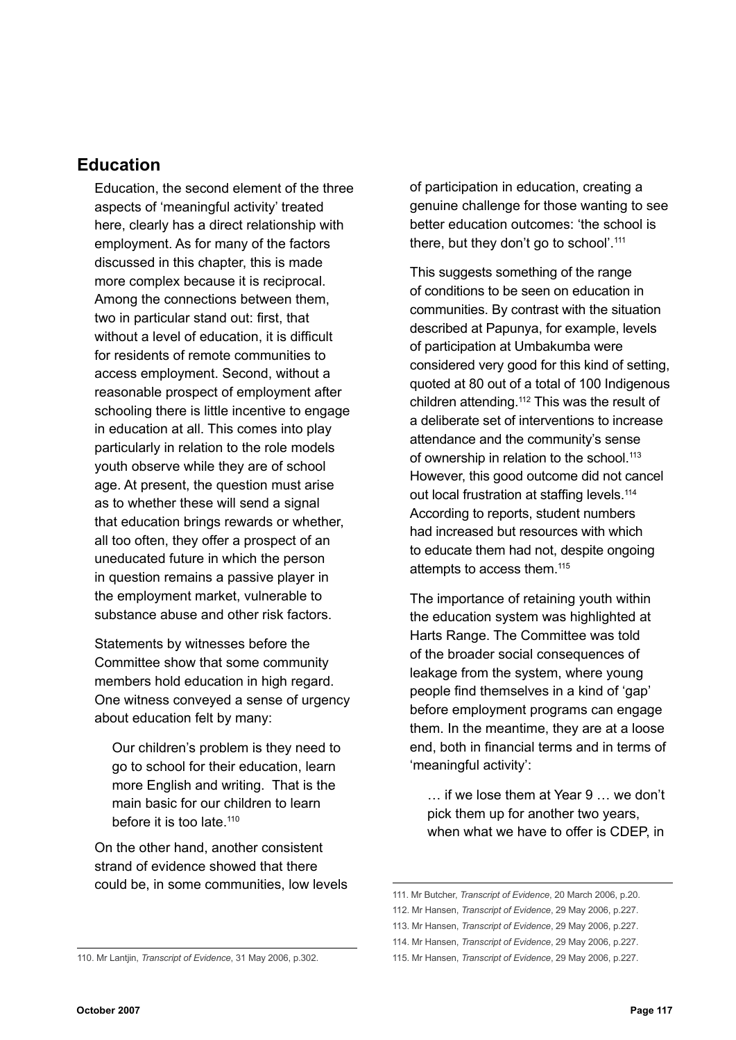## Education

Education, the second element of the three aspects of 'meaningful activity' treated here, clearly has a direct relationship with employment. As for many of the factors discussed in this chapter, this is made more complex because it is reciprocal. Among the connections between them, two in particular stand out: first, that without a level of education, it is difficult for residents of remote communities to access employment. Second, without a reasonable prospect of employment after schooling there is little incentive to engage in education at all. This comes into play particularly in relation to the role models youth observe while they are of school age. At present, the question must arise as to whether these will send a signal that education brings rewards or whether, all too often, they offer a prospect of an uneducated future in which the person in question remains a passive player in the employment market, vulnerable to substance abuse and other risk factors.

Statements by witnesses before the Committee show that some community members hold education in high regard. One witness conveyed a sense of urgency about education felt by many:

> Our children's problem is they need to go to school for their education, learn more English and writing. That is the main basic for our children to learn before it is too late.[110]

On the other hand, another consistent strand of evidence showed that there could be, in some communities, low levels of participation in education, creating a genuine challenge for those wanting to see better education outcomes: 'the school is there, but they don't go to school'.[111]

This suggests something of the range of conditions to be seen on education in communities. By contrast with the situation described at Papunya, for example, levels of participation at Umbakumba were considered very good for this kind of setting, quoted at 80 out of a total of 100 Indigenous children attending.[112] This was the result of a deliberate set of interventions to increase attendance and the community's sense of ownership in relation to the school.[113] However, this good outcome did not cancel out local frustration at staffing levels.[114] According to reports, student numbers had increased but resources with which to educate them had not, despite ongoing attempts to access them.[115]

The importance of retaining youth within the education system was highlighted at Harts Range. The Committee was told of the broader social consequences of leakage from the system, where young people find themselves in a kind of 'gap' before employment programs can engage them. In the meantime, they are at a loose end, both in financial terms and in terms of 'meaningful activity':

> … if we lose them at Year 9 … we don't pick them up for another two years, when what we have to offer is CDEP, in

110. Mr Lantjin, *Transcript of Evidence*, 31 May 2006, p.302.

111. Mr Butcher, *Transcript of Evidence*, 20 March 2006, p.20.

112. Mr Hansen, *Transcript of Evidence*, 29 May 2006, p.227.

113. Mr Hansen, *Transcript of Evidence*, 29 May 2006, p.227.

114. Mr Hansen, *Transcript of Evidence*, 29 May 2006, p.227.

115. Mr Hansen, *Transcript of Evidence*, 29 May 2006, p.227.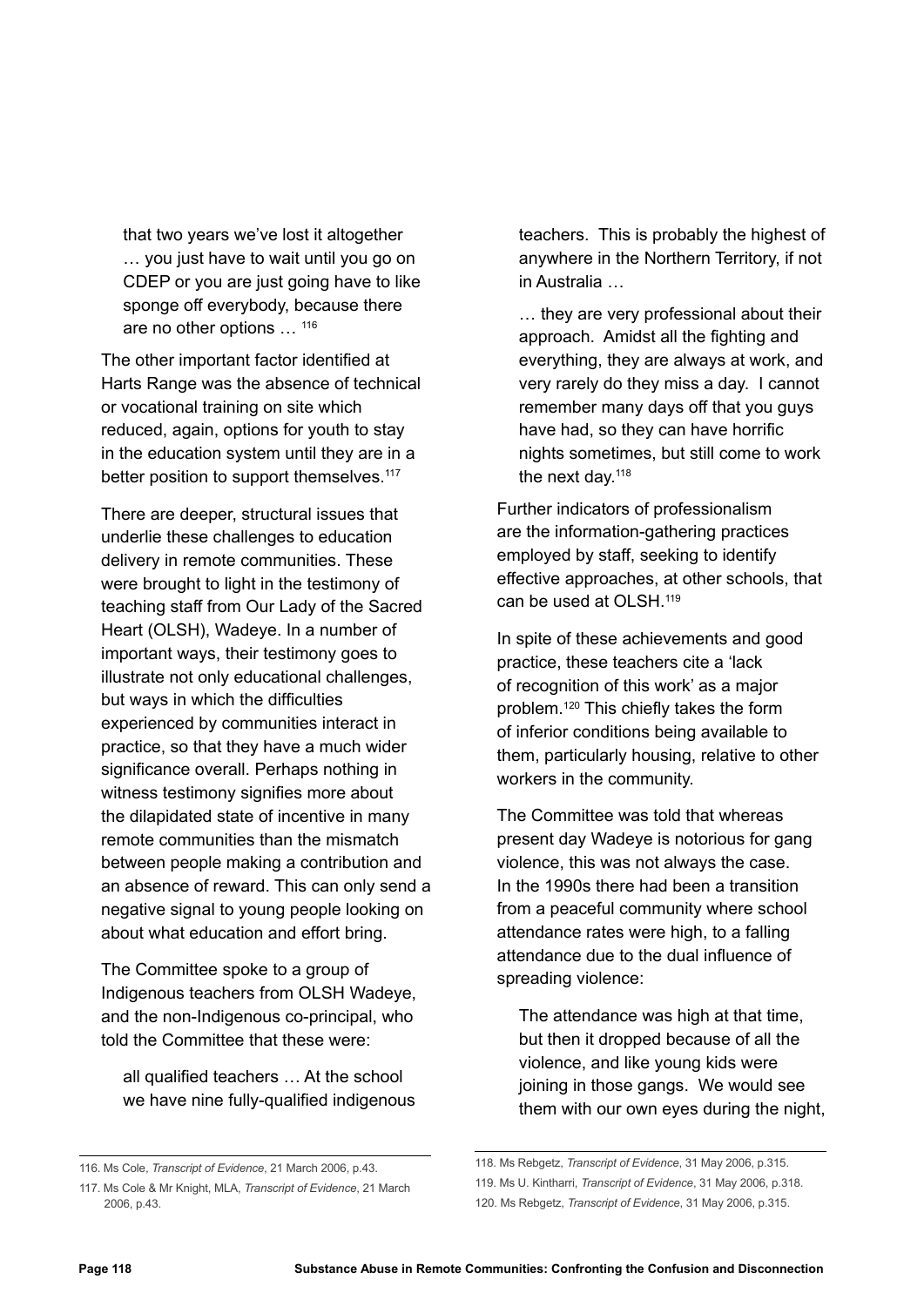> that two years we've lost it altogether … you just have to wait until you go on CDEP or you are just going have to like sponge off everybody, because there are no other options … [116]

The other important factor identified at Harts Range was the absence of technical or vocational training on site which reduced, again, options for youth to stay in the education system until they are in a better position to support themselves.[117]

There are deeper, structural issues that underlie these challenges to education delivery in remote communities. These were brought to light in the testimony of teaching staff from Our Lady of the Sacred Heart (OLSH), Wadeye. In a number of important ways, their testimony goes to illustrate not only educational challenges, but ways in which the difficulties experienced by communities interact in practice, so that they have a much wider significance overall. Perhaps nothing in witness testimony signifies more about the dilapidated state of incentive in many remote communities than the mismatch between people making a contribution and an absence of reward. This can only send a negative signal to young people looking on about what education and effort bring.

The Committee spoke to a group of Indigenous teachers from OLSH Wadeye, and the non-Indigenous co-principal, who told the Committee that these were:

> all qualified teachers … At the school we have nine fully-qualified indigenous teachers. This is probably the highest of anywhere in the Northern Territory, if not in Australia …
>
> … they are very professional about their approach. Amidst all the fighting and everything, they are always at work, and very rarely do they miss a day. I cannot remember many days off that you guys have had, so they can have horrific nights sometimes, but still come to work the next day.[118]

Further indicators of professionalism are the information-gathering practices employed by staff, seeking to identify effective approaches, at other schools, that can be used at OLSH.[119]

In spite of these achievements and good practice, these teachers cite a 'lack of recognition of this work' as a major problem.[120] This chiefly takes the form of inferior conditions being available to them, particularly housing, relative to other workers in the community.

The Committee was told that whereas present day Wadeye is notorious for gang violence, this was not always the case. In the 1990s there had been a transition from a peaceful community where school attendance rates were high, to a falling attendance due to the dual influence of spreading violence:

> The attendance was high at that time, but then it dropped because of all the violence, and like young kids were joining in those gangs. We would see them with our own eyes during the night,

---

116. Ms Cole, *Transcript of Evidence*, 21 March 2006, p.43.
117. Ms Cole & Mr Knight, MLA, *Transcript of Evidence*, 21 March 2006, p.43.
118. Ms Rebgetz, *Transcript of Evidence*, 31 May 2006, p.315.
119. Ms U. Kintharri, *Transcript of Evidence*, 31 May 2006, p.318.
120. Ms Rebgetz, *Transcript of Evidence*, 31 May 2006, p.315.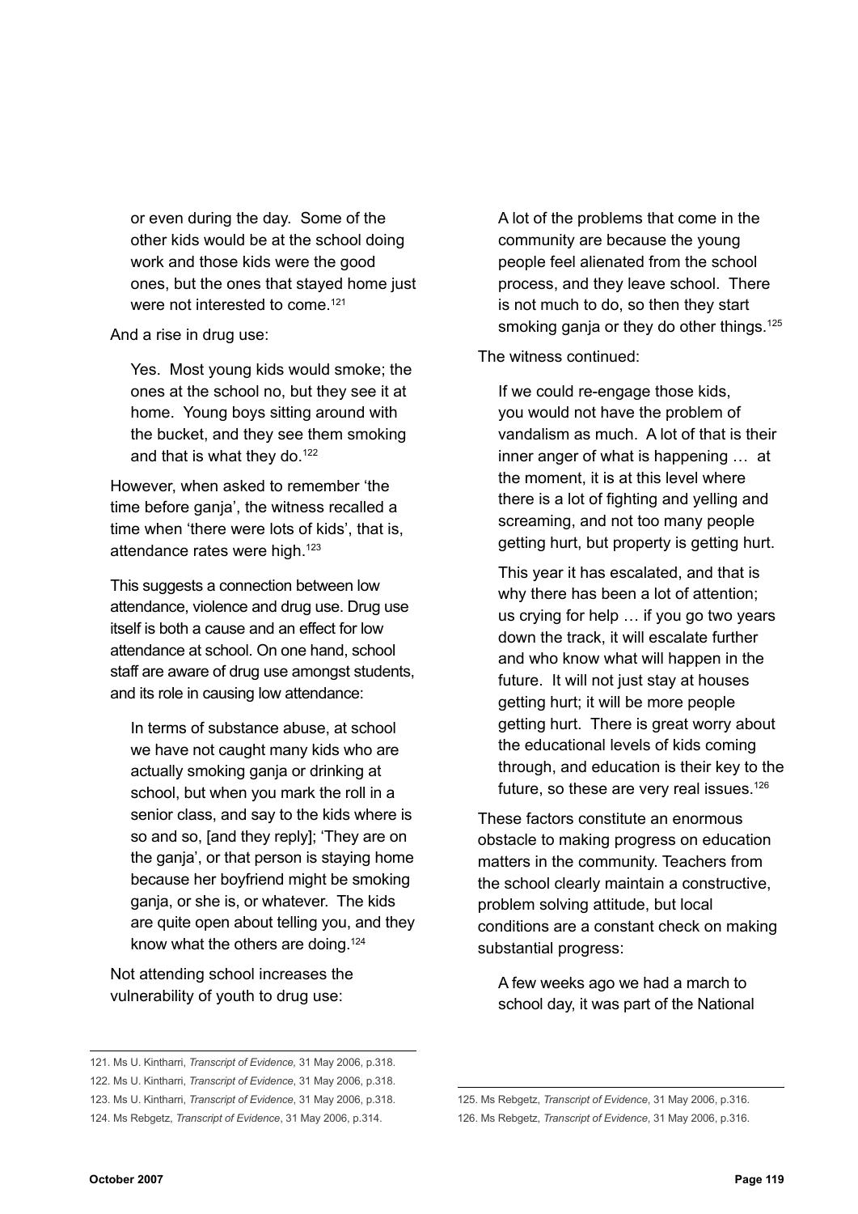> or even during the day. Some of the other kids would be at the school doing work and those kids were the good ones, but the ones that stayed home just were not interested to come.[121]

And a rise in drug use:

> Yes. Most young kids would smoke; the ones at the school no, but they see it at home. Young boys sitting around with the bucket, and they see them smoking and that is what they do.[122]

However, when asked to remember 'the time before ganja', the witness recalled a time when 'there were lots of kids', that is, attendance rates were high.[123]

This suggests a connection between low attendance, violence and drug use. Drug use itself is both a cause and an effect for low attendance at school. On one hand, school staff are aware of drug use amongst students, and its role in causing low attendance:

> In terms of substance abuse, at school we have not caught many kids who are actually smoking ganja or drinking at school, but when you mark the roll in a senior class, and say to the kids where is so and so, [and they reply]; 'They are on the ganja', or that person is staying home because her boyfriend might be smoking ganja, or she is, or whatever. The kids are quite open about telling you, and they know what the others are doing.[124]

Not attending school increases the vulnerability of youth to drug use:

> A lot of the problems that come in the community are because the young people feel alienated from the school process, and they leave school. There is not much to do, so then they start smoking ganja or they do other things.[125]

The witness continued:

> If we could re-engage those kids, you would not have the problem of vandalism as much. A lot of that is their inner anger of what is happening … at the moment, it is at this level where there is a lot of fighting and yelling and screaming, and not too many people getting hurt, but property is getting hurt.
>
> This year it has escalated, and that is why there has been a lot of attention; us crying for help … if you go two years down the track, it will escalate further and who know what will happen in the future. It will not just stay at houses getting hurt; it will be more people getting hurt. There is great worry about the educational levels of kids coming through, and education is their key to the future, so these are very real issues.[126]

These factors constitute an enormous obstacle to making progress on education matters in the community. Teachers from the school clearly maintain a constructive, problem solving attitude, but local conditions are a constant check on making substantial progress:

> A few weeks ago we had a march to school day, it was part of the National

---

121. Ms U. Kintharri, *Transcript of Evidence,* 31 May 2006, p.318.

122. Ms U. Kintharri, *Transcript of Evidence*, 31 May 2006, p.318.

123. Ms U. Kintharri, *Transcript of Evidence*, 31 May 2006, p.318.

124. Ms Rebgetz, *Transcript of Evidence*, 31 May 2006, p.314.

125. Ms Rebgetz, *Transcript of Evidence*, 31 May 2006, p.316.

126. Ms Rebgetz, *Transcript of Evidence*, 31 May 2006, p.316.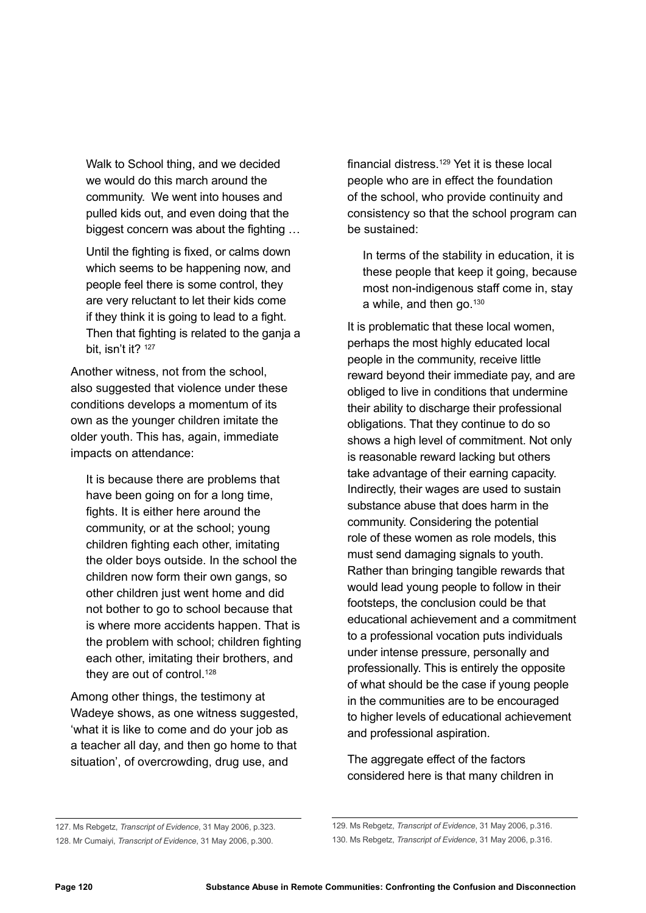> Walk to School thing, and we decided we would do this march around the community. We went into houses and pulled kids out, and even doing that the biggest concern was about the fighting …
>
> Until the fighting is fixed, or calms down which seems to be happening now, and people feel there is some control, they are very reluctant to let their kids come if they think it is going to lead to a fight. Then that fighting is related to the ganja a bit, isn't it? [127]

Another witness, not from the school, also suggested that violence under these conditions develops a momentum of its own as the younger children imitate the older youth. This has, again, immediate impacts on attendance:

> It is because there are problems that have been going on for a long time, fights. It is either here around the community, or at the school; young children fighting each other, imitating the older boys outside. In the school the children now form their own gangs, so other children just went home and did not bother to go to school because that is where more accidents happen. That is the problem with school; children fighting each other, imitating their brothers, and they are out of control.[128]

Among other things, the testimony at Wadeye shows, as one witness suggested, 'what it is like to come and do your job as a teacher all day, and then go home to that situation', of overcrowding, drug use, and financial distress.[129] Yet it is these local people who are in effect the foundation of the school, who provide continuity and consistency so that the school program can be sustained:

> In terms of the stability in education, it is these people that keep it going, because most non-indigenous staff come in, stay a while, and then go.[130]

It is problematic that these local women, perhaps the most highly educated local people in the community, receive little reward beyond their immediate pay, and are obliged to live in conditions that undermine their ability to discharge their professional obligations. That they continue to do so shows a high level of commitment. Not only is reasonable reward lacking but others take advantage of their earning capacity. Indirectly, their wages are used to sustain substance abuse that does harm in the community. Considering the potential role of these women as role models, this must send damaging signals to youth. Rather than bringing tangible rewards that would lead young people to follow in their footsteps, the conclusion could be that educational achievement and a commitment to a professional vocation puts individuals under intense pressure, personally and professionally. This is entirely the opposite of what should be the case if young people in the communities are to be encouraged to higher levels of educational achievement and professional aspiration.

The aggregate effect of the factors considered here is that many children in

---

127. Ms Rebgetz, *Transcript of Evidence*, 31 May 2006, p.323.

128. Mr Cumaiyi, *Transcript of Evidence*, 31 May 2006, p.300.

129. Ms Rebgetz, *Transcript of Evidence*, 31 May 2006, p.316.

130. Ms Rebgetz, *Transcript of Evidence*, 31 May 2006, p.316.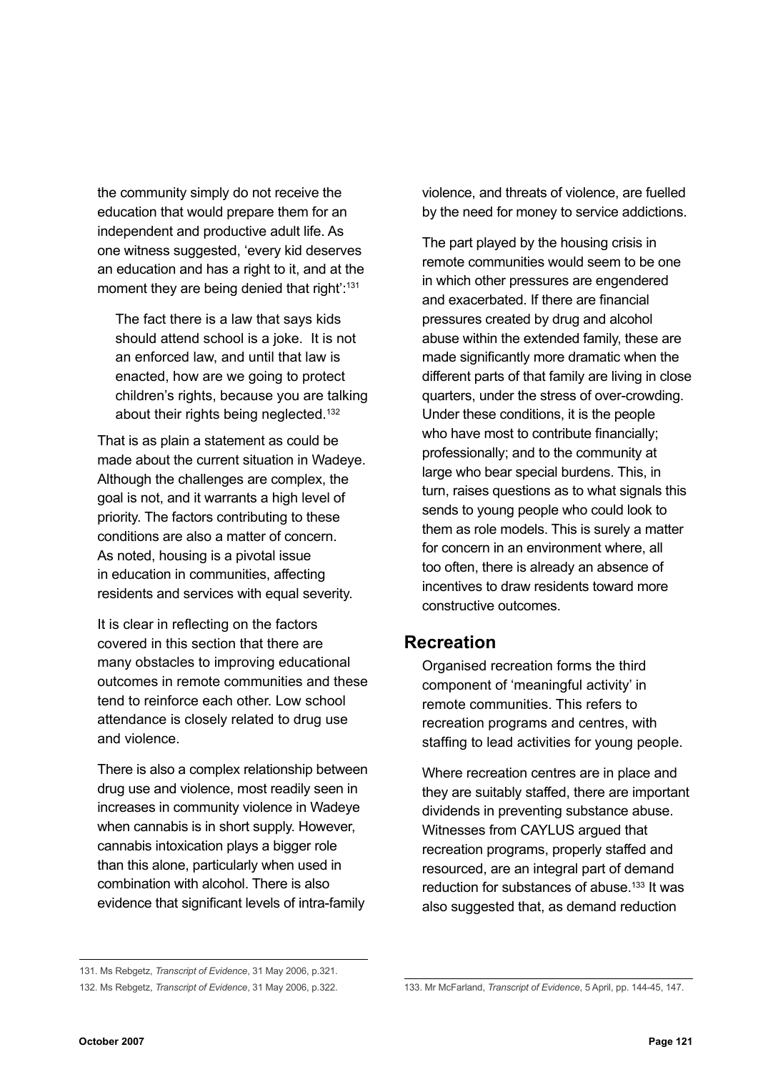the community simply do not receive the education that would prepare them for an independent and productive adult life. As one witness suggested, 'every kid deserves an education and has a right to it, and at the moment they are being denied that right':[131]

> The fact there is a law that says kids should attend school is a joke. It is not an enforced law, and until that law is enacted, how are we going to protect children's rights, because you are talking about their rights being neglected.[132]

That is as plain a statement as could be made about the current situation in Wadeye. Although the challenges are complex, the goal is not, and it warrants a high level of priority. The factors contributing to these conditions are also a matter of concern. As noted, housing is a pivotal issue in education in communities, affecting residents and services with equal severity.

It is clear in reflecting on the factors covered in this section that there are many obstacles to improving educational outcomes in remote communities and these tend to reinforce each other. Low school attendance is closely related to drug use and violence.

There is also a complex relationship between drug use and violence, most readily seen in increases in community violence in Wadeye when cannabis is in short supply. However, cannabis intoxication plays a bigger role than this alone, particularly when used in combination with alcohol. There is also evidence that significant levels of intra-family violence, and threats of violence, are fuelled by the need for money to service addictions.

The part played by the housing crisis in remote communities would seem to be one in which other pressures are engendered and exacerbated. If there are financial pressures created by drug and alcohol abuse within the extended family, these are made significantly more dramatic when the different parts of that family are living in close quarters, under the stress of over-crowding. Under these conditions, it is the people who have most to contribute financially; professionally; and to the community at large who bear special burdens. This, in turn, raises questions as to what signals this sends to young people who could look to them as role models. This is surely a matter for concern in an environment where, all too often, there is already an absence of incentives to draw residents toward more constructive outcomes.

## Recreation

Organised recreation forms the third component of 'meaningful activity' in remote communities. This refers to recreation programs and centres, with staffing to lead activities for young people.

Where recreation centres are in place and they are suitably staffed, there are important dividends in preventing substance abuse. Witnesses from CAYLUS argued that recreation programs, properly staffed and resourced, are an integral part of demand reduction for substances of abuse.[133] It was also suggested that, as demand reduction

131. Ms Rebgetz, *Transcript of Evidence*, 31 May 2006, p.321.

132. Ms Rebgetz, *Transcript of Evidence*, 31 May 2006, p.322.

133. Mr McFarland, *Transcript of Evidence*, 5 April, pp. 144-45, 147.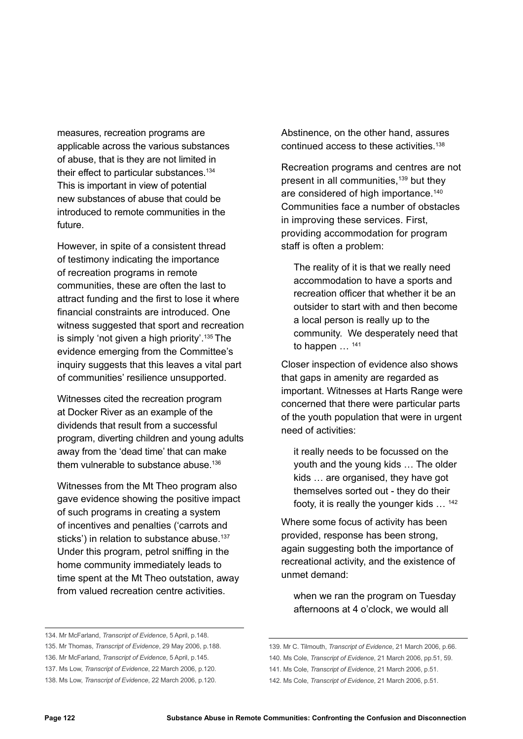measures, recreation programs are applicable across the various substances of abuse, that is they are not limited in their effect to particular substances.[134] This is important in view of potential new substances of abuse that could be introduced to remote communities in the future.

However, in spite of a consistent thread of testimony indicating the importance of recreation programs in remote communities, these are often the last to attract funding and the first to lose it where financial constraints are introduced. One witness suggested that sport and recreation is simply 'not given a high priority'.[135] The evidence emerging from the Committee's inquiry suggests that this leaves a vital part of communities' resilience unsupported.

Witnesses cited the recreation program at Docker River as an example of the dividends that result from a successful program, diverting children and young adults away from the 'dead time' that can make them vulnerable to substance abuse.[136]

Witnesses from the Mt Theo program also gave evidence showing the positive impact of such programs in creating a system of incentives and penalties ('carrots and sticks') in relation to substance abuse.[137] Under this program, petrol sniffing in the home community immediately leads to time spent at the Mt Theo outstation, away from valued recreation centre activities. Abstinence, on the other hand, assures continued access to these activities.[138]

Recreation programs and centres are not present in all communities,[139] but they are considered of high importance.[140] Communities face a number of obstacles in improving these services. First, providing accommodation for program staff is often a problem:

> The reality of it is that we really need accommodation to have a sports and recreation officer that whether it be an outsider to start with and then become a local person is really up to the community. We desperately need that to happen … [141]

Closer inspection of evidence also shows that gaps in amenity are regarded as important. Witnesses at Harts Range were concerned that there were particular parts of the youth population that were in urgent need of activities:

> it really needs to be focussed on the youth and the young kids … The older kids … are organised, they have got themselves sorted out - they do their footy, it is really the younger kids … [142]

Where some focus of activity has been provided, response has been strong, again suggesting both the importance of recreational activity, and the existence of unmet demand:

> when we ran the program on Tuesday afternoons at 4 o'clock, we would all

---

134. Mr McFarland, *Transcript of Evidence*, 5 April, p.148.
135. Mr Thomas, *Transcript of Evidence*, 29 May 2006, p.188.
136. Mr McFarland, *Transcript of Evidence*, 5 April, p.145.
137. Ms Low, *Transcript of Evidence*, 22 March 2006, p.120.
138. Ms Low, *Transcript of Evidence*, 22 March 2006, p.120.
139. Mr C. Tilmouth, *Transcript of Evidence*, 21 March 2006, p.66.
140. Ms Cole, *Transcript of Evidence*, 21 March 2006, pp.51, 59.
141. Ms Cole, *Transcript of Evidence*, 21 March 2006, p.51.
142. Ms Cole, *Transcript of Evidence*, 21 March 2006, p.51.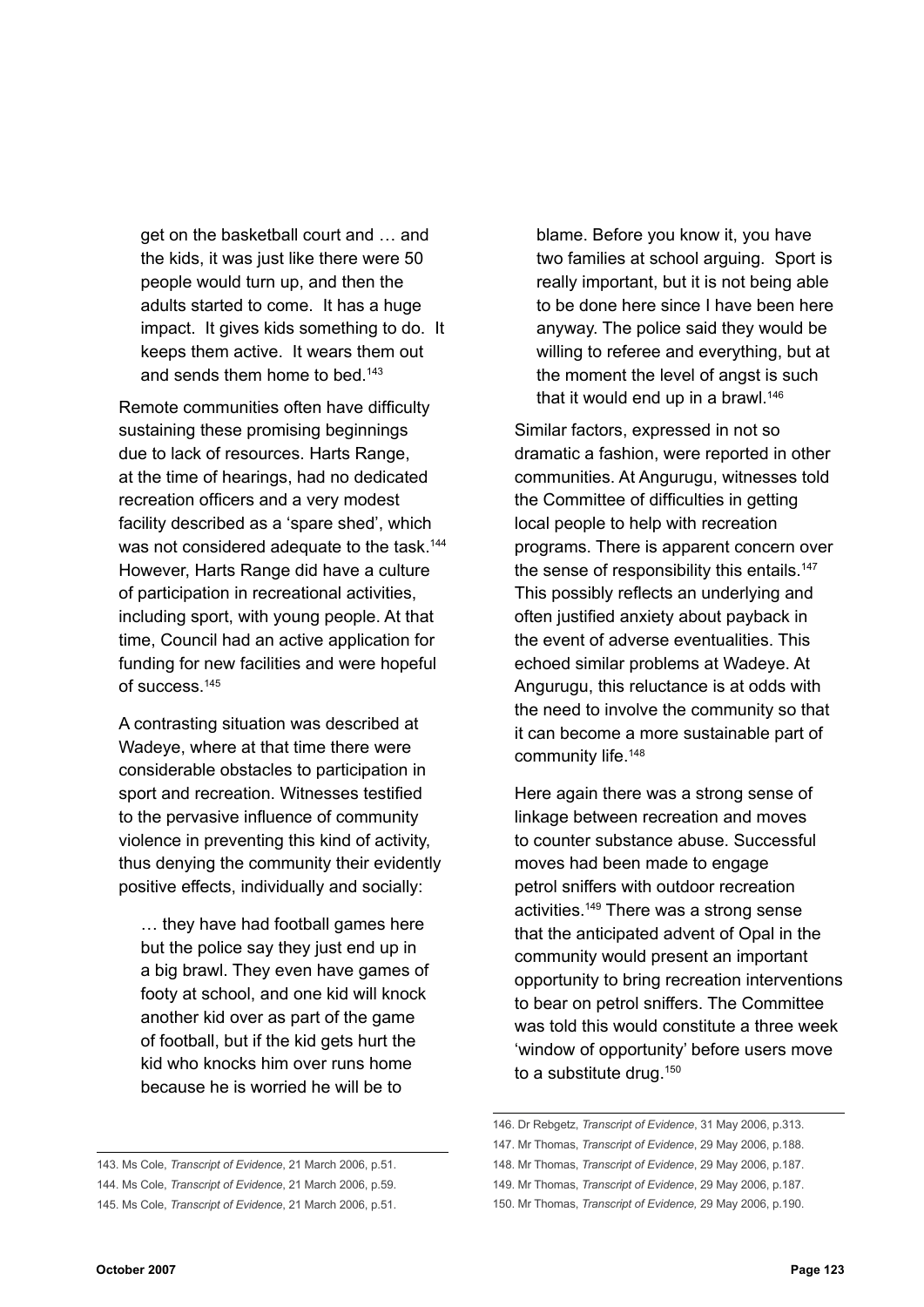> get on the basketball court and … and the kids, it was just like there were 50 people would turn up, and then the adults started to come. It has a huge impact. It gives kids something to do. It keeps them active. It wears them out and sends them home to bed.[143]

Remote communities often have difficulty sustaining these promising beginnings due to lack of resources. Harts Range, at the time of hearings, had no dedicated recreation officers and a very modest facility described as a 'spare shed', which was not considered adequate to the task.[144] However, Harts Range did have a culture of participation in recreational activities, including sport, with young people. At that time, Council had an active application for funding for new facilities and were hopeful of success.[145]

A contrasting situation was described at Wadeye, where at that time there were considerable obstacles to participation in sport and recreation. Witnesses testified to the pervasive influence of community violence in preventing this kind of activity, thus denying the community their evidently positive effects, individually and socially:

> … they have had football games here but the police say they just end up in a big brawl. They even have games of footy at school, and one kid will knock another kid over as part of the game of football, but if the kid gets hurt the kid who knocks him over runs home because he is worried he will be to blame. Before you know it, you have two families at school arguing. Sport is really important, but it is not being able to be done here since I have been here anyway. The police said they would be willing to referee and everything, but at the moment the level of angst is such that it would end up in a brawl.[146]

Similar factors, expressed in not so dramatic a fashion, were reported in other communities. At Angurugu, witnesses told the Committee of difficulties in getting local people to help with recreation programs. There is apparent concern over the sense of responsibility this entails.[147] This possibly reflects an underlying and often justified anxiety about payback in the event of adverse eventualities. This echoed similar problems at Wadeye. At Angurugu, this reluctance is at odds with the need to involve the community so that it can become a more sustainable part of community life.[148]

Here again there was a strong sense of linkage between recreation and moves to counter substance abuse. Successful moves had been made to engage petrol sniffers with outdoor recreation activities.[149] There was a strong sense that the anticipated advent of Opal in the community would present an important opportunity to bring recreation interventions to bear on petrol sniffers. The Committee was told this would constitute a three week 'window of opportunity' before users move to a substitute drug.[150]

---

143. Ms Cole, *Transcript of Evidence*, 21 March 2006, p.51.
144. Ms Cole, *Transcript of Evidence*, 21 March 2006, p.59.
145. Ms Cole, *Transcript of Evidence*, 21 March 2006, p.51.
146. Dr Rebgetz, *Transcript of Evidence*, 31 May 2006, p.313.
147. Mr Thomas, *Transcript of Evidence*, 29 May 2006, p.188.
148. Mr Thomas, *Transcript of Evidence*, 29 May 2006, p.187.
149. Mr Thomas, *Transcript of Evidence*, 29 May 2006, p.187.
150. Mr Thomas, *Transcript of Evidence,* 29 May 2006, p.190.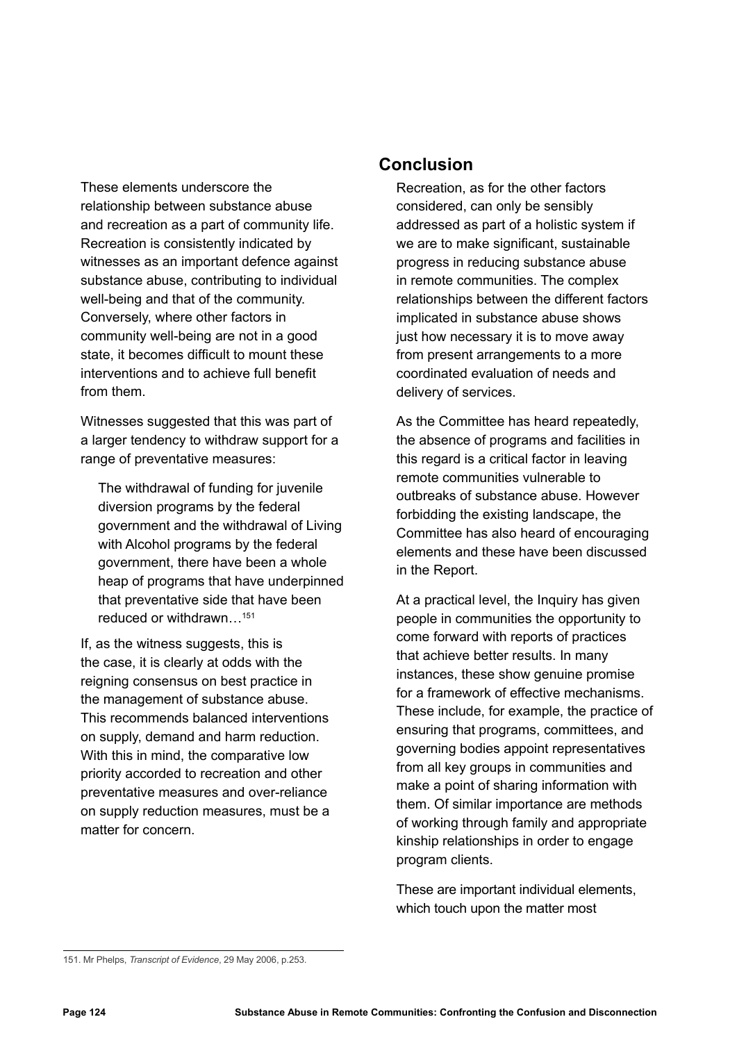These elements underscore the relationship between substance abuse and recreation as a part of community life. Recreation is consistently indicated by witnesses as an important defence against substance abuse, contributing to individual well-being and that of the community. Conversely, where other factors in community well-being are not in a good state, it becomes difficult to mount these interventions and to achieve full benefit from them.

Witnesses suggested that this was part of a larger tendency to withdraw support for a range of preventative measures:

> The withdrawal of funding for juvenile diversion programs by the federal government and the withdrawal of Living with Alcohol programs by the federal government, there have been a whole heap of programs that have underpinned that preventative side that have been reduced or withdrawn…[151]

If, as the witness suggests, this is the case, it is clearly at odds with the reigning consensus on best practice in the management of substance abuse. This recommends balanced interventions on supply, demand and harm reduction. With this in mind, the comparative low priority accorded to recreation and other preventative measures and over-reliance on supply reduction measures, must be a matter for concern.

## Conclusion

Recreation, as for the other factors considered, can only be sensibly addressed as part of a holistic system if we are to make significant, sustainable progress in reducing substance abuse in remote communities. The complex relationships between the different factors implicated in substance abuse shows just how necessary it is to move away from present arrangements to a more coordinated evaluation of needs and delivery of services.

As the Committee has heard repeatedly, the absence of programs and facilities in this regard is a critical factor in leaving remote communities vulnerable to outbreaks of substance abuse. However forbidding the existing landscape, the Committee has also heard of encouraging elements and these have been discussed in the Report.

At a practical level, the Inquiry has given people in communities the opportunity to come forward with reports of practices that achieve better results. In many instances, these show genuine promise for a framework of effective mechanisms. These include, for example, the practice of ensuring that programs, committees, and governing bodies appoint representatives from all key groups in communities and make a point of sharing information with them. Of similar importance are methods of working through family and appropriate kinship relationships in order to engage program clients.

These are important individual elements, which touch upon the matter most

151. Mr Phelps, *Transcript of Evidence*, 29 May 2006, p.253.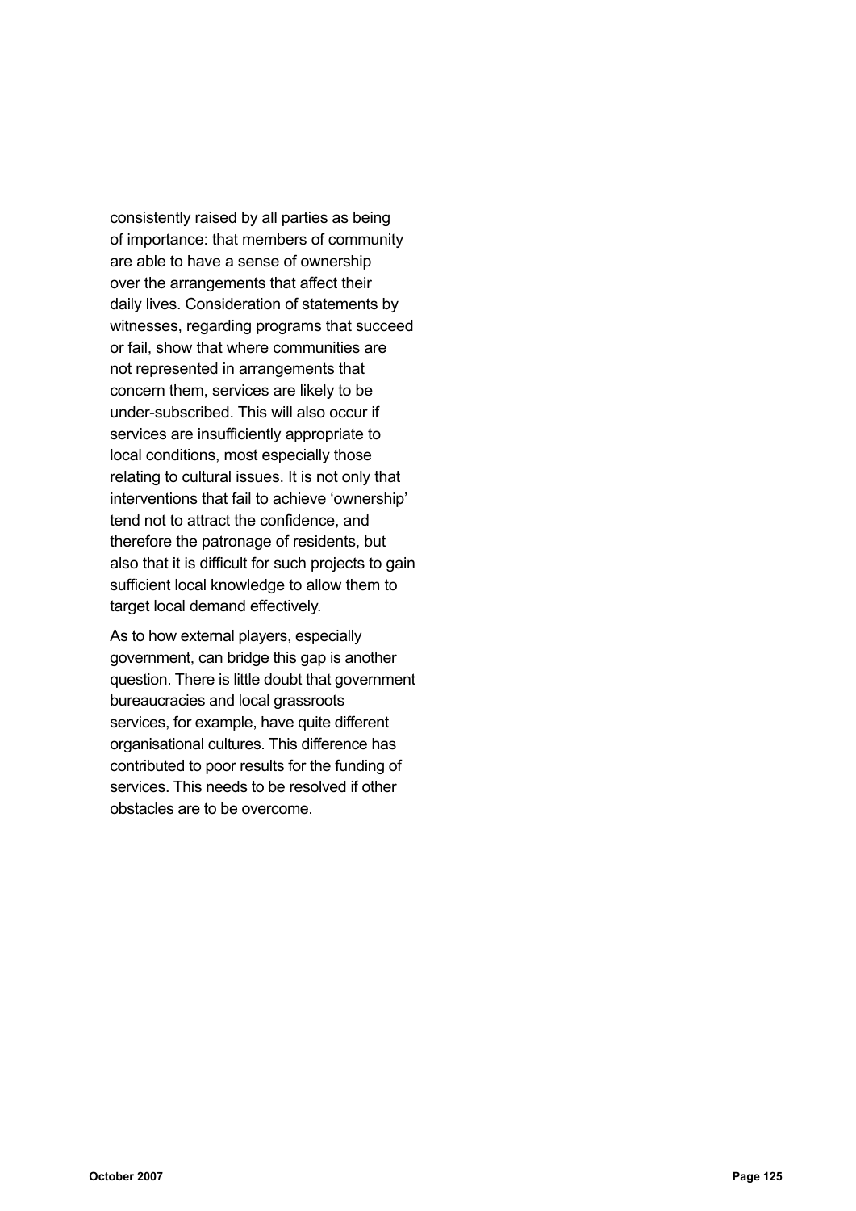consistently raised by all parties as being of importance: that members of community are able to have a sense of ownership over the arrangements that affect their daily lives. Consideration of statements by witnesses, regarding programs that succeed or fail, show that where communities are not represented in arrangements that concern them, services are likely to be under-subscribed. This will also occur if services are insufficiently appropriate to local conditions, most especially those relating to cultural issues. It is not only that interventions that fail to achieve 'ownership' tend not to attract the confidence, and therefore the patronage of residents, but also that it is difficult for such projects to gain sufficient local knowledge to allow them to target local demand effectively.

As to how external players, especially government, can bridge this gap is another question. There is little doubt that government bureaucracies and local grassroots services, for example, have quite different organisational cultures. This difference has contributed to poor results for the funding of services. This needs to be resolved if other obstacles are to be overcome.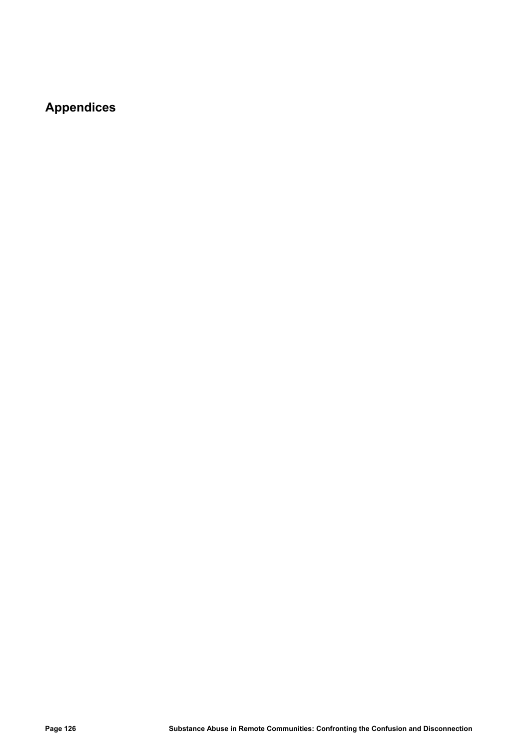# Appendices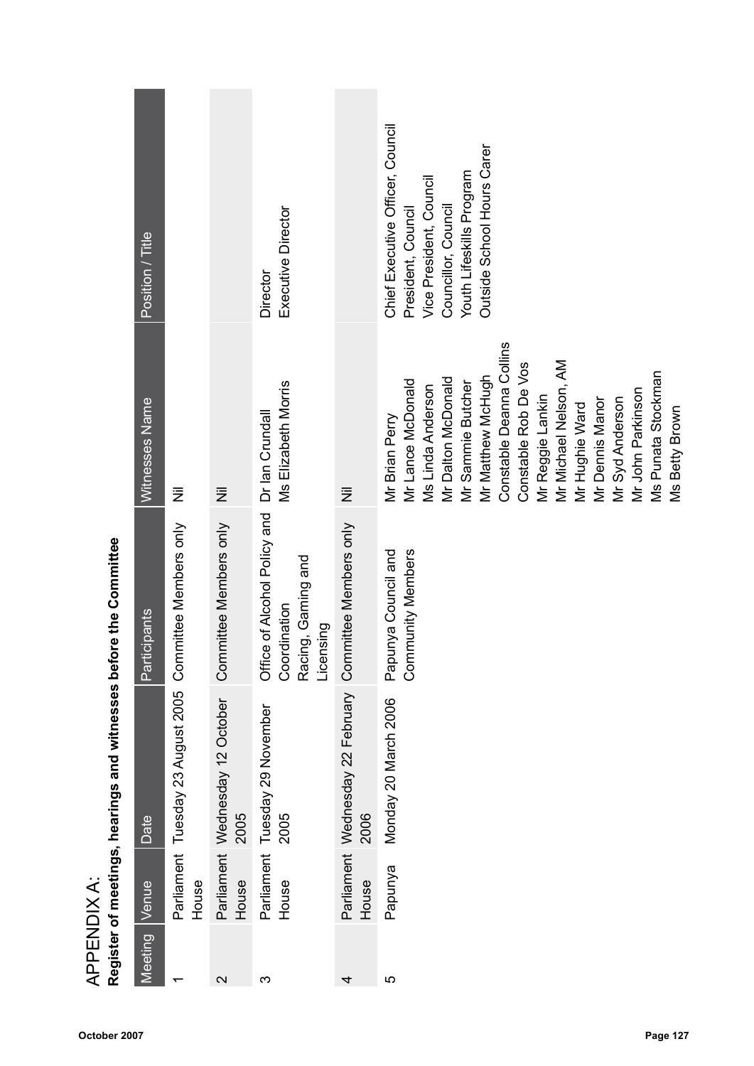# APPENDIX A:

**Register of meetings, hearings and witnesses before the Committee**

| Meeting | Venue | Date | Participants | Witnesses Name | Position / Title |
|---|---|---|---|---|---|
| 1 | Parliament House | Tuesday 23 August 2005 | Committee Members only | Nil | |
| 2 | Parliament House | Wednesday 12 October 2005 | Committee Members only | Nil | |
| 3 | Parliament House | Tuesday 29 November 2005 | Office of Alcohol Policy and Coordination<br>Racing, Gaming and Licensing | Dr Ian Crundall<br>Ms Elizabeth Morris | Director<br>Executive Director |
| 4 | Parliament House | Wednesday 22 February 2006 | Committee Members only | Nil | |
| 5 | Papunya | Monday 20 March 2006 | Papunya Council and Community Members | Mr Brian Perry<br>Mr Lance McDonald<br>Ms Linda Anderson<br>Mr Dalton McDonald<br>Mr Sammie Butcher<br>Mr Matthew McHugh<br>Constable Deanna Collins<br>Constable Rob De Vos<br>Mr Reggie Lankin<br>Mr Michael Nelson, AM<br>Mr Hughie Ward<br>Mr Dennis Manor<br>Mr Syd Anderson<br>Mr John Parkinson<br>Ms Punata Stockman<br>Ms Betty Brown | Chief Executive Officer, Council<br>President, Council<br>Vice President, Council<br>Councillor, Council<br>Youth Lifeskills Program<br>Outside School Hours Carer |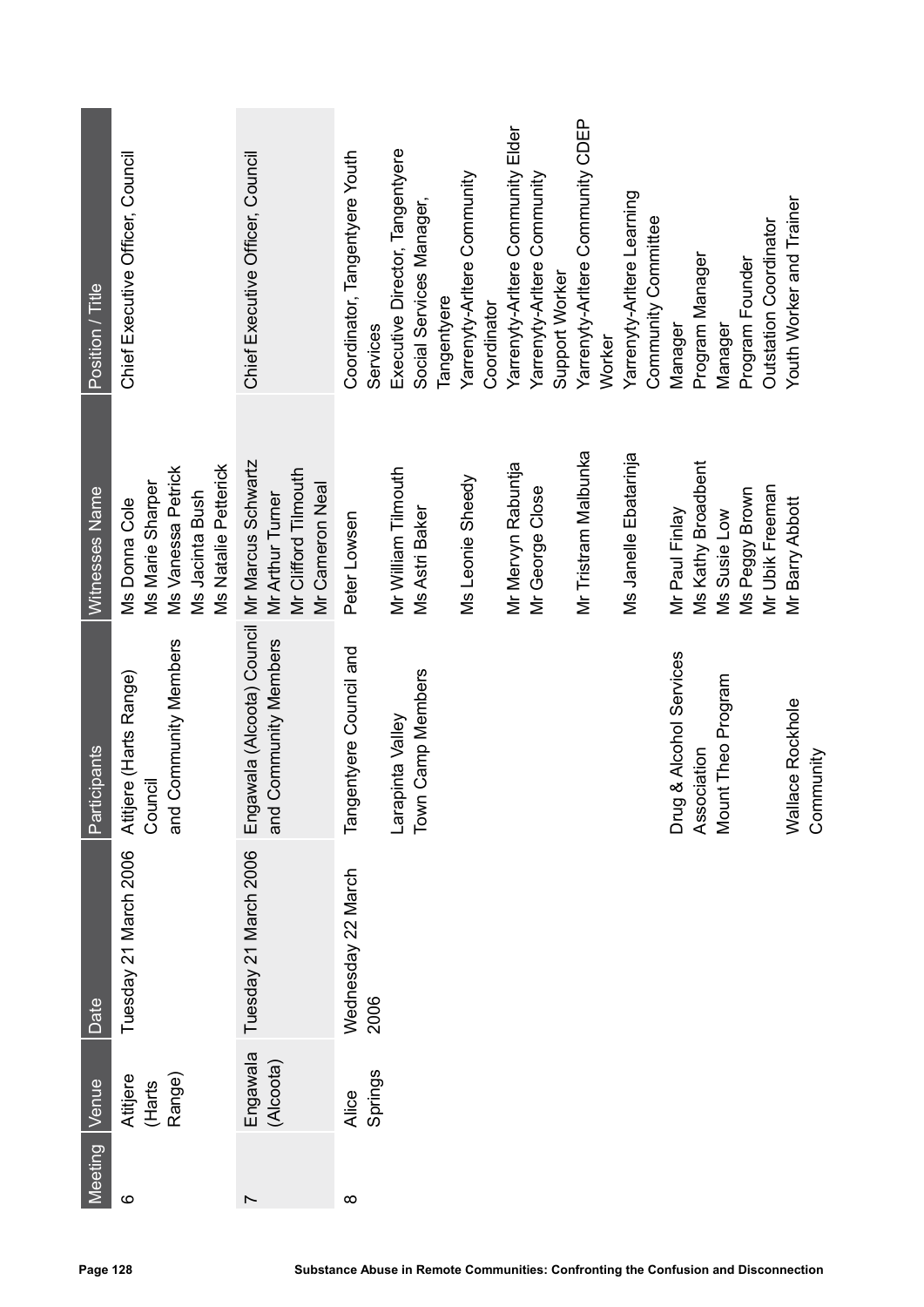| Meeting | Venue | Date | Participants | Witnesses Name | Position / Title |
|---|---|---|---|---|---|
| 6 | Atitjere (Harts Range) | Tuesday 21 March 2006 | Atitjere (Harts Range) Council and Community Members | Ms Donna Cole<br>Ms Marie Sharper<br>Ms Vanessa Petrick<br>Ms Jacinta Bush<br>Ms Natalie Petterick | Chief Executive Officer, Council |
| 7 | Engawala (Alcoota) | Tuesday 21 March 2006 | Engawala (Alcoota) Council and Community Members | Mr Marcus Schwartz<br>Mr Arthur Turner<br>Mr Clifford Tilmouth<br>Mr Cameron Neal | Chief Executive Officer, Council |
| 8 | Alice Springs | Wednesday 22 March 2006 | Tangentyere Council and | Peter Lowsen | Coordinator, Tangentyere Youth Services |
| | | | Larapinta Valley Town Camp Members | Mr William Tilmouth | Executive Director, Tangentyere |
| | | | | Ms Astri Baker | Social Services Manager, Tangentyere |
| | | | | Ms Leonie Sheedy | Yarrenyty-Arltere Community Coordinator |
| | | | | Mr Mervyn Rabuntja | Yarrenyty-Arltere Community Elder |
| | | | | Mr George Close | Yarrenyty-Arltere Community Support Worker |
| | | | | Mr Tristram Malbunka | Yarrenyty-Arltere Community CDEP Worker |
| | | | | Ms Janelle Ebatarinja | Yarrenyty-Arltere Learning Community Committee |
| | | | Drug & Alcohol Services Association | Mr Paul Finlay | Manager |
| | | | | Ms Kathy Broadbent | Program Manager |
| | | | Mount Theo Program | Ms Susie Low | Manager |
| | | | | Ms Peggy Brown | Program Founder |
| | | | | Mr Ubik Freeman | Outstation Coordinator |
| | | | Wallace Rockhole Community | Mr Barry Abbott | Youth Worker and Trainer |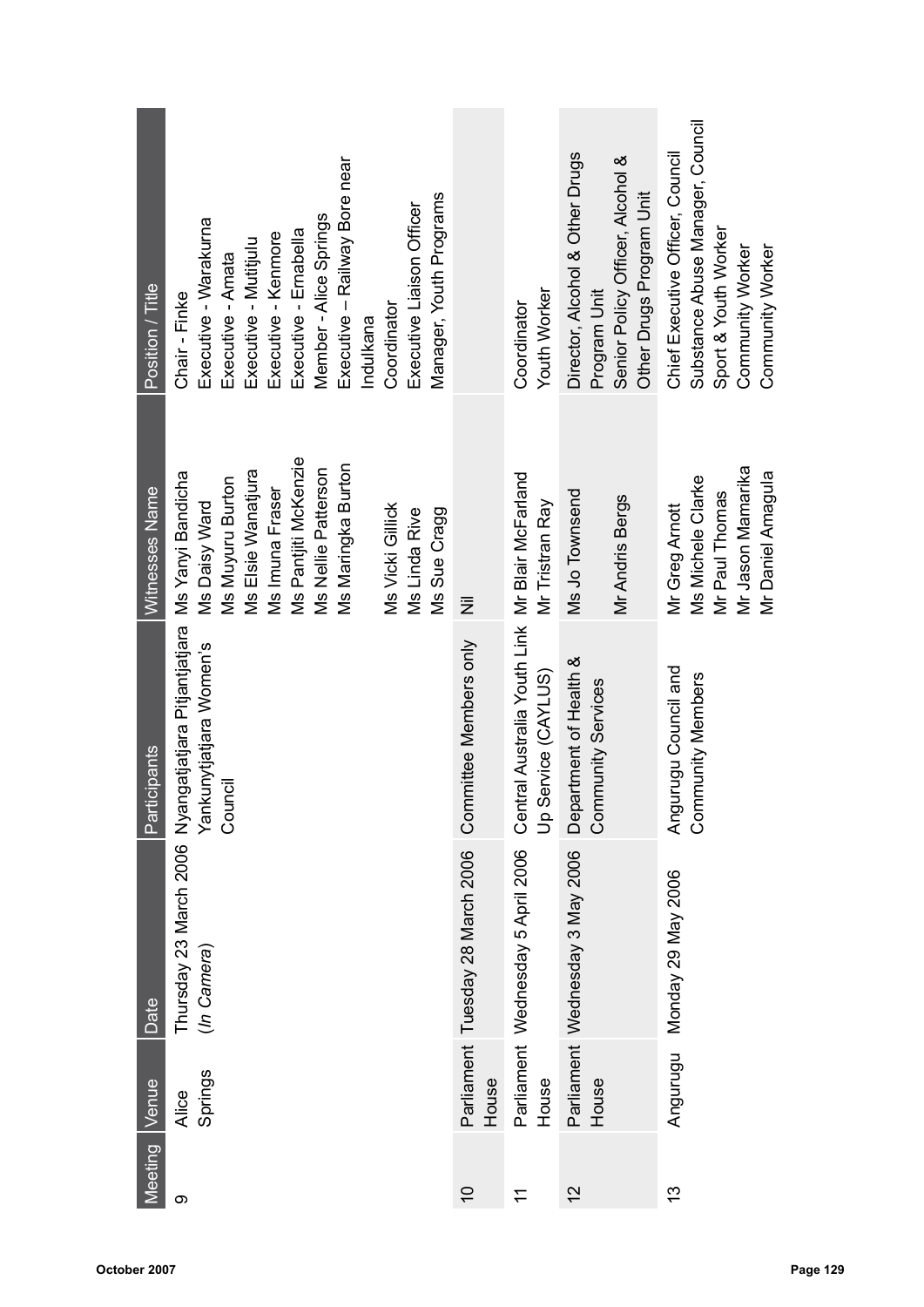| Meeting | Venue | Date | Participants | Witnesses Name | Position / Title |
|---|---|---|---|---|---|
| 9 | Alice Springs | Thursday 23 March 2006 (*In Camera*) | Nyangatjatjara Pitjantjatjara Yankunytjatjara Women's Council | Ms Yanyi Bandicha<br>Ms Daisy Ward<br>Ms Muyuru Burton<br>Ms Elsie Wanatjura<br>Ms Imuna Fraser<br>Ms Pantjiti McKenzie<br>Ms Nellie Patterson<br>Ms Maringka Burton<br><br>Ms Vicki Gillick<br>Ms Linda Rive<br>Ms Sue Cragg | Chair - Finke<br>Executive - Warakurna<br>Executive - Amata<br>Executive - Mutitjulu<br>Executive - Kenmore<br>Executive - Ernabella<br>Member - Alice Springs<br>Executive – Railway Bore near Indulkana<br>Coordinator<br>Executive Liaison Officer<br>Manager, Youth Programs |
| 10 | Parliament House | Tuesday 28 March 2006 | Committee Members only | Nil | |
| 11 | Parliament House | Wednesday 5 April 2006 | Central Australia Youth Link Up Service (CAYLUS) | Mr Blair McFarland<br>Mr Tristran Ray | Coordinator<br>Youth Worker |
| 12 | Parliament House | Wednesday 3 May 2006 | Department of Health & Community Services | Ms Jo Townsend<br><br>Mr Andris Bergs | Director, Alcohol & Other Drugs Program Unit<br>Senior Policy Officer, Alcohol & Other Drugs Program Unit |
| 13 | Angurugu | Monday 29 May 2006 | Angurugu Council and Community Members | Mr Greg Arnott<br>Ms Michele Clarke<br>Mr Paul Thomas<br>Mr Jason Mamarika<br>Mr Daniel Amagula | Chief Executive Officer, Council<br>Substance Abuse Manager, Council<br>Sport & Youth Worker<br>Community Worker<br>Community Worker |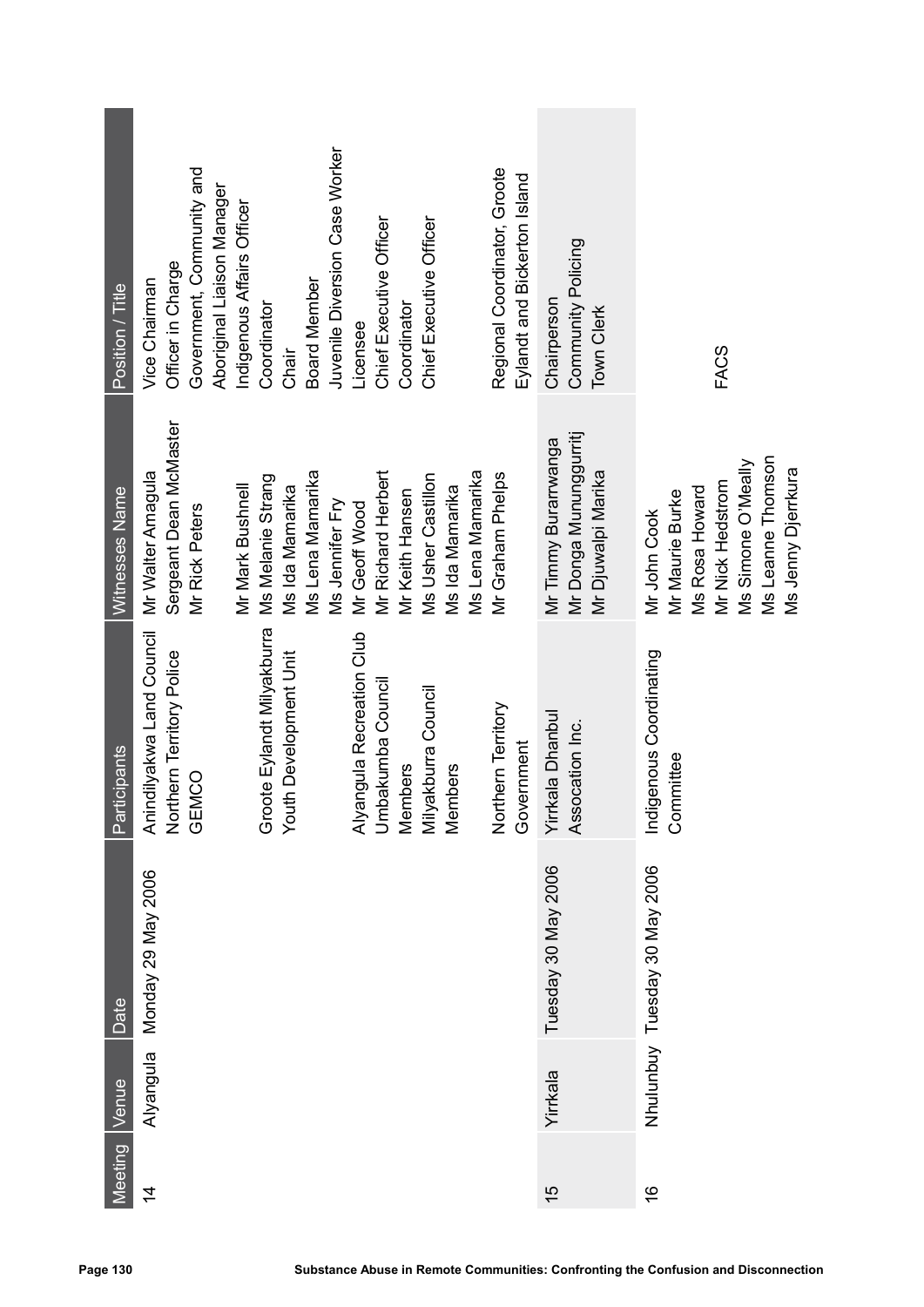| Meeting | Venue | Date | Participants | Witnesses Name | Position / Title |
|---|---|---|---|---|---|
| 14 | Alyangula | Monday 29 May 2006 | Anindilyakwa Land Council | Mr Walter Amagula | Vice Chairman |
| | | | Northern Territory Police | Sergeant Dean McMaster | Officer in Charge |
| | | | GEMCO | Mr Rick Peters | Government, Community and Aboriginal Liaison Manager |
| | | | | Mr Mark Bushnell | Indigenous Affairs Officer |
| | | | Groote Eylandt Milyakburra Youth Development Unit | Ms Melanie Strang | Coordinator |
| | | | | Ms Ida Mamarika | Chair |
| | | | | Ms Lena Mamarika | Board Member |
| | | | | Ms Jennifer Fry | Juvenile Diversion Case Worker |
| | | | Alyangula Recreation Club | Mr Geoff Wood | Licensee |
| | | | Umbakumba Council | Mr Richard Herbert | Chief Executive Officer |
| | | | Members | Mr Keith Hansen | Coordinator |
| | | | Milyakburra Council | Ms Usher Castillon | Chief Executive Officer |
| | | | Members | Ms Ida Mamarika | |
| | | | | Ms Lena Mamarika | |
| | | | Northern Territory Government | Mr Graham Phelps | Regional Coordinator, Groote Eylandt and Bickerton Island |
| 15 | Yirrkala | Tuesday 30 May 2006 | Yirrkala Dhanbul Assocation Inc. | Mr Timmy Burarrwanga | Chairperson |
| | | | | Mr Donga Mununggurritj | Community Policing |
| | | | | Mr Djuwalpi Marika | Town Clerk |
| 16 | Nhulunbuy | Tuesday 30 May 2006 | Indigenous Coordinating Committee | Mr John Cook | |
| | | | | Mr Maurie Burke | |
| | | | | Ms Rosa Howard | |
| | | | | Mr Nick Hedstrom | FACS |
| | | | | Ms Simone O'Meally | |
| | | | | Ms Leanne Thomson | |
| | | | | Ms Jenny Djerrkura | |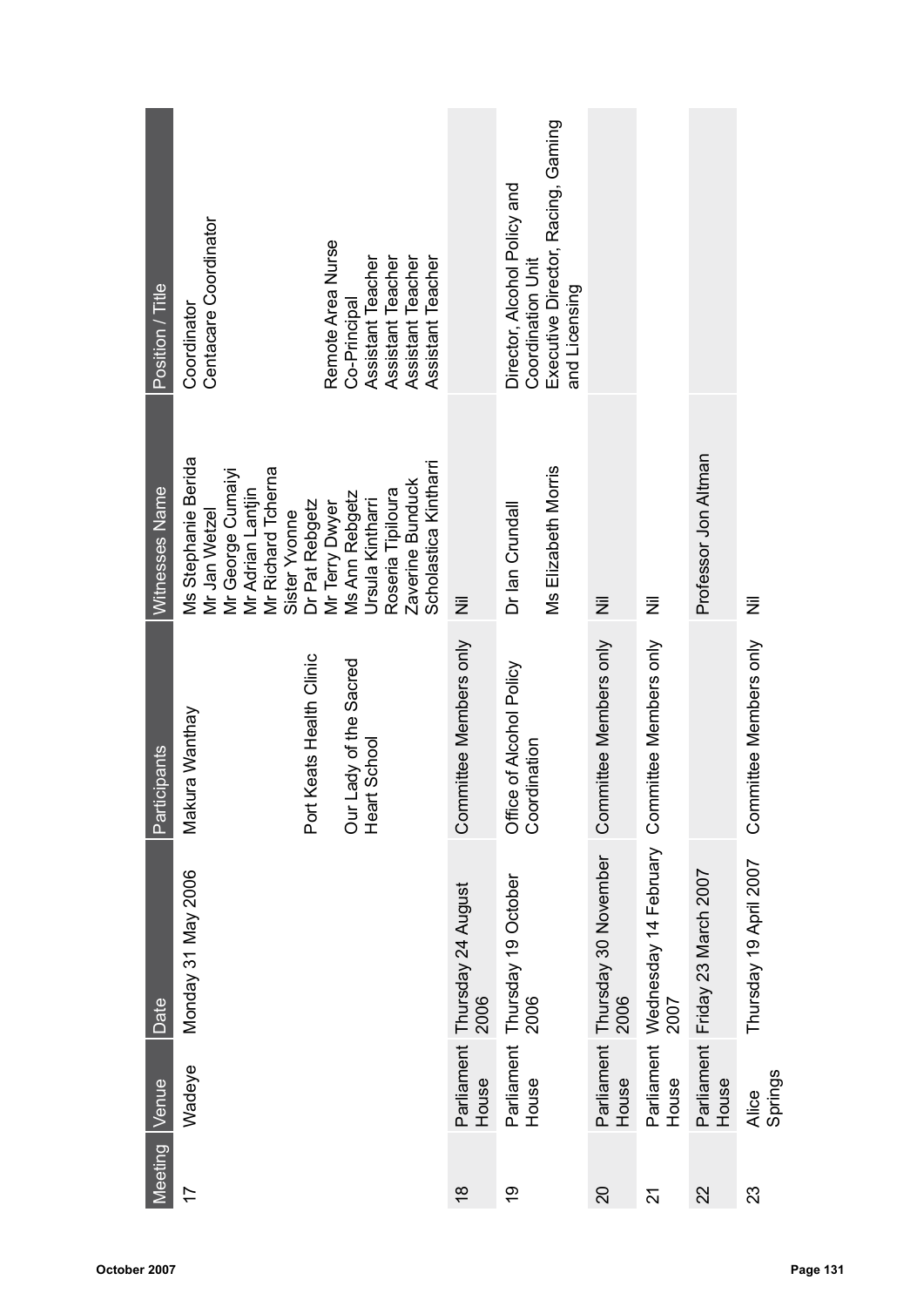| Meeting | Venue | Date | Participants | Witnesses Name | Position / Title |
|---|---|---|---|---|---|
| 17 | Wadeye | Monday 31 May 2006 | Makura Wanthay | Ms Stephanie Berida<br>Mr Jan Wetzel<br>Mr George Cumaiyi<br>Mr Adrian Lantjin<br>Mr Richard Tcherna<br>Sister Yvonne | Coordinator<br>Centacare Coordinator |
| | | | Port Keats Health Clinic | Dr Pat Rebgetz<br>Mr Terry Dwyer | Remote Area Nurse |
| | | | Our Lady of the Sacred Heart School | Ms Ann Rebgetz<br>Ursula Kintharri<br>Roseria Tipiloura<br>Zaverine Bunduck<br>Scholastica Kintharri | Co-Principal<br>Assistant Teacher<br>Assistant Teacher<br>Assistant Teacher<br>Assistant Teacher |
| 18 | Parliament House | Thursday 24 August 2006 | Committee Members only | Nil | |
| 19 | Parliament House | Thursday 19 October 2006 | Office of Alcohol Policy Coordination | Dr Ian Crundall | Director, Alcohol Policy and Coordination Unit |
| | | | | Ms Elizabeth Morris | Executive Director, Racing, Gaming and Licensing |
| 20 | Parliament House | Thursday 30 November 2006 | Committee Members only | Nil | |
| 21 | Parliament House | Wednesday 14 February 2007 | Committee Members only | Nil | |
| 22 | Parliament House | Friday 23 March 2007 | | Professor Jon Altman | |
| 23 | Alice Springs | Thursday 19 April 2007 | Committee Members only | Nil | |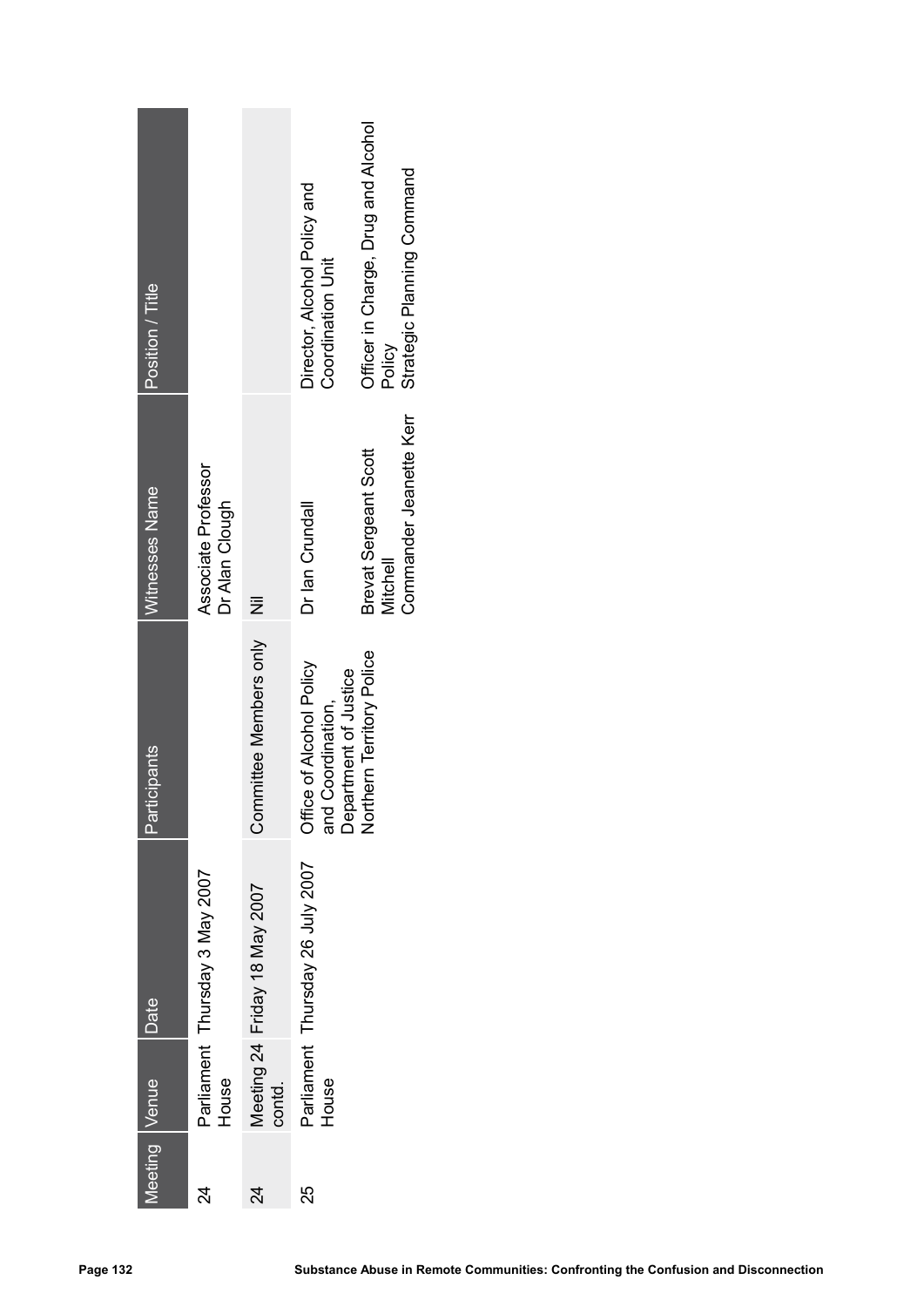| Meeting | Venue | Date | Participants | Witnesses Name | Position / Title |
|---|---|---|---|---|---|
| 24 | Parliament House | Thursday 3 May 2007 | | Associate Professor Dr Alan Clough | |
| 24 | Meeting 24 contd. | Friday 18 May 2007 | Committee Members only | Nil | |
| 25 | Parliament House | Thursday 26 July 2007 | Office of Alcohol Policy and Coordination, Department of Justice | Dr Ian Crundall | Director, Alcohol Policy and Coordination Unit |
| | | | Northern Territory Police | Brevat Sergeant Scott Mitchell | Officer in Charge, Drug and Alcohol Policy |
| | | | | Commander Jeanette Kerr | Strategic Planning Command |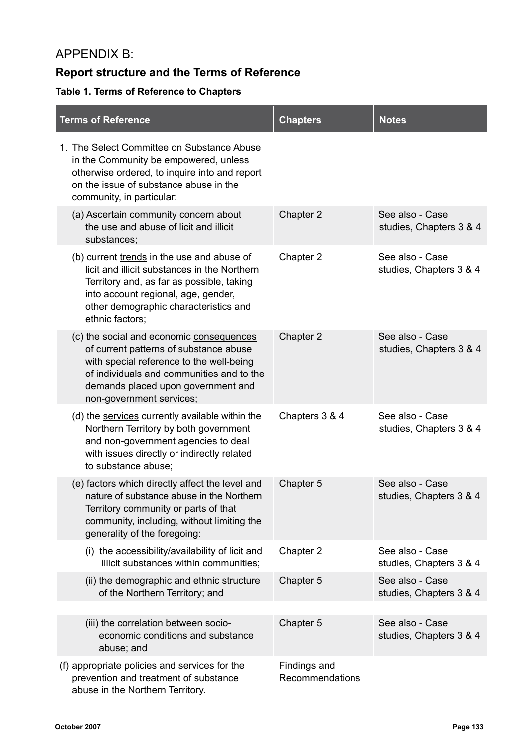# APPENDIX B:

## Report structure and the Terms of Reference

### Table 1. Terms of Reference to Chapters

| Terms of Reference | Chapters | Notes |
| --- | --- | --- |
| 1. The Select Committee on Substance Abuse in the Community be empowered, unless otherwise ordered, to inquire into and report on the issue of substance abuse in the community, in particular: | | |
| (a) Ascertain community concern about the use and abuse of licit and illicit substances; | Chapter 2 | See also - Case studies, Chapters 3 & 4 |
| (b) current trends in the use and abuse of licit and illicit substances in the Northern Territory and, as far as possible, taking into account regional, age, gender, other demographic characteristics and ethnic factors; | Chapter 2 | See also - Case studies, Chapters 3 & 4 |
| (c) the social and economic consequences of current patterns of substance abuse with special reference to the well-being of individuals and communities and to the demands placed upon government and non-government services; | Chapter 2 | See also - Case studies, Chapters 3 & 4 |
| (d) the services currently available within the Northern Territory by both government and non-government agencies to deal with issues directly or indirectly related to substance abuse; | Chapters 3 & 4 | See also - Case studies, Chapters 3 & 4 |
| (e) factors which directly affect the level and nature of substance abuse in the Northern Territory community or parts of that community, including, without limiting the generality of the foregoing: | Chapter 5 | See also - Case studies, Chapters 3 & 4 |
| (i) the accessibility/availability of licit and illicit substances within communities; | Chapter 2 | See also - Case studies, Chapters 3 & 4 |
| (ii) the demographic and ethnic structure of the Northern Territory; and | Chapter 5 | See also - Case studies, Chapters 3 & 4 |
| (iii) the correlation between socio-economic conditions and substance abuse; and | Chapter 5 | See also - Case studies, Chapters 3 & 4 |
| (f) appropriate policies and services for the prevention and treatment of substance abuse in the Northern Territory. | Findings and Recommendations | |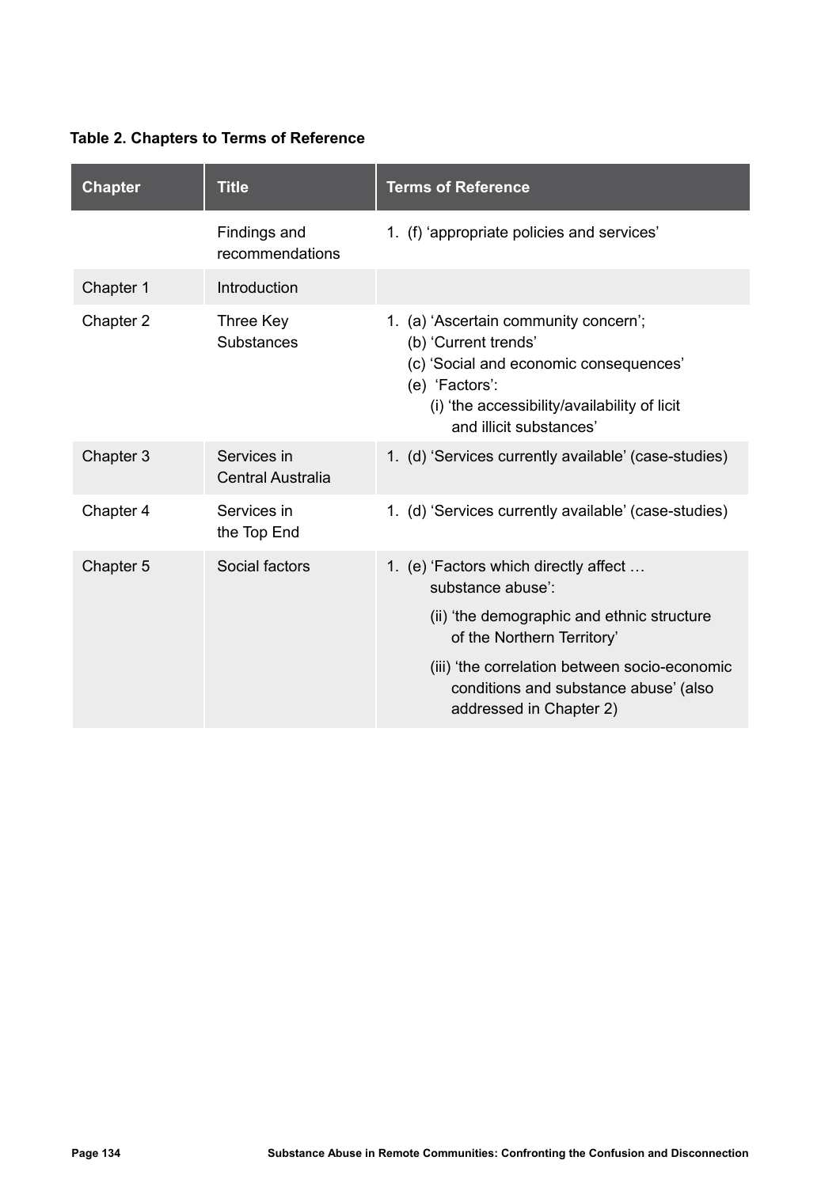**Table 2. Chapters to Terms of Reference**

| Chapter | Title | Terms of Reference |
| --- | --- | --- |
| | Findings and recommendations | 1. (f) 'appropriate policies and services' |
| Chapter 1 | Introduction | |
| Chapter 2 | Three Key Substances | 1. (a) 'Ascertain community concern';<br>(b) 'Current trends'<br>(c) 'Social and economic consequences'<br>(e) 'Factors':<br>(i) 'the accessibility/availability of licit and illicit substances' |
| Chapter 3 | Services in Central Australia | 1. (d) 'Services currently available' (case-studies) |
| Chapter 4 | Services in the Top End | 1. (d) 'Services currently available' (case-studies) |
| Chapter 5 | Social factors | 1. (e) 'Factors which directly affect … substance abuse':<br>(ii) 'the demographic and ethnic structure of the Northern Territory'<br>(iii) 'the correlation between socio-economic conditions and substance abuse' (also addressed in Chapter 2) |